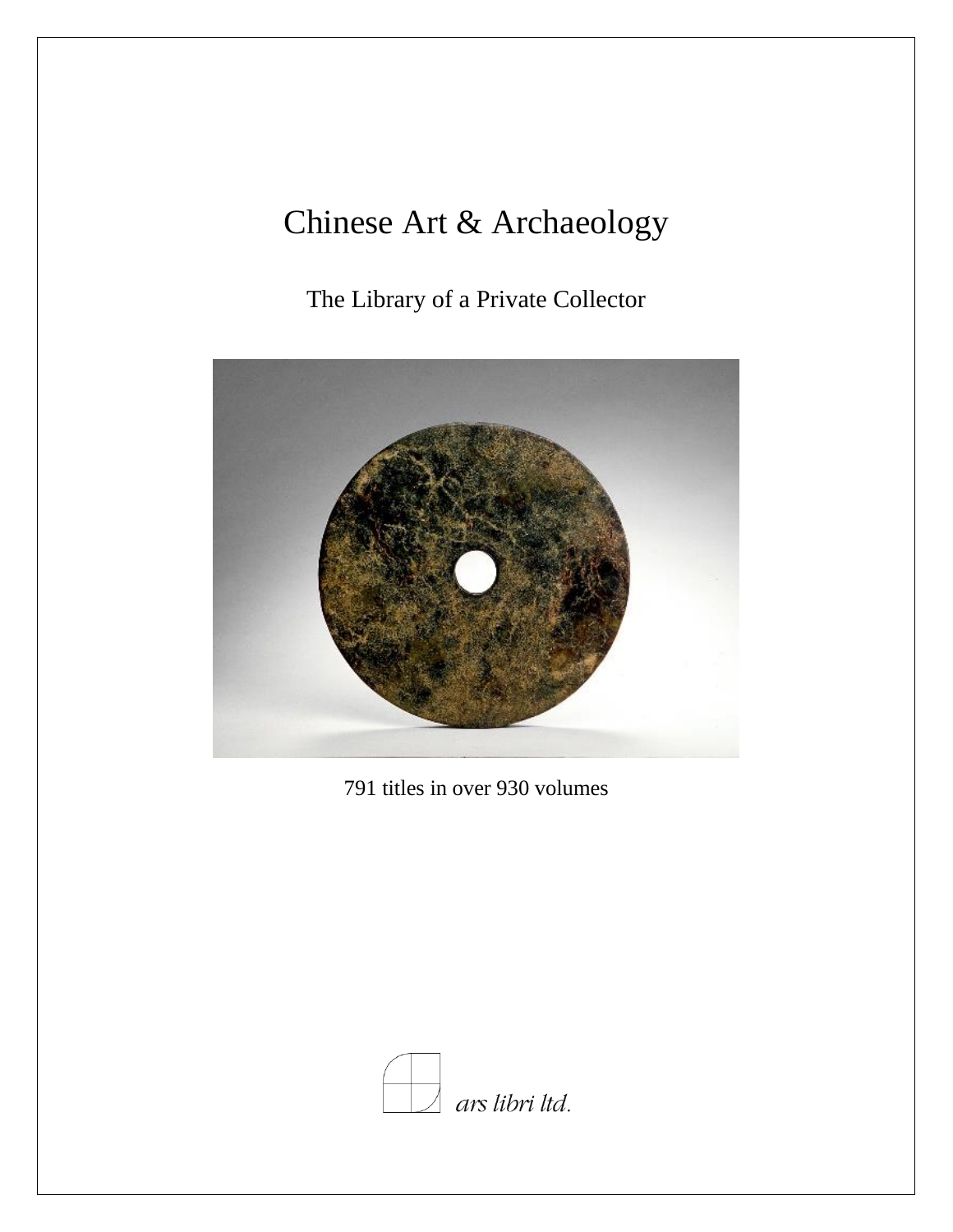# Chinese Art & Archaeology

## The Library of a Private Collector

791 titles in over 930 volumes

ars libri ltd.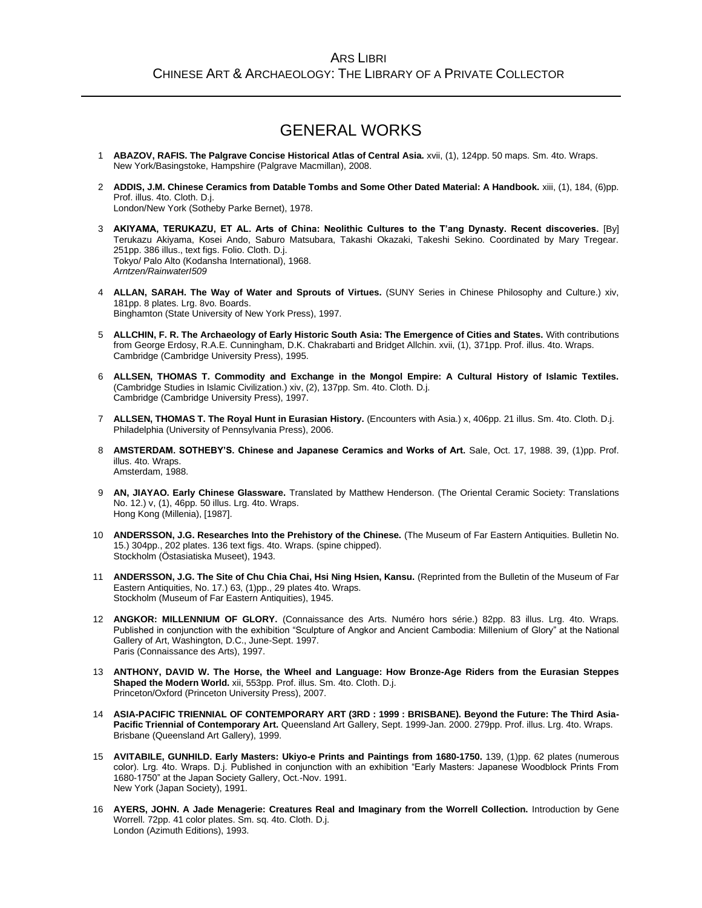# GENERAL WORKS

1 **ABAZOV, RAFIS. The Palgrave Concise Historical Atlas of Central Asia.** xvii, (1), 124pp. 50 maps. Sm. 4to. Wraps.
New York/Basingstoke, Hampshire (Palgrave Macmillan), 2008.

2 **ADDIS, J.M. Chinese Ceramics from Datable Tombs and Some Other Dated Material: A Handbook.** xiii, (1), 184, (6)pp. Prof. illus. 4to. Cloth. D.j.
London/New York (Sotheby Parke Bernet), 1978.

3 **AKIYAMA, TERUKAZU, ET AL. Arts of China: Neolithic Cultures to the T'ang Dynasty. Recent discoveries.** [By] Terukazu Akiyama, Kosei Ando, Saburo Matsubara, Takashi Okazaki, Takeshi Sekino. Coordinated by Mary Tregear. 251pp. 386 illus., text figs. Folio. Cloth. D.j.
Tokyo/ Palo Alto (Kodansha International), 1968.
*Arntzen/RainwaterI509*

4 **ALLAN, SARAH. The Way of Water and Sprouts of Virtues.** (SUNY Series in Chinese Philosophy and Culture.) xiv, 181pp. 8 plates. Lrg. 8vo. Boards.
Binghamton (State University of New York Press), 1997.

5 **ALLCHIN, F. R. The Archaeology of Early Historic South Asia: The Emergence of Cities and States.** With contributions from George Erdosy, R.A.E. Cunningham, D.K. Chakrabarti and Bridget Allchin. xvii, (1), 371pp. Prof. illus. 4to. Wraps.
Cambridge (Cambridge University Press), 1995.

6 **ALLSEN, THOMAS T. Commodity and Exchange in the Mongol Empire: A Cultural History of Islamic Textiles.** (Cambridge Studies in Islamic Civilization.) xiv, (2), 137pp. Sm. 4to. Cloth. D.j.
Cambridge (Cambridge University Press), 1997.

7 **ALLSEN, THOMAS T. The Royal Hunt in Eurasian History.** (Encounters with Asia.) x, 406pp. 21 illus. Sm. 4to. Cloth. D.j.
Philadelphia (University of Pennsylvania Press), 2006.

8 **AMSTERDAM. SOTHEBY'S. Chinese and Japanese Ceramics and Works of Art.** Sale, Oct. 17, 1988. 39, (1)pp. Prof. illus. 4to. Wraps.
Amsterdam, 1988.

9 **AN, JIAYAO. Early Chinese Glassware.** Translated by Matthew Henderson. (The Oriental Ceramic Society: Translations No. 12.) v, (1), 46pp. 50 illus. Lrg. 4to. Wraps.
Hong Kong (Millenia), [1987].

10 **ANDERSSON, J.G. Researches Into the Prehistory of the Chinese.** (The Museum of Far Eastern Antiquities. Bulletin No. 15.) 304pp., 202 plates. 136 text figs. 4to. Wraps. (spine chipped).
Stockholm (Östasiatiska Museet), 1943.

11 **ANDERSSON, J.G. The Site of Chu Chia Chai, Hsi Ning Hsien, Kansu.** (Reprinted from the Bulletin of the Museum of Far Eastern Antiquities, No. 17.) 63, (1)pp., 29 plates 4to. Wraps.
Stockholm (Museum of Far Eastern Antiquities), 1945.

12 **ANGKOR: MILLENNIUM OF GLORY.** (Connaissance des Arts. Numéro hors série.) 82pp. 83 illus. Lrg. 4to. Wraps. Published in conjunction with the exhibition "Sculpture of Angkor and Ancient Cambodia: Millenium of Glory" at the National Gallery of Art, Washington, D.C., June-Sept. 1997.
Paris (Connaissance des Arts), 1997.

13 **ANTHONY, DAVID W. The Horse, the Wheel and Language: How Bronze-Age Riders from the Eurasian Steppes Shaped the Modern World.** xii, 553pp. Prof. illus. Sm. 4to. Cloth. D.j.
Princeton/Oxford (Princeton University Press), 2007.

14 **ASIA-PACIFIC TRIENNIAL OF CONTEMPORARY ART (3RD : 1999 : BRISBANE). Beyond the Future: The Third Asia-Pacific Triennial of Contemporary Art.** Queensland Art Gallery, Sept. 1999-Jan. 2000. 279pp. Prof. illus. Lrg. 4to. Wraps.
Brisbane (Queensland Art Gallery), 1999.

15 **AVITABILE, GUNHILD. Early Masters: Ukiyo-e Prints and Paintings from 1680-1750.** 139, (1)pp. 62 plates (numerous color). Lrg. 4to. Wraps. D.j. Published in conjunction with an exhibition "Early Masters: Japanese Woodblock Prints From 1680-1750" at the Japan Society Gallery, Oct.-Nov. 1991.
New York (Japan Society), 1991.

16 **AYERS, JOHN. A Jade Menagerie: Creatures Real and Imaginary from the Worrell Collection.** Introduction by Gene Worrell. 72pp. 41 color plates. Sm. sq. 4to. Cloth. D.j.
London (Azimuth Editions), 1993.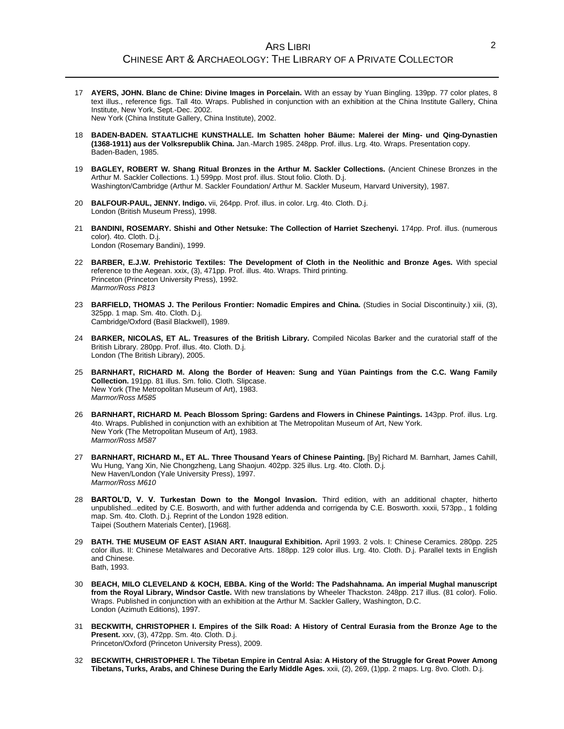17 **AYERS, JOHN. Blanc de Chine: Divine Images in Porcelain.** With an essay by Yuan Bingling. 139pp. 77 color plates, 8 text illus., reference figs. Tall 4to. Wraps. Published in conjunction with an exhibition at the China Institute Gallery, China Institute, New York, Sept.-Dec. 2002.
New York (China Institute Gallery, China Institute), 2002.

18 **BADEN-BADEN. STAATLICHE KUNSTHALLE. Im Schatten hoher Bäume: Malerei der Ming- und Qing-Dynastien (1368-1911) aus der Volksrepublik China.** Jan.-March 1985. 248pp. Prof. illus. Lrg. 4to. Wraps. Presentation copy.
Baden-Baden, 1985.

19 **BAGLEY, ROBERT W. Shang Ritual Bronzes in the Arthur M. Sackler Collections.** (Ancient Chinese Bronzes in the Arthur M. Sackler Collections. 1.) 599pp. Most prof. illus. Stout folio. Cloth. D.j.
Washington/Cambridge (Arthur M. Sackler Foundation/ Arthur M. Sackler Museum, Harvard University), 1987.

20 **BALFOUR-PAUL, JENNY. Indigo.** vii, 264pp. Prof. illus. in color. Lrg. 4to. Cloth. D.j.
London (British Museum Press), 1998.

21 **BANDINI, ROSEMARY. Shishi and Other Netsuke: The Collection of Harriet Szechenyi.** 174pp. Prof. illus. (numerous color). 4to. Cloth. D.j.
London (Rosemary Bandini), 1999.

22 **BARBER, E.J.W. Prehistoric Textiles: The Development of Cloth in the Neolithic and Bronze Ages.** With special reference to the Aegean. xxix, (3), 471pp. Prof. illus. 4to. Wraps. Third printing.
Princeton (Princeton University Press), 1992.
*Marmor/Ross P813*

23 **BARFIELD, THOMAS J. The Perilous Frontier: Nomadic Empires and China.** (Studies in Social Discontinuity.) xiii, (3), 325pp. 1 map. Sm. 4to. Cloth. D.j.
Cambridge/Oxford (Basil Blackwell), 1989.

24 **BARKER, NICOLAS, ET AL. Treasures of the British Library.** Compiled Nicolas Barker and the curatorial staff of the British Library. 280pp. Prof. illus. 4to. Cloth. D.j.
London (The British Library), 2005.

25 **BARNHART, RICHARD M. Along the Border of Heaven: Sung and Yüan Paintings from the C.C. Wang Family Collection.** 191pp. 81 illus. Sm. folio. Cloth. Slipcase.
New York (The Metropolitan Museum of Art), 1983.
*Marmor/Ross M585*

26 **BARNHART, RICHARD M. Peach Blossom Spring: Gardens and Flowers in Chinese Paintings.** 143pp. Prof. illus. Lrg. 4to. Wraps. Published in conjunction with an exhibition at The Metropolitan Museum of Art, New York.
New York (The Metropolitan Museum of Art), 1983.
*Marmor/Ross M587*

27 **BARNHART, RICHARD M., ET AL. Three Thousand Years of Chinese Painting.** [By] Richard M. Barnhart, James Cahill, Wu Hung, Yang Xin, Nie Chongzheng, Lang Shaojun. 402pp. 325 illus. Lrg. 4to. Cloth. D.j.
New Haven/London (Yale University Press), 1997.
*Marmor/Ross M610*

28 **BARTOL'D, V. V. Turkestan Down to the Mongol Invasion.** Third edition, with an additional chapter, hitherto unpublished...edited by C.E. Bosworth, and with further addenda and corrigenda by C.E. Bosworth. xxxii, 573pp., 1 folding map. Sm. 4to. Cloth. D.j. Reprint of the London 1928 edition.
Taipei (Southern Materials Center), [1968].

29 **BATH. THE MUSEUM OF EAST ASIAN ART. Inaugural Exhibition.** April 1993. 2 vols. I: Chinese Ceramics. 280pp. 225 color illus. II: Chinese Metalwares and Decorative Arts. 188pp. 129 color illus. Lrg. 4to. Cloth. D.j. Parallel texts in English and Chinese.
Bath, 1993.

30 **BEACH, MILO CLEVELAND & KOCH, EBBA. King of the World: The Padshahnama. An imperial Mughal manuscript from the Royal Library, Windsor Castle.** With new translations by Wheeler Thackston. 248pp. 217 illus. (81 color). Folio. Wraps. Published in conjunction with an exhibition at the Arthur M. Sackler Gallery, Washington, D.C.
London (Azimuth Editions), 1997.

31 **BECKWITH, CHRISTOPHER I. Empires of the Silk Road: A History of Central Eurasia from the Bronze Age to the Present.** xxv, (3), 472pp. Sm. 4to. Cloth. D.j.
Princeton/Oxford (Princeton University Press), 2009.

32 **BECKWITH, CHRISTOPHER I. The Tibetan Empire in Central Asia: A History of the Struggle for Great Power Among Tibetans, Turks, Arabs, and Chinese During the Early Middle Ages.** xxii, (2), 269, (1)pp. 2 maps. Lrg. 8vo. Cloth. D.j.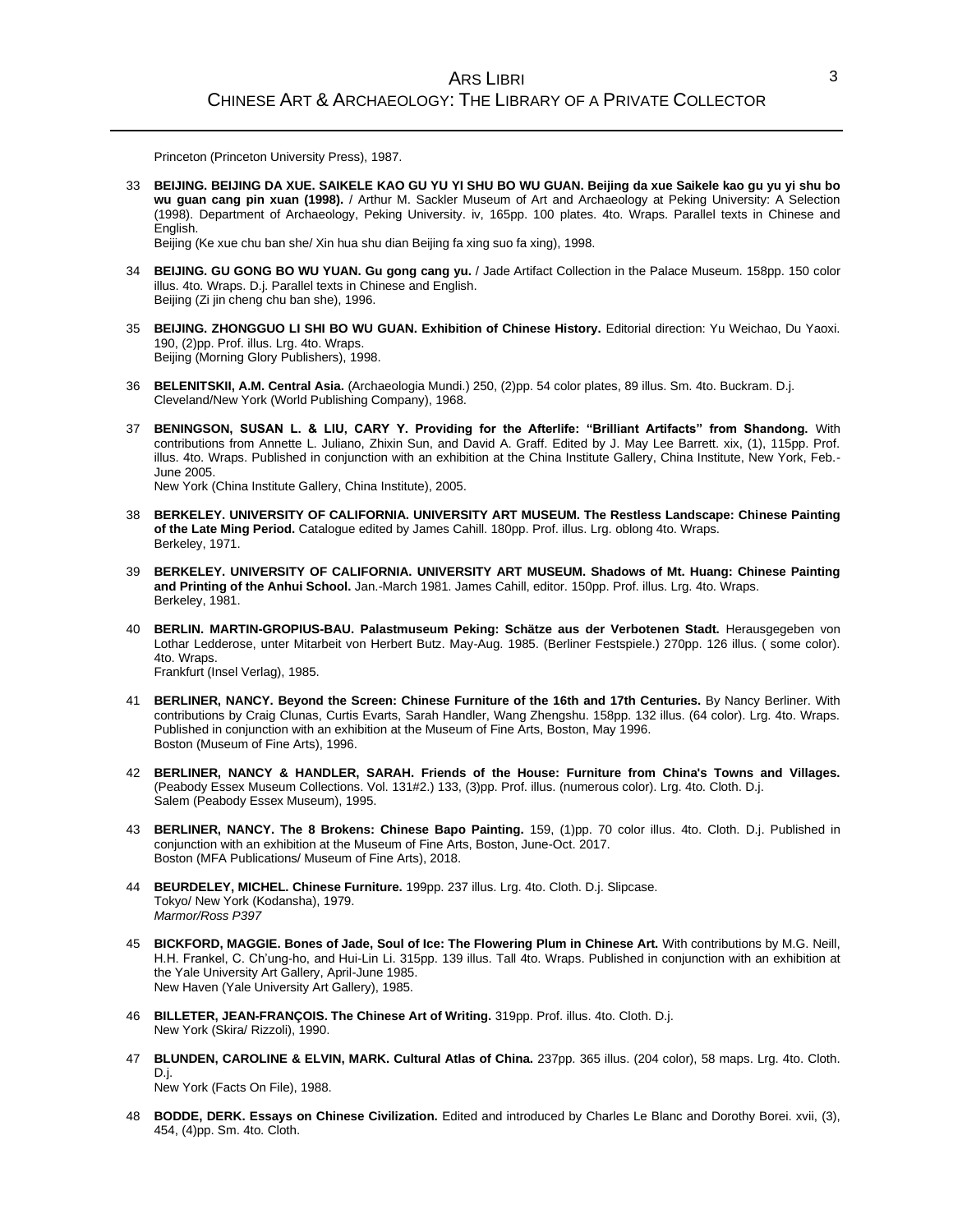Princeton (Princeton University Press), 1987.

33 **BEIJING. BEIJING DA XUE. SAIKELE KAO GU YU YI SHU BO WU GUAN. Beijing da xue Saikele kao gu yu yi shu bo wu guan cang pin xuan (1998).** / Arthur M. Sackler Museum of Art and Archaeology at Peking University: A Selection (1998). Department of Archaeology, Peking University. iv, 165pp. 100 plates. 4to. Wraps. Parallel texts in Chinese and English.
Beijing (Ke xue chu ban she/ Xin hua shu dian Beijing fa xing suo fa xing), 1998.

34 **BEIJING. GU GONG BO WU YUAN. Gu gong cang yu.** / Jade Artifact Collection in the Palace Museum. 158pp. 150 color illus. 4to. Wraps. D.j. Parallel texts in Chinese and English.
Beijing (Zi jin cheng chu ban she), 1996.

35 **BEIJING. ZHONGGUO LI SHI BO WU GUAN. Exhibition of Chinese History.** Editorial direction: Yu Weichao, Du Yaoxi. 190, (2)pp. Prof. illus. Lrg. 4to. Wraps.
Beijing (Morning Glory Publishers), 1998.

36 **BELENITSKII, A.M. Central Asia.** (Archaeologia Mundi.) 250, (2)pp. 54 color plates, 89 illus. Sm. 4to. Buckram. D.j.
Cleveland/New York (World Publishing Company), 1968.

37 **BENINGSON, SUSAN L. & LIU, CARY Y. Providing for the Afterlife: "Brilliant Artifacts" from Shandong.** With contributions from Annette L. Juliano, Zhixin Sun, and David A. Graff. Edited by J. May Lee Barrett. xix, (1), 115pp. Prof. illus. 4to. Wraps. Published in conjunction with an exhibition at the China Institute Gallery, China Institute, New York, Feb.-June 2005.
New York (China Institute Gallery, China Institute), 2005.

38 **BERKELEY. UNIVERSITY OF CALIFORNIA. UNIVERSITY ART MUSEUM. The Restless Landscape: Chinese Painting of the Late Ming Period.** Catalogue edited by James Cahill. 180pp. Prof. illus. Lrg. oblong 4to. Wraps.
Berkeley, 1971.

39 **BERKELEY. UNIVERSITY OF CALIFORNIA. UNIVERSITY ART MUSEUM. Shadows of Mt. Huang: Chinese Painting and Printing of the Anhui School.** Jan.-March 1981. James Cahill, editor. 150pp. Prof. illus. Lrg. 4to. Wraps.
Berkeley, 1981.

40 **BERLIN. MARTIN-GROPIUS-BAU. Palastmuseum Peking: Schätze aus der Verbotenen Stadt.** Herausgegeben von Lothar Ledderose, unter Mitarbeit von Herbert Butz. May-Aug. 1985. (Berliner Festspiele.) 270pp. 126 illus. ( some color). 4to. Wraps.
Frankfurt (Insel Verlag), 1985.

41 **BERLINER, NANCY. Beyond the Screen: Chinese Furniture of the 16th and 17th Centuries.** By Nancy Berliner. With contributions by Craig Clunas, Curtis Evarts, Sarah Handler, Wang Zhengshu. 158pp. 132 illus. (64 color). Lrg. 4to. Wraps. Published in conjunction with an exhibition at the Museum of Fine Arts, Boston, May 1996.
Boston (Museum of Fine Arts), 1996.

42 **BERLINER, NANCY & HANDLER, SARAH. Friends of the House: Furniture from China's Towns and Villages.** (Peabody Essex Museum Collections. Vol. 131#2.) 133, (3)pp. Prof. illus. (numerous color). Lrg. 4to. Cloth. D.j.
Salem (Peabody Essex Museum), 1995.

43 **BERLINER, NANCY. The 8 Brokens: Chinese Bapo Painting.** 159, (1)pp. 70 color illus. 4to. Cloth. D.j. Published in conjunction with an exhibition at the Museum of Fine Arts, Boston, June-Oct. 2017.
Boston (MFA Publications/ Museum of Fine Arts), 2018.

44 **BEURDELEY, MICHEL. Chinese Furniture.** 199pp. 237 illus. Lrg. 4to. Cloth. D.j. Slipcase.
Tokyo/ New York (Kodansha), 1979.
*Marmor/Ross P397*

45 **BICKFORD, MAGGIE. Bones of Jade, Soul of Ice: The Flowering Plum in Chinese Art.** With contributions by M.G. Neill, H.H. Frankel, C. Ch'ung-ho, and Hui-Lin Li. 315pp. 139 illus. Tall 4to. Wraps. Published in conjunction with an exhibition at the Yale University Art Gallery, April-June 1985.
New Haven (Yale University Art Gallery), 1985.

46 **BILLETER, JEAN-FRANÇOIS. The Chinese Art of Writing.** 319pp. Prof. illus. 4to. Cloth. D.j.
New York (Skira/ Rizzoli), 1990.

47 **BLUNDEN, CAROLINE & ELVIN, MARK. Cultural Atlas of China.** 237pp. 365 illus. (204 color), 58 maps. Lrg. 4to. Cloth. D.j.
New York (Facts On File), 1988.

48 **BODDE, DERK. Essays on Chinese Civilization.** Edited and introduced by Charles Le Blanc and Dorothy Borei. xvii, (3), 454, (4)pp. Sm. 4to. Cloth.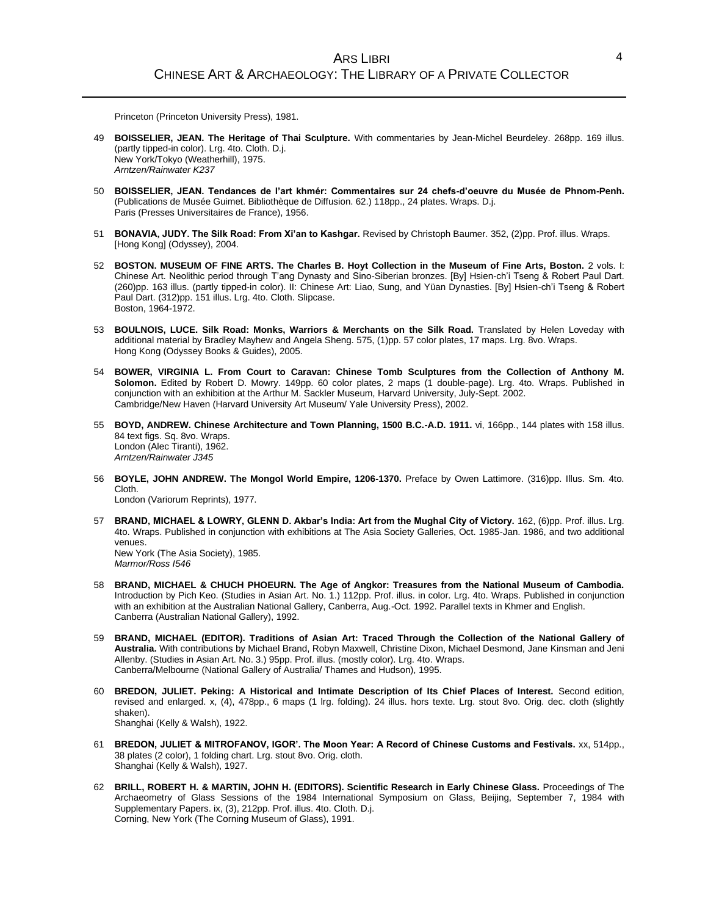Princeton (Princeton University Press), 1981.

49 **BOISSELIER, JEAN. The Heritage of Thai Sculpture.** With commentaries by Jean-Michel Beurdeley. 268pp. 169 illus. (partly tipped-in color). Lrg. 4to. Cloth. D.j.
New York/Tokyo (Weatherhill), 1975.
*Arntzen/Rainwater K237*

50 **BOISSELIER, JEAN. Tendances de l'art khmér: Commentaires sur 24 chefs-d'oeuvre du Musée de Phnom-Penh.** (Publications de Musée Guimet. Bibliothèque de Diffusion. 62.) 118pp., 24 plates. Wraps. D.j.
Paris (Presses Universitaires de France), 1956.

51 **BONAVIA, JUDY. The Silk Road: From Xi'an to Kashgar.** Revised by Christoph Baumer. 352, (2)pp. Prof. illus. Wraps.
[Hong Kong] (Odyssey), 2004.

52 **BOSTON. MUSEUM OF FINE ARTS. The Charles B. Hoyt Collection in the Museum of Fine Arts, Boston.** 2 vols. I: Chinese Art. Neolithic period through T'ang Dynasty and Sino-Siberian bronzes. [By] Hsien-ch'i Tseng & Robert Paul Dart. (260)pp. 163 illus. (partly tipped-in color). II: Chinese Art: Liao, Sung, and Yüan Dynasties. [By] Hsien-ch'i Tseng & Robert Paul Dart. (312)pp. 151 illus. Lrg. 4to. Cloth. Slipcase.
Boston, 1964-1972.

53 **BOULNOIS, LUCE. Silk Road: Monks, Warriors & Merchants on the Silk Road.** Translated by Helen Loveday with additional material by Bradley Mayhew and Angela Sheng. 575, (1)pp. 57 color plates, 17 maps. Lrg. 8vo. Wraps.
Hong Kong (Odyssey Books & Guides), 2005.

54 **BOWER, VIRGINIA L. From Court to Caravan: Chinese Tomb Sculptures from the Collection of Anthony M. Solomon.** Edited by Robert D. Mowry. 149pp. 60 color plates, 2 maps (1 double-page). Lrg. 4to. Wraps. Published in conjunction with an exhibition at the Arthur M. Sackler Museum, Harvard University, July-Sept. 2002.
Cambridge/New Haven (Harvard University Art Museum/ Yale University Press), 2002.

55 **BOYD, ANDREW. Chinese Architecture and Town Planning, 1500 B.C.-A.D. 1911.** vi, 166pp., 144 plates with 158 illus. 84 text figs. Sq. 8vo. Wraps.
London (Alec Tiranti), 1962.
*Arntzen/Rainwater J345*

56 **BOYLE, JOHN ANDREW. The Mongol World Empire, 1206-1370.** Preface by Owen Lattimore. (316)pp. Illus. Sm. 4to. Cloth.
London (Variorum Reprints), 1977.

57 **BRAND, MICHAEL & LOWRY, GLENN D. Akbar's India: Art from the Mughal City of Victory.** 162, (6)pp. Prof. illus. Lrg. 4to. Wraps. Published in conjunction with exhibitions at The Asia Society Galleries, Oct. 1985-Jan. 1986, and two additional venues.
New York (The Asia Society), 1985.
*Marmor/Ross I546*

58 **BRAND, MICHAEL & CHUCH PHOEURN. The Age of Angkor: Treasures from the National Museum of Cambodia.** Introduction by Pich Keo. (Studies in Asian Art. No. 1.) 112pp. Prof. illus. in color. Lrg. 4to. Wraps. Published in conjunction with an exhibition at the Australian National Gallery, Canberra, Aug.-Oct. 1992. Parallel texts in Khmer and English.
Canberra (Australian National Gallery), 1992.

59 **BRAND, MICHAEL (EDITOR). Traditions of Asian Art: Traced Through the Collection of the National Gallery of Australia.** With contributions by Michael Brand, Robyn Maxwell, Christine Dixon, Michael Desmond, Jane Kinsman and Jeni Allenby. (Studies in Asian Art. No. 3.) 95pp. Prof. illus. (mostly color). Lrg. 4to. Wraps.
Canberra/Melbourne (National Gallery of Australia/ Thames and Hudson), 1995.

60 **BREDON, JULIET. Peking: A Historical and Intimate Description of Its Chief Places of Interest.** Second edition, revised and enlarged. x, (4), 478pp., 6 maps (1 lrg. folding). 24 illus. hors texte. Lrg. stout 8vo. Orig. dec. cloth (slightly shaken).
Shanghai (Kelly & Walsh), 1922.

61 **BREDON, JULIET & MITROFANOV, IGOR'. The Moon Year: A Record of Chinese Customs and Festivals.** xx, 514pp., 38 plates (2 color), 1 folding chart. Lrg. stout 8vo. Orig. cloth.
Shanghai (Kelly & Walsh), 1927.

62 **BRILL, ROBERT H. & MARTIN, JOHN H. (EDITORS). Scientific Research in Early Chinese Glass.** Proceedings of The Archaeometry of Glass Sessions of the 1984 International Symposium on Glass, Beijing, September 7, 1984 with Supplementary Papers. ix, (3), 212pp. Prof. illus. 4to. Cloth. D.j.
Corning, New York (The Corning Museum of Glass), 1991.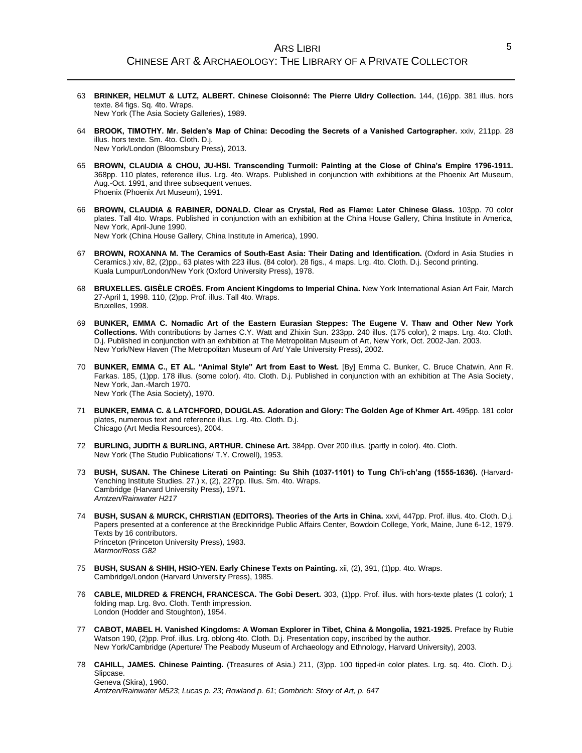63 **BRINKER, HELMUT & LUTZ, ALBERT. Chinese Cloisonné: The Pierre Uldry Collection.** 144, (16)pp. 381 illus. hors texte. 84 figs. Sq. 4to. Wraps.
New York (The Asia Society Galleries), 1989.

64 **BROOK, TIMOTHY. Mr. Selden's Map of China: Decoding the Secrets of a Vanished Cartographer.** xxiv, 211pp. 28 illus. hors texte. Sm. 4to. Cloth. D.j.
New York/London (Bloomsbury Press), 2013.

65 **BROWN, CLAUDIA & CHOU, JU-HSI. Transcending Turmoil: Painting at the Close of China's Empire 1796-1911.** 368pp. 110 plates, reference illus. Lrg. 4to. Wraps. Published in conjunction with exhibitions at the Phoenix Art Museum, Aug.-Oct. 1991, and three subsequent venues.
Phoenix (Phoenix Art Museum), 1991.

66 **BROWN, CLAUDIA & RABINER, DONALD. Clear as Crystal, Red as Flame: Later Chinese Glass.** 103pp. 70 color plates. Tall 4to. Wraps. Published in conjunction with an exhibition at the China House Gallery, China Institute in America, New York, April-June 1990.
New York (China House Gallery, China Institute in America), 1990.

67 **BROWN, ROXANNA M. The Ceramics of South-East Asia: Their Dating and Identification.** (Oxford in Asia Studies in Ceramics.) xiv, 82, (2)pp., 63 plates with 223 illus. (84 color). 28 figs., 4 maps. Lrg. 4to. Cloth. D.j. Second printing.
Kuala Lumpur/London/New York (Oxford University Press), 1978.

68 **BRUXELLES. GISÈLE CROËS. From Ancient Kingdoms to Imperial China.** New York International Asian Art Fair, March 27-April 1, 1998. 110, (2)pp. Prof. illus. Tall 4to. Wraps.
Bruxelles, 1998.

69 **BUNKER, EMMA C. Nomadic Art of the Eastern Eurasian Steppes: The Eugene V. Thaw and Other New York Collections.** With contributions by James C.Y. Watt and Zhixin Sun. 233pp. 240 illus. (175 color), 2 maps. Lrg. 4to. Cloth. D.j. Published in conjunction with an exhibition at The Metropolitan Museum of Art, New York, Oct. 2002-Jan. 2003.
New York/New Haven (The Metropolitan Museum of Art/ Yale University Press), 2002.

70 **BUNKER, EMMA C., ET AL. "Animal Style" Art from East to West.** [By] Emma C. Bunker, C. Bruce Chatwin, Ann R. Farkas. 185, (1)pp. 178 illus. (some color). 4to. Cloth. D.j. Published in conjunction with an exhibition at The Asia Society, New York, Jan.-March 1970.
New York (The Asia Society), 1970.

71 **BUNKER, EMMA C. & LATCHFORD, DOUGLAS. Adoration and Glory: The Golden Age of Khmer Art.** 495pp. 181 color plates, numerous text and reference illus. Lrg. 4to. Cloth. D.j.
Chicago (Art Media Resources), 2004.

72 **BURLING, JUDITH & BURLING, ARTHUR. Chinese Art.** 384pp. Over 200 illus. (partly in color). 4to. Cloth.
New York (The Studio Publications/ T.Y. Crowell), 1953.

73 **BUSH, SUSAN. The Chinese Literati on Painting: Su Shih (1037-1101) to Tung Ch'i-ch'ang (1555-1636).** (Harvard-Yenching Institute Studies. 27.) x, (2), 227pp. Illus. Sm. 4to. Wraps.
Cambridge (Harvard University Press), 1971.
*Arntzen/Rainwater H217*

74 **BUSH, SUSAN & MURCK, CHRISTIAN (EDITORS). Theories of the Arts in China.** xxvi, 447pp. Prof. illus. 4to. Cloth. D.j. Papers presented at a conference at the Breckinridge Public Affairs Center, Bowdoin College, York, Maine, June 6-12, 1979. Texts by 16 contributors.
Princeton (Princeton University Press), 1983.
*Marmor/Ross G82*

75 **BUSH, SUSAN & SHIH, HSIO-YEN. Early Chinese Texts on Painting.** xii, (2), 391, (1)pp. 4to. Wraps.
Cambridge/London (Harvard University Press), 1985.

76 **CABLE, MILDRED & FRENCH, FRANCESCA. The Gobi Desert.** 303, (1)pp. Prof. illus. with hors-texte plates (1 color); 1 folding map. Lrg. 8vo. Cloth. Tenth impression.
London (Hodder and Stoughton), 1954.

77 **CABOT, MABEL H. Vanished Kingdoms: A Woman Explorer in Tibet, China & Mongolia, 1921-1925.** Preface by Rubie Watson 190, (2)pp. Prof. illus. Lrg. oblong 4to. Cloth. D.j. Presentation copy, inscribed by the author.
New York/Cambridge (Aperture/ The Peabody Museum of Archaeology and Ethnology, Harvard University), 2003.

78 **CAHILL, JAMES. Chinese Painting.** (Treasures of Asia.) 211, (3)pp. 100 tipped-in color plates. Lrg. sq. 4to. Cloth. D.j. Slipcase.
Geneva (Skira), 1960.
*Arntzen/Rainwater M523*; *Lucas p. 23*; *Rowland p. 61*; *Gombrich: Story of Art, p. 647*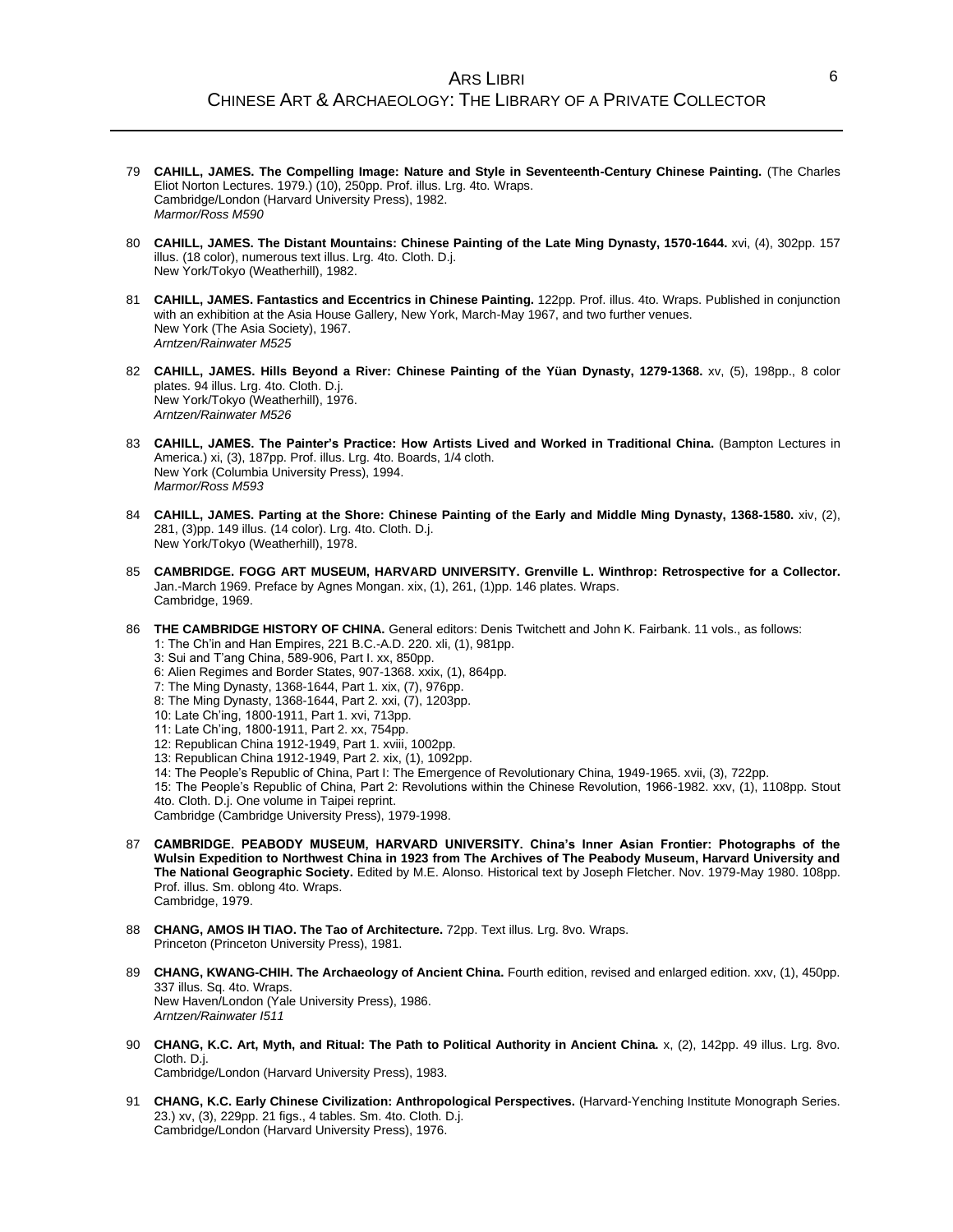79 **CAHILL, JAMES. The Compelling Image: Nature and Style in Seventeenth-Century Chinese Painting.** (The Charles Eliot Norton Lectures. 1979.) (10), 250pp. Prof. illus. Lrg. 4to. Wraps.
Cambridge/London (Harvard University Press), 1982.
*Marmor/Ross M590*

80 **CAHILL, JAMES. The Distant Mountains: Chinese Painting of the Late Ming Dynasty, 1570-1644.** xvi, (4), 302pp. 157 illus. (18 color), numerous text illus. Lrg. 4to. Cloth. D.j.
New York/Tokyo (Weatherhill), 1982.

81 **CAHILL, JAMES. Fantastics and Eccentrics in Chinese Painting.** 122pp. Prof. illus. 4to. Wraps. Published in conjunction with an exhibition at the Asia House Gallery, New York, March-May 1967, and two further venues.
New York (The Asia Society), 1967.
*Arntzen/Rainwater M525*

82 **CAHILL, JAMES. Hills Beyond a River: Chinese Painting of the Yüan Dynasty, 1279-1368.** xv, (5), 198pp., 8 color plates. 94 illus. Lrg. 4to. Cloth. D.j.
New York/Tokyo (Weatherhill), 1976.
*Arntzen/Rainwater M526*

83 **CAHILL, JAMES. The Painter's Practice: How Artists Lived and Worked in Traditional China.** (Bampton Lectures in America.) xi, (3), 187pp. Prof. illus. Lrg. 4to. Boards, 1/4 cloth.
New York (Columbia University Press), 1994.
*Marmor/Ross M593*

84 **CAHILL, JAMES. Parting at the Shore: Chinese Painting of the Early and Middle Ming Dynasty, 1368-1580.** xiv, (2), 281, (3)pp. 149 illus. (14 color). Lrg. 4to. Cloth. D.j.
New York/Tokyo (Weatherhill), 1978.

85 **CAMBRIDGE. FOGG ART MUSEUM, HARVARD UNIVERSITY. Grenville L. Winthrop: Retrospective for a Collector.** Jan.-March 1969. Preface by Agnes Mongan. xix, (1), 261, (1)pp. 146 plates. Wraps.
Cambridge, 1969.

86 **THE CAMBRIDGE HISTORY OF CHINA.** General editors: Denis Twitchett and John K. Fairbank. 11 vols., as follows:
1: The Ch'in and Han Empires, 221 B.C.-A.D. 220. xli, (1), 981pp.
3: Sui and T'ang China, 589-906, Part I. xx, 850pp.
6: Alien Regimes and Border States, 907-1368. xxix, (1), 864pp.
7: The Ming Dynasty, 1368-1644, Part 1. xix, (7), 976pp.
8: The Ming Dynasty, 1368-1644, Part 2. xxi, (7), 1203pp.
10: Late Ch'ing, 1800-1911, Part 1. xvi, 713pp.
11: Late Ch'ing, 1800-1911, Part 2. xx, 754pp.
12: Republican China 1912-1949, Part 1. xviii, 1002pp.
13: Republican China 1912-1949, Part 2. xix, (1), 1092pp.
14: The People's Republic of China, Part I: The Emergence of Revolutionary China, 1949-1965. xvii, (3), 722pp.
15: The People's Republic of China, Part 2: Revolutions within the Chinese Revolution, 1966-1982. xxv, (1), 1108pp. Stout 4to. Cloth. D.j. One volume in Taipei reprint.
Cambridge (Cambridge University Press), 1979-1998.

87 **CAMBRIDGE. PEABODY MUSEUM, HARVARD UNIVERSITY. China's Inner Asian Frontier: Photographs of the Wulsin Expedition to Northwest China in 1923 from The Archives of The Peabody Museum, Harvard University and The National Geographic Society.** Edited by M.E. Alonso. Historical text by Joseph Fletcher. Nov. 1979-May 1980. 108pp. Prof. illus. Sm. oblong 4to. Wraps.
Cambridge, 1979.

88 **CHANG, AMOS IH TIAO. The Tao of Architecture.** 72pp. Text illus. Lrg. 8vo. Wraps.
Princeton (Princeton University Press), 1981.

89 **CHANG, KWANG-CHIH. The Archaeology of Ancient China.** Fourth edition, revised and enlarged edition. xxv, (1), 450pp. 337 illus. Sq. 4to. Wraps.
New Haven/London (Yale University Press), 1986.
*Arntzen/Rainwater I511*

90 **CHANG, K.C. Art, Myth, and Ritual: The Path to Political Authority in Ancient China.** x, (2), 142pp. 49 illus. Lrg. 8vo. Cloth. D.j.
Cambridge/London (Harvard University Press), 1983.

91 **CHANG, K.C. Early Chinese Civilization: Anthropological Perspectives.** (Harvard-Yenching Institute Monograph Series. 23.) xv, (3), 229pp. 21 figs., 4 tables. Sm. 4to. Cloth. D.j.
Cambridge/London (Harvard University Press), 1976.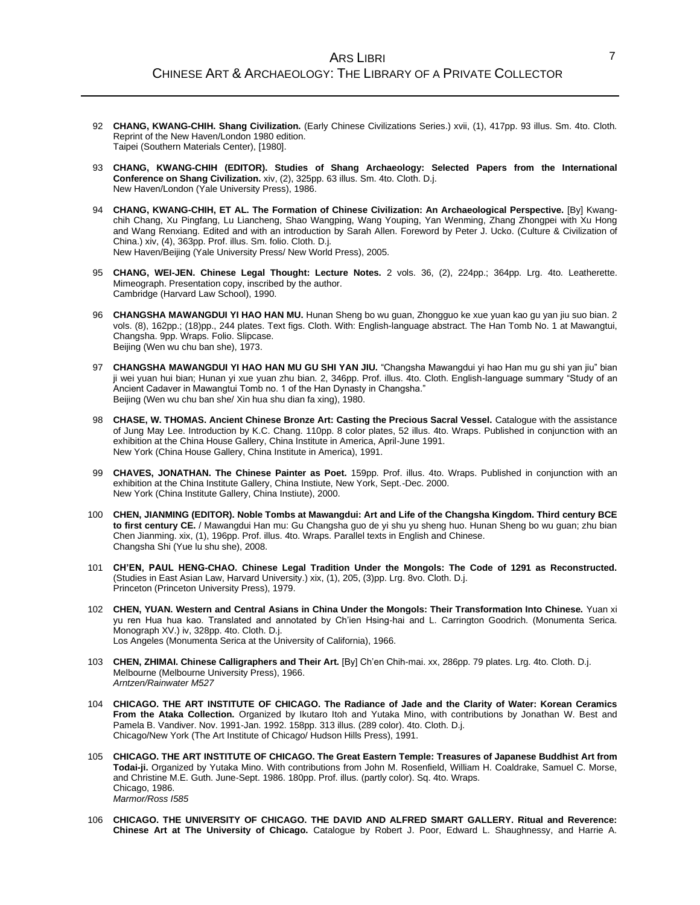92 **CHANG, KWANG-CHIH. Shang Civilization.** (Early Chinese Civilizations Series.) xvii, (1), 417pp. 93 illus. Sm. 4to. Cloth. Reprint of the New Haven/London 1980 edition.
Taipei (Southern Materials Center), [1980].

93 **CHANG, KWANG-CHIH (EDITOR). Studies of Shang Archaeology: Selected Papers from the International Conference on Shang Civilization.** xiv, (2), 325pp. 63 illus. Sm. 4to. Cloth. D.j.
New Haven/London (Yale University Press), 1986.

94 **CHANG, KWANG-CHIH, ET AL. The Formation of Chinese Civilization: An Archaeological Perspective.** [By] Kwang-chih Chang, Xu Pingfang, Lu Liancheng, Shao Wangping, Wang Youping, Yan Wenming, Zhang Zhongpei with Xu Hong and Wang Renxiang. Edited and with an introduction by Sarah Allen. Foreword by Peter J. Ucko. (Culture & Civilization of China.) xiv, (4), 363pp. Prof. illus. Sm. folio. Cloth. D.j.
New Haven/Beijing (Yale University Press/ New World Press), 2005.

95 **CHANG, WEI-JEN. Chinese Legal Thought: Lecture Notes.** 2 vols. 36, (2), 224pp.; 364pp. Lrg. 4to. Leatherette. Mimeograph. Presentation copy, inscribed by the author.
Cambridge (Harvard Law School), 1990.

96 **CHANGSHA MAWANGDUI YI HAO HAN MU.** Hunan Sheng bo wu guan, Zhongguo ke xue yuan kao gu yan jiu suo bian. 2 vols. (8), 162pp.; (18)pp., 244 plates. Text figs. Cloth. With: English-language abstract. The Han Tomb No. 1 at Mawangtui, Changsha. 9pp. Wraps. Folio. Slipcase.
Beijing (Wen wu chu ban she), 1973.

97 **CHANGSHA MAWANGDUI YI HAO HAN MU GU SHI YAN JIU.** "Changsha Mawangdui yi hao Han mu gu shi yan jiu" bian ji wei yuan hui bian; Hunan yi xue yuan zhu bian. 2, 346pp. Prof. illus. 4to. Cloth. English-language summary "Study of an Ancient Cadaver in Mawangtui Tomb no. 1 of the Han Dynasty in Changsha."
Beijing (Wen wu chu ban she/ Xin hua shu dian fa xing), 1980.

98 **CHASE, W. THOMAS. Ancient Chinese Bronze Art: Casting the Precious Sacral Vessel.** Catalogue with the assistance of Jung May Lee. Introduction by K.C. Chang. 110pp. 8 color plates, 52 illus. 4to. Wraps. Published in conjunction with an exhibition at the China House Gallery, China Institute in America, April-June 1991.
New York (China House Gallery, China Institute in America), 1991.

99 **CHAVES, JONATHAN. The Chinese Painter as Poet.** 159pp. Prof. illus. 4to. Wraps. Published in conjunction with an exhibition at the China Institute Gallery, China Instiute, New York, Sept.-Dec. 2000.
New York (China Institute Gallery, China Instiute), 2000.

100 **CHEN, JIANMING (EDITOR). Noble Tombs at Mawangdui: Art and Life of the Changsha Kingdom. Third century BCE to first century CE.** / Mawangdui Han mu: Gu Changsha guo de yi shu yu sheng huo. Hunan Sheng bo wu guan; zhu bian Chen Jianming. xix, (1), 196pp. Prof. illus. 4to. Wraps. Parallel texts in English and Chinese.
Changsha Shi (Yue lu shu she), 2008.

101 **CH'EN, PAUL HENG-CHAO. Chinese Legal Tradition Under the Mongols: The Code of 1291 as Reconstructed.** (Studies in East Asian Law, Harvard University.) xix, (1), 205, (3)pp. Lrg. 8vo. Cloth. D.j.
Princeton (Princeton University Press), 1979.

102 **CHEN, YUAN. Western and Central Asians in China Under the Mongols: Their Transformation Into Chinese.** Yuan xi yu ren Hua hua kao. Translated and annotated by Ch'ien Hsing-hai and L. Carrington Goodrich. (Monumenta Serica. Monograph XV.) iv, 328pp. 4to. Cloth. D.j.
Los Angeles (Monumenta Serica at the University of California), 1966.

103 **CHEN, ZHIMAI. Chinese Calligraphers and Their Art.** [By] Ch'en Chih-mai. xx, 286pp. 79 plates. Lrg. 4to. Cloth. D.j.
Melbourne (Melbourne University Press), 1966.
*Arntzen/Rainwater M527*

104 **CHICAGO. THE ART INSTITUTE OF CHICAGO. The Radiance of Jade and the Clarity of Water: Korean Ceramics From the Ataka Collection.** Organized by Ikutaro Itoh and Yutaka Mino, with contributions by Jonathan W. Best and Pamela B. Vandiver. Nov. 1991-Jan. 1992. 158pp. 313 illus. (289 color). 4to. Cloth. D.j.
Chicago/New York (The Art Institute of Chicago/ Hudson Hills Press), 1991.

105 **CHICAGO. THE ART INSTITUTE OF CHICAGO. The Great Eastern Temple: Treasures of Japanese Buddhist Art from Todai-ji.** Organized by Yutaka Mino. With contributions from John M. Rosenfield, William H. Coaldrake, Samuel C. Morse, and Christine M.E. Guth. June-Sept. 1986. 180pp. Prof. illus. (partly color). Sq. 4to. Wraps.
Chicago, 1986.
*Marmor/Ross I585*

106 **CHICAGO. THE UNIVERSITY OF CHICAGO. THE DAVID AND ALFRED SMART GALLERY. Ritual and Reverence: Chinese Art at The University of Chicago.** Catalogue by Robert J. Poor, Edward L. Shaughnessy, and Harrie A.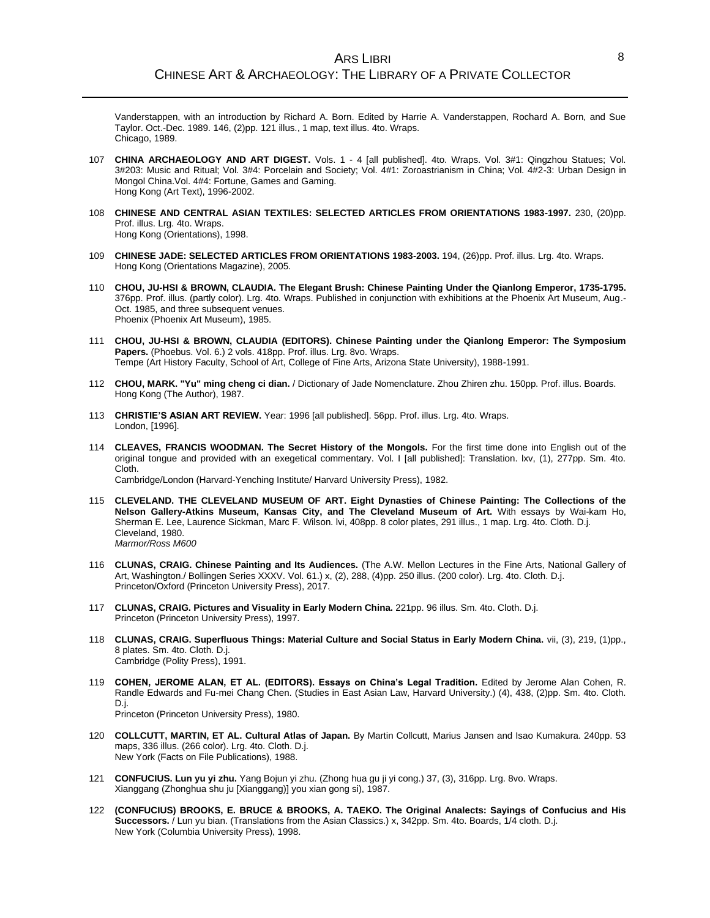Vanderstappen, with an introduction by Richard A. Born. Edited by Harrie A. Vanderstappen, Rochard A. Born, and Sue Taylor. Oct.-Dec. 1989. 146, (2)pp. 121 illus., 1 map, text illus. 4to. Wraps.
Chicago, 1989.

107 **CHINA ARCHAEOLOGY AND ART DIGEST.** Vols. 1 - 4 [all published]. 4to. Wraps. Vol. 3#1: Qingzhou Statues; Vol. 3#203: Music and Ritual; Vol. 3#4: Porcelain and Society; Vol. 4#1: Zoroastrianism in China; Vol. 4#2-3: Urban Design in Mongol China.Vol. 4#4: Fortune, Games and Gaming.
Hong Kong (Art Text), 1996-2002.

108 **CHINESE AND CENTRAL ASIAN TEXTILES: SELECTED ARTICLES FROM ORIENTATIONS 1983-1997.** 230, (20)pp. Prof. illus. Lrg. 4to. Wraps.
Hong Kong (Orientations), 1998.

109 **CHINESE JADE: SELECTED ARTICLES FROM ORIENTATIONS 1983-2003.** 194, (26)pp. Prof. illus. Lrg. 4to. Wraps.
Hong Kong (Orientations Magazine), 2005.

110 **CHOU, JU-HSI & BROWN, CLAUDIA. The Elegant Brush: Chinese Painting Under the Qianlong Emperor, 1735-1795.** 376pp. Prof. illus. (partly color). Lrg. 4to. Wraps. Published in conjunction with exhibitions at the Phoenix Art Museum, Aug.-Oct. 1985, and three subsequent venues.
Phoenix (Phoenix Art Museum), 1985.

111 **CHOU, JU-HSI & BROWN, CLAUDIA (EDITORS). Chinese Painting under the Qianlong Emperor: The Symposium Papers.** (Phoebus. Vol. 6.) 2 vols. 418pp. Prof. illus. Lrg. 8vo. Wraps.
Tempe (Art History Faculty, School of Art, College of Fine Arts, Arizona State University), 1988-1991.

112 **CHOU, MARK. "Yu" ming cheng ci dian.** / Dictionary of Jade Nomenclature. Zhou Zhiren zhu. 150pp. Prof. illus. Boards.
Hong Kong (The Author), 1987.

113 **CHRISTIE'S ASIAN ART REVIEW.** Year: 1996 [all published]. 56pp. Prof. illus. Lrg. 4to. Wraps.
London, [1996].

114 **CLEAVES, FRANCIS WOODMAN. The Secret History of the Mongols.** For the first time done into English out of the original tongue and provided with an exegetical commentary. Vol. I [all published]: Translation. lxv, (1), 277pp. Sm. 4to. Cloth.
Cambridge/London (Harvard-Yenching Institute/ Harvard University Press), 1982.

115 **CLEVELAND. THE CLEVELAND MUSEUM OF ART. Eight Dynasties of Chinese Painting: The Collections of the Nelson Gallery-Atkins Museum, Kansas City, and The Cleveland Museum of Art.** With essays by Wai-kam Ho, Sherman E. Lee, Laurence Sickman, Marc F. Wilson. lvi, 408pp. 8 color plates, 291 illus., 1 map. Lrg. 4to. Cloth. D.j.
Cleveland, 1980.
*Marmor/Ross M600*

116 **CLUNAS, CRAIG. Chinese Painting and Its Audiences.** (The A.W. Mellon Lectures in the Fine Arts, National Gallery of Art, Washington./ Bollingen Series XXXV. Vol. 61.) x, (2), 288, (4)pp. 250 illus. (200 color). Lrg. 4to. Cloth. D.j.
Princeton/Oxford (Princeton University Press), 2017.

117 **CLUNAS, CRAIG. Pictures and Visuality in Early Modern China.** 221pp. 96 illus. Sm. 4to. Cloth. D.j.
Princeton (Princeton University Press), 1997.

118 **CLUNAS, CRAIG. Superfluous Things: Material Culture and Social Status in Early Modern China.** vii, (3), 219, (1)pp., 8 plates. Sm. 4to. Cloth. D.j.
Cambridge (Polity Press), 1991.

119 **COHEN, JEROME ALAN, ET AL. (EDITORS). Essays on China's Legal Tradition.** Edited by Jerome Alan Cohen, R. Randle Edwards and Fu-mei Chang Chen. (Studies in East Asian Law, Harvard University.) (4), 438, (2)pp. Sm. 4to. Cloth. D.j.
Princeton (Princeton University Press), 1980.

120 **COLLCUTT, MARTIN, ET AL. Cultural Atlas of Japan.** By Martin Collcutt, Marius Jansen and Isao Kumakura. 240pp. 53 maps, 336 illus. (266 color). Lrg. 4to. Cloth. D.j.
New York (Facts on File Publications), 1988.

121 **CONFUCIUS. Lun yu yi zhu.** Yang Bojun yi zhu. (Zhong hua gu ji yi cong.) 37, (3), 316pp. Lrg. 8vo. Wraps.
Xianggang (Zhonghua shu ju [Xianggang)] you xian gong si), 1987.

122 **(CONFUCIUS) BROOKS, E. BRUCE & BROOKS, A. TAEKO. The Original Analects: Sayings of Confucius and His Successors.** / Lun yu bian. (Translations from the Asian Classics.) x, 342pp. Sm. 4to. Boards, 1/4 cloth. D.j.
New York (Columbia University Press), 1998.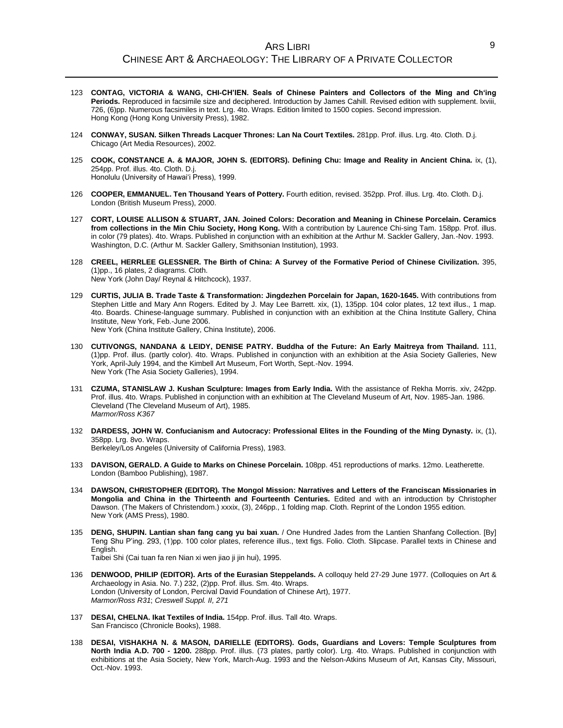123 **CONTAG, VICTORIA & WANG, CHI-CH'IEN. Seals of Chinese Painters and Collectors of the Ming and Ch'ing Periods.** Reproduced in facsimile size and deciphered. Introduction by James Cahill. Revised edition with supplement. lxviii, 726, (6)pp. Numerous facsimiles in text. Lrg. 4to. Wraps. Edition limited to 1500 copies. Second impression.
Hong Kong (Hong Kong University Press), 1982.

124 **CONWAY, SUSAN. Silken Threads Lacquer Thrones: Lan Na Court Textiles.** 281pp. Prof. illus. Lrg. 4to. Cloth. D.j.
Chicago (Art Media Resources), 2002.

125 **COOK, CONSTANCE A. & MAJOR, JOHN S. (EDITORS). Defining Chu: Image and Reality in Ancient China.** ix, (1), 254pp. Prof. illus. 4to. Cloth. D.j.
Honolulu (University of Hawai'i Press), 1999.

126 **COOPER, EMMANUEL. Ten Thousand Years of Pottery.** Fourth edition, revised. 352pp. Prof. illus. Lrg. 4to. Cloth. D.j.
London (British Museum Press), 2000.

127 **CORT, LOUISE ALLISON & STUART, JAN. Joined Colors: Decoration and Meaning in Chinese Porcelain. Ceramics from collections in the Min Chiu Society, Hong Kong.** With a contribution by Laurence Chi-sing Tam. 158pp. Prof. illus. in color (79 plates). 4to. Wraps. Published in conjunction with an exhibition at the Arthur M. Sackler Gallery, Jan.-Nov. 1993.
Washington, D.C. (Arthur M. Sackler Gallery, Smithsonian Institution), 1993.

128 **CREEL, HERRLEE GLESSNER. The Birth of China: A Survey of the Formative Period of Chinese Civilization.** 395, (1)pp., 16 plates, 2 diagrams. Cloth.
New York (John Day/ Reynal & Hitchcock), 1937.

129 **CURTIS, JULIA B. Trade Taste & Transformation: Jingdezhen Porcelain for Japan, 1620-1645.** With contributions from Stephen Little and Mary Ann Rogers. Edited by J. May Lee Barrett. xix, (1), 135pp. 104 color plates, 12 text illus., 1 map. 4to. Boards. Chinese-language summary. Published in conjunction with an exhibition at the China Institute Gallery, China Institute, New York, Feb.-June 2006.
New York (China Institute Gallery, China Institute), 2006.

130 **CUTIVONGS, NANDANA & LEIDY, DENISE PATRY. Buddha of the Future: An Early Maitreya from Thailand.** 111, (1)pp. Prof. illus. (partly color). 4to. Wraps. Published in conjunction with an exhibition at the Asia Society Galleries, New York, April-July 1994, and the Kimbell Art Museum, Fort Worth, Sept.-Nov. 1994.
New York (The Asia Society Galleries), 1994.

131 **CZUMA, STANISLAW J. Kushan Sculpture: Images from Early India.** With the assistance of Rekha Morris. xiv, 242pp. Prof. illus. 4to. Wraps. Published in conjunction with an exhibition at The Cleveland Museum of Art, Nov. 1985-Jan. 1986.
Cleveland (The Cleveland Museum of Art), 1985.
*Marmor/Ross K367*

132 **DARDESS, JOHN W. Confucianism and Autocracy: Professional Elites in the Founding of the Ming Dynasty.** ix, (1), 358pp. Lrg. 8vo. Wraps.
Berkeley/Los Angeles (University of California Press), 1983.

133 **DAVISON, GERALD. A Guide to Marks on Chinese Porcelain.** 108pp. 451 reproductions of marks. 12mo. Leatherette.
London (Bamboo Publishing), 1987.

134 **DAWSON, CHRISTOPHER (EDITOR). The Mongol Mission: Narratives and Letters of the Franciscan Missionaries in Mongolia and China in the Thirteenth and Fourteenth Centuries.** Edited and with an introduction by Christopher Dawson. (The Makers of Christendom.) xxxix, (3), 246pp., 1 folding map. Cloth. Reprint of the London 1955 edition.
New York (AMS Press), 1980.

135 **DENG, SHUPIN. Lantian shan fang cang yu bai xuan.** / One Hundred Jades from the Lantien Shanfang Collection. [By] Teng Shu P'ing. 293, (1)pp. 100 color plates, reference illus., text figs. Folio. Cloth. Slipcase. Parallel texts in Chinese and English.
Taibei Shi (Cai tuan fa ren Nian xi wen jiao ji jin hui), 1995.

136 **DENWOOD, PHILIP (EDITOR). Arts of the Eurasian Steppelands.** A colloquy held 27-29 June 1977. (Colloquies on Art & Archaeology in Asia. No. 7.) 232, (2)pp. Prof. illus. Sm. 4to. Wraps.
London (University of London, Percival David Foundation of Chinese Art), 1977.
*Marmor/Ross R31*; *Creswell Suppl. II, 271*

137 **DESAI, CHELNA. Ikat Textiles of India.** 154pp. Prof. illus. Tall 4to. Wraps.
San Francisco (Chronicle Books), 1988.

138 **DESAI, VISHAKHA N. & MASON, DARIELLE (EDITORS). Gods, Guardians and Lovers: Temple Sculptures from North India A.D. 700 - 1200.** 288pp. Prof. illus. (73 plates, partly color). Lrg. 4to. Wraps. Published in conjunction with exhibitions at the Asia Society, New York, March-Aug. 1993 and the Nelson-Atkins Museum of Art, Kansas City, Missouri, Oct.-Nov. 1993.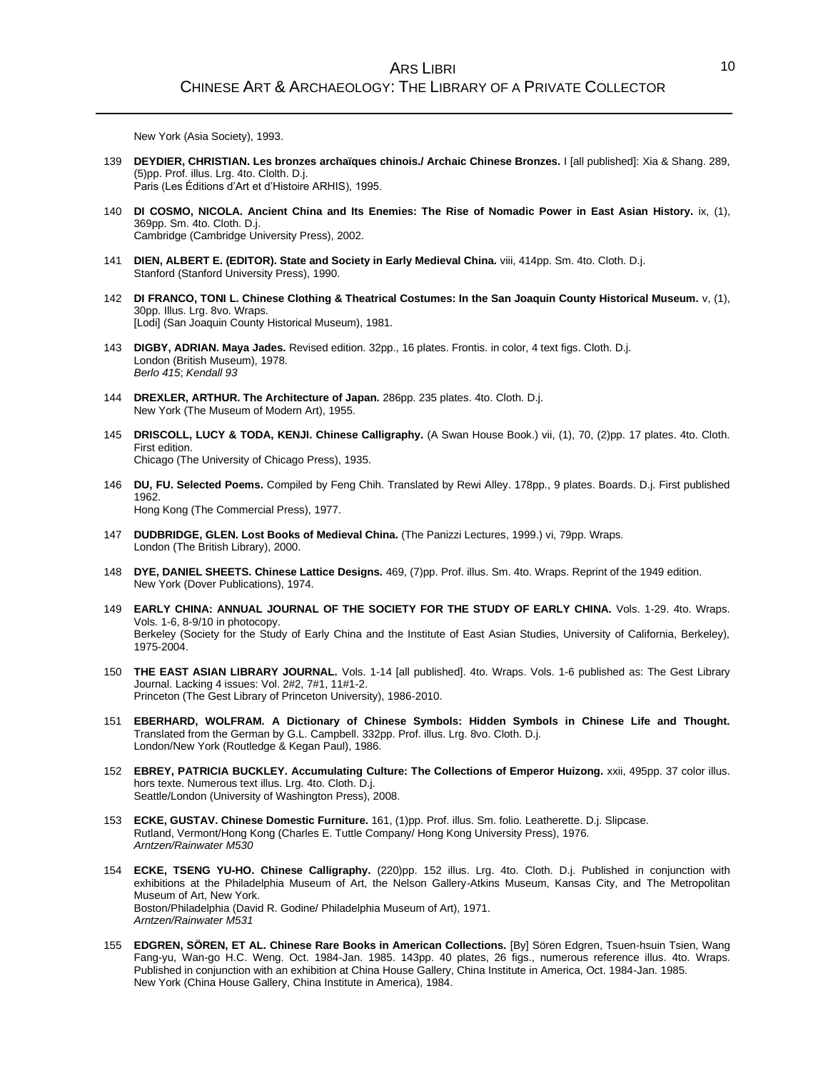New York (Asia Society), 1993.

139 **DEYDIER, CHRISTIAN. Les bronzes archaïques chinois./ Archaic Chinese Bronzes.** I [all published]: Xia & Shang. 289, (5)pp. Prof. illus. Lrg. 4to. Clolth. D.j.
Paris (Les Éditions d'Art et d'Histoire ARHIS), 1995.

140 **DI COSMO, NICOLA. Ancient China and Its Enemies: The Rise of Nomadic Power in East Asian History.** ix, (1), 369pp. Sm. 4to. Cloth. D.j.
Cambridge (Cambridge University Press), 2002.

141 **DIEN, ALBERT E. (EDITOR). State and Society in Early Medieval China.** viii, 414pp. Sm. 4to. Cloth. D.j.
Stanford (Stanford University Press), 1990.

142 **DI FRANCO, TONI L. Chinese Clothing & Theatrical Costumes: In the San Joaquin County Historical Museum.** v, (1), 30pp. Illus. Lrg. 8vo. Wraps.
[Lodi] (San Joaquin County Historical Museum), 1981.

143 **DIGBY, ADRIAN. Maya Jades.** Revised edition. 32pp., 16 plates. Frontis. in color, 4 text figs. Cloth. D.j.
London (British Museum), 1978.
*Berlo 415*; *Kendall 93*

144 **DREXLER, ARTHUR. The Architecture of Japan.** 286pp. 235 plates. 4to. Cloth. D.j.
New York (The Museum of Modern Art), 1955.

145 **DRISCOLL, LUCY & TODA, KENJI. Chinese Calligraphy.** (A Swan House Book.) vii, (1), 70, (2)pp. 17 plates. 4to. Cloth. First edition.
Chicago (The University of Chicago Press), 1935.

146 **DU, FU. Selected Poems.** Compiled by Feng Chih. Translated by Rewi Alley. 178pp., 9 plates. Boards. D.j. First published 1962.
Hong Kong (The Commercial Press), 1977.

147 **DUDBRIDGE, GLEN. Lost Books of Medieval China.** (The Panizzi Lectures, 1999.) vi, 79pp. Wraps.
London (The British Library), 2000.

148 **DYE, DANIEL SHEETS. Chinese Lattice Designs.** 469, (7)pp. Prof. illus. Sm. 4to. Wraps. Reprint of the 1949 edition.
New York (Dover Publications), 1974.

149 **EARLY CHINA: ANNUAL JOURNAL OF THE SOCIETY FOR THE STUDY OF EARLY CHINA.** Vols. 1-29. 4to. Wraps. Vols. 1-6, 8-9/10 in photocopy.
Berkeley (Society for the Study of Early China and the Institute of East Asian Studies, University of California, Berkeley), 1975-2004.

150 **THE EAST ASIAN LIBRARY JOURNAL.** Vols. 1-14 [all published]. 4to. Wraps. Vols. 1-6 published as: The Gest Library Journal. Lacking 4 issues: Vol. 2#2, 7#1, 11#1-2.
Princeton (The Gest Library of Princeton University), 1986-2010.

151 **EBERHARD, WOLFRAM. A Dictionary of Chinese Symbols: Hidden Symbols in Chinese Life and Thought.** Translated from the German by G.L. Campbell. 332pp. Prof. illus. Lrg. 8vo. Cloth. D.j.
London/New York (Routledge & Kegan Paul), 1986.

152 **EBREY, PATRICIA BUCKLEY. Accumulating Culture: The Collections of Emperor Huizong.** xxii, 495pp. 37 color illus. hors texte. Numerous text illus. Lrg. 4to. Cloth. D.j.
Seattle/London (University of Washington Press), 2008.

153 **ECKE, GUSTAV. Chinese Domestic Furniture.** 161, (1)pp. Prof. illus. Sm. folio. Leatherette. D.j. Slipcase.
Rutland, Vermont/Hong Kong (Charles E. Tuttle Company/ Hong Kong University Press), 1976.
*Arntzen/Rainwater M530*

154 **ECKE, TSENG YU-HO. Chinese Calligraphy.** (220)pp. 152 illus. Lrg. 4to. Cloth. D.j. Published in conjunction with exhibitions at the Philadelphia Museum of Art, the Nelson Gallery-Atkins Museum, Kansas City, and The Metropolitan Museum of Art, New York.
Boston/Philadelphia (David R. Godine/ Philadelphia Museum of Art), 1971.
*Arntzen/Rainwater M531*

155 **EDGREN, SÖREN, ET AL. Chinese Rare Books in American Collections.** [By] Sören Edgren, Tsuen-hsuin Tsien, Wang Fang-yu, Wan-go H.C. Weng. Oct. 1984-Jan. 1985. 143pp. 40 plates, 26 figs., numerous reference illus. 4to. Wraps. Published in conjunction with an exhibition at China House Gallery, China Institute in America, Oct. 1984-Jan. 1985.
New York (China House Gallery, China Institute in America), 1984.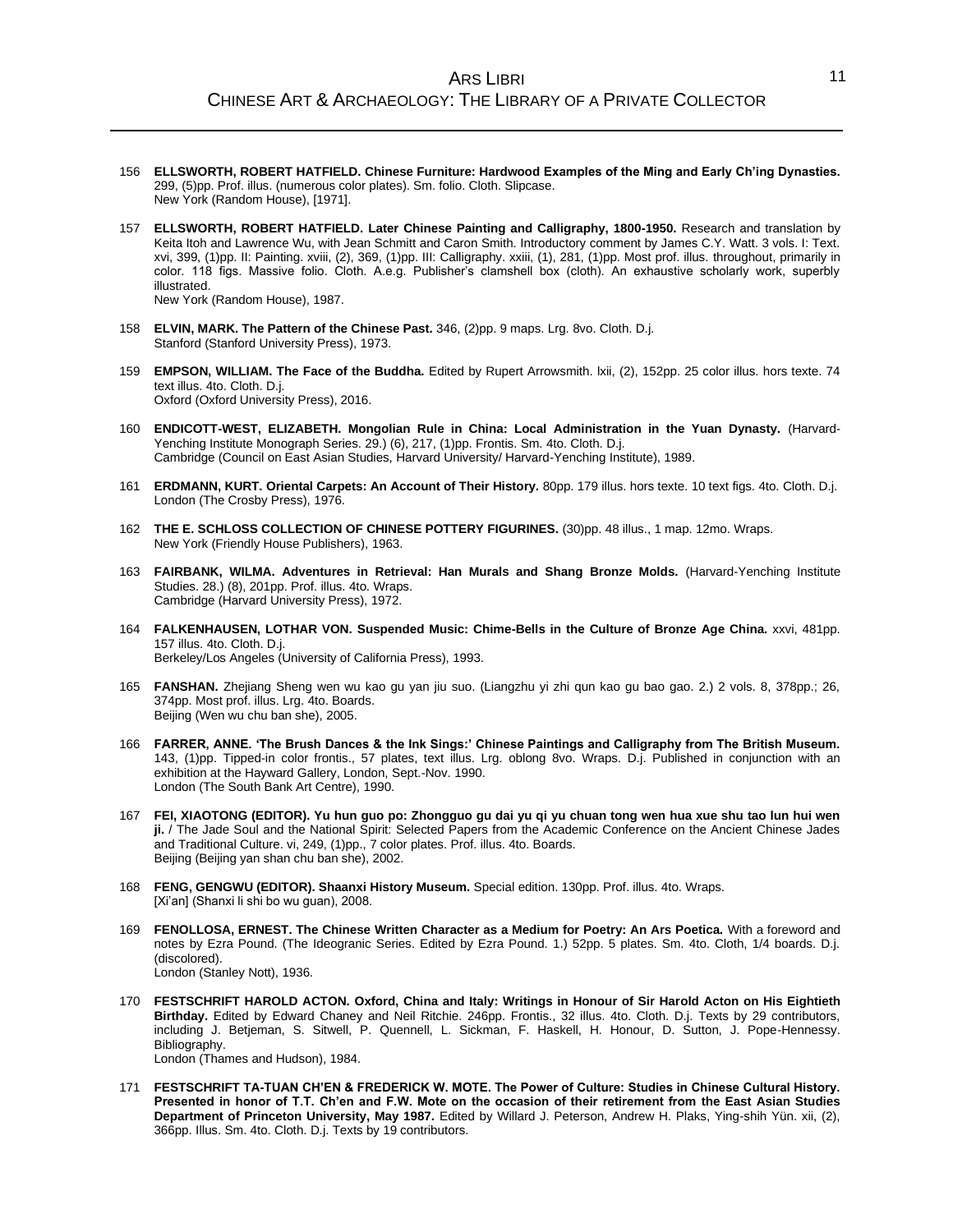156 **ELLSWORTH, ROBERT HATFIELD. Chinese Furniture: Hardwood Examples of the Ming and Early Ch'ing Dynasties.** 299, (5)pp. Prof. illus. (numerous color plates). Sm. folio. Cloth. Slipcase.
New York (Random House), [1971].

157 **ELLSWORTH, ROBERT HATFIELD. Later Chinese Painting and Calligraphy, 1800-1950.** Research and translation by Keita Itoh and Lawrence Wu, with Jean Schmitt and Caron Smith. Introductory comment by James C.Y. Watt. 3 vols. I: Text. xvi, 399, (1)pp. II: Painting. xviii, (2), 369, (1)pp. III: Calligraphy. xxiii, (1), 281, (1)pp. Most prof. illus. throughout, primarily in color. 118 figs. Massive folio. Cloth. A.e.g. Publisher's clamshell box (cloth). An exhaustive scholarly work, superbly illustrated.
New York (Random House), 1987.

158 **ELVIN, MARK. The Pattern of the Chinese Past.** 346, (2)pp. 9 maps. Lrg. 8vo. Cloth. D.j.
Stanford (Stanford University Press), 1973.

159 **EMPSON, WILLIAM. The Face of the Buddha.** Edited by Rupert Arrowsmith. lxii, (2), 152pp. 25 color illus. hors texte. 74 text illus. 4to. Cloth. D.j.
Oxford (Oxford University Press), 2016.

160 **ENDICOTT-WEST, ELIZABETH. Mongolian Rule in China: Local Administration in the Yuan Dynasty.** (Harvard-Yenching Institute Monograph Series. 29.) (6), 217, (1)pp. Frontis. Sm. 4to. Cloth. D.j.
Cambridge (Council on East Asian Studies, Harvard University/ Harvard-Yenching Institute), 1989.

161 **ERDMANN, KURT. Oriental Carpets: An Account of Their History.** 80pp. 179 illus. hors texte. 10 text figs. 4to. Cloth. D.j.
London (The Crosby Press), 1976.

162 **THE E. SCHLOSS COLLECTION OF CHINESE POTTERY FIGURINES.** (30)pp. 48 illus., 1 map. 12mo. Wraps.
New York (Friendly House Publishers), 1963.

163 **FAIRBANK, WILMA. Adventures in Retrieval: Han Murals and Shang Bronze Molds.** (Harvard-Yenching Institute Studies. 28.) (8), 201pp. Prof. illus. 4to. Wraps.
Cambridge (Harvard University Press), 1972.

164 **FALKENHAUSEN, LOTHAR VON. Suspended Music: Chime-Bells in the Culture of Bronze Age China.** xxvi, 481pp. 157 illus. 4to. Cloth. D.j.
Berkeley/Los Angeles (University of California Press), 1993.

165 **FANSHAN.** Zhejiang Sheng wen wu kao gu yan jiu suo. (Liangzhu yi zhi qun kao gu bao gao. 2.) 2 vols. 8, 378pp.; 26, 374pp. Most prof. illus. Lrg. 4to. Boards.
Beijing (Wen wu chu ban she), 2005.

166 **FARRER, ANNE. 'The Brush Dances & the Ink Sings:' Chinese Paintings and Calligraphy from The British Museum.** 143, (1)pp. Tipped-in color frontis., 57 plates, text illus. Lrg. oblong 8vo. Wraps. D.j. Published in conjunction with an exhibition at the Hayward Gallery, London, Sept.-Nov. 1990.
London (The South Bank Art Centre), 1990.

167 **FEI, XIAOTONG (EDITOR). Yu hun guo po: Zhongguo gu dai yu qi yu chuan tong wen hua xue shu tao lun hui wen ji.** / The Jade Soul and the National Spirit: Selected Papers from the Academic Conference on the Ancient Chinese Jades and Traditional Culture. vi, 249, (1)pp., 7 color plates. Prof. illus. 4to. Boards.
Beijing (Beijing yan shan chu ban she), 2002.

168 **FENG, GENGWU (EDITOR). Shaanxi History Museum.** Special edition. 130pp. Prof. illus. 4to. Wraps.
[Xi'an] (Shanxi li shi bo wu guan), 2008.

169 **FENOLLOSA, ERNEST. The Chinese Written Character as a Medium for Poetry: An Ars Poetica.** With a foreword and notes by Ezra Pound. (The Ideogranic Series. Edited by Ezra Pound. 1.) 52pp. 5 plates. Sm. 4to. Cloth, 1/4 boards. D.j. (discolored).
London (Stanley Nott), 1936.

170 **FESTSCHRIFT HAROLD ACTON. Oxford, China and Italy: Writings in Honour of Sir Harold Acton on His Eightieth Birthday.** Edited by Edward Chaney and Neil Ritchie. 246pp. Frontis., 32 illus. 4to. Cloth. D.j. Texts by 29 contributors, including J. Betjeman, S. Sitwell, P. Quennell, L. Sickman, F. Haskell, H. Honour, D. Sutton, J. Pope-Hennessy. Bibliography.
London (Thames and Hudson), 1984.

171 **FESTSCHRIFT TA-TUAN CH'EN & FREDERICK W. MOTE. The Power of Culture: Studies in Chinese Cultural History. Presented in honor of T.T. Ch'en and F.W. Mote on the occasion of their retirement from the East Asian Studies Department of Princeton University, May 1987.** Edited by Willard J. Peterson, Andrew H. Plaks, Ying-shih Yün. xii, (2), 366pp. Illus. Sm. 4to. Cloth. D.j. Texts by 19 contributors.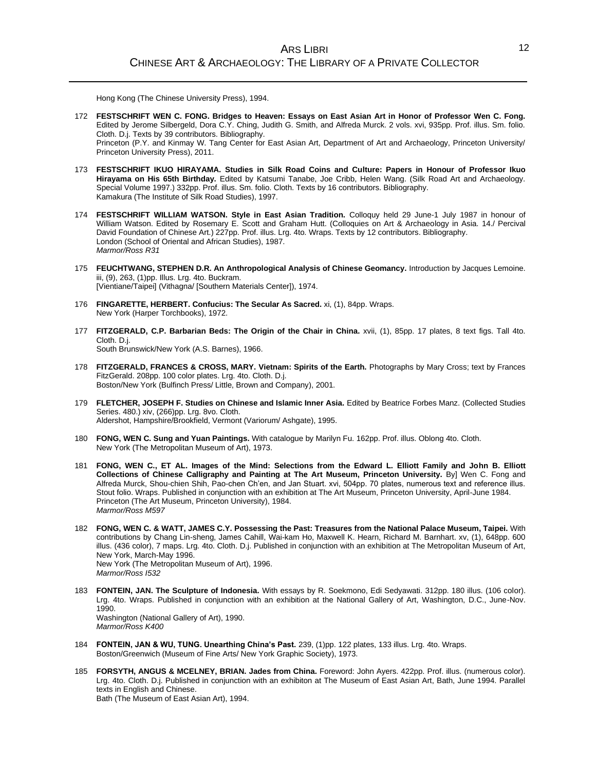Hong Kong (The Chinese University Press), 1994.

172 **FESTSCHRIFT WEN C. FONG. Bridges to Heaven: Essays on East Asian Art in Honor of Professor Wen C. Fong.** Edited by Jerome Silbergeld, Dora C.Y. Ching, Judith G. Smith, and Alfreda Murck. 2 vols. xvi, 935pp. Prof. illus. Sm. folio. Cloth. D.j. Texts by 39 contributors. Bibliography.
Princeton (P.Y. and Kinmay W. Tang Center for East Asian Art, Department of Art and Archaeology, Princeton University/ Princeton University Press), 2011.

173 **FESTSCHRIFT IKUO HIRAYAMA. Studies in Silk Road Coins and Culture: Papers in Honour of Professor Ikuo Hirayama on His 65th Birthday.** Edited by Katsumi Tanabe, Joe Cribb, Helen Wang. (Silk Road Art and Archaeology. Special Volume 1997.) 332pp. Prof. illus. Sm. folio. Cloth. Texts by 16 contributors. Bibliography.
Kamakura (The Institute of Silk Road Studies), 1997.

174 **FESTSCHRIFT WILLIAM WATSON. Style in East Asian Tradition.** Colloquy held 29 June-1 July 1987 in honour of William Watson. Edited by Rosemary E. Scott and Graham Hutt. (Colloquies on Art & Archaeology in Asia. 14./ Percival David Foundation of Chinese Art.) 227pp. Prof. illus. Lrg. 4to. Wraps. Texts by 12 contributors. Bibliography.
London (School of Oriental and African Studies), 1987.
*Marmor/Ross R31*

175 **FEUCHTWANG, STEPHEN D.R. An Anthropological Analysis of Chinese Geomancy.** Introduction by Jacques Lemoine. iii, (9), 263, (1)pp. Illus. Lrg. 4to. Buckram.
[Vientiane/Taipei] (Vithagna/ [Southern Materials Center]), 1974.

176 **FINGARETTE, HERBERT. Confucius: The Secular As Sacred.** xi, (1), 84pp. Wraps.
New York (Harper Torchbooks), 1972.

177 **FITZGERALD, C.P. Barbarian Beds: The Origin of the Chair in China.** xvii, (1), 85pp. 17 plates, 8 text figs. Tall 4to. Cloth. D.j.
South Brunswick/New York (A.S. Barnes), 1966.

178 **FITZGERALD, FRANCES & CROSS, MARY. Vietnam: Spirits of the Earth.** Photographs by Mary Cross; text by Frances FitzGerald. 208pp. 100 color plates. Lrg. 4to. Cloth. D.j.
Boston/New York (Bulfinch Press/ Little, Brown and Company), 2001.

179 **FLETCHER, JOSEPH F. Studies on Chinese and Islamic Inner Asia.** Edited by Beatrice Forbes Manz. (Collected Studies Series. 480.) xiv, (266)pp. Lrg. 8vo. Cloth.
Aldershot, Hampshire/Brookfield, Vermont (Variorum/ Ashgate), 1995.

180 **FONG, WEN C. Sung and Yuan Paintings.** With catalogue by Marilyn Fu. 162pp. Prof. illus. Oblong 4to. Cloth.
New York (The Metropolitan Museum of Art), 1973.

181 **FONG, WEN C., ET AL. Images of the Mind: Selections from the Edward L. Elliott Family and John B. Elliott Collections of Chinese Calligraphy and Painting at The Art Museum, Princeton University.** By] Wen C. Fong and Alfreda Murck, Shou-chien Shih, Pao-chen Ch'en, and Jan Stuart. xvi, 504pp. 70 plates, numerous text and reference illus. Stout folio. Wraps. Published in conjunction with an exhibition at The Art Museum, Princeton University, April-June 1984.
Princeton (The Art Museum, Princeton University), 1984.
*Marmor/Ross M597*

182 **FONG, WEN C. & WATT, JAMES C.Y. Possessing the Past: Treasures from the National Palace Museum, Taipei.** With contributions by Chang Lin-sheng, James Cahill, Wai-kam Ho, Maxwell K. Hearn, Richard M. Barnhart. xv, (1), 648pp. 600 illus. (436 color), 7 maps. Lrg. 4to. Cloth. D.j. Published in conjunction with an exhibition at The Metropolitan Museum of Art, New York, March-May 1996.
New York (The Metropolitan Museum of Art), 1996.
*Marmor/Ross I532*

183 **FONTEIN, JAN. The Sculpture of Indonesia.** With essays by R. Soekmono, Edi Sedyawati. 312pp. 180 illus. (106 color). Lrg. 4to. Wraps. Published in conjunction with an exhibition at the National Gallery of Art, Washington, D.C., June-Nov. 1990.
Washington (National Gallery of Art), 1990.
*Marmor/Ross K400*

184 **FONTEIN, JAN & WU, TUNG. Unearthing China's Past.** 239, (1)pp. 122 plates, 133 illus. Lrg. 4to. Wraps.
Boston/Greenwich (Museum of Fine Arts/ New York Graphic Society), 1973.

185 **FORSYTH, ANGUS & MCELNEY, BRIAN. Jades from China.** Foreword: John Ayers. 422pp. Prof. illus. (numerous color). Lrg. 4to. Cloth. D.j. Published in conjunction with an exhibiton at The Museum of East Asian Art, Bath, June 1994. Parallel texts in English and Chinese.
Bath (The Museum of East Asian Art), 1994.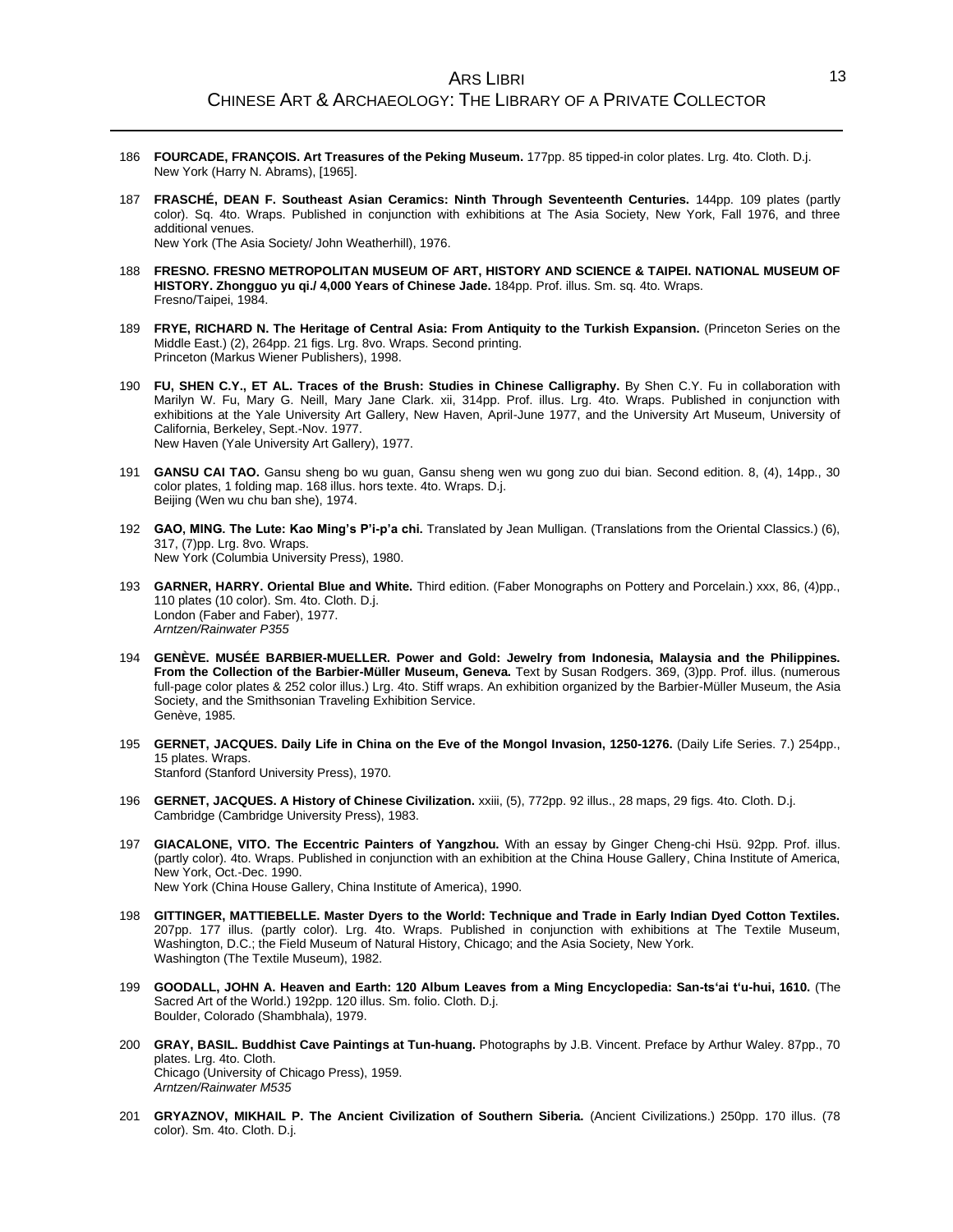186 **FOURCADE, FRANÇOIS. Art Treasures of the Peking Museum.** 177pp. 85 tipped-in color plates. Lrg. 4to. Cloth. D.j.
New York (Harry N. Abrams), [1965].

187 **FRASCHÉ, DEAN F. Southeast Asian Ceramics: Ninth Through Seventeenth Centuries.** 144pp. 109 plates (partly color). Sq. 4to. Wraps. Published in conjunction with exhibitions at The Asia Society, New York, Fall 1976, and three additional venues.
New York (The Asia Society/ John Weatherhill), 1976.

188 **FRESNO. FRESNO METROPOLITAN MUSEUM OF ART, HISTORY AND SCIENCE & TAIPEI. NATIONAL MUSEUM OF HISTORY. Zhongguo yu qi./ 4,000 Years of Chinese Jade.** 184pp. Prof. illus. Sm. sq. 4to. Wraps.
Fresno/Taipei, 1984.

189 **FRYE, RICHARD N. The Heritage of Central Asia: From Antiquity to the Turkish Expansion.** (Princeton Series on the Middle East.) (2), 264pp. 21 figs. Lrg. 8vo. Wraps. Second printing.
Princeton (Markus Wiener Publishers), 1998.

190 **FU, SHEN C.Y., ET AL. Traces of the Brush: Studies in Chinese Calligraphy.** By Shen C.Y. Fu in collaboration with Marilyn W. Fu, Mary G. Neill, Mary Jane Clark. xii, 314pp. Prof. illus. Lrg. 4to. Wraps. Published in conjunction with exhibitions at the Yale University Art Gallery, New Haven, April-June 1977, and the University Art Museum, University of California, Berkeley, Sept.-Nov. 1977.
New Haven (Yale University Art Gallery), 1977.

191 **GANSU CAI TAO.** Gansu sheng bo wu guan, Gansu sheng wen wu gong zuo dui bian. Second edition. 8, (4), 14pp., 30 color plates, 1 folding map. 168 illus. hors texte. 4to. Wraps. D.j.
Beijing (Wen wu chu ban she), 1974.

192 **GAO, MING. The Lute: Kao Ming's P'i-p'a chi.** Translated by Jean Mulligan. (Translations from the Oriental Classics.) (6), 317, (7)pp. Lrg. 8vo. Wraps.
New York (Columbia University Press), 1980.

193 **GARNER, HARRY. Oriental Blue and White.** Third edition. (Faber Monographs on Pottery and Porcelain.) xxx, 86, (4)pp., 110 plates (10 color). Sm. 4to. Cloth. D.j.
London (Faber and Faber), 1977.
*Arntzen/Rainwater P355*

194 **GENÈVE. MUSÉE BARBIER-MUELLER. Power and Gold: Jewelry from Indonesia, Malaysia and the Philippines. From the Collection of the Barbier-Müller Museum, Geneva.** Text by Susan Rodgers. 369, (3)pp. Prof. illus. (numerous full-page color plates & 252 color illus.) Lrg. 4to. Stiff wraps. An exhibition organized by the Barbier-Müller Museum, the Asia Society, and the Smithsonian Traveling Exhibition Service.
Genève, 1985.

195 **GERNET, JACQUES. Daily Life in China on the Eve of the Mongol Invasion, 1250-1276.** (Daily Life Series. 7.) 254pp., 15 plates. Wraps.
Stanford (Stanford University Press), 1970.

196 **GERNET, JACQUES. A History of Chinese Civilization.** xxiii, (5), 772pp. 92 illus., 28 maps, 29 figs. 4to. Cloth. D.j.
Cambridge (Cambridge University Press), 1983.

197 **GIACALONE, VITO. The Eccentric Painters of Yangzhou.** With an essay by Ginger Cheng-chi Hsü. 92pp. Prof. illus. (partly color). 4to. Wraps. Published in conjunction with an exhibition at the China House Gallery, China Institute of America, New York, Oct.-Dec. 1990.
New York (China House Gallery, China Institute of America), 1990.

198 **GITTINGER, MATTIEBELLE. Master Dyers to the World: Technique and Trade in Early Indian Dyed Cotton Textiles.** 207pp. 177 illus. (partly color). Lrg. 4to. Wraps. Published in conjunction with exhibitions at The Textile Museum, Washington, D.C.; the Field Museum of Natural History, Chicago; and the Asia Society, New York.
Washington (The Textile Museum), 1982.

199 **GOODALL, JOHN A. Heaven and Earth: 120 Album Leaves from a Ming Encyclopedia: San-ts'ai t'u-hui, 1610.** (The Sacred Art of the World.) 192pp. 120 illus. Sm. folio. Cloth. D.j.
Boulder, Colorado (Shambhala), 1979.

200 **GRAY, BASIL. Buddhist Cave Paintings at Tun-huang.** Photographs by J.B. Vincent. Preface by Arthur Waley. 87pp., 70 plates. Lrg. 4to. Cloth.
Chicago (University of Chicago Press), 1959.
*Arntzen/Rainwater M535*

201 **GRYAZNOV, MIKHAIL P. The Ancient Civilization of Southern Siberia.** (Ancient Civilizations.) 250pp. 170 illus. (78 color). Sm. 4to. Cloth. D.j.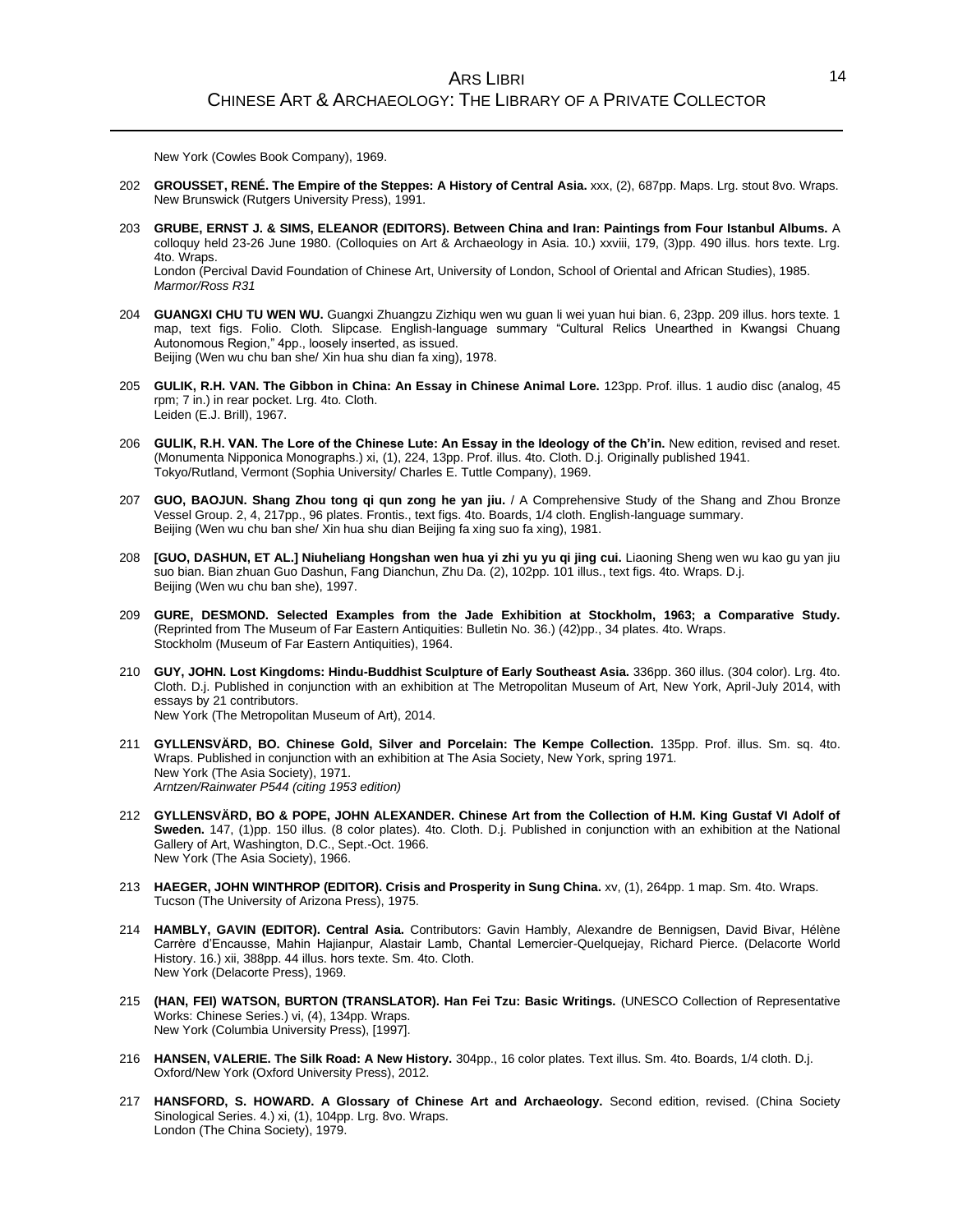New York (Cowles Book Company), 1969.

202 **GROUSSET, RENÉ. The Empire of the Steppes: A History of Central Asia.** xxx, (2), 687pp. Maps. Lrg. stout 8vo. Wraps.
New Brunswick (Rutgers University Press), 1991.

203 **GRUBE, ERNST J. & SIMS, ELEANOR (EDITORS). Between China and Iran: Paintings from Four Istanbul Albums.** A colloquy held 23-26 June 1980. (Colloquies on Art & Archaeology in Asia. 10.) xxviii, 179, (3)pp. 490 illus. hors texte. Lrg. 4to. Wraps.
London (Percival David Foundation of Chinese Art, University of London, School of Oriental and African Studies), 1985.
*Marmor/Ross R31*

204 **GUANGXI CHU TU WEN WU.** Guangxi Zhuangzu Zizhiqu wen wu guan li wei yuan hui bian. 6, 23pp. 209 illus. hors texte. 1 map, text figs. Folio. Cloth. Slipcase. English-language summary "Cultural Relics Unearthed in Kwangsi Chuang Autonomous Region," 4pp., loosely inserted, as issued.
Beijing (Wen wu chu ban she/ Xin hua shu dian fa xing), 1978.

205 **GULIK, R.H. VAN. The Gibbon in China: An Essay in Chinese Animal Lore.** 123pp. Prof. illus. 1 audio disc (analog, 45 rpm; 7 in.) in rear pocket. Lrg. 4to. Cloth.
Leiden (E.J. Brill), 1967.

206 **GULIK, R.H. VAN. The Lore of the Chinese Lute: An Essay in the Ideology of the Ch'in.** New edition, revised and reset. (Monumenta Nipponica Monographs.) xi, (1), 224, 13pp. Prof. illus. 4to. Cloth. D.j. Originally published 1941.
Tokyo/Rutland, Vermont (Sophia University/ Charles E. Tuttle Company), 1969.

207 **GUO, BAOJUN. Shang Zhou tong qi qun zong he yan jiu.** / A Comprehensive Study of the Shang and Zhou Bronze Vessel Group. 2, 4, 217pp., 96 plates. Frontis., text figs. 4to. Boards, 1/4 cloth. English-language summary.
Beijing (Wen wu chu ban she/ Xin hua shu dian Beijing fa xing suo fa xing), 1981.

208 **[GUO, DASHUN, ET AL.] Niuheliang Hongshan wen hua yi zhi yu yu qi jing cui.** Liaoning Sheng wen wu kao gu yan jiu suo bian. Bian zhuan Guo Dashun, Fang Dianchun, Zhu Da. (2), 102pp. 101 illus., text figs. 4to. Wraps. D.j.
Beijing (Wen wu chu ban she), 1997.

209 **GURE, DESMOND. Selected Examples from the Jade Exhibition at Stockholm, 1963; a Comparative Study.** (Reprinted from The Museum of Far Eastern Antiquities: Bulletin No. 36.) (42)pp., 34 plates. 4to. Wraps.
Stockholm (Museum of Far Eastern Antiquities), 1964.

210 **GUY, JOHN. Lost Kingdoms: Hindu-Buddhist Sculpture of Early Southeast Asia.** 336pp. 360 illus. (304 color). Lrg. 4to. Cloth. D.j. Published in conjunction with an exhibition at The Metropolitan Museum of Art, New York, April-July 2014, with essays by 21 contributors.
New York (The Metropolitan Museum of Art), 2014.

211 **GYLLENSVÄRD, BO. Chinese Gold, Silver and Porcelain: The Kempe Collection.** 135pp. Prof. illus. Sm. sq. 4to. Wraps. Published in conjunction with an exhibition at The Asia Society, New York, spring 1971.
New York (The Asia Society), 1971.
*Arntzen/Rainwater P544 (citing 1953 edition)*

212 **GYLLENSVÄRD, BO & POPE, JOHN ALEXANDER. Chinese Art from the Collection of H.M. King Gustaf VI Adolf of Sweden.** 147, (1)pp. 150 illus. (8 color plates). 4to. Cloth. D.j. Published in conjunction with an exhibition at the National Gallery of Art, Washington, D.C., Sept.-Oct. 1966.
New York (The Asia Society), 1966.

213 **HAEGER, JOHN WINTHROP (EDITOR). Crisis and Prosperity in Sung China.** xv, (1), 264pp. 1 map. Sm. 4to. Wraps.
Tucson (The University of Arizona Press), 1975.

214 **HAMBLY, GAVIN (EDITOR). Central Asia.** Contributors: Gavin Hambly, Alexandre de Bennigsen, David Bivar, Hélène Carrère d'Encausse, Mahin Hajianpur, Alastair Lamb, Chantal Lemercier-Quelquejay, Richard Pierce. (Delacorte World History. 16.) xii, 388pp. 44 illus. hors texte. Sm. 4to. Cloth.
New York (Delacorte Press), 1969.

215 **(HAN, FEI) WATSON, BURTON (TRANSLATOR). Han Fei Tzu: Basic Writings.** (UNESCO Collection of Representative Works: Chinese Series.) vi, (4), 134pp. Wraps.
New York (Columbia University Press), [1997].

216 **HANSEN, VALERIE. The Silk Road: A New History.** 304pp., 16 color plates. Text illus. Sm. 4to. Boards, 1/4 cloth. D.j.
Oxford/New York (Oxford University Press), 2012.

217 **HANSFORD, S. HOWARD. A Glossary of Chinese Art and Archaeology.** Second edition, revised. (China Society Sinological Series. 4.) xi, (1), 104pp. Lrg. 8vo. Wraps.
London (The China Society), 1979.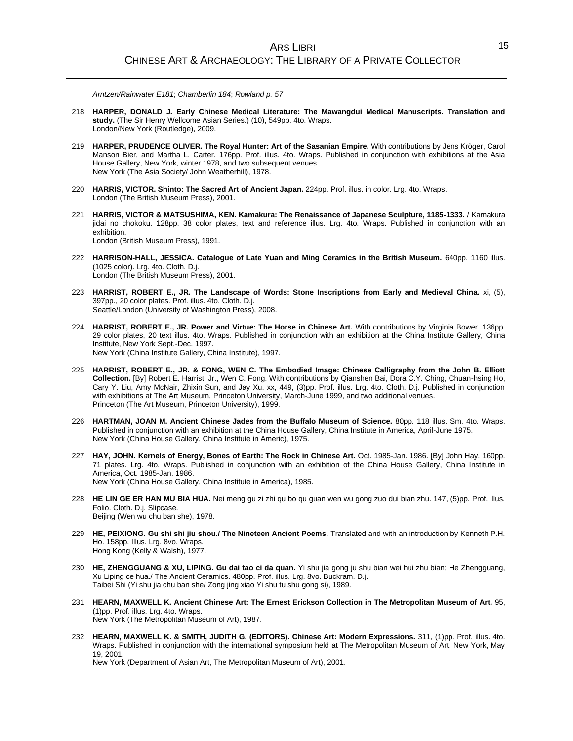*Arntzen/Rainwater E181*; *Chamberlin 184*; *Rowland p. 57*

218 **HARPER, DONALD J. Early Chinese Medical Literature: The Mawangdui Medical Manuscripts. Translation and study.** (The Sir Henry Wellcome Asian Series.) (10), 549pp. 4to. Wraps.
London/New York (Routledge), 2009.

219 **HARPER, PRUDENCE OLIVER. The Royal Hunter: Art of the Sasanian Empire.** With contributions by Jens Kröger, Carol Manson Bier, and Martha L. Carter. 176pp. Prof. illus. 4to. Wraps. Published in conjunction with exhibitions at the Asia House Gallery, New York, winter 1978, and two subsequent venues.
New York (The Asia Society/ John Weatherhill), 1978.

220 **HARRIS, VICTOR. Shinto: The Sacred Art of Ancient Japan.** 224pp. Prof. illus. in color. Lrg. 4to. Wraps.
London (The British Museum Press), 2001.

221 **HARRIS, VICTOR & MATSUSHIMA, KEN. Kamakura: The Renaissance of Japanese Sculpture, 1185-1333.** / Kamakura jidai no chokoku. 128pp. 38 color plates, text and reference illus. Lrg. 4to. Wraps. Published in conjunction with an exhibition.
London (British Museum Press), 1991.

222 **HARRISON-HALL, JESSICA. Catalogue of Late Yuan and Ming Ceramics in the British Museum.** 640pp. 1160 illus. (1025 color). Lrg. 4to. Cloth. D.j.
London (The British Museum Press), 2001.

223 **HARRIST, ROBERT E., JR. The Landscape of Words: Stone Inscriptions from Early and Medieval China.** xi, (5), 397pp., 20 color plates. Prof. illus. 4to. Cloth. D.j.
Seattle/London (University of Washington Press), 2008.

224 **HARRIST, ROBERT E., JR. Power and Virtue: The Horse in Chinese Art.** With contributions by Virginia Bower. 136pp. 29 color plates, 20 text illus. 4to. Wraps. Published in conjunction with an exhibition at the China Institute Gallery, China Institute, New York Sept.-Dec. 1997.
New York (China Institute Gallery, China Institute), 1997.

225 **HARRIST, ROBERT E., JR. & FONG, WEN C. The Embodied Image: Chinese Calligraphy from the John B. Elliott Collection.** [By] Robert E. Harrist, Jr., Wen C. Fong. With contributions by Qianshen Bai, Dora C.Y. Ching, Chuan-hsing Ho, Cary Y. Liu, Amy McNair, Zhixin Sun, and Jay Xu. xx, 449, (3)pp. Prof. illus. Lrg. 4to. Cloth. D.j. Published in conjunction with exhibitions at The Art Museum, Princeton University, March-June 1999, and two additional venues.
Princeton (The Art Museum, Princeton University), 1999.

226 **HARTMAN, JOAN M. Ancient Chinese Jades from the Buffalo Museum of Science.** 80pp. 118 illus. Sm. 4to. Wraps. Published in conjunction with an exhibition at the China House Gallery, China Institute in America, April-June 1975.
New York (China House Gallery, China Institute in Americ), 1975.

227 **HAY, JOHN. Kernels of Energy, Bones of Earth: The Rock in Chinese Art.** Oct. 1985-Jan. 1986. [By] John Hay. 160pp. 71 plates. Lrg. 4to. Wraps. Published in conjunction with an exhibition of the China House Gallery, China Institute in America, Oct. 1985-Jan. 1986.
New York (China House Gallery, China Institute in America), 1985.

228 **HE LIN GE ER HAN MU BIA HUA.** Nei meng gu zi zhi qu bo qu guan wen wu gong zuo dui bian zhu. 147, (5)pp. Prof. illus. Folio. Cloth. D.j. Slipcase.
Beijing (Wen wu chu ban she), 1978.

229 **HE, PEIXIONG. Gu shi shi jiu shou./ The Nineteen Ancient Poems.** Translated and with an introduction by Kenneth P.H. Ho. 158pp. Illus. Lrg. 8vo. Wraps.
Hong Kong (Kelly & Walsh), 1977.

230 **HE, ZHENGGUANG & XU, LIPING. Gu dai tao ci da quan.** Yi shu jia gong ju shu bian wei hui zhu bian; He Zhengguang, Xu Liping ce hua./ The Ancient Ceramics. 480pp. Prof. illus. Lrg. 8vo. Buckram. D.j.
Taibei Shi (Yi shu jia chu ban she/ Zong jing xiao Yi shu tu shu gong si), 1989.

231 **HEARN, MAXWELL K. Ancient Chinese Art: The Ernest Erickson Collection in The Metropolitan Museum of Art.** 95, (1)pp. Prof. illus. Lrg. 4to. Wraps.
New York (The Metropolitan Museum of Art), 1987.

232 **HEARN, MAXWELL K. & SMITH, JUDITH G. (EDITORS). Chinese Art: Modern Expressions.** 311, (1)pp. Prof. illus. 4to. Wraps. Published in conjunction with the international symposium held at The Metropolitan Museum of Art, New York, May 19, 2001.
New York (Department of Asian Art, The Metropolitan Museum of Art), 2001.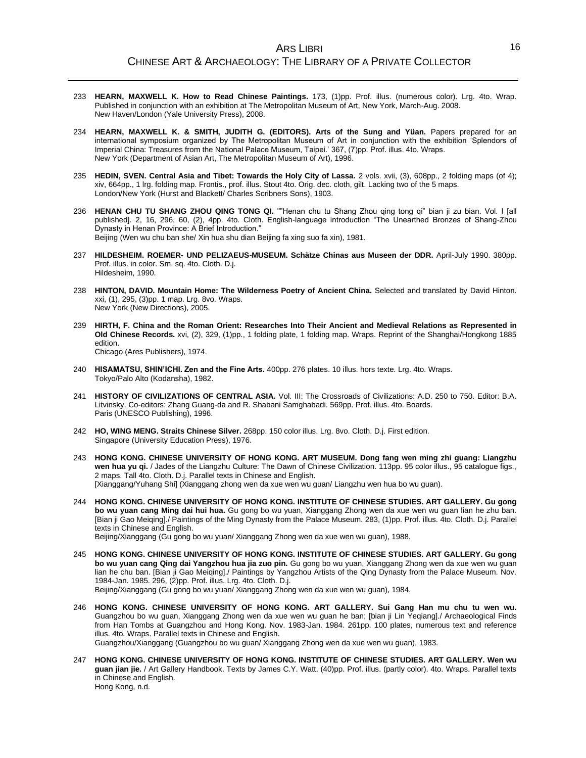233 **HEARN, MAXWELL K. How to Read Chinese Paintings.** 173, (1)pp. Prof. illus. (numerous color). Lrg. 4to. Wrap. Published in conjunction with an exhibition at The Metropolitan Museum of Art, New York, March-Aug. 2008.
New Haven/London (Yale University Press), 2008.

234 **HEARN, MAXWELL K. & SMITH, JUDITH G. (EDITORS). Arts of the Sung and Yüan.** Papers prepared for an international symposium organized by The Metropolitan Museum of Art in conjunction with the exhibition 'Splendors of Imperial China: Treasures from the National Palace Museum, Taipei.' 367, (7)pp. Prof. illus. 4to. Wraps.
New York (Department of Asian Art, The Metropolitan Museum of Art), 1996.

235 **HEDIN, SVEN. Central Asia and Tibet: Towards the Holy City of Lassa.** 2 vols. xvii, (3), 608pp., 2 folding maps (of 4); xiv, 664pp., 1 lrg. folding map. Frontis., prof. illus. Stout 4to. Orig. dec. cloth, gilt. Lacking two of the 5 maps.
London/New York (Hurst and Blackett/ Charles Scribners Sons), 1903.

236 **HENAN CHU TU SHANG ZHOU QING TONG QI.** ""Henan chu tu Shang Zhou qing tong qi" bian ji zu bian. Vol. I [all published]. 2, 16, 296, 60, (2), 4pp. 4to. Cloth. English-language introduction "The Unearthed Bronzes of Shang-Zhou Dynasty in Henan Province: A Brief Introduction."
Beijing (Wen wu chu ban she/ Xin hua shu dian Beijing fa xing suo fa xin), 1981.

237 **HILDESHEIM. ROEMER- UND PELIZAEUS-MUSEUM. Schätze Chinas aus Museen der DDR.** April-July 1990. 380pp. Prof. illus. in color. Sm. sq. 4to. Cloth. D.j.
Hildesheim, 1990.

238 **HINTON, DAVID. Mountain Home: The Wilderness Poetry of Ancient China.** Selected and translated by David Hinton. xxi, (1), 295, (3)pp. 1 map. Lrg. 8vo. Wraps.
New York (New Directions), 2005.

239 **HIRTH, F. China and the Roman Orient: Researches Into Their Ancient and Medieval Relations as Represented in Old Chinese Records.** xvi, (2), 329, (1)pp., 1 folding plate, 1 folding map. Wraps. Reprint of the Shanghai/Hongkong 1885 edition.
Chicago (Ares Publishers), 1974.

240 **HISAMATSU, SHIN'ICHI. Zen and the Fine Arts.** 400pp. 276 plates. 10 illus. hors texte. Lrg. 4to. Wraps.
Tokyo/Palo Alto (Kodansha), 1982.

241 **HISTORY OF CIVILIZATIONS OF CENTRAL ASIA.** Vol. III: The Crossroads of Civilizations: A.D. 250 to 750. Editor: B.A. Litvinsky. Co-editors: Zhang Guang-da and R. Shabani Samghabadi. 569pp. Prof. illus. 4to. Boards.
Paris (UNESCO Publishing), 1996.

242 **HO, WING MENG. Straits Chinese Silver.** 268pp. 150 color illus. Lrg. 8vo. Cloth. D.j. First edition.
Singapore (University Education Press), 1976.

243 **HONG KONG. CHINESE UNIVERSITY OF HONG KONG. ART MUSEUM. Dong fang wen ming zhi guang: Liangzhu wen hua yu qi.** / Jades of the Liangzhu Culture: The Dawn of Chinese Civilization. 113pp. 95 color illus., 95 catalogue figs., 2 maps. Tall 4to. Cloth. D.j. Parallel texts in Chinese and English.
[Xianggang/Yuhang Shi] (Xianggang zhong wen da xue wen wu guan/ Liangzhu wen hua bo wu guan).

244 **HONG KONG. CHINESE UNIVERSITY OF HONG KONG. INSTITUTE OF CHINESE STUDIES. ART GALLERY. Gu gong bo wu yuan cang Ming dai hui hua.** Gu gong bo wu yuan, Xianggang Zhong wen da xue wen wu guan lian he zhu ban. [Bian ji Gao Meiqing]./ Paintings of the Ming Dynasty from the Palace Museum. 283, (1)pp. Prof. illus. 4to. Cloth. D.j. Parallel texts in Chinese and English.
Beijing/Xianggang (Gu gong bo wu yuan/ Xianggang Zhong wen da xue wen wu guan), 1988.

245 **HONG KONG. CHINESE UNIVERSITY OF HONG KONG. INSTITUTE OF CHINESE STUDIES. ART GALLERY. Gu gong bo wu yuan cang Qing dai Yangzhou hua jia zuo pin.** Gu gong bo wu yuan, Xianggang Zhong wen da xue wen wu guan lian he chu ban. [Bian ji Gao Meiqing]./ Paintings by Yangzhou Artists of the Qing Dynasty from the Palace Museum. Nov. 1984-Jan. 1985. 296, (2)pp. Prof. illus. Lrg. 4to. Cloth. D.j.
Beijing/Xianggang (Gu gong bo wu yuan/ Xianggang Zhong wen da xue wen wu guan), 1984.

246 **HONG KONG. CHINESE UNIVERSITY OF HONG KONG. ART GALLERY. Sui Gang Han mu chu tu wen wu.** Guangzhou bo wu guan, Xianggang Zhong wen da xue wen wu guan he ban; [bian ji Lin Yeqiang]./ Archaeological Finds from Han Tombs at Guangzhou and Hong Kong. Nov. 1983-Jan. 1984. 261pp. 100 plates, numerous text and reference illus. 4to. Wraps. Parallel texts in Chinese and English.
Guangzhou/Xianggang (Guangzhou bo wu guan/ Xianggang Zhong wen da xue wen wu guan), 1983.

247 **HONG KONG. CHINESE UNIVERSITY OF HONG KONG. INSTITUTE OF CHINESE STUDIES. ART GALLERY. Wen wu guan jian jie.** / Art Gallery Handbook. Texts by James C.Y. Watt. (40)pp. Prof. illus. (partly color). 4to. Wraps. Parallel texts in Chinese and English.
Hong Kong, n.d.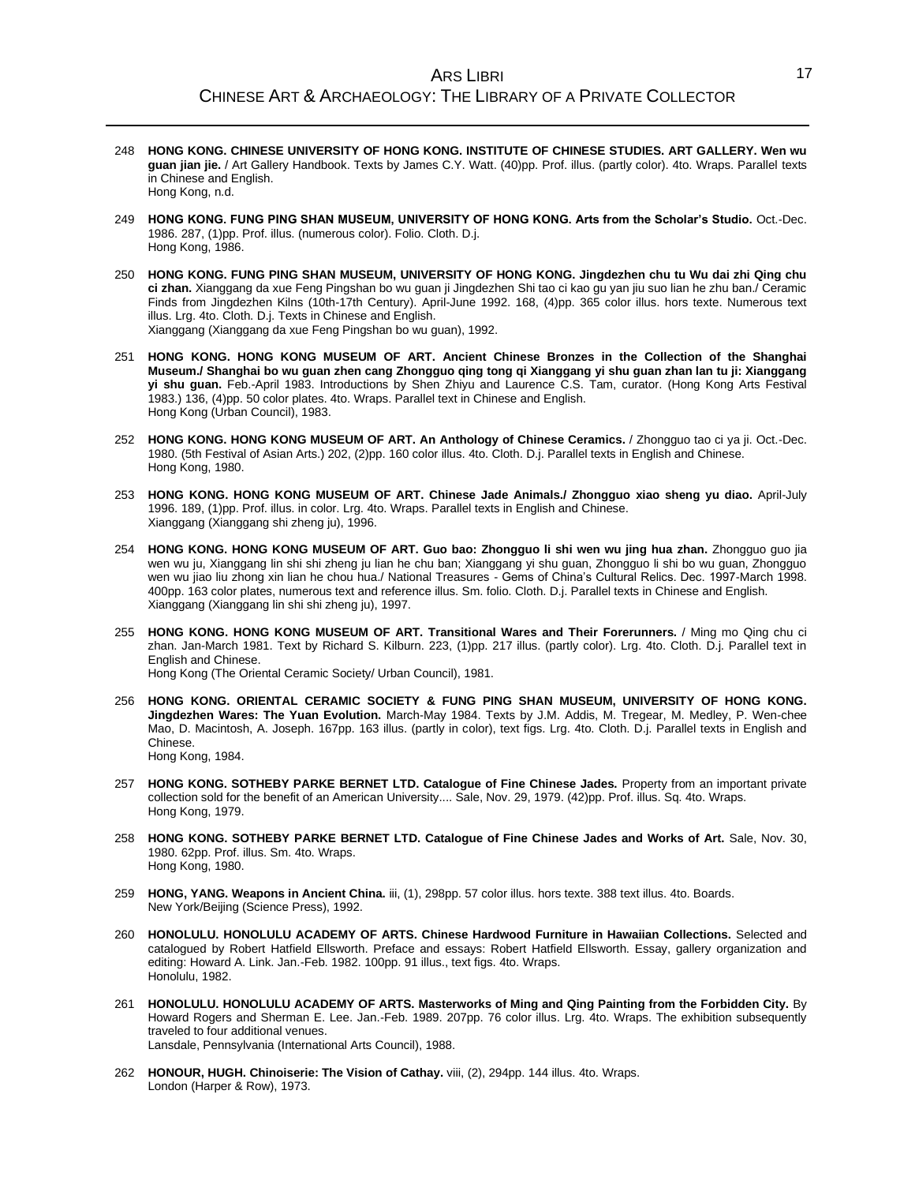248 **HONG KONG. CHINESE UNIVERSITY OF HONG KONG. INSTITUTE OF CHINESE STUDIES. ART GALLERY. Wen wu guan jian jie.** / Art Gallery Handbook. Texts by James C.Y. Watt. (40)pp. Prof. illus. (partly color). 4to. Wraps. Parallel texts in Chinese and English.
Hong Kong, n.d.

249 **HONG KONG. FUNG PING SHAN MUSEUM, UNIVERSITY OF HONG KONG. Arts from the Scholar's Studio.** Oct.-Dec. 1986. 287, (1)pp. Prof. illus. (numerous color). Folio. Cloth. D.j.
Hong Kong, 1986.

250 **HONG KONG. FUNG PING SHAN MUSEUM, UNIVERSITY OF HONG KONG. Jingdezhen chu tu Wu dai zhi Qing chu ci zhan.** Xianggang da xue Feng Pingshan bo wu guan ji Jingdezhen Shi tao ci kao gu yan jiu suo lian he zhu ban./ Ceramic Finds from Jingdezhen Kilns (10th-17th Century). April-June 1992. 168, (4)pp. 365 color illus. hors texte. Numerous text illus. Lrg. 4to. Cloth. D.j. Texts in Chinese and English.
Xianggang (Xianggang da xue Feng Pingshan bo wu guan), 1992.

251 **HONG KONG. HONG KONG MUSEUM OF ART. Ancient Chinese Bronzes in the Collection of the Shanghai Museum./ Shanghai bo wu guan zhen cang Zhongguo qing tong qi Xianggang yi shu guan zhan lan tu ji: Xianggang yi shu guan.** Feb.-April 1983. Introductions by Shen Zhiyu and Laurence C.S. Tam, curator. (Hong Kong Arts Festival 1983.) 136, (4)pp. 50 color plates. 4to. Wraps. Parallel text in Chinese and English.
Hong Kong (Urban Council), 1983.

252 **HONG KONG. HONG KONG MUSEUM OF ART. An Anthology of Chinese Ceramics.** / Zhongguo tao ci ya ji. Oct.-Dec. 1980. (5th Festival of Asian Arts.) 202, (2)pp. 160 color illus. 4to. Cloth. D.j. Parallel texts in English and Chinese.
Hong Kong, 1980.

253 **HONG KONG. HONG KONG MUSEUM OF ART. Chinese Jade Animals./ Zhongguo xiao sheng yu diao.** April-July 1996. 189, (1)pp. Prof. illus. in color. Lrg. 4to. Wraps. Parallel texts in English and Chinese.
Xianggang (Xianggang shi zheng ju), 1996.

254 **HONG KONG. HONG KONG MUSEUM OF ART. Guo bao: Zhongguo li shi wen wu jing hua zhan.** Zhongguo guo jia wen wu ju, Xianggang lin shi shi zheng ju lian he chu ban; Xianggang yi shu guan, Zhongguo li shi bo wu guan, Zhongguo wen wu jiao liu zhong xin lian he chou hua./ National Treasures - Gems of China's Cultural Relics. Dec. 1997-March 1998. 400pp. 163 color plates, numerous text and reference illus. Sm. folio. Cloth. D.j. Parallel texts in Chinese and English.
Xianggang (Xianggang lin shi shi zheng ju), 1997.

255 **HONG KONG. HONG KONG MUSEUM OF ART. Transitional Wares and Their Forerunners.** / Ming mo Qing chu ci zhan. Jan-March 1981. Text by Richard S. Kilburn. 223, (1)pp. 217 illus. (partly color). Lrg. 4to. Cloth. D.j. Parallel text in English and Chinese.
Hong Kong (The Oriental Ceramic Society/ Urban Council), 1981.

256 **HONG KONG. ORIENTAL CERAMIC SOCIETY & FUNG PING SHAN MUSEUM, UNIVERSITY OF HONG KONG. Jingdezhen Wares: The Yuan Evolution.** March-May 1984. Texts by J.M. Addis, M. Tregear, M. Medley, P. Wen-chee Mao, D. Macintosh, A. Joseph. 167pp. 163 illus. (partly in color), text figs. Lrg. 4to. Cloth. D.j. Parallel texts in English and Chinese.
Hong Kong, 1984.

257 **HONG KONG. SOTHEBY PARKE BERNET LTD. Catalogue of Fine Chinese Jades.** Property from an important private collection sold for the benefit of an American University.... Sale, Nov. 29, 1979. (42)pp. Prof. illus. Sq. 4to. Wraps.
Hong Kong, 1979.

258 **HONG KONG. SOTHEBY PARKE BERNET LTD. Catalogue of Fine Chinese Jades and Works of Art.** Sale, Nov. 30, 1980. 62pp. Prof. illus. Sm. 4to. Wraps.
Hong Kong, 1980.

259 **HONG, YANG. Weapons in Ancient China.** iii, (1), 298pp. 57 color illus. hors texte. 388 text illus. 4to. Boards.
New York/Beijing (Science Press), 1992.

260 **HONOLULU. HONOLULU ACADEMY OF ARTS. Chinese Hardwood Furniture in Hawaiian Collections.** Selected and catalogued by Robert Hatfield Ellsworth. Preface and essays: Robert Hatfield Ellsworth. Essay, gallery organization and editing: Howard A. Link. Jan.-Feb. 1982. 100pp. 91 illus., text figs. 4to. Wraps.
Honolulu, 1982.

261 **HONOLULU. HONOLULU ACADEMY OF ARTS. Masterworks of Ming and Qing Painting from the Forbidden City.** By Howard Rogers and Sherman E. Lee. Jan.-Feb. 1989. 207pp. 76 color illus. Lrg. 4to. Wraps. The exhibition subsequently traveled to four additional venues.
Lansdale, Pennsylvania (International Arts Council), 1988.

262 **HONOUR, HUGH. Chinoiserie: The Vision of Cathay.** viii, (2), 294pp. 144 illus. 4to. Wraps.
London (Harper & Row), 1973.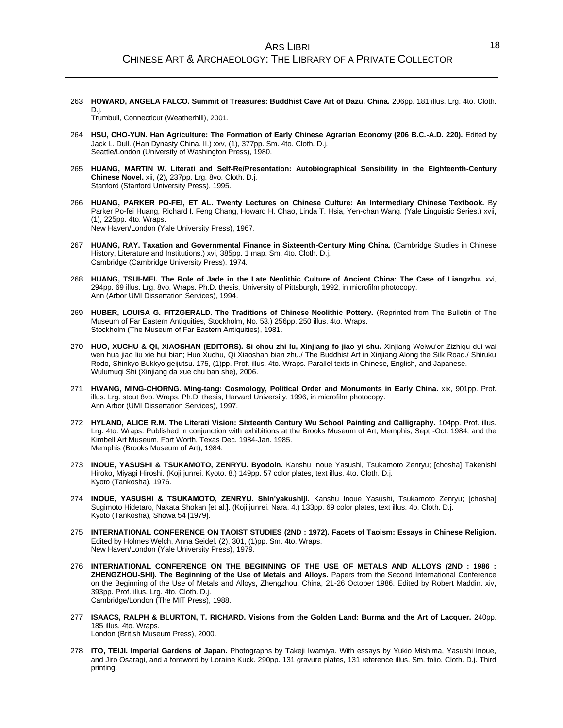263 **HOWARD, ANGELA FALCO. Summit of Treasures: Buddhist Cave Art of Dazu, China.** 206pp. 181 illus. Lrg. 4to. Cloth. D.j.
Trumbull, Connecticut (Weatherhill), 2001.

264 **HSU, CHO-YUN. Han Agriculture: The Formation of Early Chinese Agrarian Economy (206 B.C.-A.D. 220).** Edited by Jack L. Dull. (Han Dynasty China. II.) xxv, (1), 377pp. Sm. 4to. Cloth. D.j.
Seattle/London (University of Washington Press), 1980.

265 **HUANG, MARTIN W. Literati and Self-Re/Presentation: Autobiographical Sensibility in the Eighteenth-Century Chinese Novel.** xii, (2), 237pp. Lrg. 8vo. Cloth. D.j.
Stanford (Stanford University Press), 1995.

266 **HUANG, PARKER PO-FEI, ET AL. Twenty Lectures on Chinese Culture: An Intermediary Chinese Textbook.** By Parker Po-fei Huang, Richard I. Feng Chang, Howard H. Chao, Linda T. Hsia, Yen-chan Wang. (Yale Linguistic Series.) xvii, (1), 225pp. 4to. Wraps.
New Haven/London (Yale University Press), 1967.

267 **HUANG, RAY. Taxation and Governmental Finance in Sixteenth-Century Ming China.** (Cambridge Studies in Chinese History, Literature and Institutions.) xvi, 385pp. 1 map. Sm. 4to. Cloth. D.j.
Cambridge (Cambridge University Press), 1974.

268 **HUANG, TSUI-MEI. The Role of Jade in the Late Neolithic Culture of Ancient China: The Case of Liangzhu.** xvi, 294pp. 69 illus. Lrg. 8vo. Wraps. Ph.D. thesis, University of Pittsburgh, 1992, in microfilm photocopy.
Ann (Arbor UMI Dissertation Services), 1994.

269 **HUBER, LOUISA G. FITZGERALD. The Traditions of Chinese Neolithic Pottery.** (Reprinted from The Bulletin of The Museum of Far Eastern Antiquities, Stockholm, No. 53.) 256pp. 250 illus. 4to. Wraps.
Stockholm (The Museum of Far Eastern Antiquities), 1981.

270 **HUO, XUCHU & QI, XIAOSHAN (EDITORS). Si chou zhi lu, Xinjiang fo jiao yi shu.** Xinjiang Weiwu'er Zizhiqu dui wai wen hua jiao liu xie hui bian; Huo Xuchu, Qi Xiaoshan bian zhu./ The Buddhist Art in Xinjiang Along the Silk Road./ Shiruku Rodo, Shinkyo Bukkyo geijutsu. 175, (1)pp. Prof. illus. 4to. Wraps. Parallel texts in Chinese, English, and Japanese.
Wulumuqi Shi (Xinjiang da xue chu ban she), 2006.

271 **HWANG, MING-CHORNG. Ming-tang: Cosmology, Political Order and Monuments in Early China.** xix, 901pp. Prof. illus. Lrg. stout 8vo. Wraps. Ph.D. thesis, Harvard University, 1996, in microfilm photocopy.
Ann Arbor (UMI Dissertation Services), 1997.

272 **HYLAND, ALICE R.M. The Literati Vision: Sixteenth Century Wu School Painting and Calligraphy.** 104pp. Prof. illus. Lrg. 4to. Wraps. Published in conjunction with exhibitions at the Brooks Museum of Art, Memphis, Sept.-Oct. 1984, and the Kimbell Art Museum, Fort Worth, Texas Dec. 1984-Jan. 1985.
Memphis (Brooks Museum of Art), 1984.

273 **INOUE, YASUSHI & TSUKAMOTO, ZENRYU. Byodoin.** Kanshu Inoue Yasushi, Tsukamoto Zenryu; [chosha] Takenishi Hiroko, Miyagi Hiroshi. (Koji junrei. Kyoto. 8.) 149pp. 57 color plates, text illus. 4to. Cloth. D.j.
Kyoto (Tankosha), 1976.

274 **INOUE, YASUSHI & TSUKAMOTO, ZENRYU. Shin'yakushiji.** Kanshu Inoue Yasushi, Tsukamoto Zenryu; [chosha] Sugimoto Hidetaro, Nakata Shokan [et al.]. (Koji junrei. Nara. 4.) 133pp. 69 color plates, text illus. 4o. Cloth. D.j.
Kyoto (Tankosha), Showa 54 [1979].

275 **INTERNATIONAL CONFERENCE ON TAOIST STUDIES (2ND : 1972). Facets of Taoism: Essays in Chinese Religion.** Edited by Holmes Welch, Anna Seidel. (2), 301, (1)pp. Sm. 4to. Wraps.
New Haven/London (Yale University Press), 1979.

276 **INTERNATIONAL CONFERENCE ON THE BEGINNING OF THE USE OF METALS AND ALLOYS (2ND : 1986 : ZHENGZHOU-SHI). The Beginning of the Use of Metals and Alloys.** Papers from the Second International Conference on the Beginning of the Use of Metals and Alloys, Zhengzhou, China, 21-26 October 1986. Edited by Robert Maddin. xiv, 393pp. Prof. illus. Lrg. 4to. Cloth. D.j.
Cambridge/London (The MIT Press), 1988.

277 **ISAACS, RALPH & BLURTON, T. RICHARD. Visions from the Golden Land: Burma and the Art of Lacquer.** 240pp. 185 illus. 4to. Wraps.
London (British Museum Press), 2000.

278 **ITO, TEIJI. Imperial Gardens of Japan.** Photographs by Takeji Iwamiya. With essays by Yukio Mishima, Yasushi Inoue, and Jiro Osaragi, and a foreword by Loraine Kuck. 290pp. 131 gravure plates, 131 reference illus. Sm. folio. Cloth. D.j. Third printing.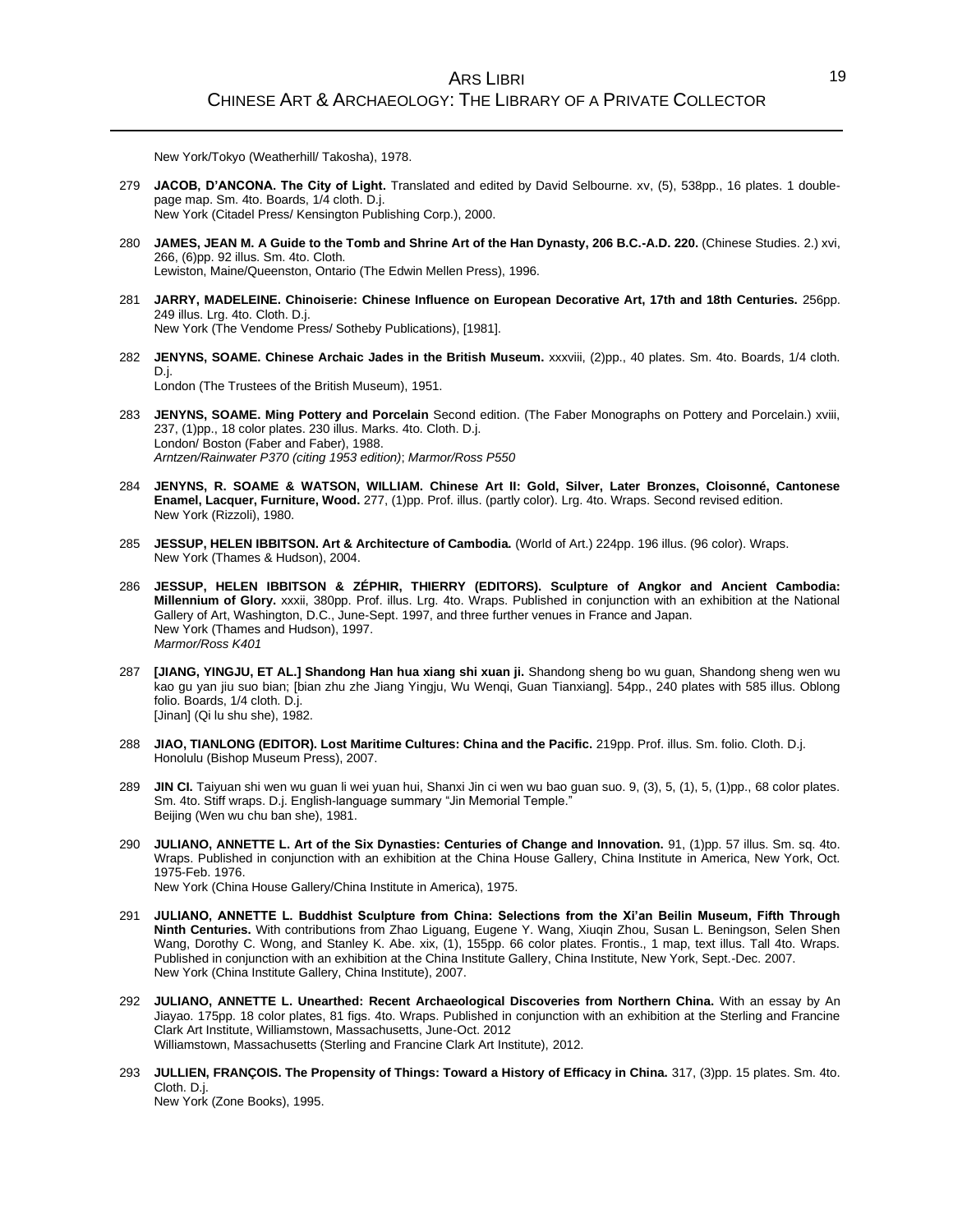New York/Tokyo (Weatherhill/ Takosha), 1978.

279 **JACOB, D'ANCONA. The City of Light.** Translated and edited by David Selbourne. xv, (5), 538pp., 16 plates. 1 double-page map. Sm. 4to. Boards, 1/4 cloth. D.j.
New York (Citadel Press/ Kensington Publishing Corp.), 2000.

280 **JAMES, JEAN M. A Guide to the Tomb and Shrine Art of the Han Dynasty, 206 B.C.-A.D. 220.** (Chinese Studies. 2.) xvi, 266, (6)pp. 92 illus. Sm. 4to. Cloth.
Lewiston, Maine/Queenston, Ontario (The Edwin Mellen Press), 1996.

281 **JARRY, MADELEINE. Chinoiserie: Chinese Influence on European Decorative Art, 17th and 18th Centuries.** 256pp. 249 illus. Lrg. 4to. Cloth. D.j.
New York (The Vendome Press/ Sotheby Publications), [1981].

282 **JENYNS, SOAME. Chinese Archaic Jades in the British Museum.** xxxviii, (2)pp., 40 plates. Sm. 4to. Boards, 1/4 cloth. D.j.
London (The Trustees of the British Museum), 1951.

283 **JENYNS, SOAME. Ming Pottery and Porcelain** Second edition. (The Faber Monographs on Pottery and Porcelain.) xviii, 237, (1)pp., 18 color plates. 230 illus. Marks. 4to. Cloth. D.j.
London/ Boston (Faber and Faber), 1988.
*Arntzen/Rainwater P370 (citing 1953 edition)*; *Marmor/Ross P550*

284 **JENYNS, R. SOAME & WATSON, WILLIAM. Chinese Art II: Gold, Silver, Later Bronzes, Cloisonné, Cantonese Enamel, Lacquer, Furniture, Wood.** 277, (1)pp. Prof. illus. (partly color). Lrg. 4to. Wraps. Second revised edition.
New York (Rizzoli), 1980.

285 **JESSUP, HELEN IBBITSON. Art & Architecture of Cambodia.** (World of Art.) 224pp. 196 illus. (96 color). Wraps.
New York (Thames & Hudson), 2004.

286 **JESSUP, HELEN IBBITSON & ZÉPHIR, THIERRY (EDITORS). Sculpture of Angkor and Ancient Cambodia: Millennium of Glory.** xxxii, 380pp. Prof. illus. Lrg. 4to. Wraps. Published in conjunction with an exhibition at the National Gallery of Art, Washington, D.C., June-Sept. 1997, and three further venues in France and Japan.
New York (Thames and Hudson), 1997.
*Marmor/Ross K401*

287 **[JIANG, YINGJU, ET AL.] Shandong Han hua xiang shi xuan ji.** Shandong sheng bo wu guan, Shandong sheng wen wu kao gu yan jiu suo bian; [bian zhu zhe Jiang Yingju, Wu Wenqi, Guan Tianxiang]. 54pp., 240 plates with 585 illus. Oblong folio. Boards, 1/4 cloth. D.j.
[Jinan] (Qi lu shu she), 1982.

288 **JIAO, TIANLONG (EDITOR). Lost Maritime Cultures: China and the Pacific.** 219pp. Prof. illus. Sm. folio. Cloth. D.j.
Honolulu (Bishop Museum Press), 2007.

289 **JIN CI.** Taiyuan shi wen wu guan li wei yuan hui, Shanxi Jin ci wen wu bao guan suo. 9, (3), 5, (1), 5, (1)pp., 68 color plates. Sm. 4to. Stiff wraps. D.j. English-language summary "Jin Memorial Temple."
Beijing (Wen wu chu ban she), 1981.

290 **JULIANO, ANNETTE L. Art of the Six Dynasties: Centuries of Change and Innovation.** 91, (1)pp. 57 illus. Sm. sq. 4to. Wraps. Published in conjunction with an exhibition at the China House Gallery, China Institute in America, New York, Oct. 1975-Feb. 1976.
New York (China House Gallery/China Institute in America), 1975.

291 **JULIANO, ANNETTE L. Buddhist Sculpture from China: Selections from the Xi'an Beilin Museum, Fifth Through Ninth Centuries.** With contributions from Zhao Liguang, Eugene Y. Wang, Xiuqin Zhou, Susan L. Beningson, Selen Shen Wang, Dorothy C. Wong, and Stanley K. Abe. xix, (1), 155pp. 66 color plates. Frontis., 1 map, text illus. Tall 4to. Wraps. Published in conjunction with an exhibition at the China Institute Gallery, China Institute, New York, Sept.-Dec. 2007.
New York (China Institute Gallery, China Institute), 2007.

292 **JULIANO, ANNETTE L. Unearthed: Recent Archaeological Discoveries from Northern China.** With an essay by An Jiayao. 175pp. 18 color plates, 81 figs. 4to. Wraps. Published in conjunction with an exhibition at the Sterling and Francine Clark Art Institute, Williamstown, Massachusetts, June-Oct. 2012
Williamstown, Massachusetts (Sterling and Francine Clark Art Institute), 2012.

293 **JULLIEN, FRANÇOIS. The Propensity of Things: Toward a History of Efficacy in China.** 317, (3)pp. 15 plates. Sm. 4to. Cloth. D.j.
New York (Zone Books), 1995.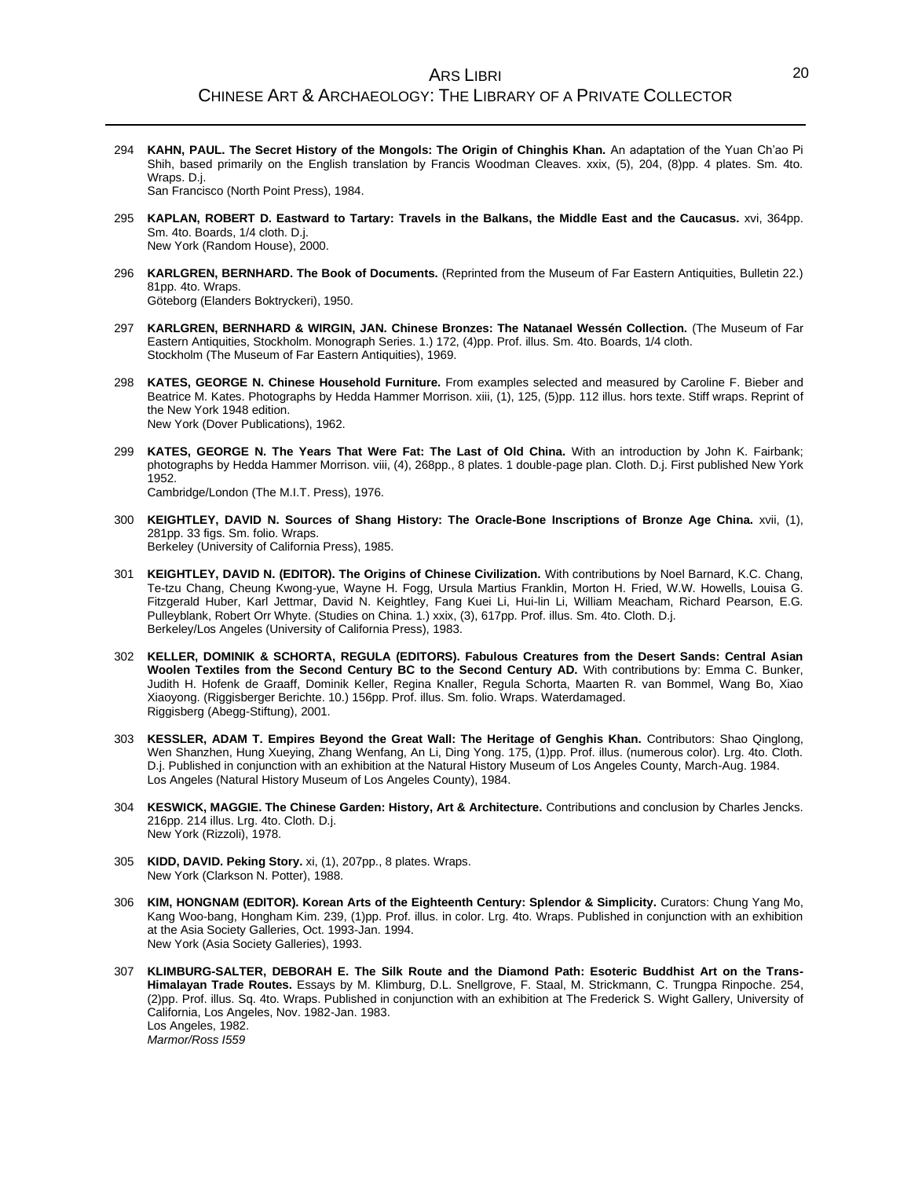294 **KAHN, PAUL. The Secret History of the Mongols: The Origin of Chinghis Khan.** An adaptation of the Yuan Ch'ao Pi Shih, based primarily on the English translation by Francis Woodman Cleaves. xxix, (5), 204, (8)pp. 4 plates. Sm. 4to. Wraps. D.j.
San Francisco (North Point Press), 1984.

295 **KAPLAN, ROBERT D. Eastward to Tartary: Travels in the Balkans, the Middle East and the Caucasus.** xvi, 364pp. Sm. 4to. Boards, 1/4 cloth. D.j.
New York (Random House), 2000.

296 **KARLGREN, BERNHARD. The Book of Documents.** (Reprinted from the Museum of Far Eastern Antiquities, Bulletin 22.) 81pp. 4to. Wraps.
Göteborg (Elanders Boktryckeri), 1950.

297 **KARLGREN, BERNHARD & WIRGIN, JAN. Chinese Bronzes: The Natanael Wessén Collection.** (The Museum of Far Eastern Antiquities, Stockholm. Monograph Series. 1.) 172, (4)pp. Prof. illus. Sm. 4to. Boards, 1/4 cloth.
Stockholm (The Museum of Far Eastern Antiquities), 1969.

298 **KATES, GEORGE N. Chinese Household Furniture.** From examples selected and measured by Caroline F. Bieber and Beatrice M. Kates. Photographs by Hedda Hammer Morrison. xiii, (1), 125, (5)pp. 112 illus. hors texte. Stiff wraps. Reprint of the New York 1948 edition.
New York (Dover Publications), 1962.

299 **KATES, GEORGE N. The Years That Were Fat: The Last of Old China.** With an introduction by John K. Fairbank; photographs by Hedda Hammer Morrison. viii, (4), 268pp., 8 plates. 1 double-page plan. Cloth. D.j. First published New York 1952.
Cambridge/London (The M.I.T. Press), 1976.

300 **KEIGHTLEY, DAVID N. Sources of Shang History: The Oracle-Bone Inscriptions of Bronze Age China.** xvii, (1), 281pp. 33 figs. Sm. folio. Wraps.
Berkeley (University of California Press), 1985.

301 **KEIGHTLEY, DAVID N. (EDITOR). The Origins of Chinese Civilization.** With contributions by Noel Barnard, K.C. Chang, Te-tzu Chang, Cheung Kwong-yue, Wayne H. Fogg, Ursula Martius Franklin, Morton H. Fried, W.W. Howells, Louisa G. Fitzgerald Huber, Karl Jettmar, David N. Keightley, Fang Kuei Li, Hui-lin Li, William Meacham, Richard Pearson, E.G. Pulleyblank, Robert Orr Whyte. (Studies on China. 1.) xxix, (3), 617pp. Prof. illus. Sm. 4to. Cloth. D.j.
Berkeley/Los Angeles (University of California Press), 1983.

302 **KELLER, DOMINIK & SCHORTA, REGULA (EDITORS). Fabulous Creatures from the Desert Sands: Central Asian Woolen Textiles from the Second Century BC to the Second Century AD.** With contributions by: Emma C. Bunker, Judith H. Hofenk de Graaff, Dominik Keller, Regina Knaller, Regula Schorta, Maarten R. van Bommel, Wang Bo, Xiao Xiaoyong. (Riggisberger Berichte. 10.) 156pp. Prof. illus. Sm. folio. Wraps. Waterdamaged.
Riggisberg (Abegg-Stiftung), 2001.

303 **KESSLER, ADAM T. Empires Beyond the Great Wall: The Heritage of Genghis Khan.** Contributors: Shao Qinglong, Wen Shanzhen, Hung Xueying, Zhang Wenfang, An Li, Ding Yong. 175, (1)pp. Prof. illus. (numerous color). Lrg. 4to. Cloth. D.j. Published in conjunction with an exhibition at the Natural History Museum of Los Angeles County, March-Aug. 1984.
Los Angeles (Natural History Museum of Los Angeles County), 1984.

304 **KESWICK, MAGGIE. The Chinese Garden: History, Art & Architecture.** Contributions and conclusion by Charles Jencks. 216pp. 214 illus. Lrg. 4to. Cloth. D.j.
New York (Rizzoli), 1978.

305 **KIDD, DAVID. Peking Story.** xi, (1), 207pp., 8 plates. Wraps.
New York (Clarkson N. Potter), 1988.

306 **KIM, HONGNAM (EDITOR). Korean Arts of the Eighteenth Century: Splendor & Simplicity.** Curators: Chung Yang Mo, Kang Woo-bang, Hongham Kim. 239, (1)pp. Prof. illus. in color. Lrg. 4to. Wraps. Published in conjunction with an exhibition at the Asia Society Galleries, Oct. 1993-Jan. 1994.
New York (Asia Society Galleries), 1993.

307 **KLIMBURG-SALTER, DEBORAH E. The Silk Route and the Diamond Path: Esoteric Buddhist Art on the Trans-Himalayan Trade Routes.** Essays by M. Klimburg, D.L. Snellgrove, F. Staal, M. Strickmann, C. Trungpa Rinpoche. 254, (2)pp. Prof. illus. Sq. 4to. Wraps. Published in conjunction with an exhibition at The Frederick S. Wight Gallery, University of California, Los Angeles, Nov. 1982-Jan. 1983.
Los Angeles, 1982.
*Marmor/Ross I559*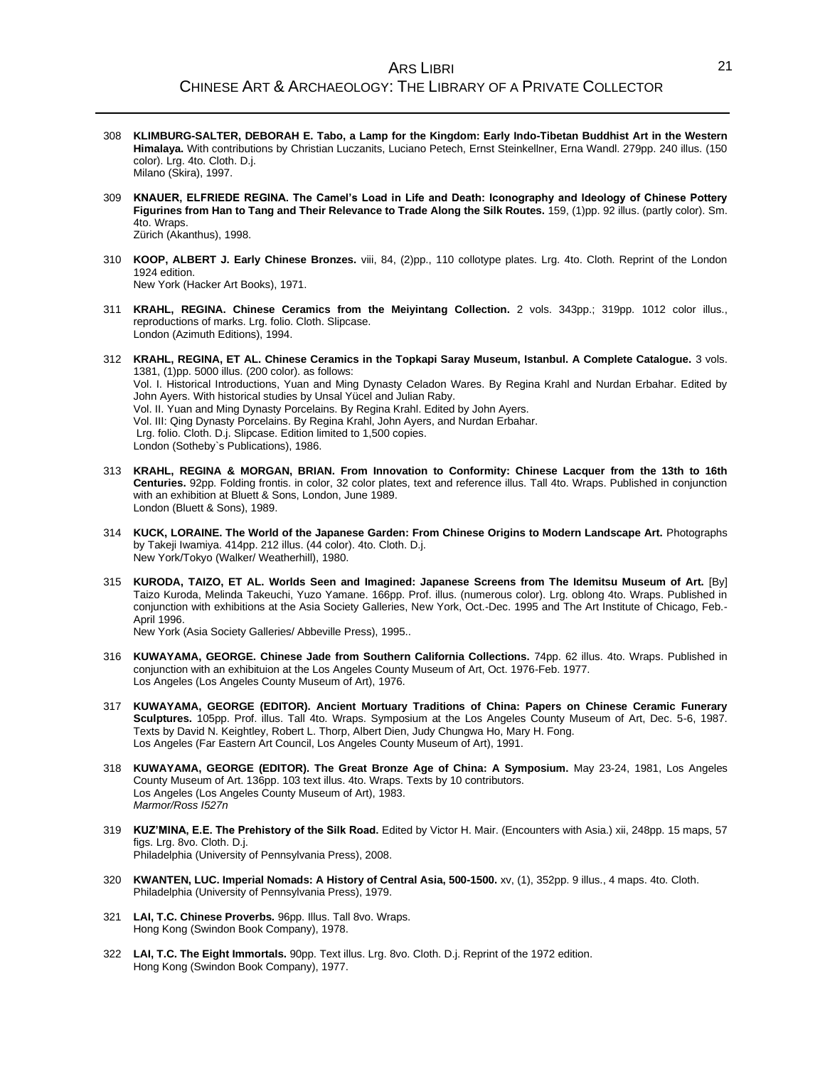308 **KLIMBURG-SALTER, DEBORAH E. Tabo, a Lamp for the Kingdom: Early Indo-Tibetan Buddhist Art in the Western Himalaya.** With contributions by Christian Luczanits, Luciano Petech, Ernst Steinkellner, Erna Wandl. 279pp. 240 illus. (150 color). Lrg. 4to. Cloth. D.j.
Milano (Skira), 1997.

309 **KNAUER, ELFRIEDE REGINA. The Camel's Load in Life and Death: Iconography and Ideology of Chinese Pottery Figurines from Han to Tang and Their Relevance to Trade Along the Silk Routes.** 159, (1)pp. 92 illus. (partly color). Sm. 4to. Wraps.
Zürich (Akanthus), 1998.

310 **KOOP, ALBERT J. Early Chinese Bronzes.** viii, 84, (2)pp., 110 collotype plates. Lrg. 4to. Cloth. Reprint of the London 1924 edition.
New York (Hacker Art Books), 1971.

311 **KRAHL, REGINA. Chinese Ceramics from the Meiyintang Collection.** 2 vols. 343pp.; 319pp. 1012 color illus., reproductions of marks. Lrg. folio. Cloth. Slipcase.
London (Azimuth Editions), 1994.

312 **KRAHL, REGINA, ET AL. Chinese Ceramics in the Topkapi Saray Museum, Istanbul. A Complete Catalogue.** 3 vols. 1381, (1)pp. 5000 illus. (200 color). as follows:
Vol. I. Historical Introductions, Yuan and Ming Dynasty Celadon Wares. By Regina Krahl and Nurdan Erbahar. Edited by John Ayers. With historical studies by Unsal Yücel and Julian Raby.
Vol. II. Yuan and Ming Dynasty Porcelains. By Regina Krahl. Edited by John Ayers.
Vol. III: Qing Dynasty Porcelains. By Regina Krahl, John Ayers, and Nurdan Erbahar.
Lrg. folio. Cloth. D.j. Slipcase. Edition limited to 1,500 copies.
London (Sotheby`s Publications), 1986.

313 **KRAHL, REGINA & MORGAN, BRIAN. From Innovation to Conformity: Chinese Lacquer from the 13th to 16th Centuries.** 92pp. Folding frontis. in color, 32 color plates, text and reference illus. Tall 4to. Wraps. Published in conjunction with an exhibition at Bluett & Sons, London, June 1989.
London (Bluett & Sons), 1989.

314 **KUCK, LORAINE. The World of the Japanese Garden: From Chinese Origins to Modern Landscape Art.** Photographs by Takeji Iwamiya. 414pp. 212 illus. (44 color). 4to. Cloth. D.j.
New York/Tokyo (Walker/ Weatherhill), 1980.

315 **KURODA, TAIZO, ET AL. Worlds Seen and Imagined: Japanese Screens from The Idemitsu Museum of Art.** [By] Taizo Kuroda, Melinda Takeuchi, Yuzo Yamane. 166pp. Prof. illus. (numerous color). Lrg. oblong 4to. Wraps. Published in conjunction with exhibitions at the Asia Society Galleries, New York, Oct.-Dec. 1995 and The Art Institute of Chicago, Feb.-April 1996.
New York (Asia Society Galleries/ Abbeville Press), 1995..

316 **KUWAYAMA, GEORGE. Chinese Jade from Southern California Collections.** 74pp. 62 illus. 4to. Wraps. Published in conjunction with an exhibituion at the Los Angeles County Museum of Art, Oct. 1976-Feb. 1977.
Los Angeles (Los Angeles County Museum of Art), 1976.

317 **KUWAYAMA, GEORGE (EDITOR). Ancient Mortuary Traditions of China: Papers on Chinese Ceramic Funerary Sculptures.** 105pp. Prof. illus. Tall 4to. Wraps. Symposium at the Los Angeles County Museum of Art, Dec. 5-6, 1987. Texts by David N. Keightley, Robert L. Thorp, Albert Dien, Judy Chungwa Ho, Mary H. Fong.
Los Angeles (Far Eastern Art Council, Los Angeles County Museum of Art), 1991.

318 **KUWAYAMA, GEORGE (EDITOR). The Great Bronze Age of China: A Symposium.** May 23-24, 1981, Los Angeles County Museum of Art. 136pp. 103 text illus. 4to. Wraps. Texts by 10 contributors.
Los Angeles (Los Angeles County Museum of Art), 1983.
*Marmor/Ross I527n*

319 **KUZ'MINA, E.E. The Prehistory of the Silk Road.** Edited by Victor H. Mair. (Encounters with Asia.) xii, 248pp. 15 maps, 57 figs. Lrg. 8vo. Cloth. D.j.
Philadelphia (University of Pennsylvania Press), 2008.

320 **KWANTEN, LUC. Imperial Nomads: A History of Central Asia, 500-1500.** xv, (1), 352pp. 9 illus., 4 maps. 4to. Cloth.
Philadelphia (University of Pennsylvania Press), 1979.

321 **LAI, T.C. Chinese Proverbs.** 96pp. Illus. Tall 8vo. Wraps.
Hong Kong (Swindon Book Company), 1978.

322 **LAI, T.C. The Eight Immortals.** 90pp. Text illus. Lrg. 8vo. Cloth. D.j. Reprint of the 1972 edition.
Hong Kong (Swindon Book Company), 1977.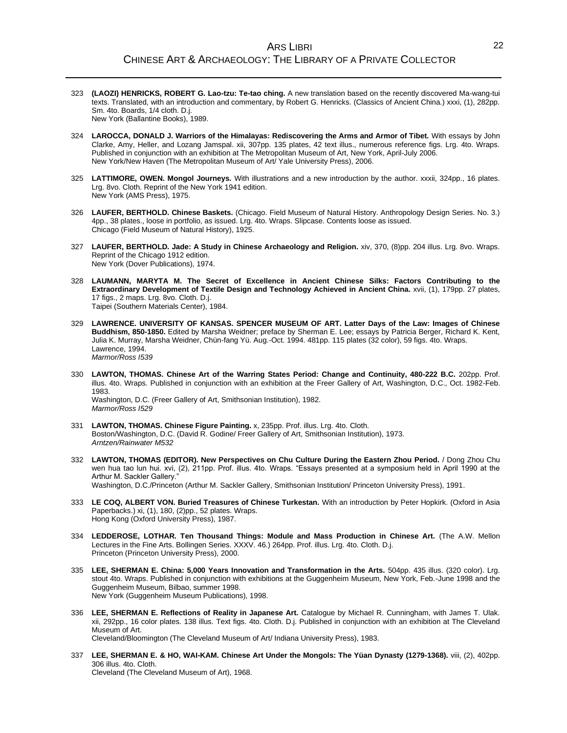323 **(LAOZI) HENRICKS, ROBERT G. Lao-tzu: Te-tao ching.** A new translation based on the recently discovered Ma-wang-tui texts. Translated, with an introduction and commentary, by Robert G. Henricks. (Classics of Ancient China.) xxxi, (1), 282pp. Sm. 4to. Boards, 1/4 cloth. D.j.
New York (Ballantine Books), 1989.

324 **LAROCCA, DONALD J. Warriors of the Himalayas: Rediscovering the Arms and Armor of Tibet.** With essays by John Clarke, Amy, Heller, and Lozang Jamspal. xii, 307pp. 135 plates, 42 text illus., numerous reference figs. Lrg. 4to. Wraps. Published in conjunction with an exhibition at The Metropolitan Museum of Art, New York, April-July 2006.
New York/New Haven (The Metropolitan Museum of Art/ Yale University Press), 2006.

325 **LATTIMORE, OWEN. Mongol Journeys.** With illustrations and a new introduction by the author. xxxii, 324pp., 16 plates. Lrg. 8vo. Cloth. Reprint of the New York 1941 edition.
New York (AMS Press), 1975.

326 **LAUFER, BERTHOLD. Chinese Baskets.** (Chicago. Field Museum of Natural History. Anthropology Design Series. No. 3.) 4pp., 38 plates., loose in portfolio, as issued. Lrg. 4to. Wraps. Slipcase. Contents loose as issued.
Chicago (Field Museum of Natural History), 1925.

327 **LAUFER, BERTHOLD. Jade: A Study in Chinese Archaeology and Religion.** xiv, 370, (8)pp. 204 illus. Lrg. 8vo. Wraps. Reprint of the Chicago 1912 edition.
New York (Dover Publications), 1974.

328 **LAUMANN, MARYTA M. The Secret of Excellence in Ancient Chinese Silks: Factors Contributing to the Extraordinary Development of Textile Design and Technology Achieved in Ancient China.** xvii, (1), 179pp. 27 plates, 17 figs., 2 maps. Lrg. 8vo. Cloth. D.j.
Taipei (Southern Materials Center), 1984.

329 **LAWRENCE. UNIVERSITY OF KANSAS. SPENCER MUSEUM OF ART. Latter Days of the Law: Images of Chinese Buddhism, 850-1850.** Edited by Marsha Weidner; preface by Sherman E. Lee; essays by Patricia Berger, Richard K. Kent, Julia K. Murray, Marsha Weidner, Chün-fang Yü. Aug.-Oct. 1994. 481pp. 115 plates (32 color), 59 figs. 4to. Wraps.
Lawrence, 1994.
*Marmor/Ross I539*

330 **LAWTON, THOMAS. Chinese Art of the Warring States Period: Change and Continuity, 480-222 B.C.** 202pp. Prof. illus. 4to. Wraps. Published in conjunction with an exhibition at the Freer Gallery of Art, Washington, D.C., Oct. 1982-Feb. 1983.
Washington, D.C. (Freer Gallery of Art, Smithsonian Institution), 1982.
*Marmor/Ross I529*

331 **LAWTON, THOMAS. Chinese Figure Painting.** x, 235pp. Prof. illus. Lrg. 4to. Cloth.
Boston/Washington, D.C. (David R. Godine/ Freer Gallery of Art, Smithsonian Institution), 1973.
*Arntzen/Rainwater M532*

332 **LAWTON, THOMAS (EDITOR). New Perspectives on Chu Culture During the Eastern Zhou Period.** / Dong Zhou Chu wen hua tao lun hui. xvi, (2), 211pp. Prof. illus. 4to. Wraps. "Essays presented at a symposium held in April 1990 at the Arthur M. Sackler Gallery."
Washington, D.C./Princeton (Arthur M. Sackler Gallery, Smithsonian Institution/ Princeton University Press), 1991.

333 **LE COQ, ALBERT VON. Buried Treasures of Chinese Turkestan.** With an introduction by Peter Hopkirk. (Oxford in Asia Paperbacks.) xi, (1), 180, (2)pp., 52 plates. Wraps.
Hong Kong (Oxford University Press), 1987.

334 **LEDDEROSE, LOTHAR. Ten Thousand Things: Module and Mass Production in Chinese Art.** (The A.W. Mellon Lectures in the Fine Arts. Bollingen Series. XXXV. 46.) 264pp. Prof. illus. Lrg. 4to. Cloth. D.j.
Princeton (Princeton University Press), 2000.

335 **LEE, SHERMAN E. China: 5,000 Years Innovation and Transformation in the Arts.** 504pp. 435 illus. (320 color). Lrg. stout 4to. Wraps. Published in conjunction with exhibitions at the Guggenheim Museum, New York, Feb.-June 1998 and the Guggenheim Museum, Bilbao, summer 1998.
New York (Guggenheim Museum Publications), 1998.

336 **LEE, SHERMAN E. Reflections of Reality in Japanese Art.** Catalogue by Michael R. Cunningham, with James T. Ulak. xii, 292pp., 16 color plates. 138 illus. Text figs. 4to. Cloth. D.j. Published in conjunction with an exhibition at The Cleveland Museum of Art.
Cleveland/Bloomington (The Cleveland Museum of Art/ Indiana University Press), 1983.

337 **LEE, SHERMAN E. & HO, WAI-KAM. Chinese Art Under the Mongols: The Yüan Dynasty (1279-1368).** viii, (2), 402pp. 306 illus. 4to. Cloth.
Cleveland (The Cleveland Museum of Art), 1968.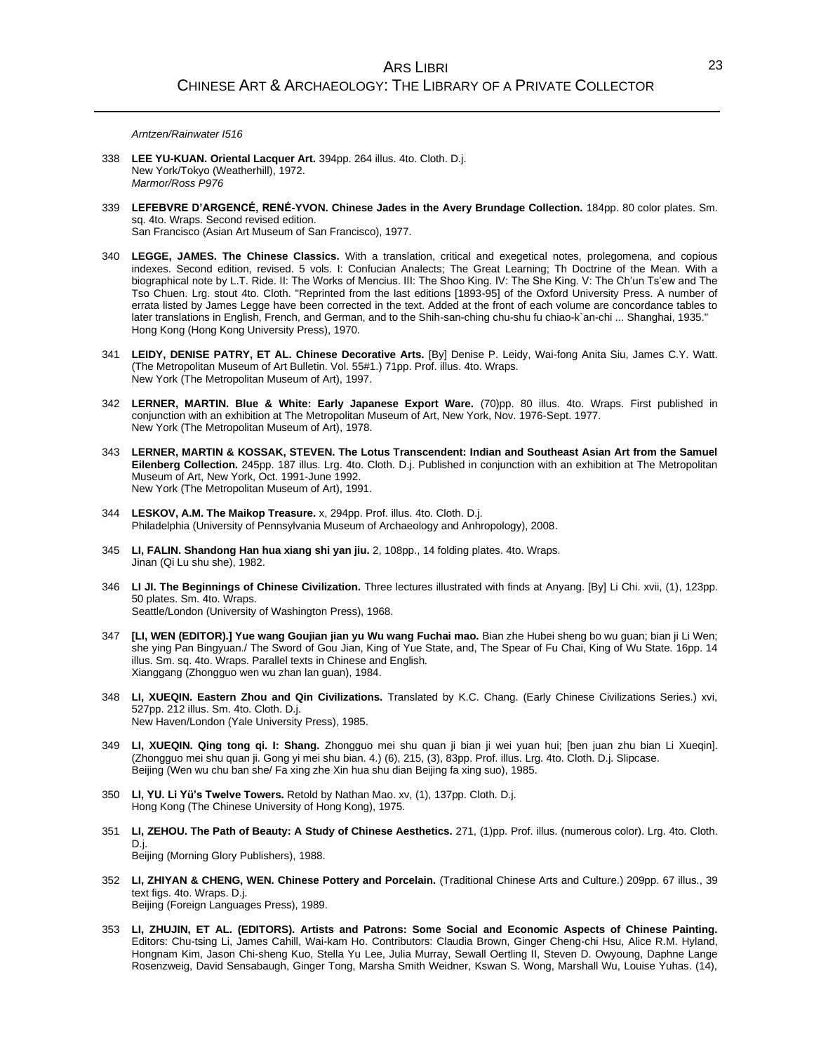*Arntzen/Rainwater I516*

338 **LEE YU-KUAN. Oriental Lacquer Art.** 394pp. 264 illus. 4to. Cloth. D.j.
New York/Tokyo (Weatherhill), 1972.
*Marmor/Ross P976*

339 **LEFEBVRE D'ARGENCÉ, RENÉ-YVON. Chinese Jades in the Avery Brundage Collection.** 184pp. 80 color plates. Sm. sq. 4to. Wraps. Second revised edition.
San Francisco (Asian Art Museum of San Francisco), 1977.

340 **LEGGE, JAMES. The Chinese Classics.** With a translation, critical and exegetical notes, prolegomena, and copious indexes. Second edition, revised. 5 vols. I: Confucian Analects; The Great Learning; Th Doctrine of the Mean. With a biographical note by L.T. Ride. II: The Works of Mencius. III: The Shoo King. IV: The She King. V: The Ch'un Ts'ew and The Tso Chuen. Lrg. stout 4to. Cloth. "Reprinted from the last editions [1893-95] of the Oxford University Press. A number of errata listed by James Legge have been corrected in the text. Added at the front of each volume are concordance tables to later translations in English, French, and German, and to the Shih-san-ching chu-shu fu chiao-k`an-chi ... Shanghai, 1935."
Hong Kong (Hong Kong University Press), 1970.

341 **LEIDY, DENISE PATRY, ET AL. Chinese Decorative Arts.** [By] Denise P. Leidy, Wai-fong Anita Siu, James C.Y. Watt. (The Metropolitan Museum of Art Bulletin. Vol. 55#1.) 71pp. Prof. illus. 4to. Wraps.
New York (The Metropolitan Museum of Art), 1997.

342 **LERNER, MARTIN. Blue & White: Early Japanese Export Ware.** (70)pp. 80 illus. 4to. Wraps. First published in conjunction with an exhibition at The Metropolitan Museum of Art, New York, Nov. 1976-Sept. 1977.
New York (The Metropolitan Museum of Art), 1978.

343 **LERNER, MARTIN & KOSSAK, STEVEN. The Lotus Transcendent: Indian and Southeast Asian Art from the Samuel Eilenberg Collection.** 245pp. 187 illus. Lrg. 4to. Cloth. D.j. Published in conjunction with an exhibition at The Metropolitan Museum of Art, New York, Oct. 1991-June 1992.
New York (The Metropolitan Museum of Art), 1991.

344 **LESKOV, A.M. The Maikop Treasure.** x, 294pp. Prof. illus. 4to. Cloth. D.j.
Philadelphia (University of Pennsylvania Museum of Archaeology and Anhropology), 2008.

345 **LI, FALIN. Shandong Han hua xiang shi yan jiu.** 2, 108pp., 14 folding plates. 4to. Wraps.
Jinan (Qi Lu shu she), 1982.

346 **LI JI. The Beginnings of Chinese Civilization.** Three lectures illustrated with finds at Anyang. [By] Li Chi. xvii, (1), 123pp. 50 plates. Sm. 4to. Wraps.
Seattle/London (University of Washington Press), 1968.

347 **[LI, WEN (EDITOR).] Yue wang Goujian jian yu Wu wang Fuchai mao.** Bian zhe Hubei sheng bo wu guan; bian ji Li Wen; she ying Pan Bingyuan./ The Sword of Gou Jian, King of Yue State, and, The Spear of Fu Chai, King of Wu State. 16pp. 14 illus. Sm. sq. 4to. Wraps. Parallel texts in Chinese and English.
Xianggang (Zhongguo wen wu zhan lan guan), 1984.

348 **LI, XUEQIN. Eastern Zhou and Qin Civilizations.** Translated by K.C. Chang. (Early Chinese Civilizations Series.) xvi, 527pp. 212 illus. Sm. 4to. Cloth. D.j.
New Haven/London (Yale University Press), 1985.

349 **LI, XUEQIN. Qing tong qi. I: Shang.** Zhongguo mei shu quan ji bian ji wei yuan hui; [ben juan zhu bian Li Xueqin]. (Zhongguo mei shu quan ji. Gong yi mei shu bian. 4.) (6), 215, (3), 83pp. Prof. illus. Lrg. 4to. Cloth. D.j. Slipcase.
Beijing (Wen wu chu ban she/ Fa xing zhe Xin hua shu dian Beijing fa xing suo), 1985.

350 **LI, YU. Li Yü's Twelve Towers.** Retold by Nathan Mao. xv, (1), 137pp. Cloth. D.j.
Hong Kong (The Chinese University of Hong Kong), 1975.

351 **LI, ZEHOU. The Path of Beauty: A Study of Chinese Aesthetics.** 271, (1)pp. Prof. illus. (numerous color). Lrg. 4to. Cloth. D.j.
Beijing (Morning Glory Publishers), 1988.

352 **LI, ZHIYAN & CHENG, WEN. Chinese Pottery and Porcelain.** (Traditional Chinese Arts and Culture.) 209pp. 67 illus., 39 text figs. 4to. Wraps. D.j.
Beijing (Foreign Languages Press), 1989.

353 **LI, ZHUJIN, ET AL. (EDITORS). Artists and Patrons: Some Social and Economic Aspects of Chinese Painting.** Editors: Chu-tsing Li, James Cahill, Wai-kam Ho. Contributors: Claudia Brown, Ginger Cheng-chi Hsu, Alice R.M. Hyland, Hongnam Kim, Jason Chi-sheng Kuo, Stella Yu Lee, Julia Murray, Sewall Oertling II, Steven D. Owyoung, Daphne Lange Rosenzweig, David Sensabaugh, Ginger Tong, Marsha Smith Weidner, Kswan S. Wong, Marshall Wu, Louise Yuhas. (14),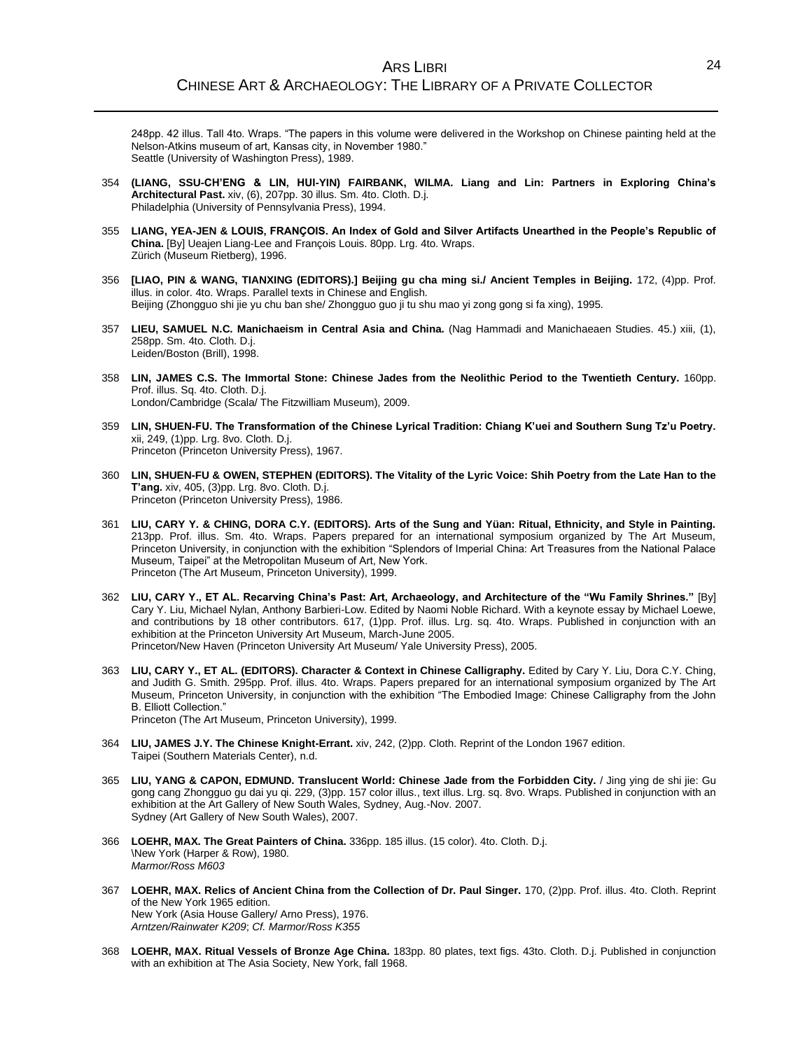248pp. 42 illus. Tall 4to. Wraps. "The papers in this volume were delivered in the Workshop on Chinese painting held at the Nelson-Atkins museum of art, Kansas city, in November 1980."
Seattle (University of Washington Press), 1989.

354 **(LIANG, SSU-CH'ENG & LIN, HUI-YIN) FAIRBANK, WILMA. Liang and Lin: Partners in Exploring China's Architectural Past.** xiv, (6), 207pp. 30 illus. Sm. 4to. Cloth. D.j.
Philadelphia (University of Pennsylvania Press), 1994.

355 **LIANG, YEA-JEN & LOUIS, FRANÇOIS. An Index of Gold and Silver Artifacts Unearthed in the People's Republic of China.** [By] Ueajen Liang-Lee and François Louis. 80pp. Lrg. 4to. Wraps.
Zürich (Museum Rietberg), 1996.

356 **[LIAO, PIN & WANG, TIANXING (EDITORS).] Beijing gu cha ming si./ Ancient Temples in Beijing.** 172, (4)pp. Prof. illus. in color. 4to. Wraps. Parallel texts in Chinese and English.
Beijing (Zhongguo shi jie yu chu ban she/ Zhongguo guo ji tu shu mao yi zong gong si fa xing), 1995.

357 **LIEU, SAMUEL N.C. Manichaeism in Central Asia and China.** (Nag Hammadi and Manichaeaen Studies. 45.) xiii, (1), 258pp. Sm. 4to. Cloth. D.j.
Leiden/Boston (Brill), 1998.

358 **LIN, JAMES C.S. The Immortal Stone: Chinese Jades from the Neolithic Period to the Twentieth Century.** 160pp. Prof. illus. Sq. 4to. Cloth. D.j.
London/Cambridge (Scala/ The Fitzwilliam Museum), 2009.

359 **LIN, SHUEN-FU. The Transformation of the Chinese Lyrical Tradition: Chiang K'uei and Southern Sung Tz'u Poetry.** xii, 249, (1)pp. Lrg. 8vo. Cloth. D.j.
Princeton (Princeton University Press), 1967.

360 **LIN, SHUEN-FU & OWEN, STEPHEN (EDITORS). The Vitality of the Lyric Voice: Shih Poetry from the Late Han to the T'ang.** xiv, 405, (3)pp. Lrg. 8vo. Cloth. D.j.
Princeton (Princeton University Press), 1986.

361 **LIU, CARY Y. & CHING, DORA C.Y. (EDITORS). Arts of the Sung and Yüan: Ritual, Ethnicity, and Style in Painting.** 213pp. Prof. illus. Sm. 4to. Wraps. Papers prepared for an international symposium organized by The Art Museum, Princeton University, in conjunction with the exhibition "Splendors of Imperial China: Art Treasures from the National Palace Museum, Taipei" at the Metropolitan Museum of Art, New York.
Princeton (The Art Museum, Princeton University), 1999.

362 **LIU, CARY Y., ET AL. Recarving China's Past: Art, Archaeology, and Architecture of the "Wu Family Shrines."** [By] Cary Y. Liu, Michael Nylan, Anthony Barbieri-Low. Edited by Naomi Noble Richard. With a keynote essay by Michael Loewe, and contributions by 18 other contributors. 617, (1)pp. Prof. illus. Lrg. sq. 4to. Wraps. Published in conjunction with an exhibition at the Princeton University Art Museum, March-June 2005.
Princeton/New Haven (Princeton University Art Museum/ Yale University Press), 2005.

363 **LIU, CARY Y., ET AL. (EDITORS). Character & Context in Chinese Calligraphy.** Edited by Cary Y. Liu, Dora C.Y. Ching, and Judith G. Smith. 295pp. Prof. illus. 4to. Wraps. Papers prepared for an international symposium organized by The Art Museum, Princeton University, in conjunction with the exhibition "The Embodied Image: Chinese Calligraphy from the John B. Elliott Collection."
Princeton (The Art Museum, Princeton University), 1999.

364 **LIU, JAMES J.Y. The Chinese Knight-Errant.** xiv, 242, (2)pp. Cloth. Reprint of the London 1967 edition.
Taipei (Southern Materials Center), n.d.

365 **LIU, YANG & CAPON, EDMUND. Translucent World: Chinese Jade from the Forbidden City.** / Jing ying de shi jie: Gu gong cang Zhongguo gu dai yu qi. 229, (3)pp. 157 color illus., text illus. Lrg. sq. 8vo. Wraps. Published in conjunction with an exhibition at the Art Gallery of New South Wales, Sydney, Aug.-Nov. 2007.
Sydney (Art Gallery of New South Wales), 2007.

366 **LOEHR, MAX. The Great Painters of China.** 336pp. 185 illus. (15 color). 4to. Cloth. D.j.
\New York (Harper & Row), 1980.
*Marmor/Ross M603*

367 **LOEHR, MAX. Relics of Ancient China from the Collection of Dr. Paul Singer.** 170, (2)pp. Prof. illus. 4to. Cloth. Reprint of the New York 1965 edition.
New York (Asia House Gallery/ Arno Press), 1976.
*Arntzen/Rainwater K209*; *Cf. Marmor/Ross K355*

368 **LOEHR, MAX. Ritual Vessels of Bronze Age China.** 183pp. 80 plates, text figs. 43to. Cloth. D.j. Published in conjunction with an exhibition at The Asia Society, New York, fall 1968.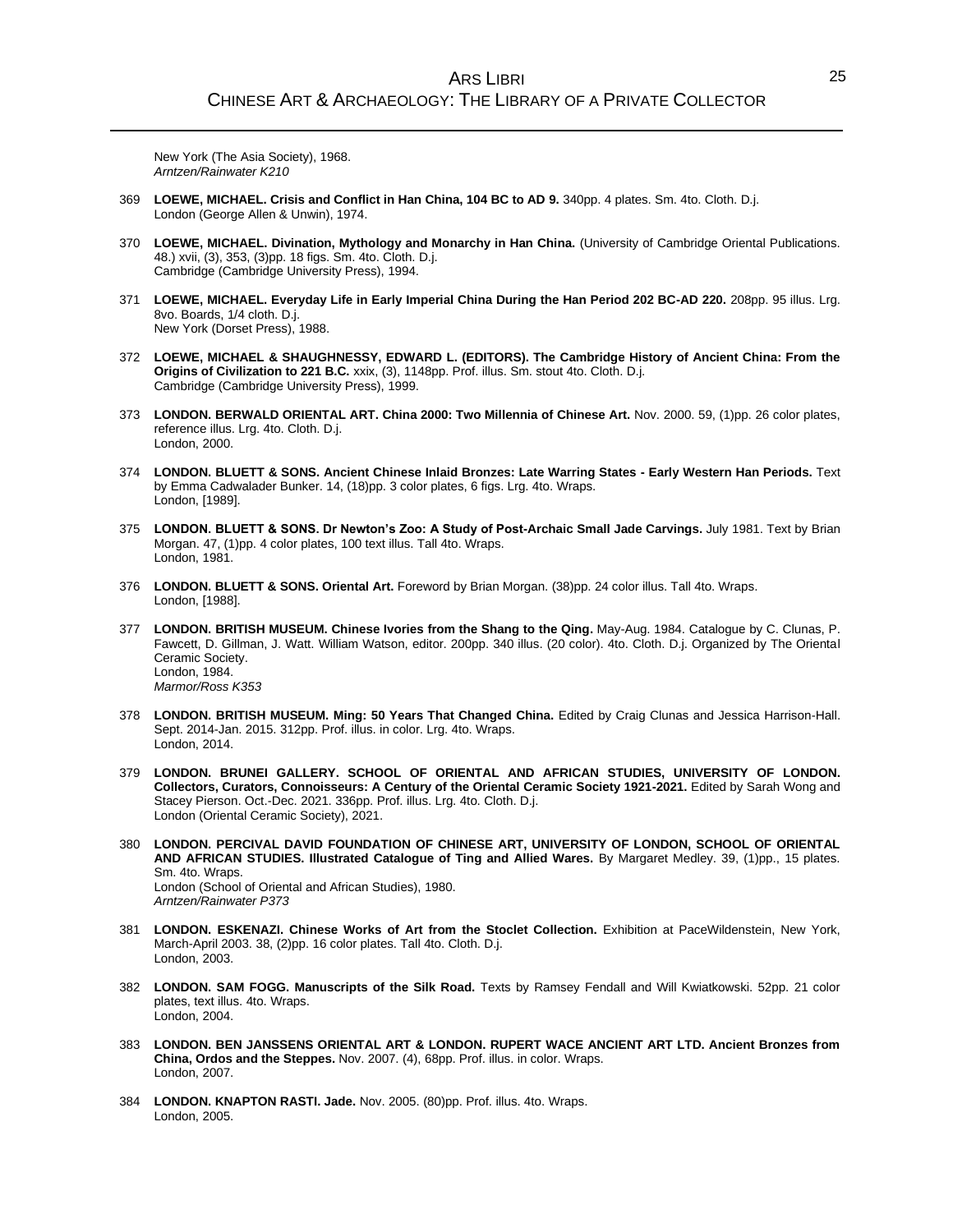New York (The Asia Society), 1968.
*Arntzen/Rainwater K210*

369 **LOEWE, MICHAEL. Crisis and Conflict in Han China, 104 BC to AD 9.** 340pp. 4 plates. Sm. 4to. Cloth. D.j.
London (George Allen & Unwin), 1974.

370 **LOEWE, MICHAEL. Divination, Mythology and Monarchy in Han China.** (University of Cambridge Oriental Publications. 48.) xvii, (3), 353, (3)pp. 18 figs. Sm. 4to. Cloth. D.j.
Cambridge (Cambridge University Press), 1994.

371 **LOEWE, MICHAEL. Everyday Life in Early Imperial China During the Han Period 202 BC-AD 220.** 208pp. 95 illus. Lrg. 8vo. Boards, 1/4 cloth. D.j.
New York (Dorset Press), 1988.

372 **LOEWE, MICHAEL & SHAUGHNESSY, EDWARD L. (EDITORS). The Cambridge History of Ancient China: From the Origins of Civilization to 221 B.C.** xxix, (3), 1148pp. Prof. illus. Sm. stout 4to. Cloth. D.j.
Cambridge (Cambridge University Press), 1999.

373 **LONDON. BERWALD ORIENTAL ART. China 2000: Two Millennia of Chinese Art.** Nov. 2000. 59, (1)pp. 26 color plates, reference illus. Lrg. 4to. Cloth. D.j.
London, 2000.

374 **LONDON. BLUETT & SONS. Ancient Chinese Inlaid Bronzes: Late Warring States - Early Western Han Periods.** Text by Emma Cadwalader Bunker. 14, (18)pp. 3 color plates, 6 figs. Lrg. 4to. Wraps.
London, [1989].

375 **LONDON. BLUETT & SONS. Dr Newton's Zoo: A Study of Post-Archaic Small Jade Carvings.** July 1981. Text by Brian Morgan. 47, (1)pp. 4 color plates, 100 text illus. Tall 4to. Wraps.
London, 1981.

376 **LONDON. BLUETT & SONS. Oriental Art.** Foreword by Brian Morgan. (38)pp. 24 color illus. Tall 4to. Wraps.
London, [1988].

377 **LONDON. BRITISH MUSEUM. Chinese Ivories from the Shang to the Qing.** May-Aug. 1984. Catalogue by C. Clunas, P. Fawcett, D. Gillman, J. Watt. William Watson, editor. 200pp. 340 illus. (20 color). 4to. Cloth. D.j. Organized by The Oriental Ceramic Society.
London, 1984.
*Marmor/Ross K353*

378 **LONDON. BRITISH MUSEUM. Ming: 50 Years That Changed China.** Edited by Craig Clunas and Jessica Harrison-Hall. Sept. 2014-Jan. 2015. 312pp. Prof. illus. in color. Lrg. 4to. Wraps.
London, 2014.

379 **LONDON. BRUNEI GALLERY. SCHOOL OF ORIENTAL AND AFRICAN STUDIES, UNIVERSITY OF LONDON. Collectors, Curators, Connoisseurs: A Century of the Oriental Ceramic Society 1921-2021.** Edited by Sarah Wong and Stacey Pierson. Oct.-Dec. 2021. 336pp. Prof. illus. Lrg. 4to. Cloth. D.j.
London (Oriental Ceramic Society), 2021.

380 **LONDON. PERCIVAL DAVID FOUNDATION OF CHINESE ART, UNIVERSITY OF LONDON, SCHOOL OF ORIENTAL AND AFRICAN STUDIES. Illustrated Catalogue of Ting and Allied Wares.** By Margaret Medley. 39, (1)pp., 15 plates. Sm. 4to. Wraps.
London (School of Oriental and African Studies), 1980.
*Arntzen/Rainwater P373*

381 **LONDON. ESKENAZI. Chinese Works of Art from the Stoclet Collection.** Exhibition at PaceWildenstein, New York, March-April 2003. 38, (2)pp. 16 color plates. Tall 4to. Cloth. D.j.
London, 2003.

382 **LONDON. SAM FOGG. Manuscripts of the Silk Road.** Texts by Ramsey Fendall and Will Kwiatkowski. 52pp. 21 color plates, text illus. 4to. Wraps.
London, 2004.

383 **LONDON. BEN JANSSENS ORIENTAL ART & LONDON. RUPERT WACE ANCIENT ART LTD. Ancient Bronzes from China, Ordos and the Steppes.** Nov. 2007. (4), 68pp. Prof. illus. in color. Wraps.
London, 2007.

384 **LONDON. KNAPTON RASTI. Jade.** Nov. 2005. (80)pp. Prof. illus. 4to. Wraps.
London, 2005.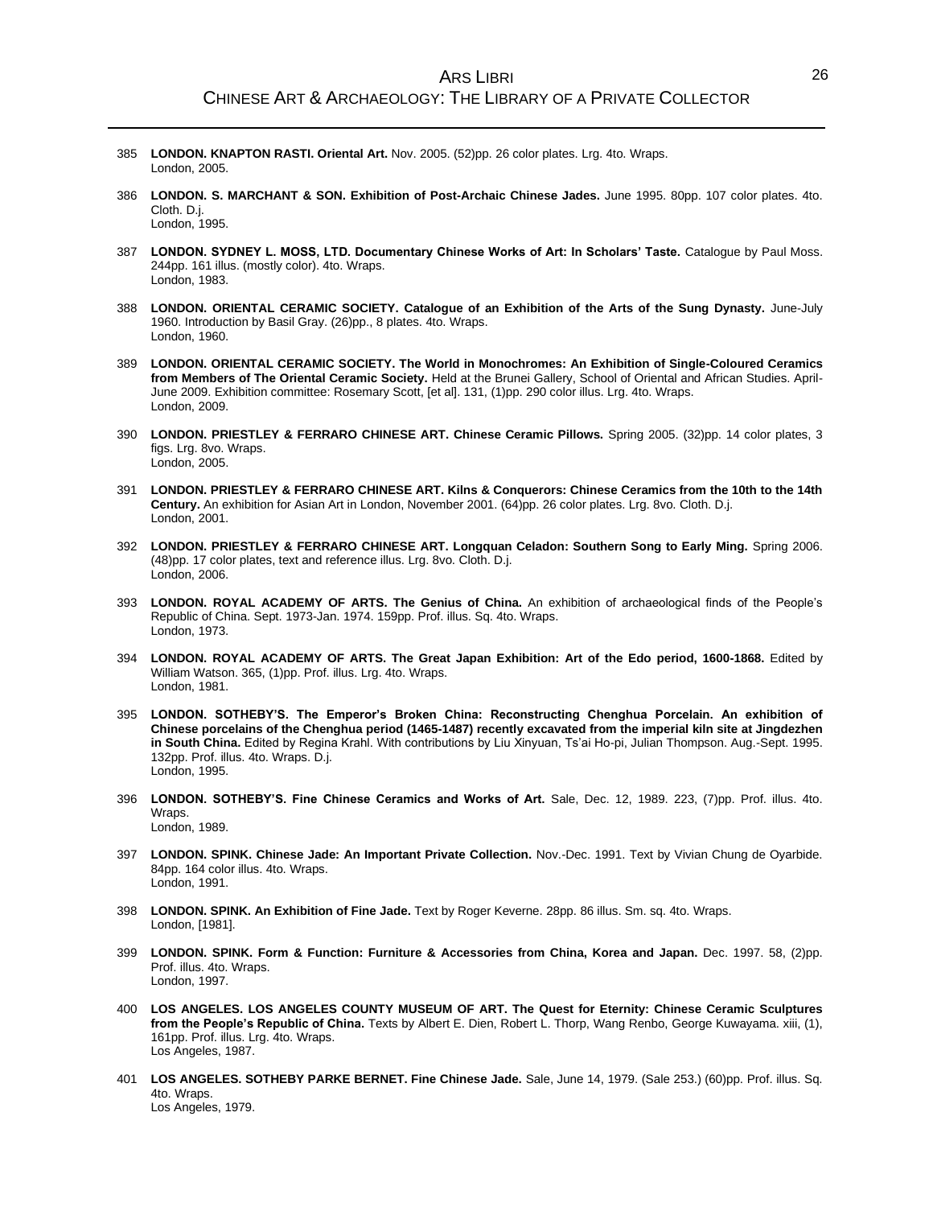385 **LONDON. KNAPTON RASTI. Oriental Art.** Nov. 2005. (52)pp. 26 color plates. Lrg. 4to. Wraps.
London, 2005.

386 **LONDON. S. MARCHANT & SON. Exhibition of Post-Archaic Chinese Jades.** June 1995. 80pp. 107 color plates. 4to. Cloth. D.j.
London, 1995.

387 **LONDON. SYDNEY L. MOSS, LTD. Documentary Chinese Works of Art: In Scholars' Taste.** Catalogue by Paul Moss. 244pp. 161 illus. (mostly color). 4to. Wraps.
London, 1983.

388 **LONDON. ORIENTAL CERAMIC SOCIETY. Catalogue of an Exhibition of the Arts of the Sung Dynasty.** June-July 1960. Introduction by Basil Gray. (26)pp., 8 plates. 4to. Wraps.
London, 1960.

389 **LONDON. ORIENTAL CERAMIC SOCIETY. The World in Monochromes: An Exhibition of Single-Coloured Ceramics from Members of The Oriental Ceramic Society.** Held at the Brunei Gallery, School of Oriental and African Studies. April-June 2009. Exhibition committee: Rosemary Scott, [et al]. 131, (1)pp. 290 color illus. Lrg. 4to. Wraps.
London, 2009.

390 **LONDON. PRIESTLEY & FERRARO CHINESE ART. Chinese Ceramic Pillows.** Spring 2005. (32)pp. 14 color plates, 3 figs. Lrg. 8vo. Wraps.
London, 2005.

391 **LONDON. PRIESTLEY & FERRARO CHINESE ART. Kilns & Conquerors: Chinese Ceramics from the 10th to the 14th Century.** An exhibition for Asian Art in London, November 2001. (64)pp. 26 color plates. Lrg. 8vo. Cloth. D.j.
London, 2001.

392 **LONDON. PRIESTLEY & FERRARO CHINESE ART. Longquan Celadon: Southern Song to Early Ming.** Spring 2006. (48)pp. 17 color plates, text and reference illus. Lrg. 8vo. Cloth. D.j.
London, 2006.

393 **LONDON. ROYAL ACADEMY OF ARTS. The Genius of China.** An exhibition of archaeological finds of the People's Republic of China. Sept. 1973-Jan. 1974. 159pp. Prof. illus. Sq. 4to. Wraps.
London, 1973.

394 **LONDON. ROYAL ACADEMY OF ARTS. The Great Japan Exhibition: Art of the Edo period, 1600-1868.** Edited by William Watson. 365, (1)pp. Prof. illus. Lrg. 4to. Wraps.
London, 1981.

395 **LONDON. SOTHEBY'S. The Emperor's Broken China: Reconstructing Chenghua Porcelain. An exhibition of Chinese porcelains of the Chenghua period (1465-1487) recently excavated from the imperial kiln site at Jingdezhen in South China.** Edited by Regina Krahl. With contributions by Liu Xinyuan, Ts'ai Ho-pi, Julian Thompson. Aug.-Sept. 1995. 132pp. Prof. illus. 4to. Wraps. D.j.
London, 1995.

396 **LONDON. SOTHEBY'S. Fine Chinese Ceramics and Works of Art.** Sale, Dec. 12, 1989. 223, (7)pp. Prof. illus. 4to. Wraps.
London, 1989.

397 **LONDON. SPINK. Chinese Jade: An Important Private Collection.** Nov.-Dec. 1991. Text by Vivian Chung de Oyarbide. 84pp. 164 color illus. 4to. Wraps.
London, 1991.

398 **LONDON. SPINK. An Exhibition of Fine Jade.** Text by Roger Keverne. 28pp. 86 illus. Sm. sq. 4to. Wraps.
London, [1981].

399 **LONDON. SPINK. Form & Function: Furniture & Accessories from China, Korea and Japan.** Dec. 1997. 58, (2)pp. Prof. illus. 4to. Wraps.
London, 1997.

400 **LOS ANGELES. LOS ANGELES COUNTY MUSEUM OF ART. The Quest for Eternity: Chinese Ceramic Sculptures from the People's Republic of China.** Texts by Albert E. Dien, Robert L. Thorp, Wang Renbo, George Kuwayama. xiii, (1), 161pp. Prof. illus. Lrg. 4to. Wraps.
Los Angeles, 1987.

401 **LOS ANGELES. SOTHEBY PARKE BERNET. Fine Chinese Jade.** Sale, June 14, 1979. (Sale 253.) (60)pp. Prof. illus. Sq. 4to. Wraps.
Los Angeles, 1979.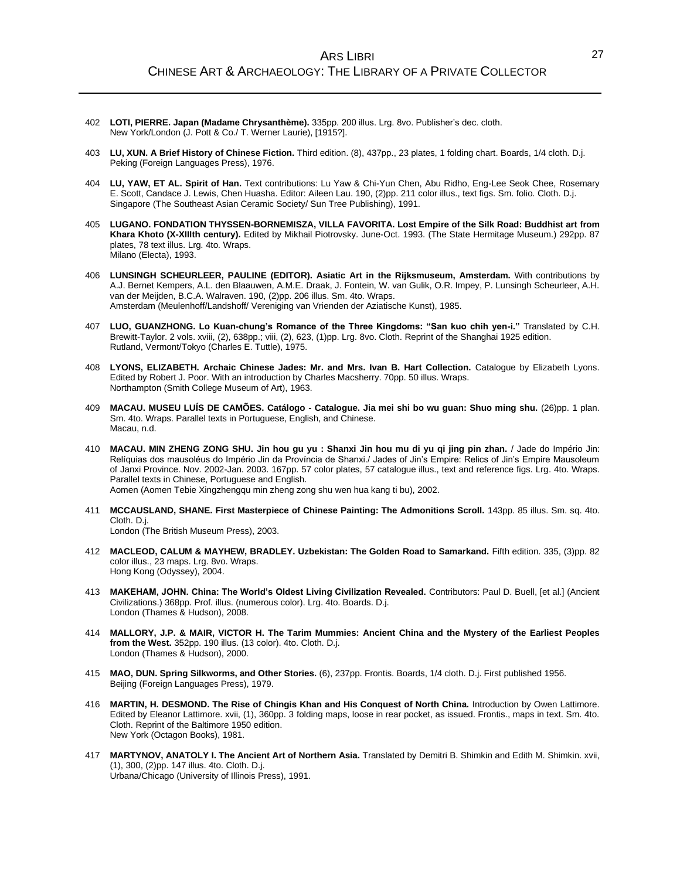402 **LOTI, PIERRE. Japan (Madame Chrysanthème).** 335pp. 200 illus. Lrg. 8vo. Publisher's dec. cloth.
New York/London (J. Pott & Co./ T. Werner Laurie), [1915?].

403 **LU, XUN. A Brief History of Chinese Fiction.** Third edition. (8), 437pp., 23 plates, 1 folding chart. Boards, 1/4 cloth. D.j.
Peking (Foreign Languages Press), 1976.

404 **LU, YAW, ET AL. Spirit of Han.** Text contributions: Lu Yaw & Chi-Yun Chen, Abu Ridho, Eng-Lee Seok Chee, Rosemary E. Scott, Candace J. Lewis, Chen Huasha. Editor: Aileen Lau. 190, (2)pp. 211 color illus., text figs. Sm. folio. Cloth. D.j.
Singapore (The Southeast Asian Ceramic Society/ Sun Tree Publishing), 1991.

405 **LUGANO. FONDATION THYSSEN-BORNEMISZA, VILLA FAVORITA. Lost Empire of the Silk Road: Buddhist art from Khara Khoto (X-XIIIth century).** Edited by Mikhail Piotrovsky. June-Oct. 1993. (The State Hermitage Museum.) 292pp. 87 plates, 78 text illus. Lrg. 4to. Wraps.
Milano (Electa), 1993.

406 **LUNSINGH SCHEURLEER, PAULINE (EDITOR). Asiatic Art in the Rijksmuseum, Amsterdam.** With contributions by A.J. Bernet Kempers, A.L. den Blaauwen, A.M.E. Draak, J. Fontein, W. van Gulik, O.R. Impey, P. Lunsingh Scheurleer, A.H. van der Meijden, B.C.A. Walraven. 190, (2)pp. 206 illus. Sm. 4to. Wraps.
Amsterdam (Meulenhoff/Landshoff/ Vereniging van Vrienden der Aziatische Kunst), 1985.

407 **LUO, GUANZHONG. Lo Kuan-chung's Romance of the Three Kingdoms: "San kuo chih yen-i."** Translated by C.H. Brewitt-Taylor. 2 vols. xviii, (2), 638pp.; viii, (2), 623, (1)pp. Lrg. 8vo. Cloth. Reprint of the Shanghai 1925 edition.
Rutland, Vermont/Tokyo (Charles E. Tuttle), 1975.

408 **LYONS, ELIZABETH. Archaic Chinese Jades: Mr. and Mrs. Ivan B. Hart Collection.** Catalogue by Elizabeth Lyons. Edited by Robert J. Poor. With an introduction by Charles Macsherry. 70pp. 50 illus. Wraps.
Northampton (Smith College Museum of Art), 1963.

409 **MACAU. MUSEU LUÍS DE CAMÕES. Catálogo - Catalogue. Jia mei shi bo wu guan: Shuo ming shu.** (26)pp. 1 plan. Sm. 4to. Wraps. Parallel texts in Portuguese, English, and Chinese.
Macau, n.d.

410 **MACAU. MIN ZHENG ZONG SHU. Jin hou gu yu : Shanxi Jin hou mu di yu qi jing pin zhan.** / Jade do Império Jin: Relíquias dos mausoléus do Império Jin da Província de Shanxi./ Jades of Jin's Empire: Relics of Jin's Empire Mausoleum of Janxi Province. Nov. 2002-Jan. 2003. 167pp. 57 color plates, 57 catalogue illus., text and reference figs. Lrg. 4to. Wraps. Parallel texts in Chinese, Portuguese and English.
Aomen (Aomen Tebie Xingzhengqu min zheng zong shu wen hua kang ti bu), 2002.

411 **MCCAUSLAND, SHANE. First Masterpiece of Chinese Painting: The Admonitions Scroll.** 143pp. 85 illus. Sm. sq. 4to. Cloth. D.j.
London (The British Museum Press), 2003.

412 **MACLEOD, CALUM & MAYHEW, BRADLEY. Uzbekistan: The Golden Road to Samarkand.** Fifth edition. 335, (3)pp. 82 color illus., 23 maps. Lrg. 8vo. Wraps.
Hong Kong (Odyssey), 2004.

413 **MAKEHAM, JOHN. China: The World's Oldest Living Civilization Revealed.** Contributors: Paul D. Buell, [et al.] (Ancient Civilizations.) 368pp. Prof. illus. (numerous color). Lrg. 4to. Boards. D.j.
London (Thames & Hudson), 2008.

414 **MALLORY, J.P. & MAIR, VICTOR H. The Tarim Mummies: Ancient China and the Mystery of the Earliest Peoples from the West.** 352pp. 190 illus. (13 color). 4to. Cloth. D.j.
London (Thames & Hudson), 2000.

415 **MAO, DUN. Spring Silkworms, and Other Stories.** (6), 237pp. Frontis. Boards, 1/4 cloth. D.j. First published 1956.
Beijing (Foreign Languages Press), 1979.

416 **MARTIN, H. DESMOND. The Rise of Chingis Khan and His Conquest of North China.** Introduction by Owen Lattimore. Edited by Eleanor Lattimore. xvii, (1), 360pp. 3 folding maps, loose in rear pocket, as issued. Frontis., maps in text. Sm. 4to. Cloth. Reprint of the Baltimore 1950 edition.
New York (Octagon Books), 1981.

417 **MARTYNOV, ANATOLY I. The Ancient Art of Northern Asia.** Translated by Demitri B. Shimkin and Edith M. Shimkin. xvii, (1), 300, (2)pp. 147 illus. 4to. Cloth. D.j.
Urbana/Chicago (University of Illinois Press), 1991.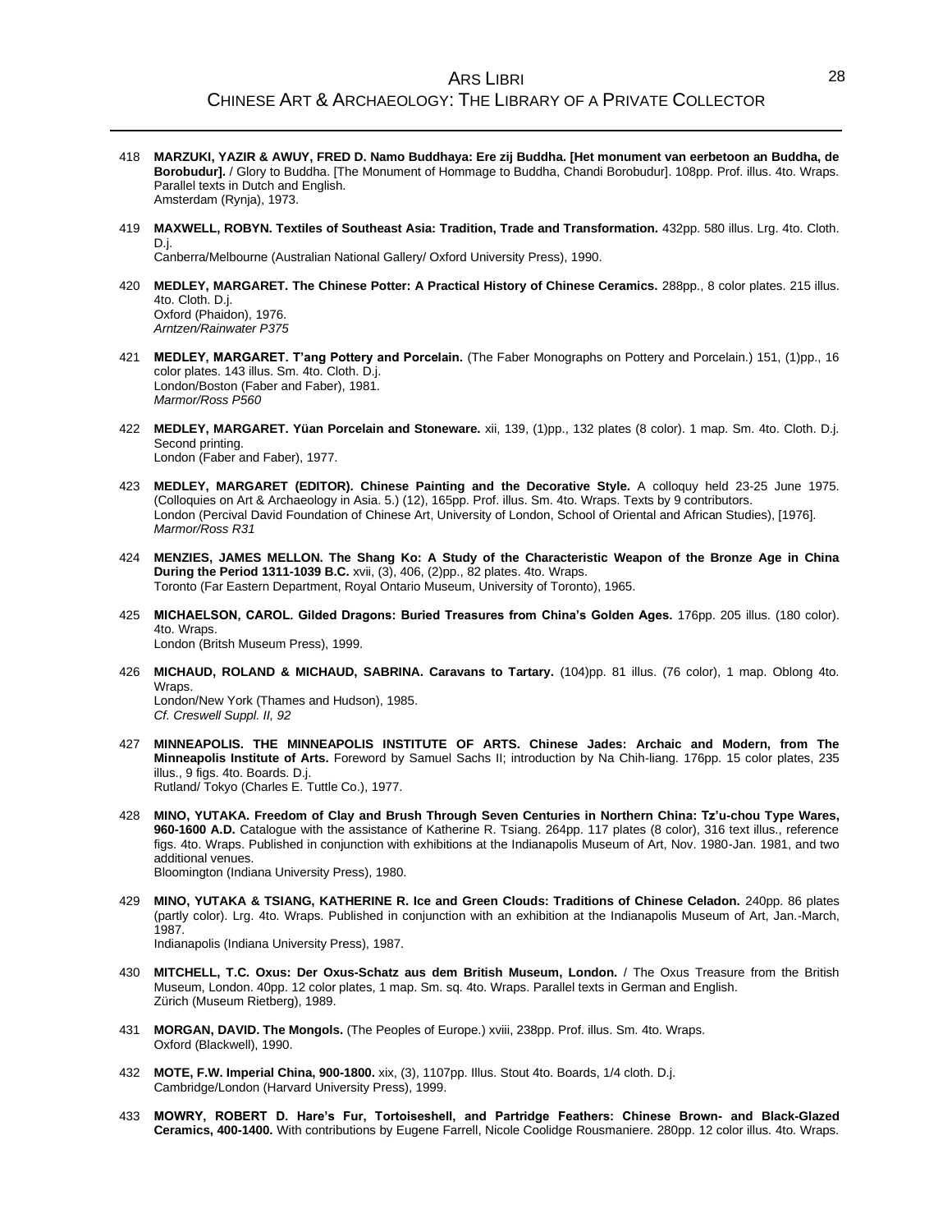418 **MARZUKI, YAZIR & AWUY, FRED D. Namo Buddhaya: Ere zij Buddha. [Het monument van eerbetoon an Buddha, de Borobudur].** / Glory to Buddha. [The Monument of Hommage to Buddha, Chandi Borobudur]. 108pp. Prof. illus. 4to. Wraps. Parallel texts in Dutch and English.
Amsterdam (Rynja), 1973.

419 **MAXWELL, ROBYN. Textiles of Southeast Asia: Tradition, Trade and Transformation.** 432pp. 580 illus. Lrg. 4to. Cloth. D.j.
Canberra/Melbourne (Australian National Gallery/ Oxford University Press), 1990.

420 **MEDLEY, MARGARET. The Chinese Potter: A Practical History of Chinese Ceramics.** 288pp., 8 color plates. 215 illus. 4to. Cloth. D.j.
Oxford (Phaidon), 1976.
*Arntzen/Rainwater P375*

421 **MEDLEY, MARGARET. T'ang Pottery and Porcelain.** (The Faber Monographs on Pottery and Porcelain.) 151, (1)pp., 16 color plates. 143 illus. Sm. 4to. Cloth. D.j.
London/Boston (Faber and Faber), 1981.
*Marmor/Ross P560*

422 **MEDLEY, MARGARET. Yüan Porcelain and Stoneware.** xii, 139, (1)pp., 132 plates (8 color). 1 map. Sm. 4to. Cloth. D.j. Second printing.
London (Faber and Faber), 1977.

423 **MEDLEY, MARGARET (EDITOR). Chinese Painting and the Decorative Style.** A colloquy held 23-25 June 1975. (Colloquies on Art & Archaeology in Asia. 5.) (12), 165pp. Prof. illus. Sm. 4to. Wraps. Texts by 9 contributors.
London (Percival David Foundation of Chinese Art, University of London, School of Oriental and African Studies), [1976].
*Marmor/Ross R31*

424 **MENZIES, JAMES MELLON. The Shang Ko: A Study of the Characteristic Weapon of the Bronze Age in China During the Period 1311-1039 B.C.** xvii, (3), 406, (2)pp., 82 plates. 4to. Wraps.
Toronto (Far Eastern Department, Royal Ontario Museum, University of Toronto), 1965.

425 **MICHAELSON, CAROL. Gilded Dragons: Buried Treasures from China's Golden Ages.** 176pp. 205 illus. (180 color). 4to. Wraps.
London (Britsh Museum Press), 1999.

426 **MICHAUD, ROLAND & MICHAUD, SABRINA. Caravans to Tartary.** (104)pp. 81 illus. (76 color), 1 map. Oblong 4to. Wraps.
London/New York (Thames and Hudson), 1985.
*Cf. Creswell Suppl. II, 92*

427 **MINNEAPOLIS. THE MINNEAPOLIS INSTITUTE OF ARTS. Chinese Jades: Archaic and Modern, from The Minneapolis Institute of Arts.** Foreword by Samuel Sachs II; introduction by Na Chih-liang. 176pp. 15 color plates, 235 illus., 9 figs. 4to. Boards. D.j.
Rutland/ Tokyo (Charles E. Tuttle Co.), 1977.

428 **MINO, YUTAKA. Freedom of Clay and Brush Through Seven Centuries in Northern China: Tz'u-chou Type Wares, 960-1600 A.D.** Catalogue with the assistance of Katherine R. Tsiang. 264pp. 117 plates (8 color), 316 text illus., reference figs. 4to. Wraps. Published in conjunction with exhibitions at the Indianapolis Museum of Art, Nov. 1980-Jan. 1981, and two additional venues.
Bloomington (Indiana University Press), 1980.

429 **MINO, YUTAKA & TSIANG, KATHERINE R. Ice and Green Clouds: Traditions of Chinese Celadon.** 240pp. 86 plates (partly color). Lrg. 4to. Wraps. Published in conjunction with an exhibition at the Indianapolis Museum of Art, Jan.-March, 1987.
Indianapolis (Indiana University Press), 1987.

430 **MITCHELL, T.C. Oxus: Der Oxus-Schatz aus dem British Museum, London.** / The Oxus Treasure from the British Museum, London. 40pp. 12 color plates, 1 map. Sm. sq. 4to. Wraps. Parallel texts in German and English.
Zürich (Museum Rietberg), 1989.

431 **MORGAN, DAVID. The Mongols.** (The Peoples of Europe.) xviii, 238pp. Prof. illus. Sm. 4to. Wraps.
Oxford (Blackwell), 1990.

432 **MOTE, F.W. Imperial China, 900-1800.** xix, (3), 1107pp. Illus. Stout 4to. Boards, 1/4 cloth. D.j.
Cambridge/London (Harvard University Press), 1999.

433 **MOWRY, ROBERT D. Hare's Fur, Tortoiseshell, and Partridge Feathers: Chinese Brown- and Black-Glazed Ceramics, 400-1400.** With contributions by Eugene Farrell, Nicole Coolidge Rousmaniere. 280pp. 12 color illus. 4to. Wraps.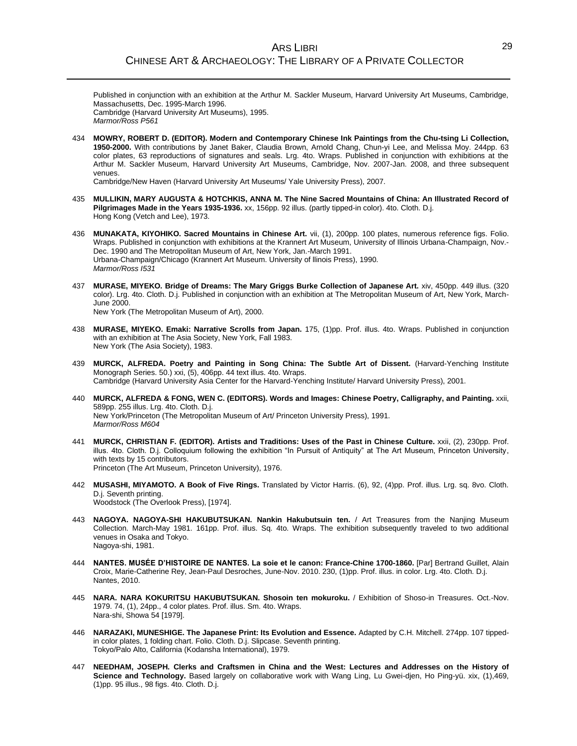Published in conjunction with an exhibition at the Arthur M. Sackler Museum, Harvard University Art Museums, Cambridge, Massachusetts, Dec. 1995-March 1996.
Cambridge (Harvard University Art Museums), 1995.
*Marmor/Ross P561*

434 **MOWRY, ROBERT D. (EDITOR). Modern and Contemporary Chinese Ink Paintings from the Chu-tsing Li Collection, 1950-2000.** With contributions by Janet Baker, Claudia Brown, Arnold Chang, Chun-yi Lee, and Melissa Moy. 244pp. 63 color plates, 63 reproductions of signatures and seals. Lrg. 4to. Wraps. Published in conjunction with exhibitions at the Arthur M. Sackler Museum, Harvard University Art Museums, Cambridge, Nov. 2007-Jan. 2008, and three subsequent venues.
Cambridge/New Haven (Harvard University Art Museums/ Yale University Press), 2007.

435 **MULLIKIN, MARY AUGUSTA & HOTCHKIS, ANNA M. The Nine Sacred Mountains of China: An Illustrated Record of Pilgrimages Made in the Years 1935-1936.** xx, 156pp. 92 illus. (partly tipped-in color). 4to. Cloth. D.j.
Hong Kong (Vetch and Lee), 1973.

436 **MUNAKATA, KIYOHIKO. Sacred Mountains in Chinese Art.** vii, (1), 200pp. 100 plates, numerous reference figs. Folio. Wraps. Published in conjunction with exhibitions at the Krannert Art Museum, University of Illinois Urbana-Champaign, Nov.-Dec. 1990 and The Metropolitan Museum of Art, New York, Jan.-March 1991.
Urbana-Champaign/Chicago (Krannert Art Museum. University of llinois Press), 1990.
*Marmor/Ross I531*

437 **MURASE, MIYEKO. Bridge of Dreams: The Mary Griggs Burke Collection of Japanese Art.** xiv, 450pp. 449 illus. (320 color). Lrg. 4to. Cloth. D.j. Published in conjunction with an exhibition at The Metropolitan Museum of Art, New York, March-June 2000.
New York (The Metropolitan Museum of Art), 2000.

438 **MURASE, MIYEKO. Emaki: Narrative Scrolls from Japan.** 175, (1)pp. Prof. illus. 4to. Wraps. Published in conjunction with an exhibition at The Asia Society, New York, Fall 1983.
New York (The Asia Society), 1983.

439 **MURCK, ALFREDA. Poetry and Painting in Song China: The Subtle Art of Dissent.** (Harvard-Yenching Institute Monograph Series. 50.) xxi, (5), 406pp. 44 text illus. 4to. Wraps.
Cambridge (Harvard University Asia Center for the Harvard-Yenching Institute/ Harvard University Press), 2001.

440 **MURCK, ALFREDA & FONG, WEN C. (EDITORS). Words and Images: Chinese Poetry, Calligraphy, and Painting.** xxii, 589pp. 255 illus. Lrg. 4to. Cloth. D.j.
New York/Princeton (The Metropolitan Museum of Art/ Princeton University Press), 1991.
*Marmor/Ross M604*

441 **MURCK, CHRISTIAN F. (EDITOR). Artists and Traditions: Uses of the Past in Chinese Culture.** xxii, (2), 230pp. Prof. illus. 4to. Cloth. D.j. Colloquium following the exhibition "In Pursuit of Antiquity" at The Art Museum, Princeton University, with texts by 15 contributors.
Princeton (The Art Museum, Princeton University), 1976.

442 **MUSASHI, MIYAMOTO. A Book of Five Rings.** Translated by Victor Harris. (6), 92, (4)pp. Prof. illus. Lrg. sq. 8vo. Cloth. D.j. Seventh printing.
Woodstock (The Overlook Press), [1974].

443 **NAGOYA. NAGOYA-SHI HAKUBUTSUKAN. Nankin Hakubutsuin ten.** / Art Treasures from the Nanjing Museum Collection. March-May 1981. 161pp. Prof. illus. Sq. 4to. Wraps. The exhibition subsequently traveled to two additional venues in Osaka and Tokyo.
Nagoya-shi, 1981.

444 **NANTES. MUSÉE D'HISTOIRE DE NANTES. La soie et le canon: France-Chine 1700-1860.** [Par] Bertrand Guillet, Alain Croix, Marie-Catherine Rey, Jean-Paul Desroches, June-Nov. 2010. 230, (1)pp. Prof. illus. in color. Lrg. 4to. Cloth. D.j.
Nantes, 2010.

445 **NARA. NARA KOKURITSU HAKUBUTSUKAN. Shosoin ten mokuroku.** / Exhibition of Shoso-in Treasures. Oct.-Nov. 1979. 74, (1), 24pp., 4 color plates. Prof. illus. Sm. 4to. Wraps.
Nara-shi, Showa 54 [1979].

446 **NARAZAKI, MUNESHIGE. The Japanese Print: Its Evolution and Essence.** Adapted by C.H. Mitchell. 274pp. 107 tipped-in color plates, 1 folding chart. Folio. Cloth. D.j. Slipcase. Seventh printing.
Tokyo/Palo Alto, California (Kodansha International), 1979.

447 **NEEDHAM, JOSEPH. Clerks and Craftsmen in China and the West: Lectures and Addresses on the History of Science and Technology.** Based largely on collaborative work with Wang Ling, Lu Gwei-djen, Ho Ping-yü. xix, (1),469, (1)pp. 95 illus., 98 figs. 4to. Cloth. D.j.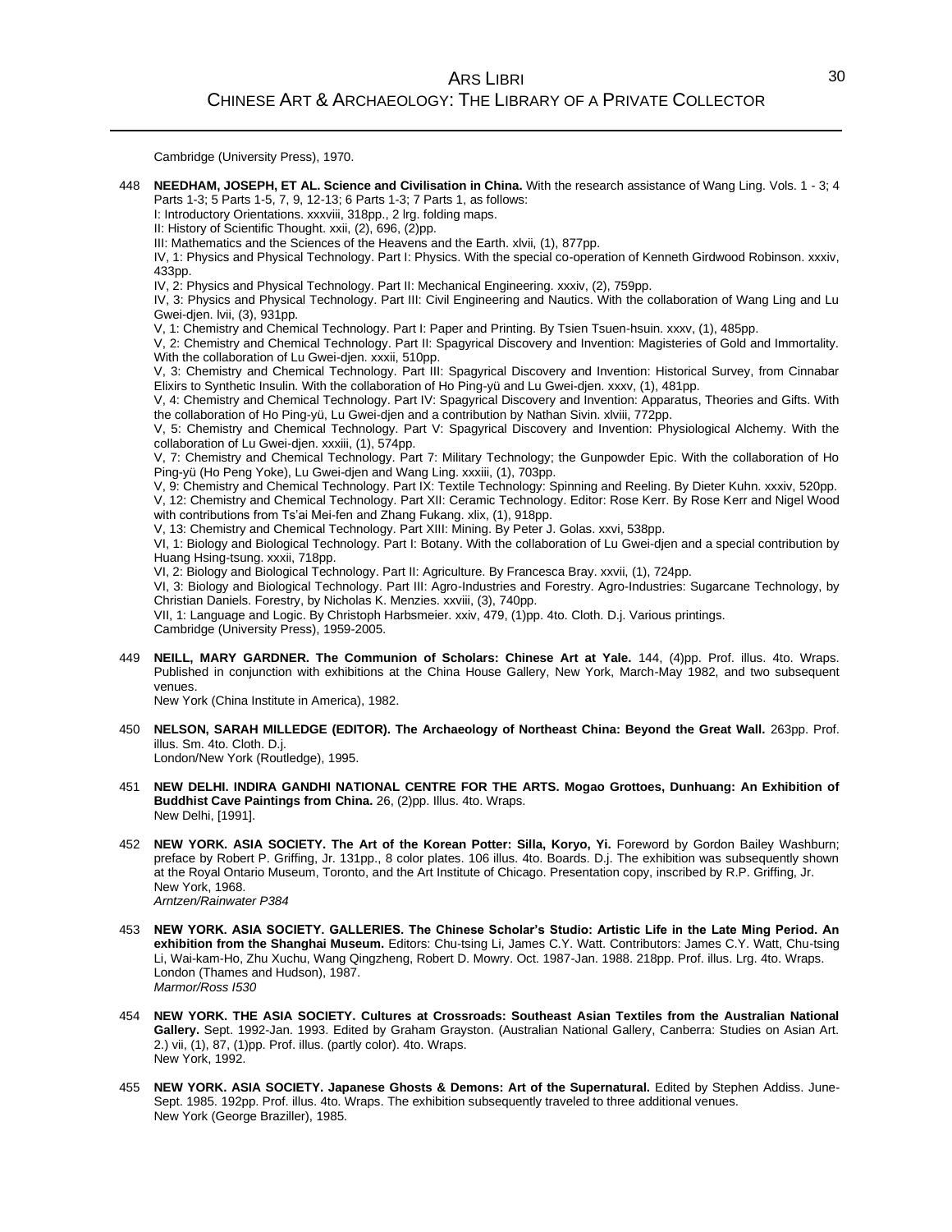Cambridge (University Press), 1970.

448 **NEEDHAM, JOSEPH, ET AL. Science and Civilisation in China.** With the research assistance of Wang Ling. Vols. 1 - 3; 4 Parts 1-3; 5 Parts 1-5, 7, 9, 12-13; 6 Parts 1-3; 7 Parts 1, as follows:
I: Introductory Orientations. xxxviii, 318pp., 2 lrg. folding maps.
II: History of Scientific Thought. xxii, (2), 696, (2)pp.
III: Mathematics and the Sciences of the Heavens and the Earth. xlvii, (1), 877pp.
IV, 1: Physics and Physical Technology. Part I: Physics. With the special co-operation of Kenneth Girdwood Robinson. xxxiv, 433pp.
IV, 2: Physics and Physical Technology. Part II: Mechanical Engineering. xxxiv, (2), 759pp.
IV, 3: Physics and Physical Technology. Part III: Civil Engineering and Nautics. With the collaboration of Wang Ling and Lu Gwei-djen. lvii, (3), 931pp.
V, 1: Chemistry and Chemical Technology. Part I: Paper and Printing. By Tsien Tsuen-hsuin. xxxv, (1), 485pp.
V, 2: Chemistry and Chemical Technology. Part II: Spagyrical Discovery and Invention: Magisteries of Gold and Immortality. With the collaboration of Lu Gwei-djen. xxxii, 510pp.
V, 3: Chemistry and Chemical Technology. Part III: Spagyrical Discovery and Invention: Historical Survey, from Cinnabar Elixirs to Synthetic Insulin. With the collaboration of Ho Ping-yü and Lu Gwei-djen. xxxv, (1), 481pp.
V, 4: Chemistry and Chemical Technology. Part IV: Spagyrical Discovery and Invention: Apparatus, Theories and Gifts. With the collaboration of Ho Ping-yü, Lu Gwei-djen and a contribution by Nathan Sivin. xlviii, 772pp.
V, 5: Chemistry and Chemical Technology. Part V: Spagyrical Discovery and Invention: Physiological Alchemy. With the collaboration of Lu Gwei-djen. xxxiii, (1), 574pp.
V, 7: Chemistry and Chemical Technology. Part 7: Military Technology; the Gunpowder Epic. With the collaboration of Ho Ping-yü (Ho Peng Yoke), Lu Gwei-djen and Wang Ling. xxxiii, (1), 703pp.
V, 9: Chemistry and Chemical Technology. Part IX: Textile Technology: Spinning and Reeling. By Dieter Kuhn. xxxiv, 520pp.
V, 12: Chemistry and Chemical Technology. Part XII: Ceramic Technology. Editor: Rose Kerr. By Rose Kerr and Nigel Wood with contributions from Ts'ai Mei-fen and Zhang Fukang. xlix, (1), 918pp.
V, 13: Chemistry and Chemical Technology. Part XIII: Mining. By Peter J. Golas. xxvi, 538pp.
VI, 1: Biology and Biological Technology. Part I: Botany. With the collaboration of Lu Gwei-djen and a special contribution by Huang Hsing-tsung. xxxii, 718pp.
VI, 2: Biology and Biological Technology. Part II: Agriculture. By Francesca Bray. xxvii, (1), 724pp.
VI, 3: Biology and Biological Technology. Part III: Agro-Industries and Forestry. Agro-Industries: Sugarcane Technology, by Christian Daniels. Forestry, by Nicholas K. Menzies. xxviii, (3), 740pp.
VII, 1: Language and Logic. By Christoph Harbsmeier. xxiv, 479, (1)pp. 4to. Cloth. D.j. Various printings.
Cambridge (University Press), 1959-2005.

449 **NEILL, MARY GARDNER. The Communion of Scholars: Chinese Art at Yale.** 144, (4)pp. Prof. illus. 4to. Wraps. Published in conjunction with exhibitions at the China House Gallery, New York, March-May 1982, and two subsequent venues.
New York (China Institute in America), 1982.

450 **NELSON, SARAH MILLEDGE (EDITOR). The Archaeology of Northeast China: Beyond the Great Wall.** 263pp. Prof. illus. Sm. 4to. Cloth. D.j.
London/New York (Routledge), 1995.

451 **NEW DELHI. INDIRA GANDHI NATIONAL CENTRE FOR THE ARTS. Mogao Grottoes, Dunhuang: An Exhibition of Buddhist Cave Paintings from China.** 26, (2)pp. Illus. 4to. Wraps.
New Delhi, [1991].

452 **NEW YORK. ASIA SOCIETY. The Art of the Korean Potter: Silla, Koryo, Yi.** Foreword by Gordon Bailey Washburn; preface by Robert P. Griffing, Jr. 131pp., 8 color plates. 106 illus. 4to. Boards. D.j. The exhibition was subsequently shown at the Royal Ontario Museum, Toronto, and the Art Institute of Chicago. Presentation copy, inscribed by R.P. Griffing, Jr.
New York, 1968.
*Arntzen/Rainwater P384*

453 **NEW YORK. ASIA SOCIETY. GALLERIES. The Chinese Scholar's Studio: Artistic Life in the Late Ming Period. An exhibition from the Shanghai Museum.** Editors: Chu-tsing Li, James C.Y. Watt. Contributors: James C.Y. Watt, Chu-tsing Li, Wai-kam-Ho, Zhu Xuchu, Wang Qingzheng, Robert D. Mowry. Oct. 1987-Jan. 1988. 218pp. Prof. illus. Lrg. 4to. Wraps.
London (Thames and Hudson), 1987.
*Marmor/Ross I530*

454 **NEW YORK. THE ASIA SOCIETY. Cultures at Crossroads: Southeast Asian Textiles from the Australian National Gallery.** Sept. 1992-Jan. 1993. Edited by Graham Grayston. (Australian National Gallery, Canberra: Studies on Asian Art. 2.) vii, (1), 87, (1)pp. Prof. illus. (partly color). 4to. Wraps.
New York, 1992.

455 **NEW YORK. ASIA SOCIETY. Japanese Ghosts & Demons: Art of the Supernatural.** Edited by Stephen Addiss. June-Sept. 1985. 192pp. Prof. illus. 4to. Wraps. The exhibition subsequently traveled to three additional venues.
New York (George Braziller), 1985.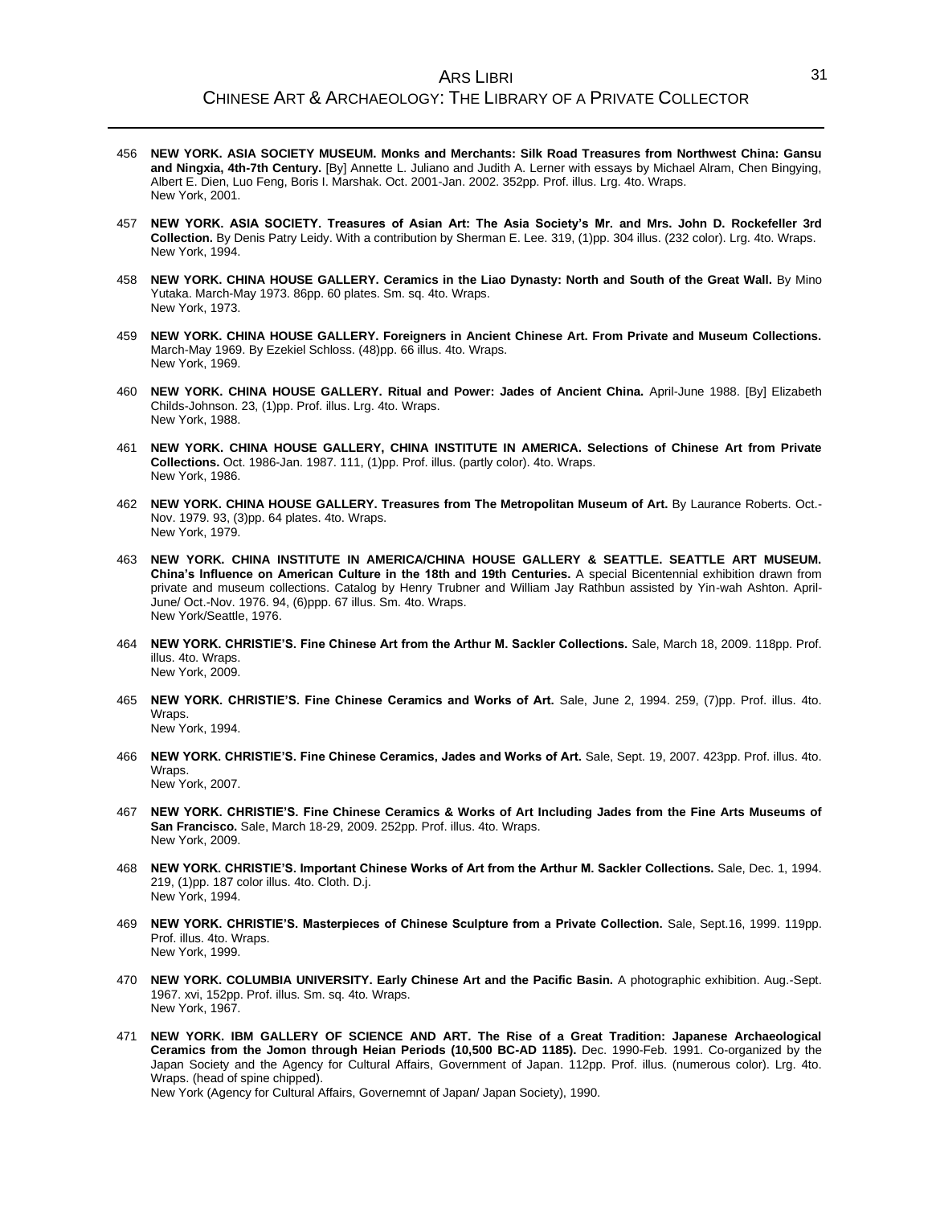456 **NEW YORK. ASIA SOCIETY MUSEUM. Monks and Merchants: Silk Road Treasures from Northwest China: Gansu and Ningxia, 4th-7th Century.** [By] Annette L. Juliano and Judith A. Lerner with essays by Michael Alram, Chen Bingying, Albert E. Dien, Luo Feng, Boris I. Marshak. Oct. 2001-Jan. 2002. 352pp. Prof. illus. Lrg. 4to. Wraps.
New York, 2001.

457 **NEW YORK. ASIA SOCIETY. Treasures of Asian Art: The Asia Society's Mr. and Mrs. John D. Rockefeller 3rd Collection.** By Denis Patry Leidy. With a contribution by Sherman E. Lee. 319, (1)pp. 304 illus. (232 color). Lrg. 4to. Wraps.
New York, 1994.

458 **NEW YORK. CHINA HOUSE GALLERY. Ceramics in the Liao Dynasty: North and South of the Great Wall.** By Mino Yutaka. March-May 1973. 86pp. 60 plates. Sm. sq. 4to. Wraps.
New York, 1973.

459 **NEW YORK. CHINA HOUSE GALLERY. Foreigners in Ancient Chinese Art. From Private and Museum Collections.** March-May 1969. By Ezekiel Schloss. (48)pp. 66 illus. 4to. Wraps.
New York, 1969.

460 **NEW YORK. CHINA HOUSE GALLERY. Ritual and Power: Jades of Ancient China.** April-June 1988. [By] Elizabeth Childs-Johnson. 23, (1)pp. Prof. illus. Lrg. 4to. Wraps.
New York, 1988.

461 **NEW YORK. CHINA HOUSE GALLERY, CHINA INSTITUTE IN AMERICA. Selections of Chinese Art from Private Collections.** Oct. 1986-Jan. 1987. 111, (1)pp. Prof. illus. (partly color). 4to. Wraps.
New York, 1986.

462 **NEW YORK. CHINA HOUSE GALLERY. Treasures from The Metropolitan Museum of Art.** By Laurance Roberts. Oct.-Nov. 1979. 93, (3)pp. 64 plates. 4to. Wraps.
New York, 1979.

463 **NEW YORK. CHINA INSTITUTE IN AMERICA/CHINA HOUSE GALLERY & SEATTLE. SEATTLE ART MUSEUM. China's Influence on American Culture in the 18th and 19th Centuries.** A special Bicentennial exhibition drawn from private and museum collections. Catalog by Henry Trubner and William Jay Rathbun assisted by Yin-wah Ashton. April-June/ Oct.-Nov. 1976. 94, (6)ppp. 67 illus. Sm. 4to. Wraps.
New York/Seattle, 1976.

464 **NEW YORK. CHRISTIE'S. Fine Chinese Art from the Arthur M. Sackler Collections.** Sale, March 18, 2009. 118pp. Prof. illus. 4to. Wraps.
New York, 2009.

465 **NEW YORK. CHRISTIE'S. Fine Chinese Ceramics and Works of Art.** Sale, June 2, 1994. 259, (7)pp. Prof. illus. 4to. Wraps.
New York, 1994.

466 **NEW YORK. CHRISTIE'S. Fine Chinese Ceramics, Jades and Works of Art.** Sale, Sept. 19, 2007. 423pp. Prof. illus. 4to. Wraps.
New York, 2007.

467 **NEW YORK. CHRISTIE'S. Fine Chinese Ceramics & Works of Art Including Jades from the Fine Arts Museums of San Francisco.** Sale, March 18-29, 2009. 252pp. Prof. illus. 4to. Wraps.
New York, 2009.

468 **NEW YORK. CHRISTIE'S. Important Chinese Works of Art from the Arthur M. Sackler Collections.** Sale, Dec. 1, 1994. 219, (1)pp. 187 color illus. 4to. Cloth. D.j.
New York, 1994.

469 **NEW YORK. CHRISTIE'S. Masterpieces of Chinese Sculpture from a Private Collection.** Sale, Sept.16, 1999. 119pp. Prof. illus. 4to. Wraps.
New York, 1999.

470 **NEW YORK. COLUMBIA UNIVERSITY. Early Chinese Art and the Pacific Basin.** A photographic exhibition. Aug.-Sept. 1967. xvi, 152pp. Prof. illus. Sm. sq. 4to. Wraps.
New York, 1967.

471 **NEW YORK. IBM GALLERY OF SCIENCE AND ART. The Rise of a Great Tradition: Japanese Archaeological Ceramics from the Jomon through Heian Periods (10,500 BC-AD 1185).** Dec. 1990-Feb. 1991. Co-organized by the Japan Society and the Agency for Cultural Affairs, Government of Japan. 112pp. Prof. illus. (numerous color). Lrg. 4to. Wraps. (head of spine chipped).
New York (Agency for Cultural Affairs, Governemnt of Japan/ Japan Society), 1990.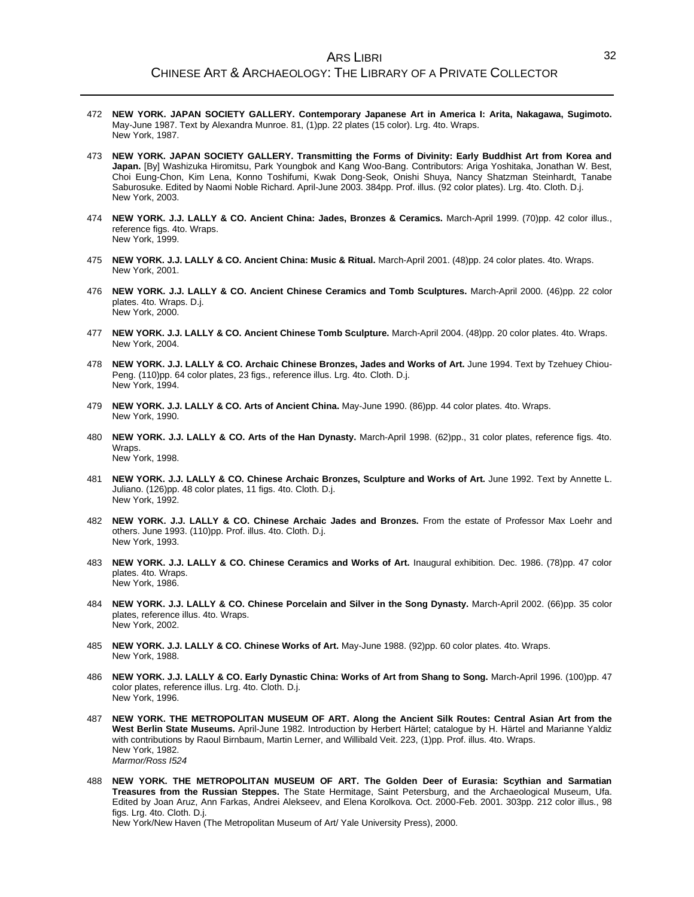472 **NEW YORK. JAPAN SOCIETY GALLERY. Contemporary Japanese Art in America I: Arita, Nakagawa, Sugimoto.** May-June 1987. Text by Alexandra Munroe. 81, (1)pp. 22 plates (15 color). Lrg. 4to. Wraps.
New York, 1987.

473 **NEW YORK. JAPAN SOCIETY GALLERY. Transmitting the Forms of Divinity: Early Buddhist Art from Korea and Japan.** [By] Washizuka Hiromitsu, Park Youngbok and Kang Woo-Bang. Contributors: Ariga Yoshitaka, Jonathan W. Best, Choi Eung-Chon, Kim Lena, Konno Toshifumi, Kwak Dong-Seok, Onishi Shuya, Nancy Shatzman Steinhardt, Tanabe Saburosuke. Edited by Naomi Noble Richard. April-June 2003. 384pp. Prof. illus. (92 color plates). Lrg. 4to. Cloth. D.j.
New York, 2003.

474 **NEW YORK. J.J. LALLY & CO. Ancient China: Jades, Bronzes & Ceramics.** March-April 1999. (70)pp. 42 color illus., reference figs. 4to. Wraps.
New York, 1999.

475 **NEW YORK. J.J. LALLY & CO. Ancient China: Music & Ritual.** March-April 2001. (48)pp. 24 color plates. 4to. Wraps.
New York, 2001.

476 **NEW YORK. J.J. LALLY & CO. Ancient Chinese Ceramics and Tomb Sculptures.** March-April 2000. (46)pp. 22 color plates. 4to. Wraps. D.j.
New York, 2000.

477 **NEW YORK. J.J. LALLY & CO. Ancient Chinese Tomb Sculpture.** March-April 2004. (48)pp. 20 color plates. 4to. Wraps.
New York, 2004.

478 **NEW YORK. J.J. LALLY & CO. Archaic Chinese Bronzes, Jades and Works of Art.** June 1994. Text by Tzehuey Chiou-Peng. (110)pp. 64 color plates, 23 figs., reference illus. Lrg. 4to. Cloth. D.j.
New York, 1994.

479 **NEW YORK. J.J. LALLY & CO. Arts of Ancient China.** May-June 1990. (86)pp. 44 color plates. 4to. Wraps.
New York, 1990.

480 **NEW YORK. J.J. LALLY & CO. Arts of the Han Dynasty.** March-April 1998. (62)pp., 31 color plates, reference figs. 4to. Wraps.
New York, 1998.

481 **NEW YORK. J.J. LALLY & CO. Chinese Archaic Bronzes, Sculpture and Works of Art.** June 1992. Text by Annette L. Juliano. (126)pp. 48 color plates, 11 figs. 4to. Cloth. D.j.
New York, 1992.

482 **NEW YORK. J.J. LALLY & CO. Chinese Archaic Jades and Bronzes.** From the estate of Professor Max Loehr and others. June 1993. (110)pp. Prof. illus. 4to. Cloth. D.j.
New York, 1993.

483 **NEW YORK. J.J. LALLY & CO. Chinese Ceramics and Works of Art.** Inaugural exhibition. Dec. 1986. (78)pp. 47 color plates. 4to. Wraps.
New York, 1986.

484 **NEW YORK. J.J. LALLY & CO. Chinese Porcelain and Silver in the Song Dynasty.** March-April 2002. (66)pp. 35 color plates, reference illus. 4to. Wraps.
New York, 2002.

485 **NEW YORK. J.J. LALLY & CO. Chinese Works of Art.** May-June 1988. (92)pp. 60 color plates. 4to. Wraps.
New York, 1988.

486 **NEW YORK. J.J. LALLY & CO. Early Dynastic China: Works of Art from Shang to Song.** March-April 1996. (100)pp. 47 color plates, reference illus. Lrg. 4to. Cloth. D.j.
New York, 1996.

487 **NEW YORK. THE METROPOLITAN MUSEUM OF ART. Along the Ancient Silk Routes: Central Asian Art from the West Berlin State Museums.** April-June 1982. Introduction by Herbert Härtel; catalogue by H. Härtel and Marianne Yaldiz with contributions by Raoul Birnbaum, Martin Lerner, and Willibald Veit. 223, (1)pp. Prof. illus. 4to. Wraps.
New York, 1982.
*Marmor/Ross I524*

488 **NEW YORK. THE METROPOLITAN MUSEUM OF ART. The Golden Deer of Eurasia: Scythian and Sarmatian Treasures from the Russian Steppes.** The State Hermitage, Saint Petersburg, and the Archaeological Museum, Ufa. Edited by Joan Aruz, Ann Farkas, Andrei Alekseev, and Elena Korolkova. Oct. 2000-Feb. 2001. 303pp. 212 color illus., 98 figs. Lrg. 4to. Cloth. D.j.
New York/New Haven (The Metropolitan Museum of Art/ Yale University Press), 2000.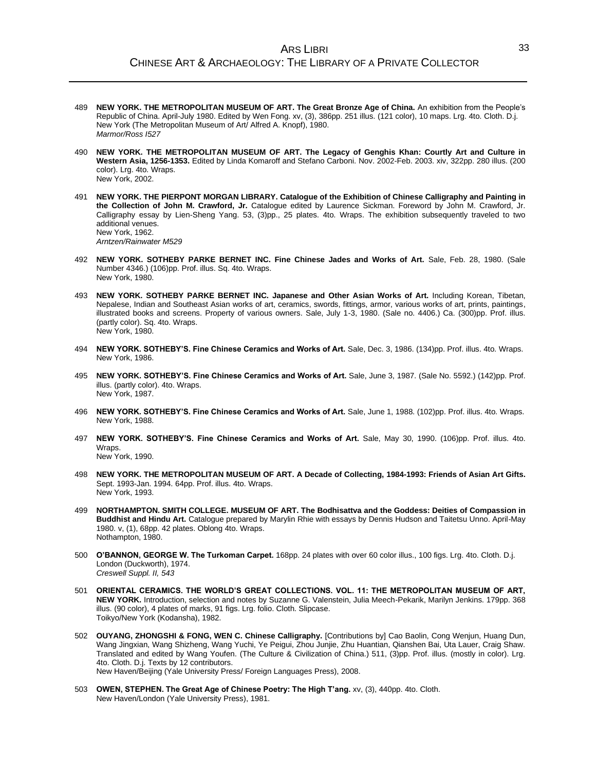489 **NEW YORK. THE METROPOLITAN MUSEUM OF ART. The Great Bronze Age of China.** An exhibition from the People's Republic of China. April-July 1980. Edited by Wen Fong. xv, (3), 386pp. 251 illus. (121 color), 10 maps. Lrg. 4to. Cloth. D.j.
New York (The Metropolitan Museum of Art/ Alfred A. Knopf), 1980.
*Marmor/Ross I527*

490 **NEW YORK. THE METROPOLITAN MUSEUM OF ART. The Legacy of Genghis Khan: Courtly Art and Culture in Western Asia, 1256-1353.** Edited by Linda Komaroff and Stefano Carboni. Nov. 2002-Feb. 2003. xiv, 322pp. 280 illus. (200 color). Lrg. 4to. Wraps.
New York, 2002.

491 **NEW YORK. THE PIERPONT MORGAN LIBRARY. Catalogue of the Exhibition of Chinese Calligraphy and Painting in the Collection of John M. Crawford, Jr.** Catalogue edited by Laurence Sickman. Foreword by John M. Crawford, Jr. Calligraphy essay by Lien-Sheng Yang. 53, (3)pp., 25 plates. 4to. Wraps. The exhibition subsequently traveled to two additional venues.
New York, 1962.
*Arntzen/Rainwater M529*

492 **NEW YORK. SOTHEBY PARKE BERNET INC. Fine Chinese Jades and Works of Art.** Sale, Feb. 28, 1980. (Sale Number 4346.) (106)pp. Prof. illus. Sq. 4to. Wraps.
New York, 1980.

493 **NEW YORK. SOTHEBY PARKE BERNET INC. Japanese and Other Asian Works of Art.** Including Korean, Tibetan, Nepalese, Indian and Southeast Asian works of art, ceramics, swords, fittings, armor, various works of art, prints, paintings, illustrated books and screens. Property of various owners. Sale, July 1-3, 1980. (Sale no. 4406.) Ca. (300)pp. Prof. illus. (partly color). Sq. 4to. Wraps.
New York, 1980.

494 **NEW YORK. SOTHEBY'S. Fine Chinese Ceramics and Works of Art.** Sale, Dec. 3, 1986. (134)pp. Prof. illus. 4to. Wraps.
New York, 1986.

495 **NEW YORK. SOTHEBY'S. Fine Chinese Ceramics and Works of Art.** Sale, June 3, 1987. (Sale No. 5592.) (142)pp. Prof. illus. (partly color). 4to. Wraps.
New York, 1987.

496 **NEW YORK. SOTHEBY'S. Fine Chinese Ceramics and Works of Art.** Sale, June 1, 1988. (102)pp. Prof. illus. 4to. Wraps.
New York, 1988.

497 **NEW YORK. SOTHEBY'S. Fine Chinese Ceramics and Works of Art.** Sale, May 30, 1990. (106)pp. Prof. illus. 4to. Wraps.
New York, 1990.

498 **NEW YORK. THE METROPOLITAN MUSEUM OF ART. A Decade of Collecting, 1984-1993: Friends of Asian Art Gifts.** Sept. 1993-Jan. 1994. 64pp. Prof. illus. 4to. Wraps.
New York, 1993.

499 **NORTHAMPTON. SMITH COLLEGE. MUSEUM OF ART. The Bodhisattva and the Goddess: Deities of Compassion in Buddhist and Hindu Art.** Catalogue prepared by Marylin Rhie with essays by Dennis Hudson and Taitetsu Unno. April-May 1980. v, (1), 68pp. 42 plates. Oblong 4to. Wraps.
Nothampton, 1980.

500 **O'BANNON, GEORGE W. The Turkoman Carpet.** 168pp. 24 plates with over 60 color illus., 100 figs. Lrg. 4to. Cloth. D.j.
London (Duckworth), 1974.
*Creswell Suppl. II, 543*

501 **ORIENTAL CERAMICS. THE WORLD'S GREAT COLLECTIONS. VOL. 11: THE METROPOLITAN MUSEUM OF ART, NEW YORK.** Introduction, selection and notes by Suzanne G. Valenstein, Julia Meech-Pekarik, Marilyn Jenkins. 179pp. 368 illus. (90 color), 4 plates of marks, 91 figs. Lrg. folio. Cloth. Slipcase.
Toikyo/New York (Kodansha), 1982.

502 **OUYANG, ZHONGSHI & FONG, WEN C. Chinese Calligraphy.** [Contributions by] Cao Baolin, Cong Wenjun, Huang Dun, Wang Jingxian, Wang Shizheng, Wang Yuchi, Ye Peigui, Zhou Junjie, Zhu Huantian, Qianshen Bai, Uta Lauer, Craig Shaw. Translated and edited by Wang Youfen. (The Culture & Civilization of China.) 511, (3)pp. Prof. illus. (mostly in color). Lrg. 4to. Cloth. D.j. Texts by 12 contributors.
New Haven/Beijing (Yale University Press/ Foreign Languages Press), 2008.

503 **OWEN, STEPHEN. The Great Age of Chinese Poetry: The High T'ang.** xv, (3), 440pp. 4to. Cloth.
New Haven/London (Yale University Press), 1981.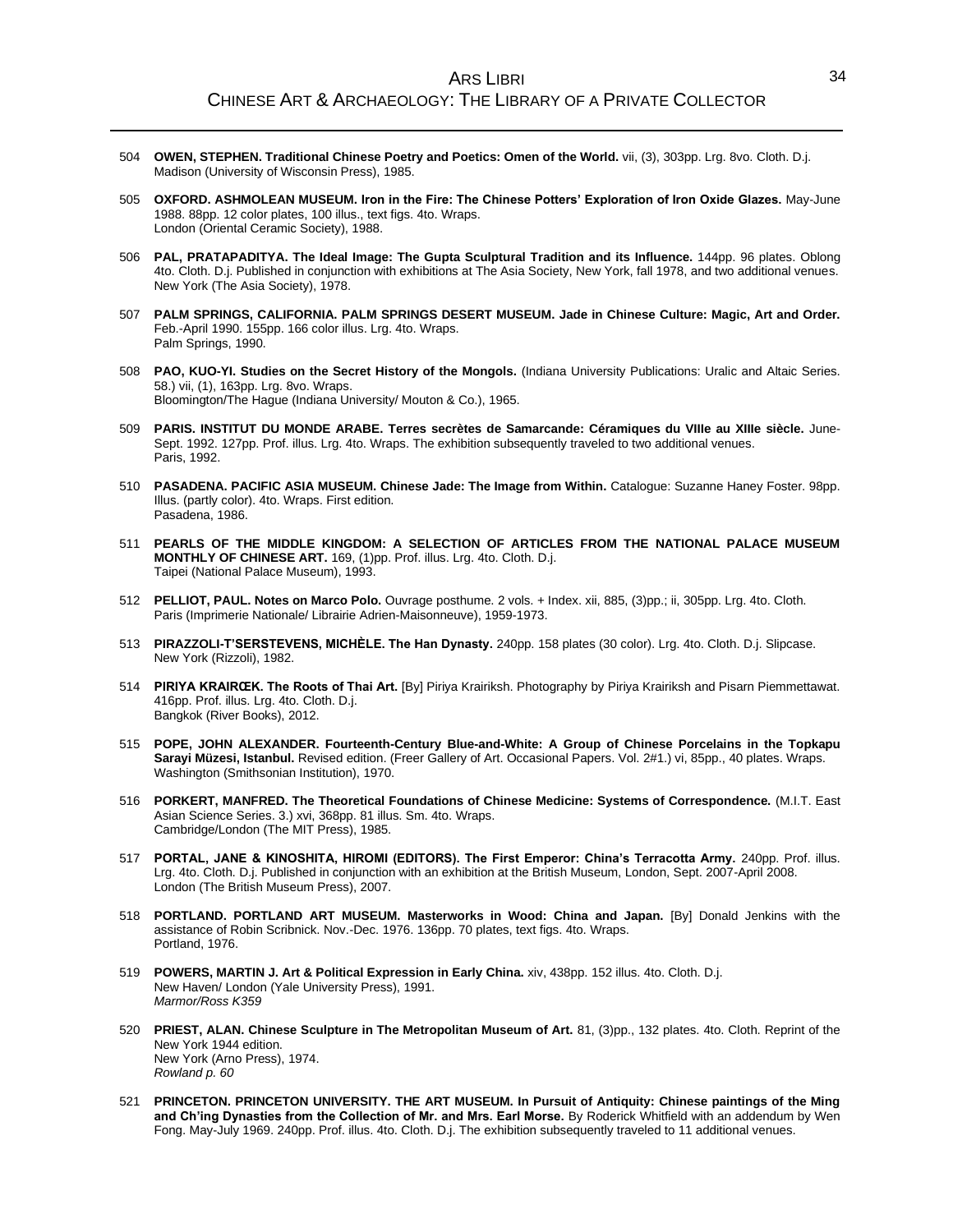504 **OWEN, STEPHEN. Traditional Chinese Poetry and Poetics: Omen of the World.** vii, (3), 303pp. Lrg. 8vo. Cloth. D.j.
Madison (University of Wisconsin Press), 1985.

505 **OXFORD. ASHMOLEAN MUSEUM. Iron in the Fire: The Chinese Potters' Exploration of Iron Oxide Glazes.** May-June 1988. 88pp. 12 color plates, 100 illus., text figs. 4to. Wraps.
London (Oriental Ceramic Society), 1988.

506 **PAL, PRATAPADITYA. The Ideal Image: The Gupta Sculptural Tradition and its Influence.** 144pp. 96 plates. Oblong 4to. Cloth. D.j. Published in conjunction with exhibitions at The Asia Society, New York, fall 1978, and two additional venues.
New York (The Asia Society), 1978.

507 **PALM SPRINGS, CALIFORNIA. PALM SPRINGS DESERT MUSEUM. Jade in Chinese Culture: Magic, Art and Order.** Feb.-April 1990. 155pp. 166 color illus. Lrg. 4to. Wraps.
Palm Springs, 1990.

508 **PAO, KUO-YI. Studies on the Secret History of the Mongols.** (Indiana University Publications: Uralic and Altaic Series. 58.) vii, (1), 163pp. Lrg. 8vo. Wraps.
Bloomington/The Hague (Indiana University/ Mouton & Co.), 1965.

509 **PARIS. INSTITUT DU MONDE ARABE. Terres secrètes de Samarcande: Céramiques du VIIIe au XIIIe siècle.** June-Sept. 1992. 127pp. Prof. illus. Lrg. 4to. Wraps. The exhibition subsequently traveled to two additional venues.
Paris, 1992.

510 **PASADENA. PACIFIC ASIA MUSEUM. Chinese Jade: The Image from Within.** Catalogue: Suzanne Haney Foster. 98pp. Illus. (partly color). 4to. Wraps. First edition.
Pasadena, 1986.

511 **PEARLS OF THE MIDDLE KINGDOM: A SELECTION OF ARTICLES FROM THE NATIONAL PALACE MUSEUM MONTHLY OF CHINESE ART.** 169, (1)pp. Prof. illus. Lrg. 4to. Cloth. D.j.
Taipei (National Palace Museum), 1993.

512 **PELLIOT, PAUL. Notes on Marco Polo.** Ouvrage posthume. 2 vols. + Index. xii, 885, (3)pp.; ii, 305pp. Lrg. 4to. Cloth.
Paris (Imprimerie Nationale/ Librairie Adrien-Maisonneuve), 1959-1973.

513 **PIRAZZOLI-T'SERSTEVENS, MICHÈLE. The Han Dynasty.** 240pp. 158 plates (30 color). Lrg. 4to. Cloth. D.j. Slipcase.
New York (Rizzoli), 1982.

514 **PIRIYA KRAIRŒK. The Roots of Thai Art.** [By] Piriya Krairiksh. Photography by Piriya Krairiksh and Pisarn Piemmettawat. 416pp. Prof. illus. Lrg. 4to. Cloth. D.j.
Bangkok (River Books), 2012.

515 **POPE, JOHN ALEXANDER. Fourteenth-Century Blue-and-White: A Group of Chinese Porcelains in the Topkapu Sarayi Müzesi, Istanbul.** Revised edition. (Freer Gallery of Art. Occasional Papers. Vol. 2#1.) vi, 85pp., 40 plates. Wraps.
Washington (Smithsonian Institution), 1970.

516 **PORKERT, MANFRED. The Theoretical Foundations of Chinese Medicine: Systems of Correspondence.** (M.I.T. East Asian Science Series. 3.) xvi, 368pp. 81 illus. Sm. 4to. Wraps.
Cambridge/London (The MIT Press), 1985.

517 **PORTAL, JANE & KINOSHITA, HIROMI (EDITORS). The First Emperor: China's Terracotta Army.** 240pp. Prof. illus. Lrg. 4to. Cloth. D.j. Published in conjunction with an exhibition at the British Museum, London, Sept. 2007-April 2008.
London (The British Museum Press), 2007.

518 **PORTLAND. PORTLAND ART MUSEUM. Masterworks in Wood: China and Japan.** [By] Donald Jenkins with the assistance of Robin Scribnick. Nov.-Dec. 1976. 136pp. 70 plates, text figs. 4to. Wraps.
Portland, 1976.

519 **POWERS, MARTIN J. Art & Political Expression in Early China.** xiv, 438pp. 152 illus. 4to. Cloth. D.j.
New Haven/ London (Yale University Press), 1991.
*Marmor/Ross K359*

520 **PRIEST, ALAN. Chinese Sculpture in The Metropolitan Museum of Art.** 81, (3)pp., 132 plates. 4to. Cloth. Reprint of the New York 1944 edition.
New York (Arno Press), 1974.
*Rowland p. 60*

521 **PRINCETON. PRINCETON UNIVERSITY. THE ART MUSEUM. In Pursuit of Antiquity: Chinese paintings of the Ming and Ch'ing Dynasties from the Collection of Mr. and Mrs. Earl Morse.** By Roderick Whitfield with an addendum by Wen Fong. May-July 1969. 240pp. Prof. illus. 4to. Cloth. D.j. The exhibition subsequently traveled to 11 additional venues.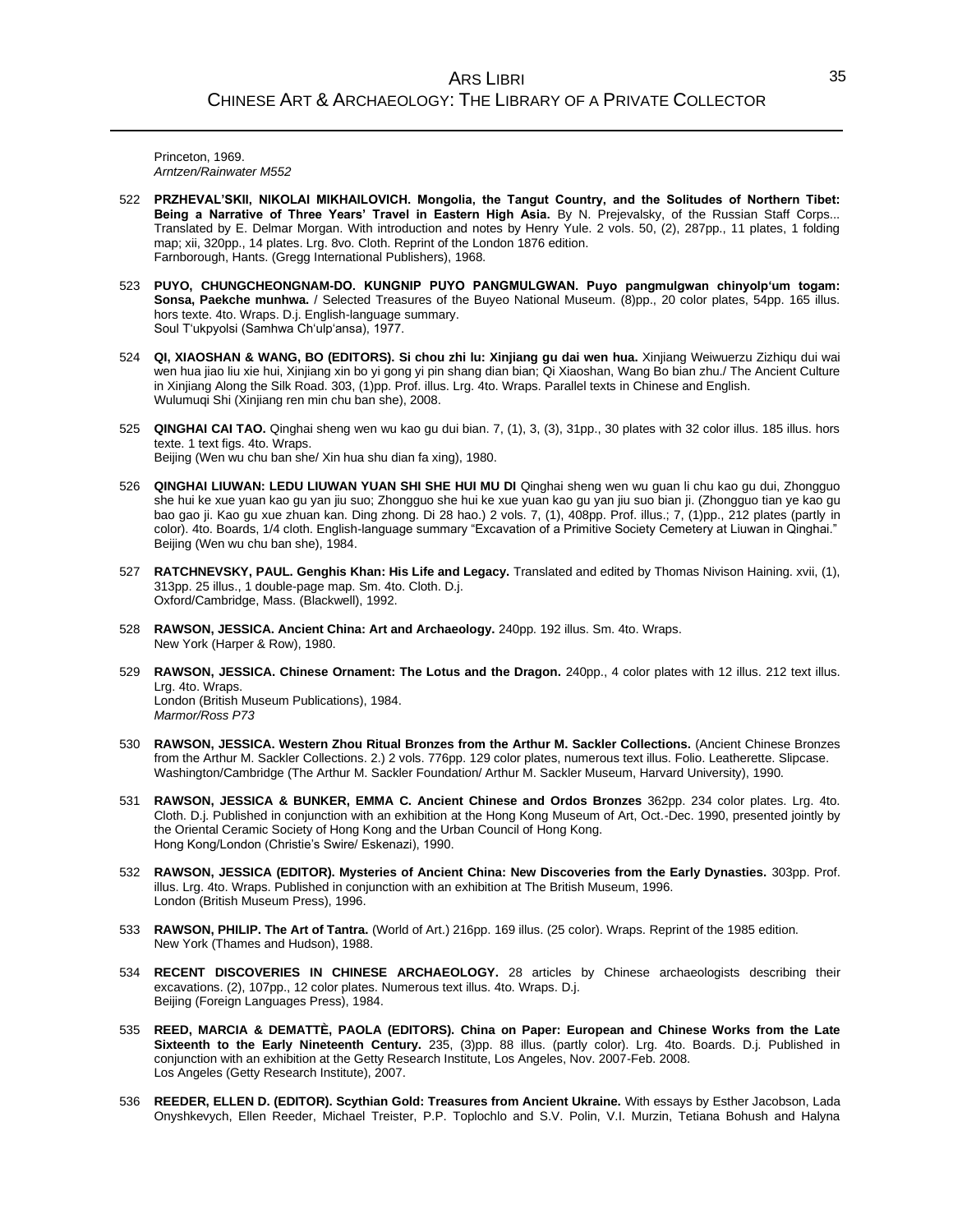Princeton, 1969.
*Arntzen/Rainwater M552*

522 **PRZHEVAL'SKII, NIKOLAI MIKHAILOVICH. Mongolia, the Tangut Country, and the Solitudes of Northern Tibet: Being a Narrative of Three Years' Travel in Eastern High Asia.** By N. Prejevalsky, of the Russian Staff Corps... Translated by E. Delmar Morgan. With introduction and notes by Henry Yule. 2 vols. 50, (2), 287pp., 11 plates, 1 folding map; xii, 320pp., 14 plates. Lrg. 8vo. Cloth. Reprint of the London 1876 edition.
Farnborough, Hants. (Gregg International Publishers), 1968.

523 **PUYO, CHUNGCHEONGNAM-DO. KUNGNIP PUYO PANGMULGWAN. Puyo pangmulgwan chinyolp'um togam: Sonsa, Paekche munhwa.** / Selected Treasures of the Buyeo National Museum. (8)pp., 20 color plates, 54pp. 165 illus. hors texte. 4to. Wraps. D.j. English-language summary.
Soul T'ukpyolsi (Samhwa Ch'ulp'ansa), 1977.

524 **QI, XIAOSHAN & WANG, BO (EDITORS). Si chou zhi lu: Xinjiang gu dai wen hua.** Xinjiang Weiwuerzu Zizhiqu dui wai wen hua jiao liu xie hui, Xinjiang xin bo yi gong yi pin shang dian bian; Qi Xiaoshan, Wang Bo bian zhu./ The Ancient Culture in Xinjiang Along the Silk Road. 303, (1)pp. Prof. illus. Lrg. 4to. Wraps. Parallel texts in Chinese and English.
Wulumuqi Shi (Xinjiang ren min chu ban she), 2008.

525 **QINGHAI CAI TAO.** Qinghai sheng wen wu kao gu dui bian. 7, (1), 3, (3), 31pp., 30 plates with 32 color illus. 185 illus. hors texte. 1 text figs. 4to. Wraps.
Beijing (Wen wu chu ban she/ Xin hua shu dian fa xing), 1980.

526 **QINGHAI LIUWAN: LEDU LIUWAN YUAN SHI SHE HUI MU DI** Qinghai sheng wen wu guan li chu kao gu dui, Zhongguo she hui ke xue yuan kao gu yan jiu suo; Zhongguo she hui ke xue yuan kao gu yan jiu suo bian ji. (Zhongguo tian ye kao gu bao gao ji. Kao gu xue zhuan kan. Ding zhong. Di 28 hao.) 2 vols. 7, (1), 408pp. Prof. illus.; 7, (1)pp., 212 plates (partly in color). 4to. Boards, 1/4 cloth. English-language summary "Excavation of a Primitive Society Cemetery at Liuwan in Qinghai."
Beijing (Wen wu chu ban she), 1984.

527 **RATCHNEVSKY, PAUL. Genghis Khan: His Life and Legacy.** Translated and edited by Thomas Nivison Haining. xvii, (1), 313pp. 25 illus., 1 double-page map. Sm. 4to. Cloth. D.j.
Oxford/Cambridge, Mass. (Blackwell), 1992.

528 **RAWSON, JESSICA. Ancient China: Art and Archaeology.** 240pp. 192 illus. Sm. 4to. Wraps.
New York (Harper & Row), 1980.

529 **RAWSON, JESSICA. Chinese Ornament: The Lotus and the Dragon.** 240pp., 4 color plates with 12 illus. 212 text illus. Lrg. 4to. Wraps.
London (British Museum Publications), 1984.
*Marmor/Ross P73*

530 **RAWSON, JESSICA. Western Zhou Ritual Bronzes from the Arthur M. Sackler Collections.** (Ancient Chinese Bronzes from the Arthur M. Sackler Collections. 2.) 2 vols. 776pp. 129 color plates, numerous text illus. Folio. Leatherette. Slipcase.
Washington/Cambridge (The Arthur M. Sackler Foundation/ Arthur M. Sackler Museum, Harvard University), 1990.

531 **RAWSON, JESSICA & BUNKER, EMMA C. Ancient Chinese and Ordos Bronzes** 362pp. 234 color plates. Lrg. 4to. Cloth. D.j. Published in conjunction with an exhibition at the Hong Kong Museum of Art, Oct.-Dec. 1990, presented jointly by the Oriental Ceramic Society of Hong Kong and the Urban Council of Hong Kong.
Hong Kong/London (Christie's Swire/ Eskenazi), 1990.

532 **RAWSON, JESSICA (EDITOR). Mysteries of Ancient China: New Discoveries from the Early Dynasties.** 303pp. Prof. illus. Lrg. 4to. Wraps. Published in conjunction with an exhibition at The British Museum, 1996.
London (British Museum Press), 1996.

533 **RAWSON, PHILIP. The Art of Tantra.** (World of Art.) 216pp. 169 illus. (25 color). Wraps. Reprint of the 1985 edition.
New York (Thames and Hudson), 1988.

534 **RECENT DISCOVERIES IN CHINESE ARCHAEOLOGY.** 28 articles by Chinese archaeologists describing their excavations. (2), 107pp., 12 color plates. Numerous text illus. 4to. Wraps. D.j.
Beijing (Foreign Languages Press), 1984.

535 **REED, MARCIA & DEMATTÈ, PAOLA (EDITORS). China on Paper: European and Chinese Works from the Late Sixteenth to the Early Nineteenth Century.** 235, (3)pp. 88 illus. (partly color). Lrg. 4to. Boards. D.j. Published in conjunction with an exhibition at the Getty Research Institute, Los Angeles, Nov. 2007-Feb. 2008.
Los Angeles (Getty Research Institute), 2007.

536 **REEDER, ELLEN D. (EDITOR). Scythian Gold: Treasures from Ancient Ukraine.** With essays by Esther Jacobson, Lada Onyshkevych, Ellen Reeder, Michael Treister, P.P. Toplochlo and S.V. Polin, V.I. Murzin, Tetiana Bohush and Halyna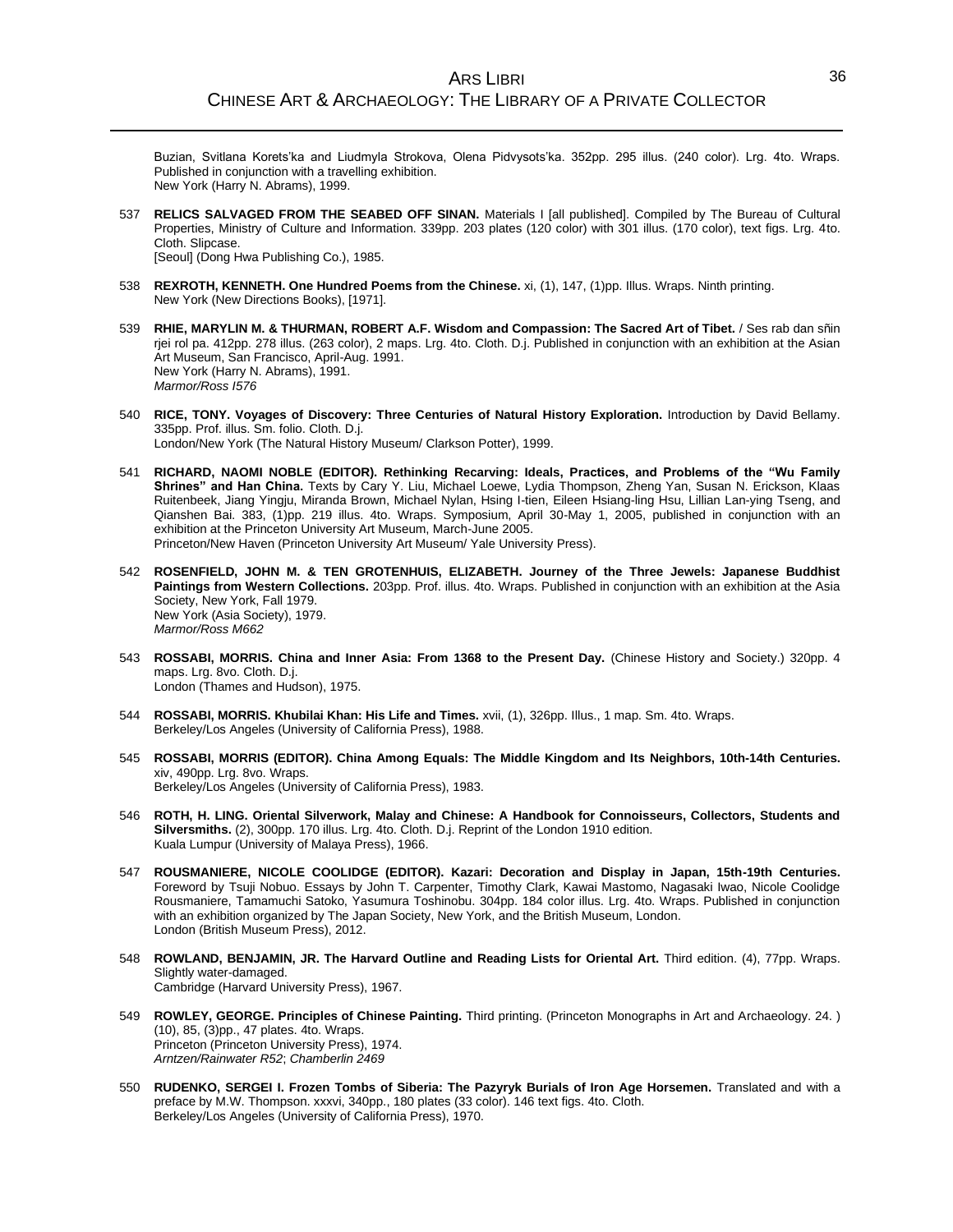Buzian, Svitlana Korets'ka and Liudmyla Strokova, Olena Pidvysots'ka. 352pp. 295 illus. (240 color). Lrg. 4to. Wraps. Published in conjunction with a travelling exhibition.
New York (Harry N. Abrams), 1999.

537 **RELICS SALVAGED FROM THE SEABED OFF SINAN.** Materials I [all published]. Compiled by The Bureau of Cultural Properties, Ministry of Culture and Information. 339pp. 203 plates (120 color) with 301 illus. (170 color), text figs. Lrg. 4to. Cloth. Slipcase.
[Seoul] (Dong Hwa Publishing Co.), 1985.

538 **REXROTH, KENNETH. One Hundred Poems from the Chinese.** xi, (1), 147, (1)pp. Illus. Wraps. Ninth printing.
New York (New Directions Books), [1971].

539 **RHIE, MARYLIN M. & THURMAN, ROBERT A.F. Wisdom and Compassion: The Sacred Art of Tibet.** / Ses rab dan sñin rjei rol pa. 412pp. 278 illus. (263 color), 2 maps. Lrg. 4to. Cloth. D.j. Published in conjunction with an exhibition at the Asian Art Museum, San Francisco, April-Aug. 1991.
New York (Harry N. Abrams), 1991.
*Marmor/Ross I576*

540 **RICE, TONY. Voyages of Discovery: Three Centuries of Natural History Exploration.** Introduction by David Bellamy. 335pp. Prof. illus. Sm. folio. Cloth. D.j.
London/New York (The Natural History Museum/ Clarkson Potter), 1999.

541 **RICHARD, NAOMI NOBLE (EDITOR). Rethinking Recarving: Ideals, Practices, and Problems of the "Wu Family Shrines" and Han China.** Texts by Cary Y. Liu, Michael Loewe, Lydia Thompson, Zheng Yan, Susan N. Erickson, Klaas Ruitenbeek, Jiang Yingju, Miranda Brown, Michael Nylan, Hsing I-tien, Eileen Hsiang-ling Hsu, Lillian Lan-ying Tseng, and Qianshen Bai. 383, (1)pp. 219 illus. 4to. Wraps. Symposium, April 30-May 1, 2005, published in conjunction with an exhibition at the Princeton University Art Museum, March-June 2005.
Princeton/New Haven (Princeton University Art Museum/ Yale University Press).

542 **ROSENFIELD, JOHN M. & TEN GROTENHUIS, ELIZABETH. Journey of the Three Jewels: Japanese Buddhist Paintings from Western Collections.** 203pp. Prof. illus. 4to. Wraps. Published in conjunction with an exhibition at the Asia Society, New York, Fall 1979.
New York (Asia Society), 1979.
*Marmor/Ross M662*

543 **ROSSABI, MORRIS. China and Inner Asia: From 1368 to the Present Day.** (Chinese History and Society.) 320pp. 4 maps. Lrg. 8vo. Cloth. D.j.
London (Thames and Hudson), 1975.

544 **ROSSABI, MORRIS. Khubilai Khan: His Life and Times.** xvii, (1), 326pp. Illus., 1 map. Sm. 4to. Wraps.
Berkeley/Los Angeles (University of California Press), 1988.

545 **ROSSABI, MORRIS (EDITOR). China Among Equals: The Middle Kingdom and Its Neighbors, 10th-14th Centuries.** xiv, 490pp. Lrg. 8vo. Wraps.
Berkeley/Los Angeles (University of California Press), 1983.

546 **ROTH, H. LING. Oriental Silverwork, Malay and Chinese: A Handbook for Connoisseurs, Collectors, Students and Silversmiths.** (2), 300pp. 170 illus. Lrg. 4to. Cloth. D.j. Reprint of the London 1910 edition.
Kuala Lumpur (University of Malaya Press), 1966.

547 **ROUSMANIERE, NICOLE COOLIDGE (EDITOR). Kazari: Decoration and Display in Japan, 15th-19th Centuries.** Foreword by Tsuji Nobuo. Essays by John T. Carpenter, Timothy Clark, Kawai Mastomo, Nagasaki Iwao, Nicole Coolidge Rousmaniere, Tamamuchi Satoko, Yasumura Toshinobu. 304pp. 184 color illus. Lrg. 4to. Wraps. Published in conjunction with an exhibition organized by The Japan Society, New York, and the British Museum, London.
London (British Museum Press), 2012.

548 **ROWLAND, BENJAMIN, JR. The Harvard Outline and Reading Lists for Oriental Art.** Third edition. (4), 77pp. Wraps. Slightly water-damaged.
Cambridge (Harvard University Press), 1967.

549 **ROWLEY, GEORGE. Principles of Chinese Painting.** Third printing. (Princeton Monographs in Art and Archaeology. 24. ) (10), 85, (3)pp., 47 plates. 4to. Wraps.
Princeton (Princeton University Press), 1974.
*Arntzen/Rainwater R52*; *Chamberlin 2469*

550 **RUDENKO, SERGEI I. Frozen Tombs of Siberia: The Pazyryk Burials of Iron Age Horsemen.** Translated and with a preface by M.W. Thompson. xxxvi, 340pp., 180 plates (33 color). 146 text figs. 4to. Cloth.
Berkeley/Los Angeles (University of California Press), 1970.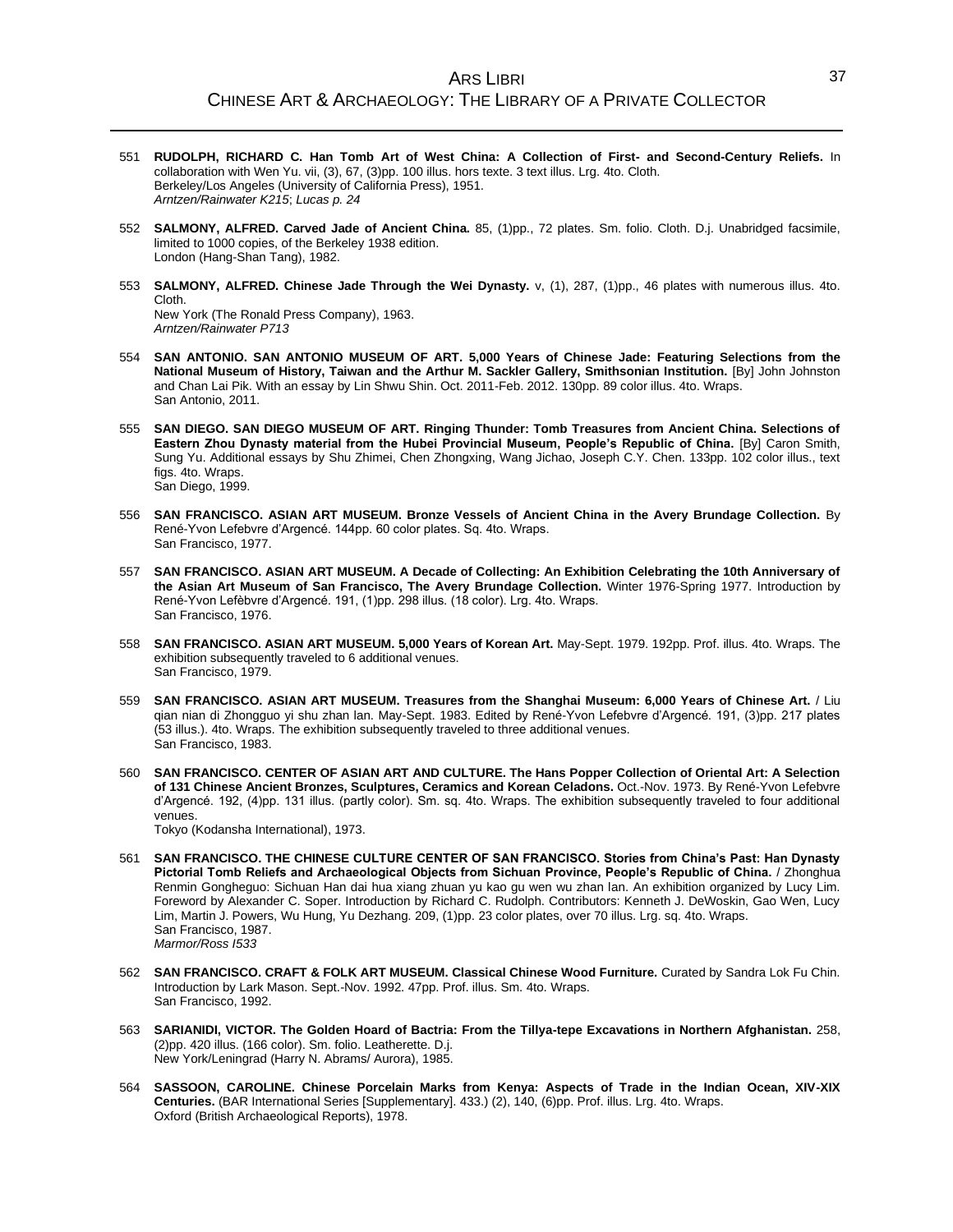551 **RUDOLPH, RICHARD C. Han Tomb Art of West China: A Collection of First- and Second-Century Reliefs.** In collaboration with Wen Yu. vii, (3), 67, (3)pp. 100 illus. hors texte. 3 text illus. Lrg. 4to. Cloth.
Berkeley/Los Angeles (University of California Press), 1951.
*Arntzen/Rainwater K215*; *Lucas p. 24*

552 **SALMONY, ALFRED. Carved Jade of Ancient China.** 85, (1)pp., 72 plates. Sm. folio. Cloth. D.j. Unabridged facsimile, limited to 1000 copies, of the Berkeley 1938 edition.
London (Hang-Shan Tang), 1982.

553 **SALMONY, ALFRED. Chinese Jade Through the Wei Dynasty.** v, (1), 287, (1)pp., 46 plates with numerous illus. 4to. Cloth.
New York (The Ronald Press Company), 1963.
*Arntzen/Rainwater P713*

554 **SAN ANTONIO. SAN ANTONIO MUSEUM OF ART. 5,000 Years of Chinese Jade: Featuring Selections from the National Museum of History, Taiwan and the Arthur M. Sackler Gallery, Smithsonian Institution.** [By] John Johnston and Chan Lai Pik. With an essay by Lin Shwu Shin. Oct. 2011-Feb. 2012. 130pp. 89 color illus. 4to. Wraps.
San Antonio, 2011.

555 **SAN DIEGO. SAN DIEGO MUSEUM OF ART. Ringing Thunder: Tomb Treasures from Ancient China. Selections of Eastern Zhou Dynasty material from the Hubei Provincial Museum, People's Republic of China.** [By] Caron Smith, Sung Yu. Additional essays by Shu Zhimei, Chen Zhongxing, Wang Jichao, Joseph C.Y. Chen. 133pp. 102 color illus., text figs. 4to. Wraps.
San Diego, 1999.

556 **SAN FRANCISCO. ASIAN ART MUSEUM. Bronze Vessels of Ancient China in the Avery Brundage Collection.** By René-Yvon Lefebvre d'Argencé. 144pp. 60 color plates. Sq. 4to. Wraps.
San Francisco, 1977.

557 **SAN FRANCISCO. ASIAN ART MUSEUM. A Decade of Collecting: An Exhibition Celebrating the 10th Anniversary of the Asian Art Museum of San Francisco, The Avery Brundage Collection.** Winter 1976-Spring 1977. Introduction by René-Yvon Lefèbvre d'Argencé. 191, (1)pp. 298 illus. (18 color). Lrg. 4to. Wraps.
San Francisco, 1976.

558 **SAN FRANCISCO. ASIAN ART MUSEUM. 5,000 Years of Korean Art.** May-Sept. 1979. 192pp. Prof. illus. 4to. Wraps. The exhibition subsequently traveled to 6 additional venues.
San Francisco, 1979.

559 **SAN FRANCISCO. ASIAN ART MUSEUM. Treasures from the Shanghai Museum: 6,000 Years of Chinese Art.** / Liu qian nian di Zhongguo yi shu zhan lan. May-Sept. 1983. Edited by René-Yvon Lefebvre d'Argencé. 191, (3)pp. 217 plates (53 illus.). 4to. Wraps. The exhibition subsequently traveled to three additional venues.
San Francisco, 1983.

560 **SAN FRANCISCO. CENTER OF ASIAN ART AND CULTURE. The Hans Popper Collection of Oriental Art: A Selection of 131 Chinese Ancient Bronzes, Sculptures, Ceramics and Korean Celadons.** Oct.-Nov. 1973. By René-Yvon Lefebvre d'Argencé. 192, (4)pp. 131 illus. (partly color). Sm. sq. 4to. Wraps. The exhibition subsequently traveled to four additional venues.
Tokyo (Kodansha International), 1973.

561 **SAN FRANCISCO. THE CHINESE CULTURE CENTER OF SAN FRANCISCO. Stories from China's Past: Han Dynasty Pictorial Tomb Reliefs and Archaeological Objects from Sichuan Province, People's Republic of China.** / Zhonghua Renmin Gongheguo: Sichuan Han dai hua xiang zhuan yu kao gu wen wu zhan lan. An exhibition organized by Lucy Lim. Foreword by Alexander C. Soper. Introduction by Richard C. Rudolph. Contributors: Kenneth J. DeWoskin, Gao Wen, Lucy Lim, Martin J. Powers, Wu Hung, Yu Dezhang. 209, (1)pp. 23 color plates, over 70 illus. Lrg. sq. 4to. Wraps.
San Francisco, 1987.
*Marmor/Ross I533*

562 **SAN FRANCISCO. CRAFT & FOLK ART MUSEUM. Classical Chinese Wood Furniture.** Curated by Sandra Lok Fu Chin. Introduction by Lark Mason. Sept.-Nov. 1992. 47pp. Prof. illus. Sm. 4to. Wraps.
San Francisco, 1992.

563 **SARIANIDI, VICTOR. The Golden Hoard of Bactria: From the Tillya-tepe Excavations in Northern Afghanistan.** 258, (2)pp. 420 illus. (166 color). Sm. folio. Leatherette. D.j.
New York/Leningrad (Harry N. Abrams/ Aurora), 1985.

564 **SASSOON, CAROLINE. Chinese Porcelain Marks from Kenya: Aspects of Trade in the Indian Ocean, XIV-XIX Centuries.** (BAR International Series [Supplementary]. 433.) (2), 140, (6)pp. Prof. illus. Lrg. 4to. Wraps.
Oxford (British Archaeological Reports), 1978.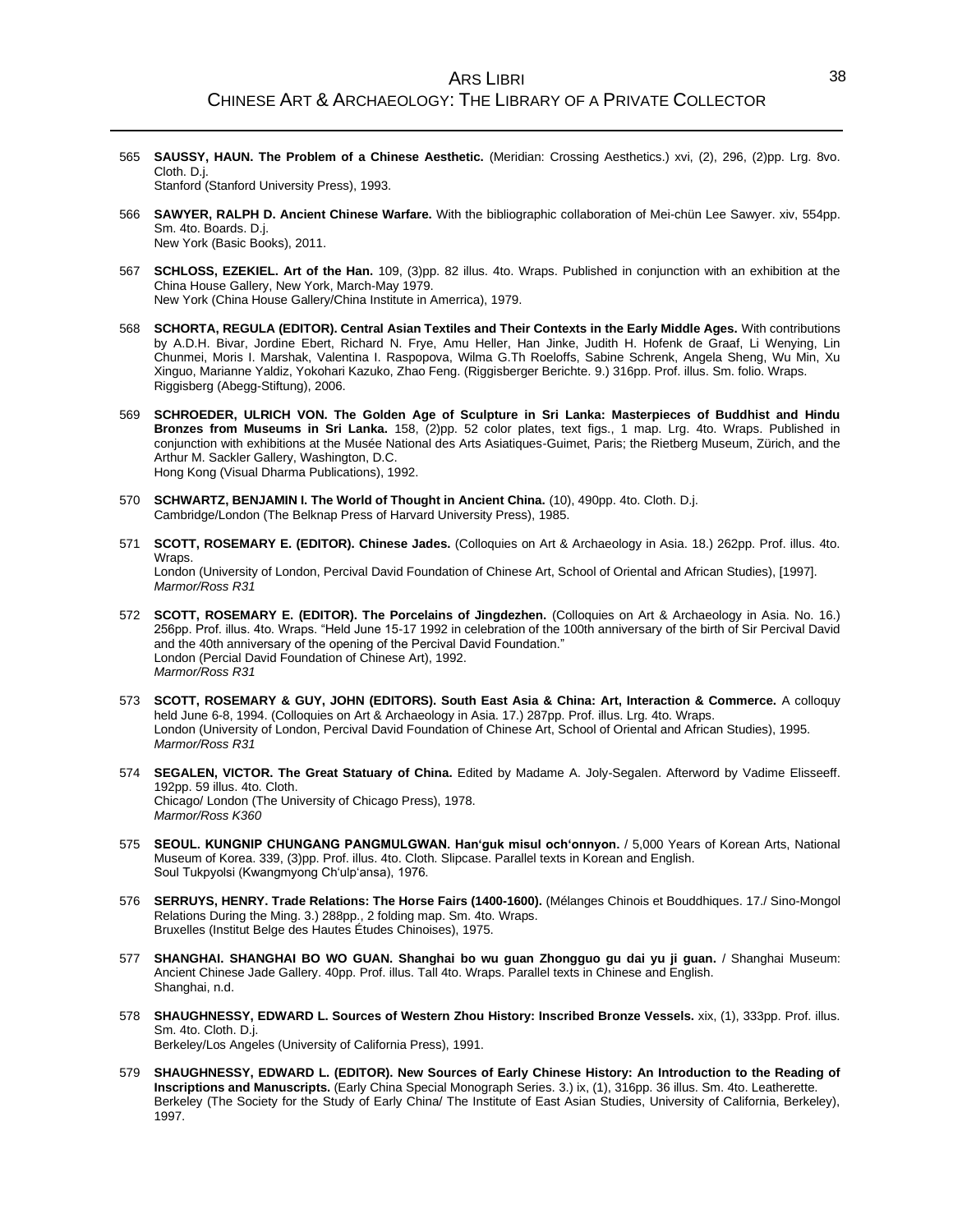565 **SAUSSY, HAUN. The Problem of a Chinese Aesthetic.** (Meridian: Crossing Aesthetics.) xvi, (2), 296, (2)pp. Lrg. 8vo. Cloth. D.j.
Stanford (Stanford University Press), 1993.

566 **SAWYER, RALPH D. Ancient Chinese Warfare.** With the bibliographic collaboration of Mei-chün Lee Sawyer. xiv, 554pp. Sm. 4to. Boards. D.j.
New York (Basic Books), 2011.

567 **SCHLOSS, EZEKIEL. Art of the Han.** 109, (3)pp. 82 illus. 4to. Wraps. Published in conjunction with an exhibition at the China House Gallery, New York, March-May 1979.
New York (China House Gallery/China Institute in Amerrica), 1979.

568 **SCHORTA, REGULA (EDITOR). Central Asian Textiles and Their Contexts in the Early Middle Ages.** With contributions by A.D.H. Bivar, Jordine Ebert, Richard N. Frye, Amu Heller, Han Jinke, Judith H. Hofenk de Graaf, Li Wenying, Lin Chunmei, Moris I. Marshak, Valentina I. Raspopova, Wilma G.Th Roeloffs, Sabine Schrenk, Angela Sheng, Wu Min, Xu Xinguo, Marianne Yaldiz, Yokohari Kazuko, Zhao Feng. (Riggisberger Berichte. 9.) 316pp. Prof. illus. Sm. folio. Wraps.
Riggisberg (Abegg-Stiftung), 2006.

569 **SCHROEDER, ULRICH VON. The Golden Age of Sculpture in Sri Lanka: Masterpieces of Buddhist and Hindu Bronzes from Museums in Sri Lanka.** 158, (2)pp. 52 color plates, text figs., 1 map. Lrg. 4to. Wraps. Published in conjunction with exhibitions at the Musée National des Arts Asiatiques-Guimet, Paris; the Rietberg Museum, Zürich, and the Arthur M. Sackler Gallery, Washington, D.C.
Hong Kong (Visual Dharma Publications), 1992.

570 **SCHWARTZ, BENJAMIN I. The World of Thought in Ancient China.** (10), 490pp. 4to. Cloth. D.j.
Cambridge/London (The Belknap Press of Harvard University Press), 1985.

571 **SCOTT, ROSEMARY E. (EDITOR). Chinese Jades.** (Colloquies on Art & Archaeology in Asia. 18.) 262pp. Prof. illus. 4to. Wraps.
London (University of London, Percival David Foundation of Chinese Art, School of Oriental and African Studies), [1997].
*Marmor/Ross R31*

572 **SCOTT, ROSEMARY E. (EDITOR). The Porcelains of Jingdezhen.** (Colloquies on Art & Archaeology in Asia. No. 16.) 256pp. Prof. illus. 4to. Wraps. "Held June 15-17 1992 in celebration of the 100th anniversary of the birth of Sir Percival David and the 40th anniversary of the opening of the Percival David Foundation."
London (Percial David Foundation of Chinese Art), 1992.
*Marmor/Ross R31*

573 **SCOTT, ROSEMARY & GUY, JOHN (EDITORS). South East Asia & China: Art, Interaction & Commerce.** A colloquy held June 6-8, 1994. (Colloquies on Art & Archaeology in Asia. 17.) 287pp. Prof. illus. Lrg. 4to. Wraps.
London (University of London, Percival David Foundation of Chinese Art, School of Oriental and African Studies), 1995.
*Marmor/Ross R31*

574 **SEGALEN, VICTOR. The Great Statuary of China.** Edited by Madame A. Joly-Segalen. Afterword by Vadime Elisseeff. 192pp. 59 illus. 4to. Cloth.
Chicago/ London (The University of Chicago Press), 1978.
*Marmor/Ross K360*

575 **SEOUL. KUNGNIP CHUNGANG PANGMULGWAN. Han'guk misul och'onnyon.** / 5,000 Years of Korean Arts, National Museum of Korea. 339, (3)pp. Prof. illus. 4to. Cloth. Slipcase. Parallel texts in Korean and English.
Soul Tukpyolsi (Kwangmyong Ch'ulp'ansa), 1976.

576 **SERRUYS, HENRY. Trade Relations: The Horse Fairs (1400-1600).** (Mélanges Chinois et Bouddhiques. 17./ Sino-Mongol Relations During the Ming. 3.) 288pp., 2 folding map. Sm. 4to. Wraps.
Bruxelles (Institut Belge des Hautes Études Chinoises), 1975.

577 **SHANGHAI. SHANGHAI BO WO GUAN. Shanghai bo wu guan Zhongguo gu dai yu ji guan.** / Shanghai Museum: Ancient Chinese Jade Gallery. 40pp. Prof. illus. Tall 4to. Wraps. Parallel texts in Chinese and English.
Shanghai, n.d.

578 **SHAUGHNESSY, EDWARD L. Sources of Western Zhou History: Inscribed Bronze Vessels.** xix, (1), 333pp. Prof. illus. Sm. 4to. Cloth. D.j.
Berkeley/Los Angeles (University of California Press), 1991.

579 **SHAUGHNESSY, EDWARD L. (EDITOR). New Sources of Early Chinese History: An Introduction to the Reading of Inscriptions and Manuscripts.** (Early China Special Monograph Series. 3.) ix, (1), 316pp. 36 illus. Sm. 4to. Leatherette.
Berkeley (The Society for the Study of Early China/ The Institute of East Asian Studies, University of California, Berkeley), 1997.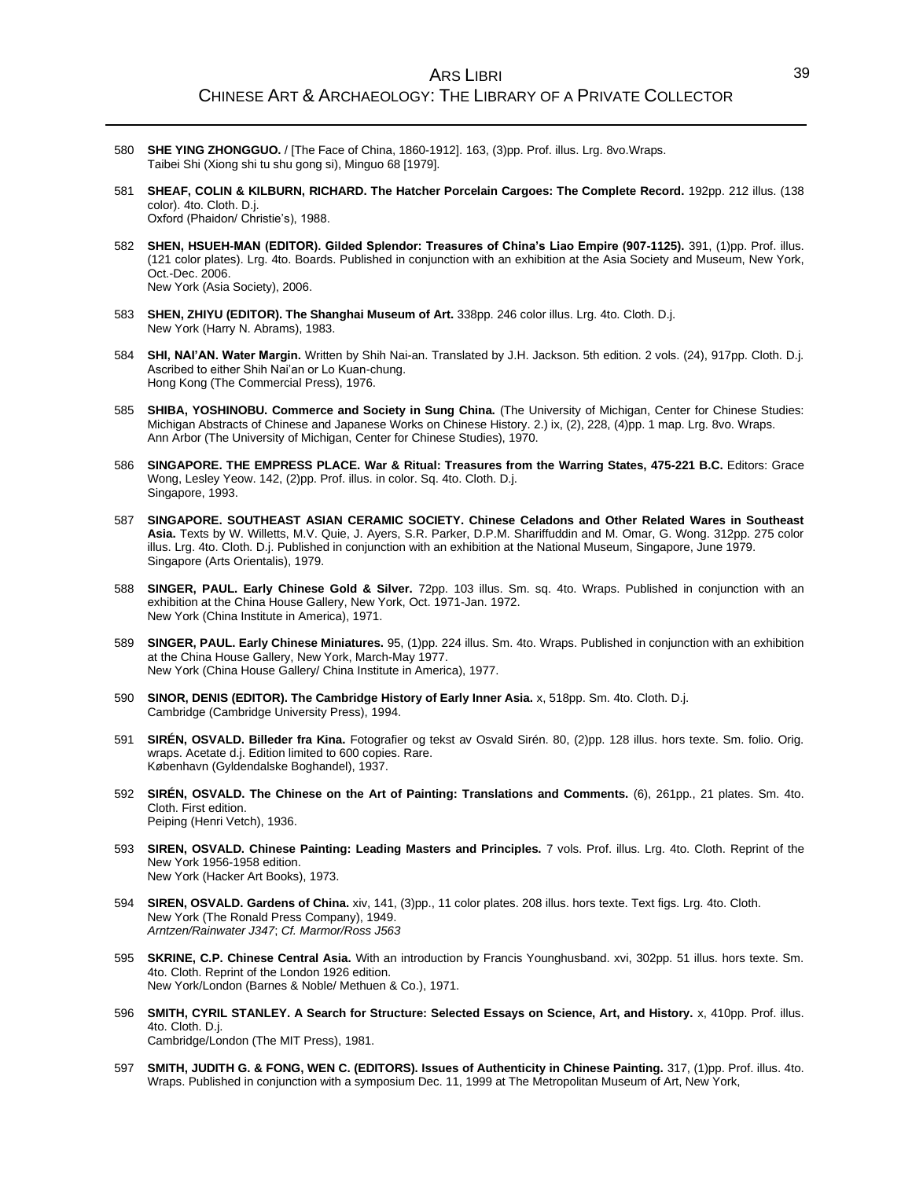580 **SHE YING ZHONGGUO.** / [The Face of China, 1860-1912]. 163, (3)pp. Prof. illus. Lrg. 8vo.Wraps.
Taibei Shi (Xiong shi tu shu gong si), Minguo 68 [1979].

581 **SHEAF, COLIN & KILBURN, RICHARD. The Hatcher Porcelain Cargoes: The Complete Record.** 192pp. 212 illus. (138 color). 4to. Cloth. D.j.
Oxford (Phaidon/ Christie's), 1988.

582 **SHEN, HSUEH-MAN (EDITOR). Gilded Splendor: Treasures of China's Liao Empire (907-1125).** 391, (1)pp. Prof. illus. (121 color plates). Lrg. 4to. Boards. Published in conjunction with an exhibition at the Asia Society and Museum, New York, Oct.-Dec. 2006.
New York (Asia Society), 2006.

583 **SHEN, ZHIYU (EDITOR). The Shanghai Museum of Art.** 338pp. 246 color illus. Lrg. 4to. Cloth. D.j.
New York (Harry N. Abrams), 1983.

584 **SHI, NAI'AN. Water Margin.** Written by Shih Nai-an. Translated by J.H. Jackson. 5th edition. 2 vols. (24), 917pp. Cloth. D.j.
Ascribed to either Shih Nai'an or Lo Kuan-chung.
Hong Kong (The Commercial Press), 1976.

585 **SHIBA, YOSHINOBU. Commerce and Society in Sung China.** (The University of Michigan, Center for Chinese Studies: Michigan Abstracts of Chinese and Japanese Works on Chinese History. 2.) ix, (2), 228, (4)pp. 1 map. Lrg. 8vo. Wraps.
Ann Arbor (The University of Michigan, Center for Chinese Studies), 1970.

586 **SINGAPORE. THE EMPRESS PLACE. War & Ritual: Treasures from the Warring States, 475-221 B.C.** Editors: Grace Wong, Lesley Yeow. 142, (2)pp. Prof. illus. in color. Sq. 4to. Cloth. D.j.
Singapore, 1993.

587 **SINGAPORE. SOUTHEAST ASIAN CERAMIC SOCIETY. Chinese Celadons and Other Related Wares in Southeast Asia.** Texts by W. Willetts, M.V. Quie, J. Ayers, S.R. Parker, D.P.M. Shariffuddin and M. Omar, G. Wong. 312pp. 275 color illus. Lrg. 4to. Cloth. D.j. Published in conjunction with an exhibition at the National Museum, Singapore, June 1979.
Singapore (Arts Orientalis), 1979.

588 **SINGER, PAUL. Early Chinese Gold & Silver.** 72pp. 103 illus. Sm. sq. 4to. Wraps. Published in conjunction with an exhibition at the China House Gallery, New York, Oct. 1971-Jan. 1972.
New York (China Institute in America), 1971.

589 **SINGER, PAUL. Early Chinese Miniatures.** 95, (1)pp. 224 illus. Sm. 4to. Wraps. Published in conjunction with an exhibition at the China House Gallery, New York, March-May 1977.
New York (China House Gallery/ China Institute in America), 1977.

590 **SINOR, DENIS (EDITOR). The Cambridge History of Early Inner Asia.** x, 518pp. Sm. 4to. Cloth. D.j.
Cambridge (Cambridge University Press), 1994.

591 **SIRÉN, OSVALD. Billeder fra Kina.** Fotografier og tekst av Osvald Sirén. 80, (2)pp. 128 illus. hors texte. Sm. folio. Orig. wraps. Acetate d.j. Edition limited to 600 copies. Rare.
København (Gyldendalske Boghandel), 1937.

592 **SIRÉN, OSVALD. The Chinese on the Art of Painting: Translations and Comments.** (6), 261pp., 21 plates. Sm. 4to. Cloth. First edition.
Peiping (Henri Vetch), 1936.

593 **SIREN, OSVALD. Chinese Painting: Leading Masters and Principles.** 7 vols. Prof. illus. Lrg. 4to. Cloth. Reprint of the New York 1956-1958 edition.
New York (Hacker Art Books), 1973.

594 **SIREN, OSVALD. Gardens of China.** xiv, 141, (3)pp., 11 color plates. 208 illus. hors texte. Text figs. Lrg. 4to. Cloth.
New York (The Ronald Press Company), 1949.
*Arntzen/Rainwater J347*; *Cf. Marmor/Ross J563*

595 **SKRINE, C.P. Chinese Central Asia.** With an introduction by Francis Younghusband. xvi, 302pp. 51 illus. hors texte. Sm. 4to. Cloth. Reprint of the London 1926 edition.
New York/London (Barnes & Noble/ Methuen & Co.), 1971.

596 **SMITH, CYRIL STANLEY. A Search for Structure: Selected Essays on Science, Art, and History.** x, 410pp. Prof. illus. 4to. Cloth. D.j.
Cambridge/London (The MIT Press), 1981.

597 **SMITH, JUDITH G. & FONG, WEN C. (EDITORS). Issues of Authenticity in Chinese Painting.** 317, (1)pp. Prof. illus. 4to. Wraps. Published in conjunction with a symposium Dec. 11, 1999 at The Metropolitan Museum of Art, New York,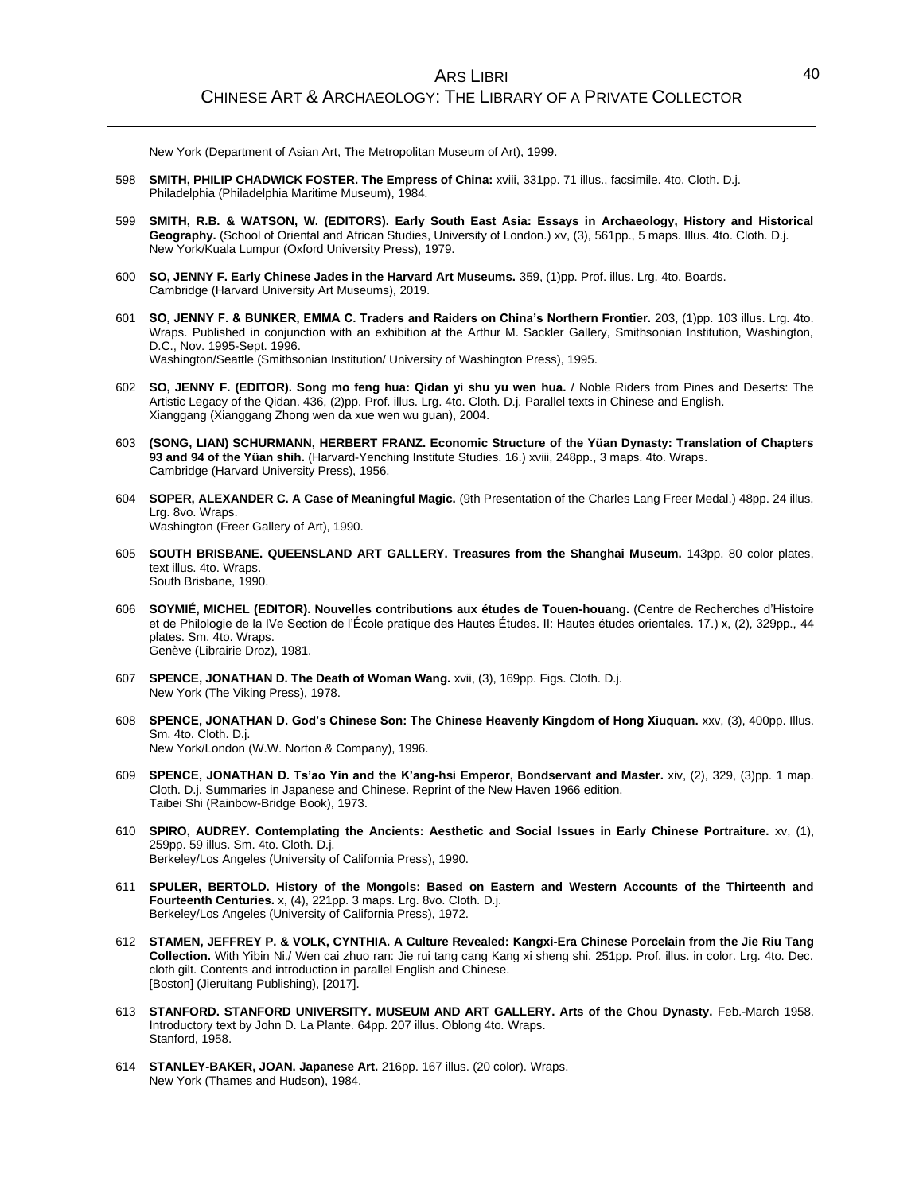New York (Department of Asian Art, The Metropolitan Museum of Art), 1999.

598 **SMITH, PHILIP CHADWICK FOSTER. The Empress of China:** xviii, 331pp. 71 illus., facsimile. 4to. Cloth. D.j.
Philadelphia (Philadelphia Maritime Museum), 1984.

599 **SMITH, R.B. & WATSON, W. (EDITORS). Early South East Asia: Essays in Archaeology, History and Historical Geography.** (School of Oriental and African Studies, University of London.) xv, (3), 561pp., 5 maps. Illus. 4to. Cloth. D.j.
New York/Kuala Lumpur (Oxford University Press), 1979.

600 **SO, JENNY F. Early Chinese Jades in the Harvard Art Museums.** 359, (1)pp. Prof. illus. Lrg. 4to. Boards.
Cambridge (Harvard University Art Museums), 2019.

601 **SO, JENNY F. & BUNKER, EMMA C. Traders and Raiders on China's Northern Frontier.** 203, (1)pp. 103 illus. Lrg. 4to. Wraps. Published in conjunction with an exhibition at the Arthur M. Sackler Gallery, Smithsonian Institution, Washington, D.C., Nov. 1995-Sept. 1996.
Washington/Seattle (Smithsonian Institution/ University of Washington Press), 1995.

602 **SO, JENNY F. (EDITOR). Song mo feng hua: Qidan yi shu yu wen hua.** / Noble Riders from Pines and Deserts: The Artistic Legacy of the Qidan. 436, (2)pp. Prof. illus. Lrg. 4to. Cloth. D.j. Parallel texts in Chinese and English.
Xianggang (Xianggang Zhong wen da xue wen wu guan), 2004.

603 **(SONG, LIAN) SCHURMANN, HERBERT FRANZ. Economic Structure of the Yüan Dynasty: Translation of Chapters 93 and 94 of the Yüan shih.** (Harvard-Yenching Institute Studies. 16.) xviii, 248pp., 3 maps. 4to. Wraps.
Cambridge (Harvard University Press), 1956.

604 **SOPER, ALEXANDER C. A Case of Meaningful Magic.** (9th Presentation of the Charles Lang Freer Medal.) 48pp. 24 illus. Lrg. 8vo. Wraps.
Washington (Freer Gallery of Art), 1990.

605 **SOUTH BRISBANE. QUEENSLAND ART GALLERY. Treasures from the Shanghai Museum.** 143pp. 80 color plates, text illus. 4to. Wraps.
South Brisbane, 1990.

606 **SOYMIÉ, MICHEL (EDITOR). Nouvelles contributions aux études de Touen-houang.** (Centre de Recherches d'Histoire et de Philologie de la IVe Section de l'École pratique des Hautes Études. II: Hautes études orientales. 17.) x, (2), 329pp., 44 plates. Sm. 4to. Wraps.
Genève (Librairie Droz), 1981.

607 **SPENCE, JONATHAN D. The Death of Woman Wang.** xvii, (3), 169pp. Figs. Cloth. D.j.
New York (The Viking Press), 1978.

608 **SPENCE, JONATHAN D. God's Chinese Son: The Chinese Heavenly Kingdom of Hong Xiuquan.** xxv, (3), 400pp. Illus. Sm. 4to. Cloth. D.j.
New York/London (W.W. Norton & Company), 1996.

609 **SPENCE, JONATHAN D. Ts'ao Yin and the K'ang-hsi Emperor, Bondservant and Master.** xiv, (2), 329, (3)pp. 1 map. Cloth. D.j. Summaries in Japanese and Chinese. Reprint of the New Haven 1966 edition.
Taibei Shi (Rainbow-Bridge Book), 1973.

610 **SPIRO, AUDREY. Contemplating the Ancients: Aesthetic and Social Issues in Early Chinese Portraiture.** xv, (1), 259pp. 59 illus. Sm. 4to. Cloth. D.j.
Berkeley/Los Angeles (University of California Press), 1990.

611 **SPULER, BERTOLD. History of the Mongols: Based on Eastern and Western Accounts of the Thirteenth and Fourteenth Centuries.** x, (4), 221pp. 3 maps. Lrg. 8vo. Cloth. D.j.
Berkeley/Los Angeles (University of California Press), 1972.

612 **STAMEN, JEFFREY P. & VOLK, CYNTHIA. A Culture Revealed: Kangxi-Era Chinese Porcelain from the Jie Riu Tang Collection.** With Yibin Ni./ Wen cai zhuo ran: Jie rui tang cang Kang xi sheng shi. 251pp. Prof. illus. in color. Lrg. 4to. Dec. cloth gilt. Contents and introduction in parallel English and Chinese.
[Boston] (Jieruitang Publishing), [2017].

613 **STANFORD. STANFORD UNIVERSITY. MUSEUM AND ART GALLERY. Arts of the Chou Dynasty.** Feb.-March 1958. Introductory text by John D. La Plante. 64pp. 207 illus. Oblong 4to. Wraps.
Stanford, 1958.

614 **STANLEY-BAKER, JOAN. Japanese Art.** 216pp. 167 illus. (20 color). Wraps.
New York (Thames and Hudson), 1984.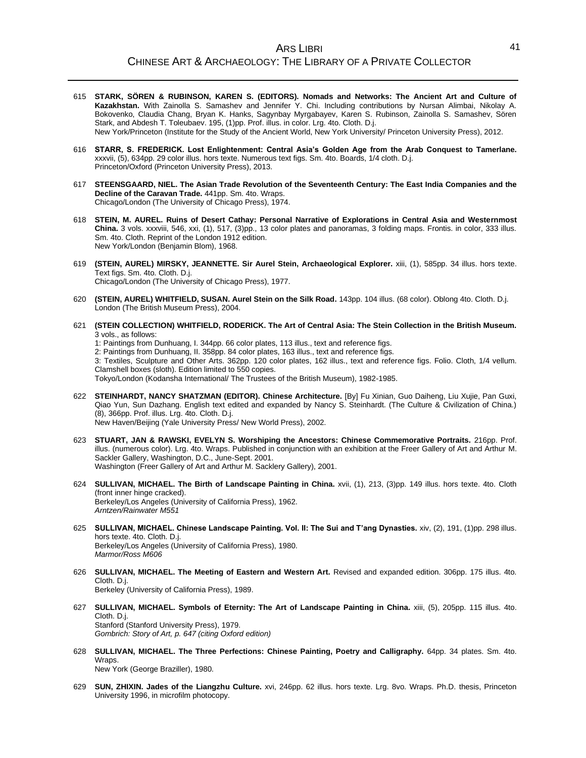615 **STARK, SÖREN & RUBINSON, KAREN S. (EDITORS). Nomads and Networks: The Ancient Art and Culture of Kazakhstan.** With Zainolla S. Samashev and Jennifer Y. Chi. Including contributions by Nursan Alimbai, Nikolay A. Bokovenko, Claudia Chang, Bryan K. Hanks, Sagynbay Myrgabayev, Karen S. Rubinson, Zainolla S. Samashev, Sören Stark, and Abdesh T. Toleubaev. 195, (1)pp. Prof. illus. in color. Lrg. 4to. Cloth. D.j.
New York/Princeton (Institute for the Study of the Ancient World, New York University/ Princeton University Press), 2012.

616 **STARR, S. FREDERICK. Lost Enlightenment: Central Asia's Golden Age from the Arab Conquest to Tamerlane.** xxxvii, (5), 634pp. 29 color illus. hors texte. Numerous text figs. Sm. 4to. Boards, 1/4 cloth. D.j.
Princeton/Oxford (Princeton University Press), 2013.

617 **STEENSGAARD, NIEL. The Asian Trade Revolution of the Seventeenth Century: The East India Companies and the Decline of the Caravan Trade.** 441pp. Sm. 4to. Wraps.
Chicago/London (The University of Chicago Press), 1974.

618 **STEIN, M. AUREL. Ruins of Desert Cathay: Personal Narrative of Explorations in Central Asia and Westernmost China.** 3 vols. xxxviii, 546, xxi, (1), 517, (3)pp., 13 color plates and panoramas, 3 folding maps. Frontis. in color, 333 illus. Sm. 4to. Cloth. Reprint of the London 1912 edition.
New York/London (Benjamin Blom), 1968.

619 **(STEIN, AUREL) MIRSKY, JEANNETTE. Sir Aurel Stein, Archaeological Explorer.** xiii, (1), 585pp. 34 illus. hors texte. Text figs. Sm. 4to. Cloth. D.j.
Chicago/London (The University of Chicago Press), 1977.

620 **(STEIN, AUREL) WHITFIELD, SUSAN. Aurel Stein on the Silk Road.** 143pp. 104 illus. (68 color). Oblong 4to. Cloth. D.j.
London (The British Museum Press), 2004.

621 **(STEIN COLLECTION) WHITFIELD, RODERICK. The Art of Central Asia: The Stein Collection in the British Museum.** 3 vols., as follows:
1: Paintings from Dunhuang, I. 344pp. 66 color plates, 113 illus., text and reference figs.
2: Paintings from Dunhuang, II. 358pp. 84 color plates, 163 illus., text and reference figs.
3: Textiles, Sculpture and Other Arts. 362pp. 120 color plates, 162 illus., text and reference figs. Folio. Cloth, 1/4 vellum. Clamshell boxes (sloth). Edition limited to 550 copies.
Tokyo/London (Kodansha International/ The Trustees of the British Museum), 1982-1985.

622 **STEINHARDT, NANCY SHATZMAN (EDITOR). Chinese Architecture.** [By] Fu Xinian, Guo Daiheng, Liu Xujie, Pan Guxi, Qiao Yun, Sun Dazhang. English text edited and expanded by Nancy S. Steinhardt. (The Culture & Civilization of China.) (8), 366pp. Prof. illus. Lrg. 4to. Cloth. D.j.
New Haven/Beijing (Yale University Press/ New World Press), 2002.

623 **STUART, JAN & RAWSKI, EVELYN S. Worshiping the Ancestors: Chinese Commemorative Portraits.** 216pp. Prof. illus. (numerous color). Lrg. 4to. Wraps. Published in conjunction with an exhibition at the Freer Gallery of Art and Arthur M. Sackler Gallery, Washington, D.C., June-Sept. 2001.
Washington (Freer Gallery of Art and Arthur M. Sacklery Gallery), 2001.

624 **SULLIVAN, MICHAEL. The Birth of Landscape Painting in China.** xvii, (1), 213, (3)pp. 149 illus. hors texte. 4to. Cloth (front inner hinge cracked).
Berkeley/Los Angeles (University of California Press), 1962.
*Arntzen/Rainwater M551*

625 **SULLIVAN, MICHAEL. Chinese Landscape Painting. Vol. II: The Sui and T'ang Dynasties.** xiv, (2), 191, (1)pp. 298 illus. hors texte. 4to. Cloth. D.j.
Berkeley/Los Angeles (University of California Press), 1980.
*Marmor/Ross M606*

626 **SULLIVAN, MICHAEL. The Meeting of Eastern and Western Art.** Revised and expanded edition. 306pp. 175 illus. 4to. Cloth. D.j.
Berkeley (University of California Press), 1989.

627 **SULLIVAN, MICHAEL. Symbols of Eternity: The Art of Landscape Painting in China.** xiii, (5), 205pp. 115 illus. 4to. Cloth. D.j.
Stanford (Stanford University Press), 1979.
*Gombrich: Story of Art, p. 647 (citing Oxford edition)*

628 **SULLIVAN, MICHAEL. The Three Perfections: Chinese Painting, Poetry and Calligraphy.** 64pp. 34 plates. Sm. 4to. Wraps.
New York (George Braziller), 1980.

629 **SUN, ZHIXIN. Jades of the Liangzhu Culture.** xvi, 246pp. 62 illus. hors texte. Lrg. 8vo. Wraps. Ph.D. thesis, Princeton University 1996, in microfilm photocopy.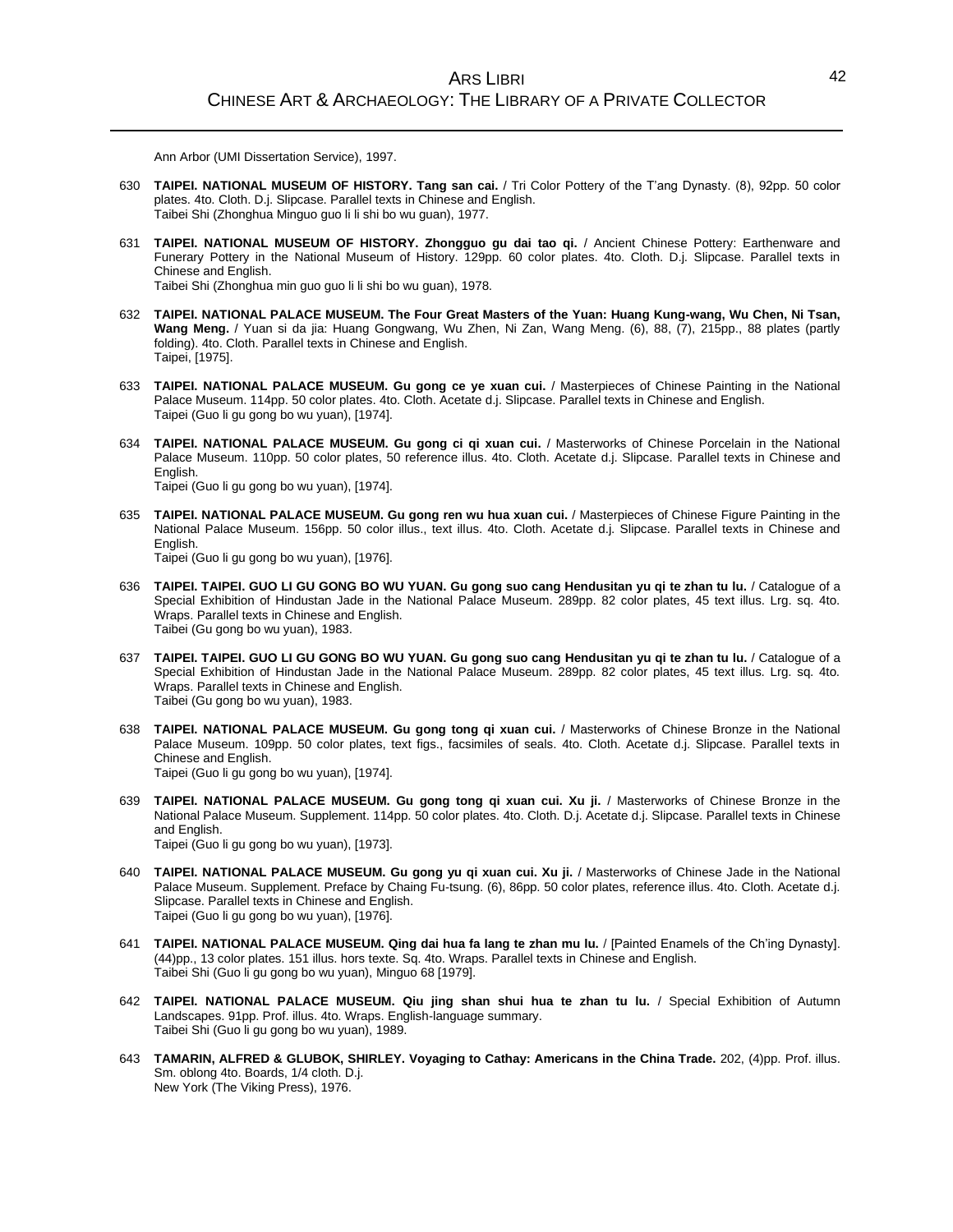Ann Arbor (UMI Dissertation Service), 1997.

630 **TAIPEI. NATIONAL MUSEUM OF HISTORY. Tang san cai.** / Tri Color Pottery of the T'ang Dynasty. (8), 92pp. 50 color plates. 4to. Cloth. D.j. Slipcase. Parallel texts in Chinese and English.
Taibei Shi (Zhonghua Minguo guo li li shi bo wu guan), 1977.

631 **TAIPEI. NATIONAL MUSEUM OF HISTORY. Zhongguo gu dai tao qi.** / Ancient Chinese Pottery: Earthenware and Funerary Pottery in the National Museum of History. 129pp. 60 color plates. 4to. Cloth. D.j. Slipcase. Parallel texts in Chinese and English.
Taibei Shi (Zhonghua min guo guo li li shi bo wu guan), 1978.

632 **TAIPEI. NATIONAL PALACE MUSEUM. The Four Great Masters of the Yuan: Huang Kung-wang, Wu Chen, Ni Tsan, Wang Meng.** / Yuan si da jia: Huang Gongwang, Wu Zhen, Ni Zan, Wang Meng. (6), 88, (7), 215pp., 88 plates (partly folding). 4to. Cloth. Parallel texts in Chinese and English.
Taipei, [1975].

633 **TAIPEI. NATIONAL PALACE MUSEUM. Gu gong ce ye xuan cui.** / Masterpieces of Chinese Painting in the National Palace Museum. 114pp. 50 color plates. 4to. Cloth. Acetate d.j. Slipcase. Parallel texts in Chinese and English.
Taipei (Guo li gu gong bo wu yuan), [1974].

634 **TAIPEI. NATIONAL PALACE MUSEUM. Gu gong ci qi xuan cui.** / Masterworks of Chinese Porcelain in the National Palace Museum. 110pp. 50 color plates, 50 reference illus. 4to. Cloth. Acetate d.j. Slipcase. Parallel texts in Chinese and English.
Taipei (Guo li gu gong bo wu yuan), [1974].

635 **TAIPEI. NATIONAL PALACE MUSEUM. Gu gong ren wu hua xuan cui.** / Masterpieces of Chinese Figure Painting in the National Palace Museum. 156pp. 50 color illus., text illus. 4to. Cloth. Acetate d.j. Slipcase. Parallel texts in Chinese and English.
Taipei (Guo li gu gong bo wu yuan), [1976].

636 **TAIPEI. TAIPEI. GUO LI GU GONG BO WU YUAN. Gu gong suo cang Hendusitan yu qi te zhan tu lu.** / Catalogue of a Special Exhibition of Hindustan Jade in the National Palace Museum. 289pp. 82 color plates, 45 text illus. Lrg. sq. 4to. Wraps. Parallel texts in Chinese and English.
Taibei (Gu gong bo wu yuan), 1983.

637 **TAIPEI. TAIPEI. GUO LI GU GONG BO WU YUAN. Gu gong suo cang Hendusitan yu qi te zhan tu lu.** / Catalogue of a Special Exhibition of Hindustan Jade in the National Palace Museum. 289pp. 82 color plates, 45 text illus. Lrg. sq. 4to. Wraps. Parallel texts in Chinese and English.
Taibei (Gu gong bo wu yuan), 1983.

638 **TAIPEI. NATIONAL PALACE MUSEUM. Gu gong tong qi xuan cui.** / Masterworks of Chinese Bronze in the National Palace Museum. 109pp. 50 color plates, text figs., facsimiles of seals. 4to. Cloth. Acetate d.j. Slipcase. Parallel texts in Chinese and English.
Taipei (Guo li gu gong bo wu yuan), [1974].

639 **TAIPEI. NATIONAL PALACE MUSEUM. Gu gong tong qi xuan cui. Xu ji.** / Masterworks of Chinese Bronze in the National Palace Museum. Supplement. 114pp. 50 color plates. 4to. Cloth. D.j. Acetate d.j. Slipcase. Parallel texts in Chinese and English.
Taipei (Guo li gu gong bo wu yuan), [1973].

640 **TAIPEI. NATIONAL PALACE MUSEUM. Gu gong yu qi xuan cui. Xu ji.** / Masterworks of Chinese Jade in the National Palace Museum. Supplement. Preface by Chaing Fu-tsung. (6), 86pp. 50 color plates, reference illus. 4to. Cloth. Acetate d.j. Slipcase. Parallel texts in Chinese and English.
Taipei (Guo li gu gong bo wu yuan), [1976].

641 **TAIPEI. NATIONAL PALACE MUSEUM. Qing dai hua fa lang te zhan mu lu.** / [Painted Enamels of the Ch'ing Dynasty]. (44)pp., 13 color plates. 151 illus. hors texte. Sq. 4to. Wraps. Parallel texts in Chinese and English.
Taibei Shi (Guo li gu gong bo wu yuan), Minguo 68 [1979].

642 **TAIPEI. NATIONAL PALACE MUSEUM. Qiu jing shan shui hua te zhan tu lu.** / Special Exhibition of Autumn Landscapes. 91pp. Prof. illus. 4to. Wraps. English-language summary.
Taibei Shi (Guo li gu gong bo wu yuan), 1989.

643 **TAMARIN, ALFRED & GLUBOK, SHIRLEY. Voyaging to Cathay: Americans in the China Trade.** 202, (4)pp. Prof. illus. Sm. oblong 4to. Boards, 1/4 cloth. D.j.
New York (The Viking Press), 1976.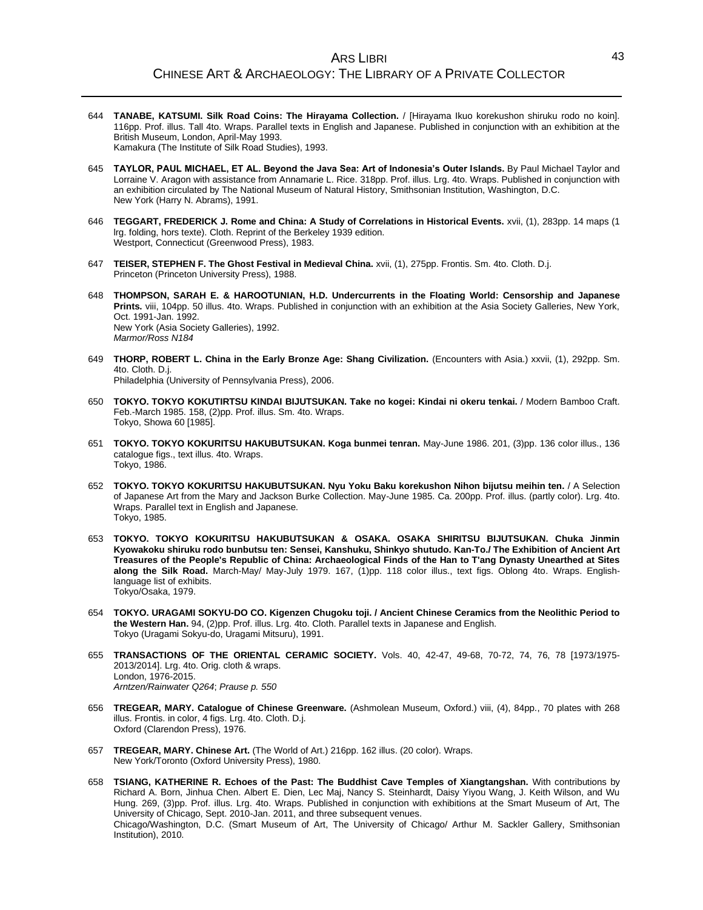644 **TANABE, KATSUMI. Silk Road Coins: The Hirayama Collection.** / [Hirayama Ikuo korekushon shiruku rodo no koin]. 116pp. Prof. illus. Tall 4to. Wraps. Parallel texts in English and Japanese. Published in conjunction with an exhibition at the British Museum, London, April-May 1993.
Kamakura (The Institute of Silk Road Studies), 1993.

645 **TAYLOR, PAUL MICHAEL, ET AL. Beyond the Java Sea: Art of Indonesia's Outer Islands.** By Paul Michael Taylor and Lorraine V. Aragon with assistance from Annamarie L. Rice. 318pp. Prof. illus. Lrg. 4to. Wraps. Published in conjunction with an exhibition circulated by The National Museum of Natural History, Smithsonian Institution, Washington, D.C.
New York (Harry N. Abrams), 1991.

646 **TEGGART, FREDERICK J. Rome and China: A Study of Correlations in Historical Events.** xvii, (1), 283pp. 14 maps (1 lrg. folding, hors texte). Cloth. Reprint of the Berkeley 1939 edition.
Westport, Connecticut (Greenwood Press), 1983.

647 **TEISER, STEPHEN F. The Ghost Festival in Medieval China.** xvii, (1), 275pp. Frontis. Sm. 4to. Cloth. D.j.
Princeton (Princeton University Press), 1988.

648 **THOMPSON, SARAH E. & HAROOTUNIAN, H.D. Undercurrents in the Floating World: Censorship and Japanese Prints.** viii, 104pp. 50 illus. 4to. Wraps. Published in conjunction with an exhibition at the Asia Society Galleries, New York, Oct. 1991-Jan. 1992.
New York (Asia Society Galleries), 1992.
*Marmor/Ross N184*

649 **THORP, ROBERT L. China in the Early Bronze Age: Shang Civilization.** (Encounters with Asia.) xxvii, (1), 292pp. Sm. 4to. Cloth. D.j.
Philadelphia (University of Pennsylvania Press), 2006.

650 **TOKYO. TOKYO KOKUTIRTSU KINDAI BIJUTSUKAN. Take no kogei: Kindai ni okeru tenkai.** / Modern Bamboo Craft. Feb.-March 1985. 158, (2)pp. Prof. illus. Sm. 4to. Wraps.
Tokyo, Showa 60 [1985].

651 **TOKYO. TOKYO KOKURITSU HAKUBUTSUKAN. Koga bunmei tenran.** May-June 1986. 201, (3)pp. 136 color illus., 136 catalogue figs., text illus. 4to. Wraps.
Tokyo, 1986.

652 **TOKYO. TOKYO KOKURITSU HAKUBUTSUKAN. Nyu Yoku Baku korekushon Nihon bijutsu meihin ten.** / A Selection of Japanese Art from the Mary and Jackson Burke Collection. May-June 1985. Ca. 200pp. Prof. illus. (partly color). Lrg. 4to. Wraps. Parallel text in English and Japanese.
Tokyo, 1985.

653 **TOKYO. TOKYO KOKURITSU HAKUBUTSUKAN & OSAKA. OSAKA SHIRITSU BIJUTSUKAN. Chuka Jinmin Kyowakoku shiruku rodo bunbutsu ten: Sensei, Kanshuku, Shinkyo shutudo. Kan-To./ The Exhibition of Ancient Art Treasures of the People's Republic of China: Archaeological Finds of the Han to T'ang Dynasty Unearthed at Sites along the Silk Road.** March-May/ May-July 1979. 167, (1)pp. 118 color illus., text figs. Oblong 4to. Wraps. English-language list of exhibits.
Tokyo/Osaka, 1979.

654 **TOKYO. URAGAMI SOKYU-DO CO. Kigenzen Chugoku toji. / Ancient Chinese Ceramics from the Neolithic Period to the Western Han.** 94, (2)pp. Prof. illus. Lrg. 4to. Cloth. Parallel texts in Japanese and English.
Tokyo (Uragami Sokyu-do, Uragami Mitsuru), 1991.

655 **TRANSACTIONS OF THE ORIENTAL CERAMIC SOCIETY.** Vols. 40, 42-47, 49-68, 70-72, 74, 76, 78 [1973/1975-2013/2014]. Lrg. 4to. Orig. cloth & wraps.
London, 1976-2015.
*Arntzen/Rainwater Q264*; *Prause p. 550*

656 **TREGEAR, MARY. Catalogue of Chinese Greenware.** (Ashmolean Museum, Oxford.) viii, (4), 84pp., 70 plates with 268 illus. Frontis. in color, 4 figs. Lrg. 4to. Cloth. D.j.
Oxford (Clarendon Press), 1976.

657 **TREGEAR, MARY. Chinese Art.** (The World of Art.) 216pp. 162 illus. (20 color). Wraps.
New York/Toronto (Oxford University Press), 1980.

658 **TSIANG, KATHERINE R. Echoes of the Past: The Buddhist Cave Temples of Xiangtangshan.** With contributions by Richard A. Born, Jinhua Chen. Albert E. Dien, Lec Maj, Nancy S. Steinhardt, Daisy Yiyou Wang, J. Keith Wilson, and Wu Hung. 269, (3)pp. Prof. illus. Lrg. 4to. Wraps. Published in conjunction with exhibitions at the Smart Museum of Art, The University of Chicago, Sept. 2010-Jan. 2011, and three subsequent venues.
Chicago/Washington, D.C. (Smart Museum of Art, The University of Chicago/ Arthur M. Sackler Gallery, Smithsonian Institution), 2010.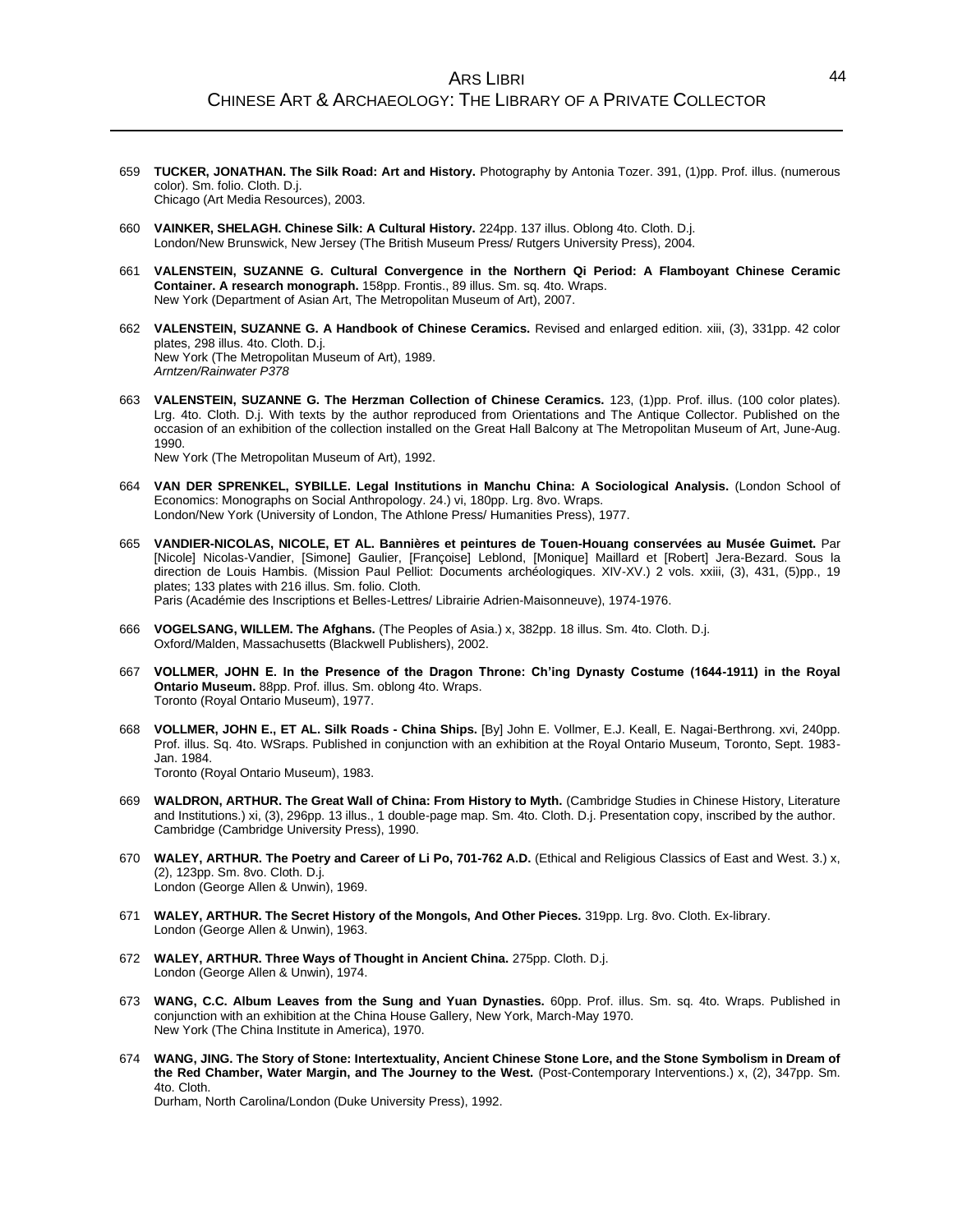659 **TUCKER, JONATHAN. The Silk Road: Art and History.** Photography by Antonia Tozer. 391, (1)pp. Prof. illus. (numerous color). Sm. folio. Cloth. D.j.
Chicago (Art Media Resources), 2003.

660 **VAINKER, SHELAGH. Chinese Silk: A Cultural History.** 224pp. 137 illus. Oblong 4to. Cloth. D.j.
London/New Brunswick, New Jersey (The British Museum Press/ Rutgers University Press), 2004.

661 **VALENSTEIN, SUZANNE G. Cultural Convergence in the Northern Qi Period: A Flamboyant Chinese Ceramic Container. A research monograph.** 158pp. Frontis., 89 illus. Sm. sq. 4to. Wraps.
New York (Department of Asian Art, The Metropolitan Museum of Art), 2007.

662 **VALENSTEIN, SUZANNE G. A Handbook of Chinese Ceramics.** Revised and enlarged edition. xiii, (3), 331pp. 42 color plates, 298 illus. 4to. Cloth. D.j.
New York (The Metropolitan Museum of Art), 1989.
*Arntzen/Rainwater P378*

663 **VALENSTEIN, SUZANNE G. The Herzman Collection of Chinese Ceramics.** 123, (1)pp. Prof. illus. (100 color plates). Lrg. 4to. Cloth. D.j. With texts by the author reproduced from Orientations and The Antique Collector. Published on the occasion of an exhibition of the collection installed on the Great Hall Balcony at The Metropolitan Museum of Art, June-Aug. 1990.
New York (The Metropolitan Museum of Art), 1992.

664 **VAN DER SPRENKEL, SYBILLE. Legal Institutions in Manchu China: A Sociological Analysis.** (London School of Economics: Monographs on Social Anthropology. 24.) vi, 180pp. Lrg. 8vo. Wraps.
London/New York (University of London, The Athlone Press/ Humanities Press), 1977.

665 **VANDIER-NICOLAS, NICOLE, ET AL. Bannières et peintures de Touen-Houang conservées au Musée Guimet.** Par [Nicole] Nicolas-Vandier, [Simone] Gaulier, [Françoise] Leblond, [Monique] Maillard et [Robert] Jera-Bezard. Sous la direction de Louis Hambis. (Mission Paul Pelliot: Documents archéologiques. XIV-XV.) 2 vols. xxiii, (3), 431, (5)pp., 19 plates; 133 plates with 216 illus. Sm. folio. Cloth.
Paris (Académie des Inscriptions et Belles-Lettres/ Librairie Adrien-Maisonneuve), 1974-1976.

666 **VOGELSANG, WILLEM. The Afghans.** (The Peoples of Asia.) x, 382pp. 18 illus. Sm. 4to. Cloth. D.j.
Oxford/Malden, Massachusetts (Blackwell Publishers), 2002.

667 **VOLLMER, JOHN E. In the Presence of the Dragon Throne: Ch'ing Dynasty Costume (1644-1911) in the Royal Ontario Museum.** 88pp. Prof. illus. Sm. oblong 4to. Wraps.
Toronto (Royal Ontario Museum), 1977.

668 **VOLLMER, JOHN E., ET AL. Silk Roads - China Ships.** [By] John E. Vollmer, E.J. Keall, E. Nagai-Berthrong. xvi, 240pp. Prof. illus. Sq. 4to. WSraps. Published in conjunction with an exhibition at the Royal Ontario Museum, Toronto, Sept. 1983-Jan. 1984.
Toronto (Royal Ontario Museum), 1983.

669 **WALDRON, ARTHUR. The Great Wall of China: From History to Myth.** (Cambridge Studies in Chinese History, Literature and Institutions.) xi, (3), 296pp. 13 illus., 1 double-page map. Sm. 4to. Cloth. D.j. Presentation copy, inscribed by the author.
Cambridge (Cambridge University Press), 1990.

670 **WALEY, ARTHUR. The Poetry and Career of Li Po, 701-762 A.D.** (Ethical and Religious Classics of East and West. 3.) x, (2), 123pp. Sm. 8vo. Cloth. D.j.
London (George Allen & Unwin), 1969.

671 **WALEY, ARTHUR. The Secret History of the Mongols, And Other Pieces.** 319pp. Lrg. 8vo. Cloth. Ex-library.
London (George Allen & Unwin), 1963.

672 **WALEY, ARTHUR. Three Ways of Thought in Ancient China.** 275pp. Cloth. D.j.
London (George Allen & Unwin), 1974.

673 **WANG, C.C. Album Leaves from the Sung and Yuan Dynasties.** 60pp. Prof. illus. Sm. sq. 4to. Wraps. Published in conjunction with an exhibition at the China House Gallery, New York, March-May 1970.
New York (The China Institute in America), 1970.

674 **WANG, JING. The Story of Stone: Intertextuality, Ancient Chinese Stone Lore, and the Stone Symbolism in Dream of the Red Chamber, Water Margin, and The Journey to the West.** (Post-Contemporary Interventions.) x, (2), 347pp. Sm. 4to. Cloth.
Durham, North Carolina/London (Duke University Press), 1992.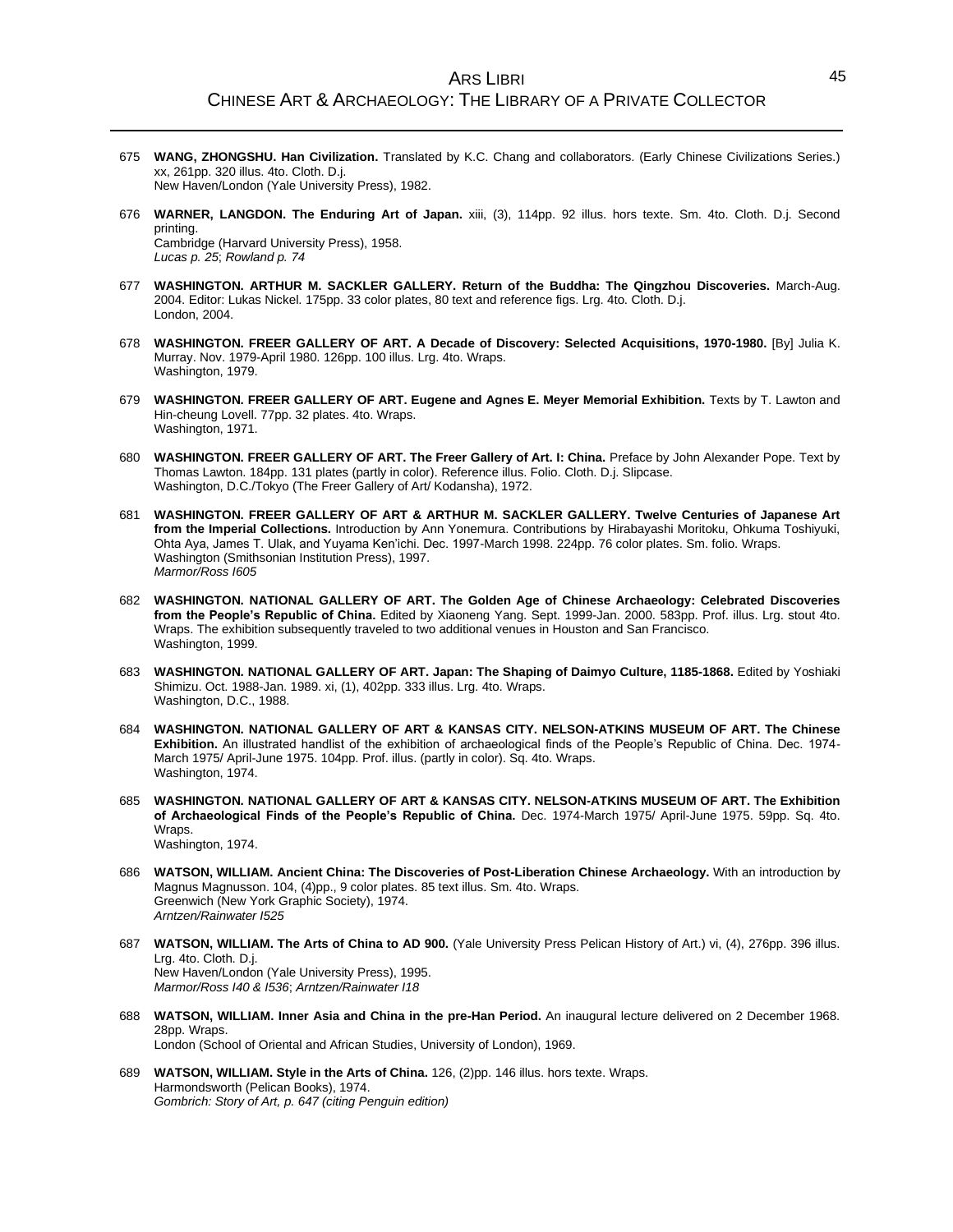675 **WANG, ZHONGSHU. Han Civilization.** Translated by K.C. Chang and collaborators. (Early Chinese Civilizations Series.) xx, 261pp. 320 illus. 4to. Cloth. D.j.
New Haven/London (Yale University Press), 1982.

676 **WARNER, LANGDON. The Enduring Art of Japan.** xiii, (3), 114pp. 92 illus. hors texte. Sm. 4to. Cloth. D.j. Second printing.
Cambridge (Harvard University Press), 1958.
*Lucas p. 25*; *Rowland p. 74*

677 **WASHINGTON. ARTHUR M. SACKLER GALLERY. Return of the Buddha: The Qingzhou Discoveries.** March-Aug. 2004. Editor: Lukas Nickel. 175pp. 33 color plates, 80 text and reference figs. Lrg. 4to. Cloth. D.j.
London, 2004.

678 **WASHINGTON. FREER GALLERY OF ART. A Decade of Discovery: Selected Acquisitions, 1970-1980.** [By] Julia K. Murray. Nov. 1979-April 1980. 126pp. 100 illus. Lrg. 4to. Wraps.
Washington, 1979.

679 **WASHINGTON. FREER GALLERY OF ART. Eugene and Agnes E. Meyer Memorial Exhibition.** Texts by T. Lawton and Hin-cheung Lovell. 77pp. 32 plates. 4to. Wraps.
Washington, 1971.

680 **WASHINGTON. FREER GALLERY OF ART. The Freer Gallery of Art. I: China.** Preface by John Alexander Pope. Text by Thomas Lawton. 184pp. 131 plates (partly in color). Reference illus. Folio. Cloth. D.j. Slipcase.
Washington, D.C./Tokyo (The Freer Gallery of Art/ Kodansha), 1972.

681 **WASHINGTON. FREER GALLERY OF ART & ARTHUR M. SACKLER GALLERY. Twelve Centuries of Japanese Art from the Imperial Collections.** Introduction by Ann Yonemura. Contributions by Hirabayashi Moritoku, Ohkuma Toshiyuki, Ohta Aya, James T. Ulak, and Yuyama Ken'ichi. Dec. 1997-March 1998. 224pp. 76 color plates. Sm. folio. Wraps.
Washington (Smithsonian Institution Press), 1997.
*Marmor/Ross I605*

682 **WASHINGTON. NATIONAL GALLERY OF ART. The Golden Age of Chinese Archaeology: Celebrated Discoveries from the People's Republic of China.** Edited by Xiaoneng Yang. Sept. 1999-Jan. 2000. 583pp. Prof. illus. Lrg. stout 4to. Wraps. The exhibition subsequently traveled to two additional venues in Houston and San Francisco.
Washington, 1999.

683 **WASHINGTON. NATIONAL GALLERY OF ART. Japan: The Shaping of Daimyo Culture, 1185-1868.** Edited by Yoshiaki Shimizu. Oct. 1988-Jan. 1989. xi, (1), 402pp. 333 illus. Lrg. 4to. Wraps.
Washington, D.C., 1988.

684 **WASHINGTON. NATIONAL GALLERY OF ART & KANSAS CITY. NELSON-ATKINS MUSEUM OF ART. The Chinese Exhibition.** An illustrated handlist of the exhibition of archaeological finds of the People's Republic of China. Dec. 1974-March 1975/ April-June 1975. 104pp. Prof. illus. (partly in color). Sq. 4to. Wraps.
Washington, 1974.

685 **WASHINGTON. NATIONAL GALLERY OF ART & KANSAS CITY. NELSON-ATKINS MUSEUM OF ART. The Exhibition of Archaeological Finds of the People's Republic of China.** Dec. 1974-March 1975/ April-June 1975. 59pp. Sq. 4to. Wraps.
Washington, 1974.

686 **WATSON, WILLIAM. Ancient China: The Discoveries of Post-Liberation Chinese Archaeology.** With an introduction by Magnus Magnusson. 104, (4)pp., 9 color plates. 85 text illus. Sm. 4to. Wraps.
Greenwich (New York Graphic Society), 1974.
*Arntzen/Rainwater I525*

687 **WATSON, WILLIAM. The Arts of China to AD 900.** (Yale University Press Pelican History of Art.) vi, (4), 276pp. 396 illus. Lrg. 4to. Cloth. D.j.
New Haven/London (Yale University Press), 1995.
*Marmor/Ross I40 & I536*; *Arntzen/Rainwater I18*

688 **WATSON, WILLIAM. Inner Asia and China in the pre-Han Period.** An inaugural lecture delivered on 2 December 1968. 28pp. Wraps.
London (School of Oriental and African Studies, University of London), 1969.

689 **WATSON, WILLIAM. Style in the Arts of China.** 126, (2)pp. 146 illus. hors texte. Wraps.
Harmondsworth (Pelican Books), 1974.
*Gombrich: Story of Art, p. 647 (citing Penguin edition)*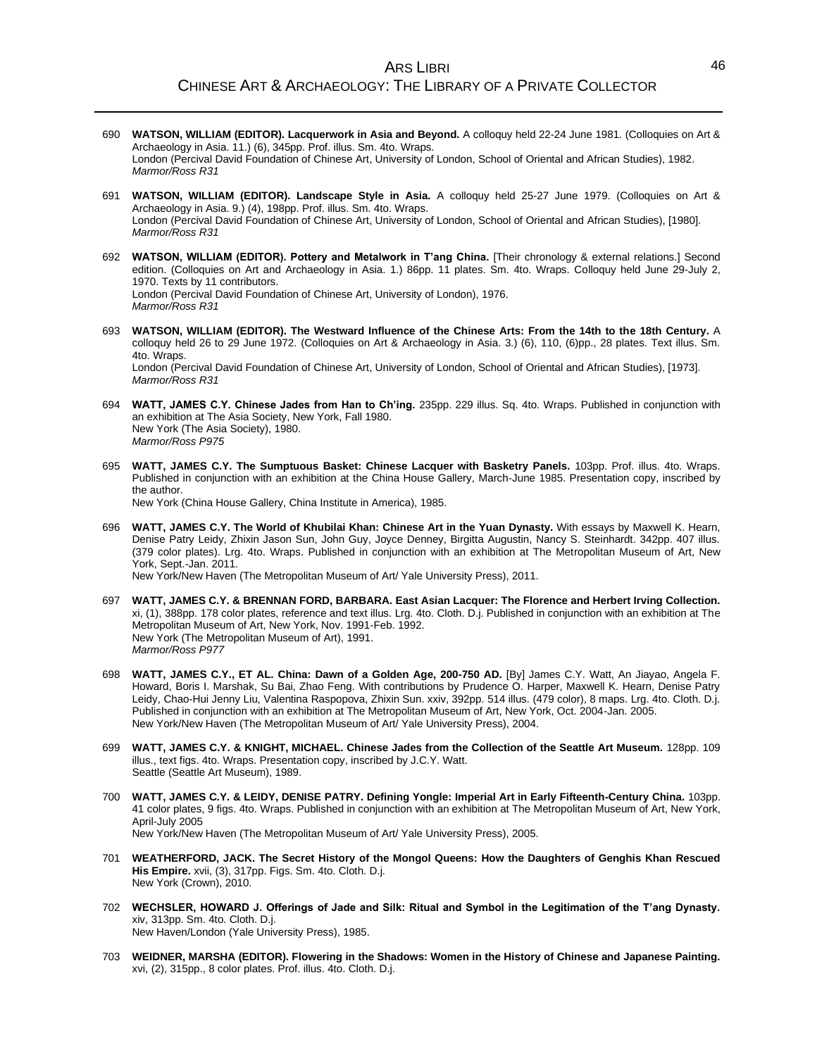690 **WATSON, WILLIAM (EDITOR). Lacquerwork in Asia and Beyond.** A colloquy held 22-24 June 1981. (Colloquies on Art & Archaeology in Asia. 11.) (6), 345pp. Prof. illus. Sm. 4to. Wraps.
London (Percival David Foundation of Chinese Art, University of London, School of Oriental and African Studies), 1982.
*Marmor/Ross R31*

691 **WATSON, WILLIAM (EDITOR). Landscape Style in Asia.** A colloquy held 25-27 June 1979. (Colloquies on Art & Archaeology in Asia. 9.) (4), 198pp. Prof. illus. Sm. 4to. Wraps.
London (Percival David Foundation of Chinese Art, University of London, School of Oriental and African Studies), [1980].
*Marmor/Ross R31*

692 **WATSON, WILLIAM (EDITOR). Pottery and Metalwork in T'ang China.** [Their chronology & external relations.] Second edition. (Colloquies on Art and Archaeology in Asia. 1.) 86pp. 11 plates. Sm. 4to. Wraps. Colloquy held June 29-July 2, 1970. Texts by 11 contributors.
London (Percival David Foundation of Chinese Art, University of London), 1976.
*Marmor/Ross R31*

693 **WATSON, WILLIAM (EDITOR). The Westward Influence of the Chinese Arts: From the 14th to the 18th Century.** A colloquy held 26 to 29 June 1972. (Colloquies on Art & Archaeology in Asia. 3.) (6), 110, (6)pp., 28 plates. Text illus. Sm. 4to. Wraps.
London (Percival David Foundation of Chinese Art, University of London, School of Oriental and African Studies), [1973].
*Marmor/Ross R31*

694 **WATT, JAMES C.Y. Chinese Jades from Han to Ch'ing.** 235pp. 229 illus. Sq. 4to. Wraps. Published in conjunction with an exhibition at The Asia Society, New York, Fall 1980.
New York (The Asia Society), 1980.
*Marmor/Ross P975*

695 **WATT, JAMES C.Y. The Sumptuous Basket: Chinese Lacquer with Basketry Panels.** 103pp. Prof. illus. 4to. Wraps. Published in conjunction with an exhibition at the China House Gallery, March-June 1985. Presentation copy, inscribed by the author.
New York (China House Gallery, China Institute in America), 1985.

696 **WATT, JAMES C.Y. The World of Khubilai Khan: Chinese Art in the Yuan Dynasty.** With essays by Maxwell K. Hearn, Denise Patry Leidy, Zhixin Jason Sun, John Guy, Joyce Denney, Birgitta Augustin, Nancy S. Steinhardt. 342pp. 407 illus. (379 color plates). Lrg. 4to. Wraps. Published in conjunction with an exhibition at The Metropolitan Museum of Art, New York, Sept.-Jan. 2011.
New York/New Haven (The Metropolitan Museum of Art/ Yale University Press), 2011.

697 **WATT, JAMES C.Y. & BRENNAN FORD, BARBARA. East Asian Lacquer: The Florence and Herbert Irving Collection.** xi, (1), 388pp. 178 color plates, reference and text illus. Lrg. 4to. Cloth. D.j. Published in conjunction with an exhibition at The Metropolitan Museum of Art, New York, Nov. 1991-Feb. 1992.
New York (The Metropolitan Museum of Art), 1991.
*Marmor/Ross P977*

698 **WATT, JAMES C.Y., ET AL. China: Dawn of a Golden Age, 200-750 AD.** [By] James C.Y. Watt, An Jiayao, Angela F. Howard, Boris I. Marshak, Su Bai, Zhao Feng. With contributions by Prudence O. Harper, Maxwell K. Hearn, Denise Patry Leidy, Chao-Hui Jenny Liu, Valentina Raspopova, Zhixin Sun. xxiv, 392pp. 514 illus. (479 color), 8 maps. Lrg. 4to. Cloth. D.j. Published in conjunction with an exhibition at The Metropolitan Museum of Art, New York, Oct. 2004-Jan. 2005.
New York/New Haven (The Metropolitan Museum of Art/ Yale University Press), 2004.

699 **WATT, JAMES C.Y. & KNIGHT, MICHAEL. Chinese Jades from the Collection of the Seattle Art Museum.** 128pp. 109 illus., text figs. 4to. Wraps. Presentation copy, inscribed by J.C.Y. Watt.
Seattle (Seattle Art Museum), 1989.

700 **WATT, JAMES C.Y. & LEIDY, DENISE PATRY. Defining Yongle: Imperial Art in Early Fifteenth-Century China.** 103pp. 41 color plates, 9 figs. 4to. Wraps. Published in conjunction with an exhibition at The Metropolitan Museum of Art, New York, April-July 2005
New York/New Haven (The Metropolitan Museum of Art/ Yale University Press), 2005.

701 **WEATHERFORD, JACK. The Secret History of the Mongol Queens: How the Daughters of Genghis Khan Rescued His Empire.** xvii, (3), 317pp. Figs. Sm. 4to. Cloth. D.j.
New York (Crown), 2010.

702 **WECHSLER, HOWARD J. Offerings of Jade and Silk: Ritual and Symbol in the Legitimation of the T'ang Dynasty.** xiv, 313pp. Sm. 4to. Cloth. D.j.
New Haven/London (Yale University Press), 1985.

703 **WEIDNER, MARSHA (EDITOR). Flowering in the Shadows: Women in the History of Chinese and Japanese Painting.** xvi, (2), 315pp., 8 color plates. Prof. illus. 4to. Cloth. D.j.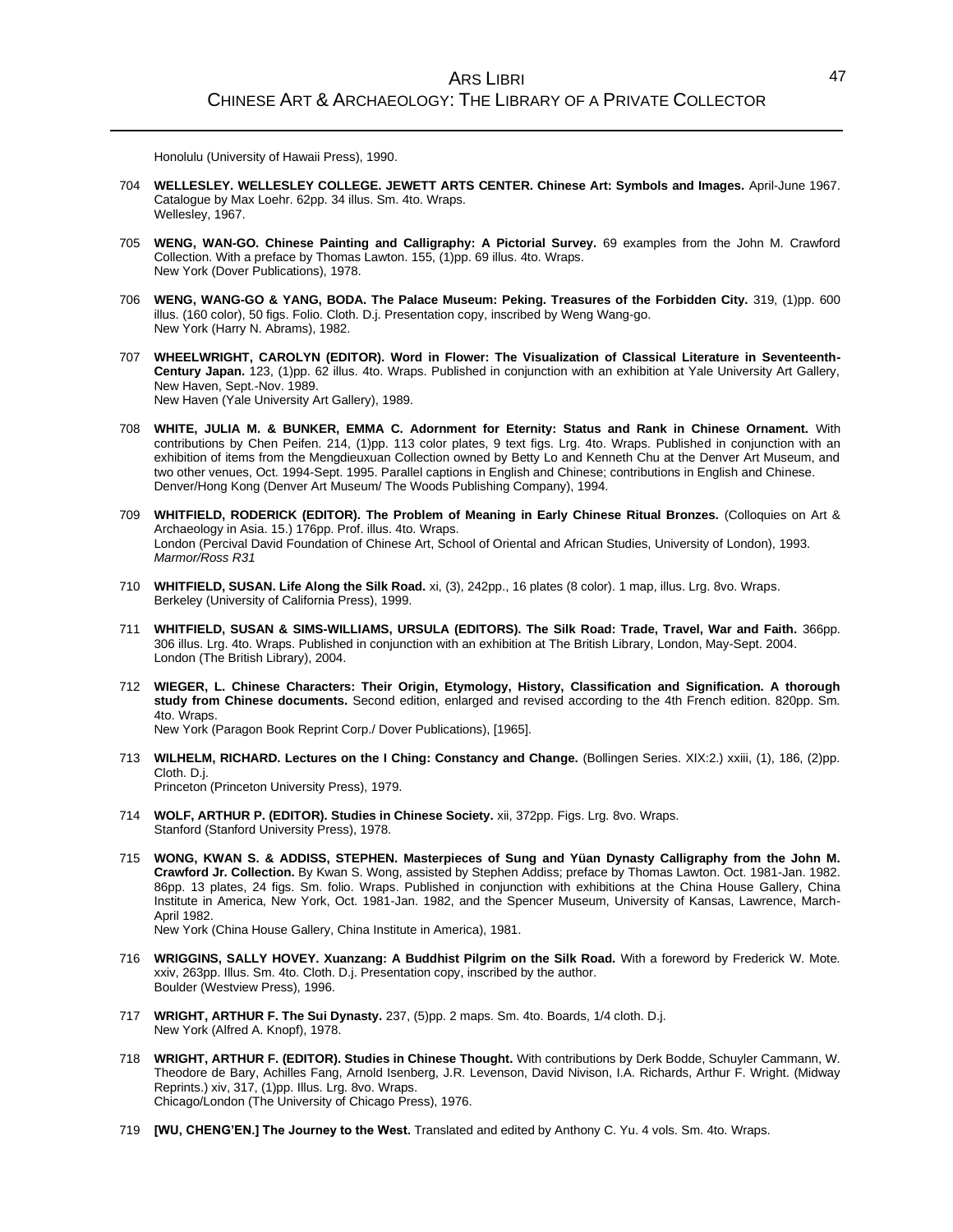Honolulu (University of Hawaii Press), 1990.

704 **WELLESLEY. WELLESLEY COLLEGE. JEWETT ARTS CENTER. Chinese Art: Symbols and Images.** April-June 1967. Catalogue by Max Loehr. 62pp. 34 illus. Sm. 4to. Wraps.
Wellesley, 1967.

705 **WENG, WAN-GO. Chinese Painting and Calligraphy: A Pictorial Survey.** 69 examples from the John M. Crawford Collection. With a preface by Thomas Lawton. 155, (1)pp. 69 illus. 4to. Wraps.
New York (Dover Publications), 1978.

706 **WENG, WANG-GO & YANG, BODA. The Palace Museum: Peking. Treasures of the Forbidden City.** 319, (1)pp. 600 illus. (160 color), 50 figs. Folio. Cloth. D.j. Presentation copy, inscribed by Weng Wang-go.
New York (Harry N. Abrams), 1982.

707 **WHEELWRIGHT, CAROLYN (EDITOR). Word in Flower: The Visualization of Classical Literature in Seventeenth-Century Japan.** 123, (1)pp. 62 illus. 4to. Wraps. Published in conjunction with an exhibition at Yale University Art Gallery, New Haven, Sept.-Nov. 1989.
New Haven (Yale University Art Gallery), 1989.

708 **WHITE, JULIA M. & BUNKER, EMMA C. Adornment for Eternity: Status and Rank in Chinese Ornament.** With contributions by Chen Peifen. 214, (1)pp. 113 color plates, 9 text figs. Lrg. 4to. Wraps. Published in conjunction with an exhibition of items from the Mengdieuxuan Collection owned by Betty Lo and Kenneth Chu at the Denver Art Museum, and two other venues, Oct. 1994-Sept. 1995. Parallel captions in English and Chinese; contributions in English and Chinese.
Denver/Hong Kong (Denver Art Museum/ The Woods Publishing Company), 1994.

709 **WHITFIELD, RODERICK (EDITOR). The Problem of Meaning in Early Chinese Ritual Bronzes.** (Colloquies on Art & Archaeology in Asia. 15.) 176pp. Prof. illus. 4to. Wraps.
London (Percival David Foundation of Chinese Art, School of Oriental and African Studies, University of London), 1993.
*Marmor/Ross R31*

710 **WHITFIELD, SUSAN. Life Along the Silk Road.** xi, (3), 242pp., 16 plates (8 color). 1 map, illus. Lrg. 8vo. Wraps.
Berkeley (University of California Press), 1999.

711 **WHITFIELD, SUSAN & SIMS-WILLIAMS, URSULA (EDITORS). The Silk Road: Trade, Travel, War and Faith.** 366pp. 306 illus. Lrg. 4to. Wraps. Published in conjunction with an exhibition at The British Library, London, May-Sept. 2004.
London (The British Library), 2004.

712 **WIEGER, L. Chinese Characters: Their Origin, Etymology, History, Classification and Signification. A thorough study from Chinese documents.** Second edition, enlarged and revised according to the 4th French edition. 820pp. Sm. 4to. Wraps.
New York (Paragon Book Reprint Corp./ Dover Publications), [1965].

713 **WILHELM, RICHARD. Lectures on the I Ching: Constancy and Change.** (Bollingen Series. XIX:2.) xxiii, (1), 186, (2)pp. Cloth. D.j.
Princeton (Princeton University Press), 1979.

714 **WOLF, ARTHUR P. (EDITOR). Studies in Chinese Society.** xii, 372pp. Figs. Lrg. 8vo. Wraps.
Stanford (Stanford University Press), 1978.

715 **WONG, KWAN S. & ADDISS, STEPHEN. Masterpieces of Sung and Yüan Dynasty Calligraphy from the John M. Crawford Jr. Collection.** By Kwan S. Wong, assisted by Stephen Addiss; preface by Thomas Lawton. Oct. 1981-Jan. 1982. 86pp. 13 plates, 24 figs. Sm. folio. Wraps. Published in conjunction with exhibitions at the China House Gallery, China Institute in America, New York, Oct. 1981-Jan. 1982, and the Spencer Museum, University of Kansas, Lawrence, March-April 1982.
New York (China House Gallery, China Institute in America), 1981.

716 **WRIGGINS, SALLY HOVEY. Xuanzang: A Buddhist Pilgrim on the Silk Road.** With a foreword by Frederick W. Mote. xxiv, 263pp. Illus. Sm. 4to. Cloth. D.j. Presentation copy, inscribed by the author.
Boulder (Westview Press), 1996.

717 **WRIGHT, ARTHUR F. The Sui Dynasty.** 237, (5)pp. 2 maps. Sm. 4to. Boards, 1/4 cloth. D.j.
New York (Alfred A. Knopf), 1978.

718 **WRIGHT, ARTHUR F. (EDITOR). Studies in Chinese Thought.** With contributions by Derk Bodde, Schuyler Cammann, W. Theodore de Bary, Achilles Fang, Arnold Isenberg, J.R. Levenson, David Nivison, I.A. Richards, Arthur F. Wright. (Midway Reprints.) xiv, 317, (1)pp. Illus. Lrg. 8vo. Wraps.
Chicago/London (The University of Chicago Press), 1976.

719 **[WU, CHENG'EN.] The Journey to the West.** Translated and edited by Anthony C. Yu. 4 vols. Sm. 4to. Wraps.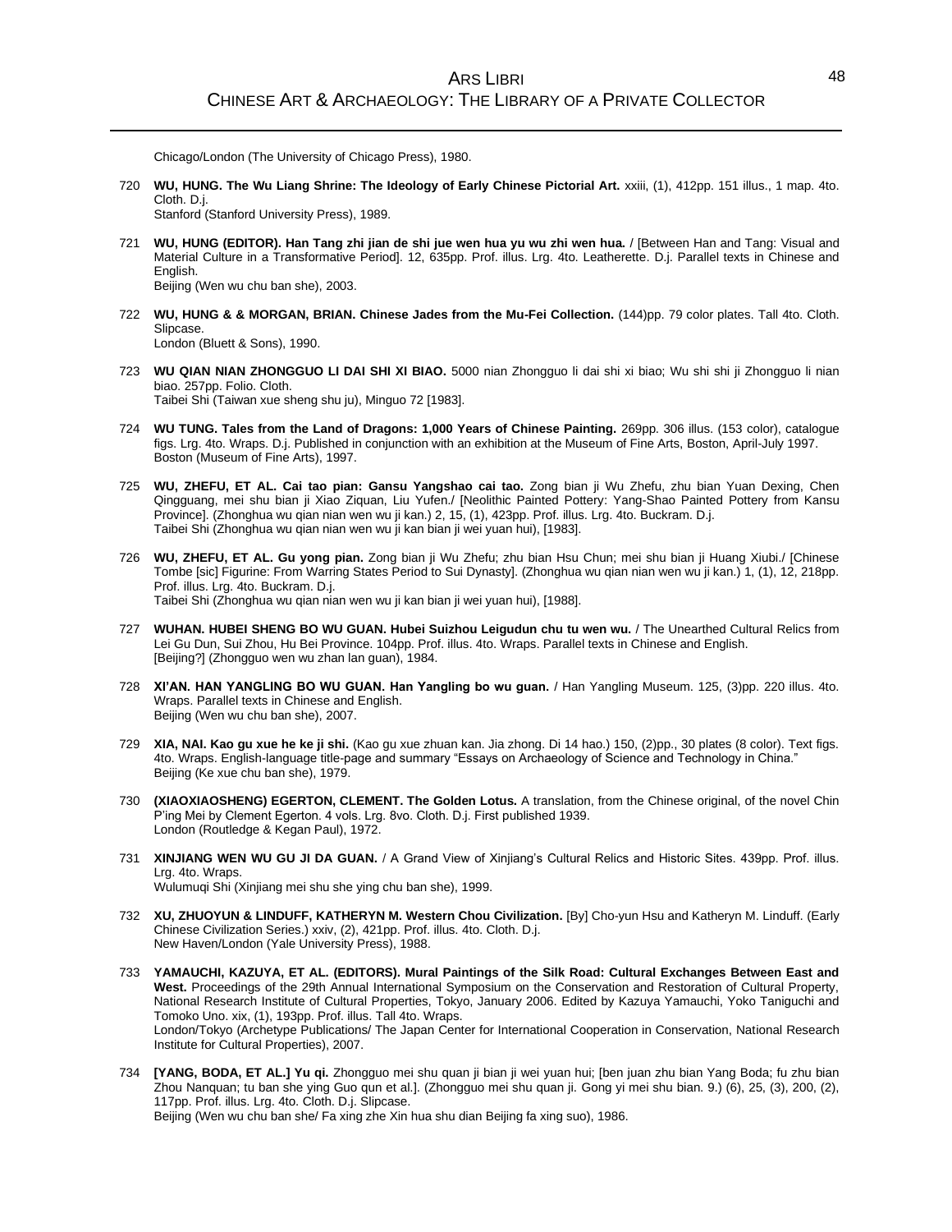Chicago/London (The University of Chicago Press), 1980.

720 **WU, HUNG. The Wu Liang Shrine: The Ideology of Early Chinese Pictorial Art.** xxiii, (1), 412pp. 151 illus., 1 map. 4to. Cloth. D.j.
Stanford (Stanford University Press), 1989.

721 **WU, HUNG (EDITOR). Han Tang zhi jian de shi jue wen hua yu wu zhi wen hua.** / [Between Han and Tang: Visual and Material Culture in a Transformative Period]. 12, 635pp. Prof. illus. Lrg. 4to. Leatherette. D.j. Parallel texts in Chinese and English.
Beijing (Wen wu chu ban she), 2003.

722 **WU, HUNG & & MORGAN, BRIAN. Chinese Jades from the Mu-Fei Collection.** (144)pp. 79 color plates. Tall 4to. Cloth. Slipcase.
London (Bluett & Sons), 1990.

723 **WU QIAN NIAN ZHONGGUO LI DAI SHI XI BIAO.** 5000 nian Zhongguo li dai shi xi biao; Wu shi shi ji Zhongguo li nian biao. 257pp. Folio. Cloth.
Taibei Shi (Taiwan xue sheng shu ju), Minguo 72 [1983].

724 **WU TUNG. Tales from the Land of Dragons: 1,000 Years of Chinese Painting.** 269pp. 306 illus. (153 color), catalogue figs. Lrg. 4to. Wraps. D.j. Published in conjunction with an exhibition at the Museum of Fine Arts, Boston, April-July 1997.
Boston (Museum of Fine Arts), 1997.

725 **WU, ZHEFU, ET AL. Cai tao pian: Gansu Yangshao cai tao.** Zong bian ji Wu Zhefu, zhu bian Yuan Dexing, Chen Qingguang, mei shu bian ji Xiao Ziquan, Liu Yufen./ [Neolithic Painted Pottery: Yang-Shao Painted Pottery from Kansu Province]. (Zhonghua wu qian nian wen wu ji kan.) 2, 15, (1), 423pp. Prof. illus. Lrg. 4to. Buckram. D.j.
Taibei Shi (Zhonghua wu qian nian wen wu ji kan bian ji wei yuan hui), [1983].

726 **WU, ZHEFU, ET AL. Gu yong pian.** Zong bian ji Wu Zhefu; zhu bian Hsu Chun; mei shu bian ji Huang Xiubi./ [Chinese Tombe [sic] Figurine: From Warring States Period to Sui Dynasty]. (Zhonghua wu qian nian wen wu ji kan.) 1, (1), 12, 218pp. Prof. illus. Lrg. 4to. Buckram. D.j.
Taibei Shi (Zhonghua wu qian nian wen wu ji kan bian ji wei yuan hui), [1988].

727 **WUHAN. HUBEI SHENG BO WU GUAN. Hubei Suizhou Leigudun chu tu wen wu.** / The Unearthed Cultural Relics from Lei Gu Dun, Sui Zhou, Hu Bei Province. 104pp. Prof. illus. 4to. Wraps. Parallel texts in Chinese and English.
[Beijing?] (Zhongguo wen wu zhan lan guan), 1984.

728 **XI'AN. HAN YANGLING BO WU GUAN. Han Yangling bo wu guan.** / Han Yangling Museum. 125, (3)pp. 220 illus. 4to. Wraps. Parallel texts in Chinese and English.
Beijing (Wen wu chu ban she), 2007.

729 **XIA, NAI. Kao gu xue he ke ji shi.** (Kao gu xue zhuan kan. Jia zhong. Di 14 hao.) 150, (2)pp., 30 plates (8 color). Text figs. 4to. Wraps. English-language title-page and summary "Essays on Archaeology of Science and Technology in China."
Beijing (Ke xue chu ban she), 1979.

730 **(XIAOXIAOSHENG) EGERTON, CLEMENT. The Golden Lotus.** A translation, from the Chinese original, of the novel Chin P'ing Mei by Clement Egerton. 4 vols. Lrg. 8vo. Cloth. D.j. First published 1939.
London (Routledge & Kegan Paul), 1972.

731 **XINJIANG WEN WU GU JI DA GUAN.** / A Grand View of Xinjiang's Cultural Relics and Historic Sites. 439pp. Prof. illus. Lrg. 4to. Wraps.
Wulumuqi Shi (Xinjiang mei shu she ying chu ban she), 1999.

732 **XU, ZHUOYUN & LINDUFF, KATHERYN M. Western Chou Civilization.** [By] Cho-yun Hsu and Katheryn M. Linduff. (Early Chinese Civilization Series.) xxiv, (2), 421pp. Prof. illus. 4to. Cloth. D.j.
New Haven/London (Yale University Press), 1988.

733 **YAMAUCHI, KAZUYA, ET AL. (EDITORS). Mural Paintings of the Silk Road: Cultural Exchanges Between East and West.** Proceedings of the 29th Annual International Symposium on the Conservation and Restoration of Cultural Property, National Research Institute of Cultural Properties, Tokyo, January 2006. Edited by Kazuya Yamauchi, Yoko Taniguchi and Tomoko Uno. xix, (1), 193pp. Prof. illus. Tall 4to. Wraps.
London/Tokyo (Archetype Publications/ The Japan Center for International Cooperation in Conservation, National Research Institute for Cultural Properties), 2007.

734 **[YANG, BODA, ET AL.] Yu qi.** Zhongguo mei shu quan ji bian ji wei yuan hui; [ben juan zhu bian Yang Boda; fu zhu bian Zhou Nanquan; tu ban she ying Guo qun et al.]. (Zhongguo mei shu quan ji. Gong yi mei shu bian. 9.) (6), 25, (3), 200, (2), 117pp. Prof. illus. Lrg. 4to. Cloth. D.j. Slipcase.
Beijing (Wen wu chu ban she/ Fa xing zhe Xin hua shu dian Beijing fa xing suo), 1986.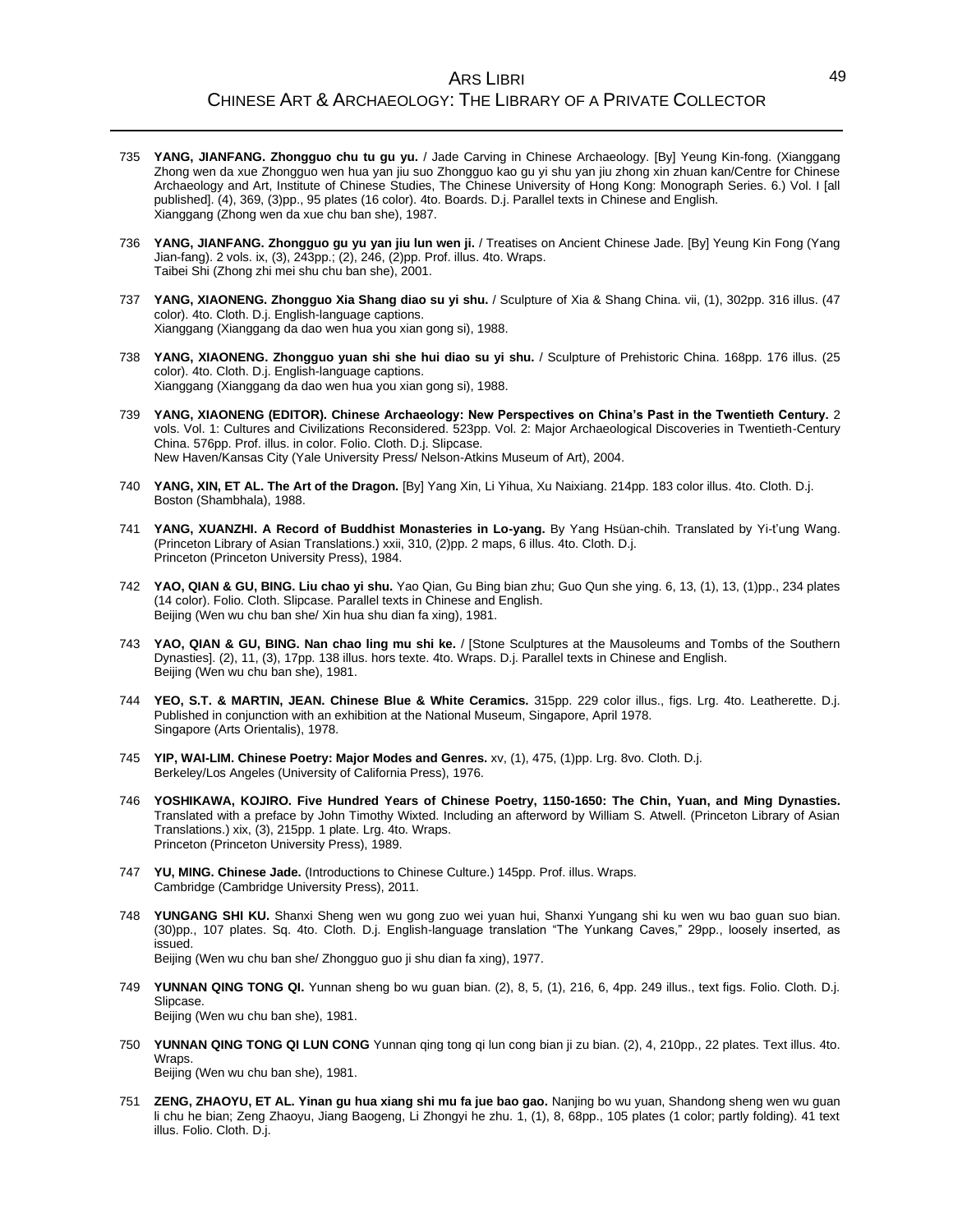735 **YANG, JIANFANG. Zhongguo chu tu gu yu.** / Jade Carving in Chinese Archaeology. [By] Yeung Kin-fong. (Xianggang Zhong wen da xue Zhongguo wen hua yan jiu suo Zhongguo kao gu yi shu yan jiu zhong xin zhuan kan/Centre for Chinese Archaeology and Art, Institute of Chinese Studies, The Chinese University of Hong Kong: Monograph Series. 6.) Vol. I [all published]. (4), 369, (3)pp., 95 plates (16 color). 4to. Boards. D.j. Parallel texts in Chinese and English.
Xianggang (Zhong wen da xue chu ban she), 1987.

736 **YANG, JIANFANG. Zhongguo gu yu yan jiu lun wen ji.** / Treatises on Ancient Chinese Jade. [By] Yeung Kin Fong (Yang Jian-fang). 2 vols. ix, (3), 243pp.; (2), 246, (2)pp. Prof. illus. 4to. Wraps.
Taibei Shi (Zhong zhi mei shu chu ban she), 2001.

737 **YANG, XIAONENG. Zhongguo Xia Shang diao su yi shu.** / Sculpture of Xia & Shang China. vii, (1), 302pp. 316 illus. (47 color). 4to. Cloth. D.j. English-language captions.
Xianggang (Xianggang da dao wen hua you xian gong si), 1988.

738 **YANG, XIAONENG. Zhongguo yuan shi she hui diao su yi shu.** / Sculpture of Prehistoric China. 168pp. 176 illus. (25 color). 4to. Cloth. D.j. English-language captions.
Xianggang (Xianggang da dao wen hua you xian gong si), 1988.

739 **YANG, XIAONENG (EDITOR). Chinese Archaeology: New Perspectives on China's Past in the Twentieth Century.** 2 vols. Vol. 1: Cultures and Civilizations Reconsidered. 523pp. Vol. 2: Major Archaeological Discoveries in Twentieth-Century China. 576pp. Prof. illus. in color. Folio. Cloth. Slipcase.
New Haven/Kansas City (Yale University Press/ Nelson-Atkins Museum of Art), 2004.

740 **YANG, XIN, ET AL. The Art of the Dragon.** [By] Yang Xin, Li Yihua, Xu Naixiang. 214pp. 183 color illus. 4to. Cloth. D.j.
Boston (Shambhala), 1988.

741 **YANG, XUANZHI. A Record of Buddhist Monasteries in Lo-yang.** By Yang Hsüan-chih. Translated by Yi-t'ung Wang. (Princeton Library of Asian Translations.) xxii, 310, (2)pp. 2 maps, 6 illus. 4to. Cloth. D.j.
Princeton (Princeton University Press), 1984.

742 **YAO, QIAN & GU, BING. Liu chao yi shu.** Yao Qian, Gu Bing bian zhu; Guo Qun she ying. 6, 13, (1), 13, (1)pp., 234 plates (14 color). Folio. Cloth. Slipcase. Parallel texts in Chinese and English.
Beijing (Wen wu chu ban she/ Xin hua shu dian fa xing), 1981.

743 **YAO, QIAN & GU, BING. Nan chao ling mu shi ke.** / [Stone Sculptures at the Mausoleums and Tombs of the Southern Dynasties]. (2), 11, (3), 17pp. 138 illus. hors texte. 4to. Wraps. D.j. Parallel texts in Chinese and English.
Beijing (Wen wu chu ban she), 1981.

744 **YEO, S.T. & MARTIN, JEAN. Chinese Blue & White Ceramics.** 315pp. 229 color illus., figs. Lrg. 4to. Leatherette. D.j. Published in conjunction with an exhibition at the National Museum, Singapore, April 1978.
Singapore (Arts Orientalis), 1978.

745 **YIP, WAI-LIM. Chinese Poetry: Major Modes and Genres.** xv, (1), 475, (1)pp. Lrg. 8vo. Cloth. D.j.
Berkeley/Los Angeles (University of California Press), 1976.

746 **YOSHIKAWA, KOJIRO. Five Hundred Years of Chinese Poetry, 1150-1650: The Chin, Yuan, and Ming Dynasties.** Translated with a preface by John Timothy Wixted. Including an afterword by William S. Atwell. (Princeton Library of Asian Translations.) xix, (3), 215pp. 1 plate. Lrg. 4to. Wraps.
Princeton (Princeton University Press), 1989.

747 **YU, MING. Chinese Jade.** (Introductions to Chinese Culture.) 145pp. Prof. illus. Wraps.
Cambridge (Cambridge University Press), 2011.

748 **YUNGANG SHI KU.** Shanxi Sheng wen wu gong zuo wei yuan hui, Shanxi Yungang shi ku wen wu bao guan suo bian. (30)pp., 107 plates. Sq. 4to. Cloth. D.j. English-language translation "The Yunkang Caves," 29pp., loosely inserted, as issued.
Beijing (Wen wu chu ban she/ Zhongguo guo ji shu dian fa xing), 1977.

749 **YUNNAN QING TONG QI.** Yunnan sheng bo wu guan bian. (2), 8, 5, (1), 216, 6, 4pp. 249 illus., text figs. Folio. Cloth. D.j. Slipcase.
Beijing (Wen wu chu ban she), 1981.

750 **YUNNAN QING TONG QI LUN CONG** Yunnan qing tong qi lun cong bian ji zu bian. (2), 4, 210pp., 22 plates. Text illus. 4to. Wraps.
Beijing (Wen wu chu ban she), 1981.

751 **ZENG, ZHAOYU, ET AL. Yinan gu hua xiang shi mu fa jue bao gao.** Nanjing bo wu yuan, Shandong sheng wen wu guan li chu he bian; Zeng Zhaoyu, Jiang Baogeng, Li Zhongyi he zhu. 1, (1), 8, 68pp., 105 plates (1 color; partly folding). 41 text illus. Folio. Cloth. D.j.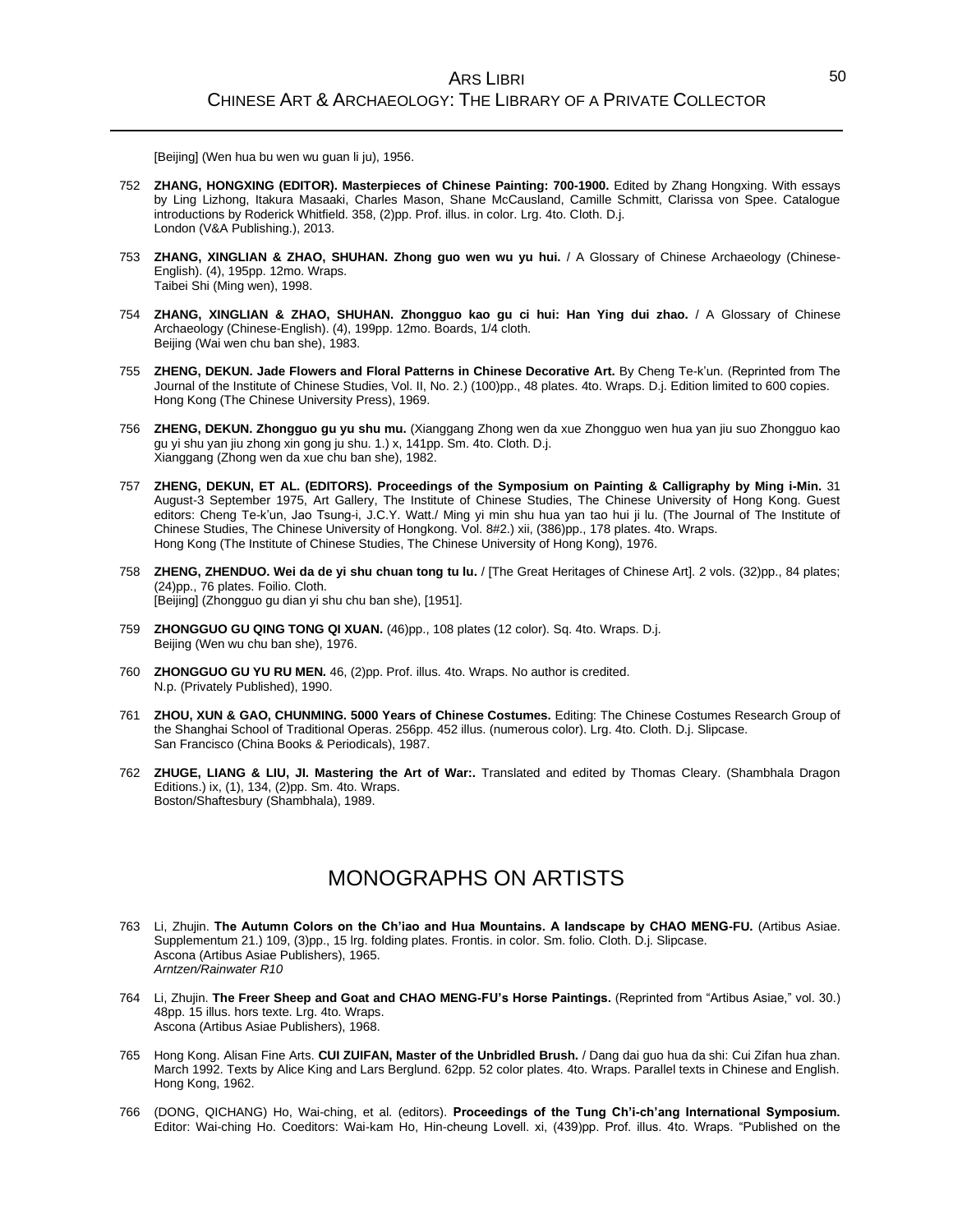[Beijing] (Wen hua bu wen wu guan li ju), 1956.

752 **ZHANG, HONGXING (EDITOR). Masterpieces of Chinese Painting: 700-1900.** Edited by Zhang Hongxing. With essays by Ling Lizhong, Itakura Masaaki, Charles Mason, Shane McCausland, Camille Schmitt, Clarissa von Spee. Catalogue introductions by Roderick Whitfield. 358, (2)pp. Prof. illus. in color. Lrg. 4to. Cloth. D.j.
London (V&A Publishing.), 2013.

753 **ZHANG, XINGLIAN & ZHAO, SHUHAN. Zhong guo wen wu yu hui.** / A Glossary of Chinese Archaeology (Chinese-English). (4), 195pp. 12mo. Wraps.
Taibei Shi (Ming wen), 1998.

754 **ZHANG, XINGLIAN & ZHAO, SHUHAN. Zhongguo kao gu ci hui: Han Ying dui zhao.** / A Glossary of Chinese Archaeology (Chinese-English). (4), 199pp. 12mo. Boards, 1/4 cloth.
Beijing (Wai wen chu ban she), 1983.

755 **ZHENG, DEKUN. Jade Flowers and Floral Patterns in Chinese Decorative Art.** By Cheng Te-k'un. (Reprinted from The Journal of the Institute of Chinese Studies, Vol. II, No. 2.) (100)pp., 48 plates. 4to. Wraps. D.j. Edition limited to 600 copies.
Hong Kong (The Chinese University Press), 1969.

756 **ZHENG, DEKUN. Zhongguo gu yu shu mu.** (Xianggang Zhong wen da xue Zhongguo wen hua yan jiu suo Zhongguo kao gu yi shu yan jiu zhong xin gong ju shu. 1.) x, 141pp. Sm. 4to. Cloth. D.j.
Xianggang (Zhong wen da xue chu ban she), 1982.

757 **ZHENG, DEKUN, ET AL. (EDITORS). Proceedings of the Symposium on Painting & Calligraphy by Ming i-Min.** 31 August-3 September 1975, Art Gallery, The Institute of Chinese Studies, The Chinese University of Hong Kong. Guest editors: Cheng Te-k'un, Jao Tsung-i, J.C.Y. Watt./ Ming yi min shu hua yan tao hui ji lu. (The Journal of The Institute of Chinese Studies, The Chinese University of Hongkong. Vol. 8#2.) xii, (386)pp., 178 plates. 4to. Wraps.
Hong Kong (The Institute of Chinese Studies, The Chinese University of Hong Kong), 1976.

758 **ZHENG, ZHENDUO. Wei da de yi shu chuan tong tu lu.** / [The Great Heritages of Chinese Art]. 2 vols. (32)pp., 84 plates; (24)pp., 76 plates. Foilio. Cloth.
[Beijing] (Zhongguo gu dian yi shu chu ban she), [1951].

759 **ZHONGGUO GU QING TONG QI XUAN.** (46)pp., 108 plates (12 color). Sq. 4to. Wraps. D.j.
Beijing (Wen wu chu ban she), 1976.

760 **ZHONGGUO GU YU RU MEN.** 46, (2)pp. Prof. illus. 4to. Wraps. No author is credited.
N.p. (Privately Published), 1990.

761 **ZHOU, XUN & GAO, CHUNMING. 5000 Years of Chinese Costumes.** Editing: The Chinese Costumes Research Group of the Shanghai School of Traditional Operas. 256pp. 452 illus. (numerous color). Lrg. 4to. Cloth. D.j. Slipcase.
San Francisco (China Books & Periodicals), 1987.

762 **ZHUGE, LIANG & LIU, JI. Mastering the Art of War:.** Translated and edited by Thomas Cleary. (Shambhala Dragon Editions.) ix, (1), 134, (2)pp. Sm. 4to. Wraps.
Boston/Shaftesbury (Shambhala), 1989.

## MONOGRAPHS ON ARTISTS

763 Li, Zhujin. **The Autumn Colors on the Ch'iao and Hua Mountains. A landscape by CHAO MENG-FU.** (Artibus Asiae. Supplementum 21.) 109, (3)pp., 15 lrg. folding plates. Frontis. in color. Sm. folio. Cloth. D.j. Slipcase.
Ascona (Artibus Asiae Publishers), 1965.
*Arntzen/Rainwater R10*

764 Li, Zhujin. **The Freer Sheep and Goat and CHAO MENG-FU's Horse Paintings.** (Reprinted from "Artibus Asiae," vol. 30.) 48pp. 15 illus. hors texte. Lrg. 4to. Wraps.
Ascona (Artibus Asiae Publishers), 1968.

765 Hong Kong. Alisan Fine Arts. **CUI ZUIFAN, Master of the Unbridled Brush.** / Dang dai guo hua da shi: Cui Zifan hua zhan. March 1992. Texts by Alice King and Lars Berglund. 62pp. 52 color plates. 4to. Wraps. Parallel texts in Chinese and English.
Hong Kong, 1962.

766 (DONG, QICHANG) Ho, Wai-ching, et al. (editors). **Proceedings of the Tung Ch'i-ch'ang International Symposium.** Editor: Wai-ching Ho. Coeditors: Wai-kam Ho, Hin-cheung Lovell. xi, (439)pp. Prof. illus. 4to. Wraps. "Published on the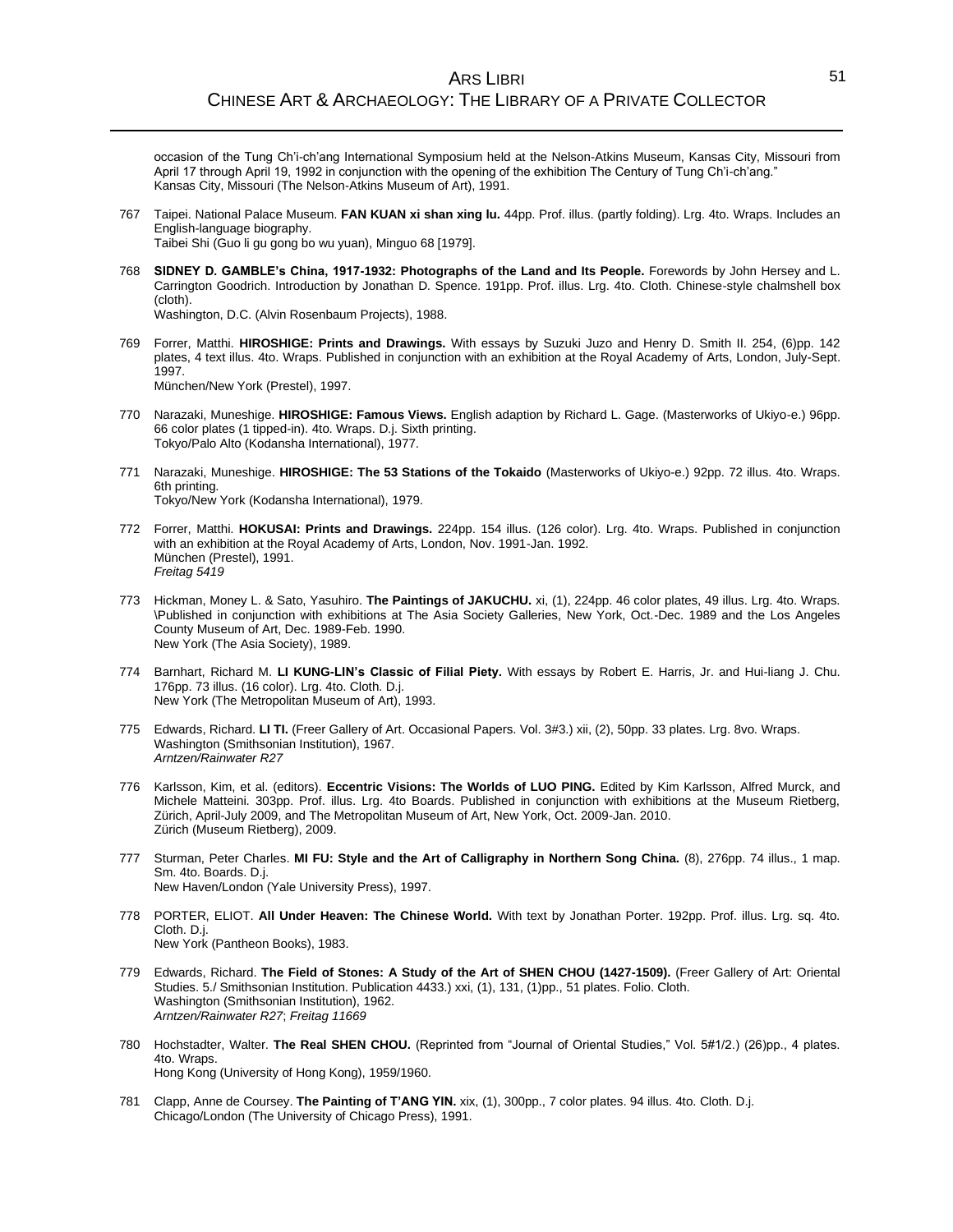occasion of the Tung Ch'i-ch'ang International Symposium held at the Nelson-Atkins Museum, Kansas City, Missouri from April 17 through April 19, 1992 in conjunction with the opening of the exhibition The Century of Tung Ch'i-ch'ang."
Kansas City, Missouri (The Nelson-Atkins Museum of Art), 1991.

767 Taipei. National Palace Museum. **FAN KUAN xi shan xing lu.** 44pp. Prof. illus. (partly folding). Lrg. 4to. Wraps. Includes an English-language biography.
Taibei Shi (Guo li gu gong bo wu yuan), Minguo 68 [1979].

768 **SIDNEY D. GAMBLE's China, 1917-1932: Photographs of the Land and Its People.** Forewords by John Hersey and L. Carrington Goodrich. Introduction by Jonathan D. Spence. 191pp. Prof. illus. Lrg. 4to. Cloth. Chinese-style chalmshell box (cloth).
Washington, D.C. (Alvin Rosenbaum Projects), 1988.

769 Forrer, Matthi. **HIROSHIGE: Prints and Drawings.** With essays by Suzuki Juzo and Henry D. Smith II. 254, (6)pp. 142 plates, 4 text illus. 4to. Wraps. Published in conjunction with an exhibition at the Royal Academy of Arts, London, July-Sept. 1997.
München/New York (Prestel), 1997.

770 Narazaki, Muneshige. **HIROSHIGE: Famous Views.** English adaption by Richard L. Gage. (Masterworks of Ukiyo-e.) 96pp. 66 color plates (1 tipped-in). 4to. Wraps. D.j. Sixth printing.
Tokyo/Palo Alto (Kodansha International), 1977.

771 Narazaki, Muneshige. **HIROSHIGE: The 53 Stations of the Tokaido** (Masterworks of Ukiyo-e.) 92pp. 72 illus. 4to. Wraps. 6th printing.
Tokyo/New York (Kodansha International), 1979.

772 Forrer, Matthi. **HOKUSAI: Prints and Drawings.** 224pp. 154 illus. (126 color). Lrg. 4to. Wraps. Published in conjunction with an exhibition at the Royal Academy of Arts, London, Nov. 1991-Jan. 1992.
München (Prestel), 1991.
*Freitag 5419*

773 Hickman, Money L. & Sato, Yasuhiro. **The Paintings of JAKUCHU.** xi, (1), 224pp. 46 color plates, 49 illus. Lrg. 4to. Wraps. \Published in conjunction with exhibitions at The Asia Society Galleries, New York, Oct.-Dec. 1989 and the Los Angeles County Museum of Art, Dec. 1989-Feb. 1990.
New York (The Asia Society), 1989.

774 Barnhart, Richard M. **LI KUNG-LIN's Classic of Filial Piety.** With essays by Robert E. Harris, Jr. and Hui-liang J. Chu. 176pp. 73 illus. (16 color). Lrg. 4to. Cloth. D.j.
New York (The Metropolitan Museum of Art), 1993.

775 Edwards, Richard. **LI TI.** (Freer Gallery of Art. Occasional Papers. Vol. 3#3.) xii, (2), 50pp. 33 plates. Lrg. 8vo. Wraps.
Washington (Smithsonian Institution), 1967.
*Arntzen/Rainwater R27*

776 Karlsson, Kim, et al. (editors). **Eccentric Visions: The Worlds of LUO PING.** Edited by Kim Karlsson, Alfred Murck, and Michele Matteini. 303pp. Prof. illus. Lrg. 4to Boards. Published in conjunction with exhibitions at the Museum Rietberg, Zürich, April-July 2009, and The Metropolitan Museum of Art, New York, Oct. 2009-Jan. 2010.
Zürich (Museum Rietberg), 2009.

777 Sturman, Peter Charles. **MI FU: Style and the Art of Calligraphy in Northern Song China.** (8), 276pp. 74 illus., 1 map. Sm. 4to. Boards. D.j.
New Haven/London (Yale University Press), 1997.

778 PORTER, ELIOT. **All Under Heaven: The Chinese World.** With text by Jonathan Porter. 192pp. Prof. illus. Lrg. sq. 4to. Cloth. D.j.
New York (Pantheon Books), 1983.

779 Edwards, Richard. **The Field of Stones: A Study of the Art of SHEN CHOU (1427-1509).** (Freer Gallery of Art: Oriental Studies. 5./ Smithsonian Institution. Publication 4433.) xxi, (1), 131, (1)pp., 51 plates. Folio. Cloth.
Washington (Smithsonian Institution), 1962.
*Arntzen/Rainwater R27*; *Freitag 11669*

780 Hochstadter, Walter. **The Real SHEN CHOU.** (Reprinted from "Journal of Oriental Studies," Vol. 5#1/2.) (26)pp., 4 plates. 4to. Wraps.
Hong Kong (University of Hong Kong), 1959/1960.

781 Clapp, Anne de Coursey. **The Painting of T'ANG YIN.** xix, (1), 300pp., 7 color plates. 94 illus. 4to. Cloth. D.j.
Chicago/London (The University of Chicago Press), 1991.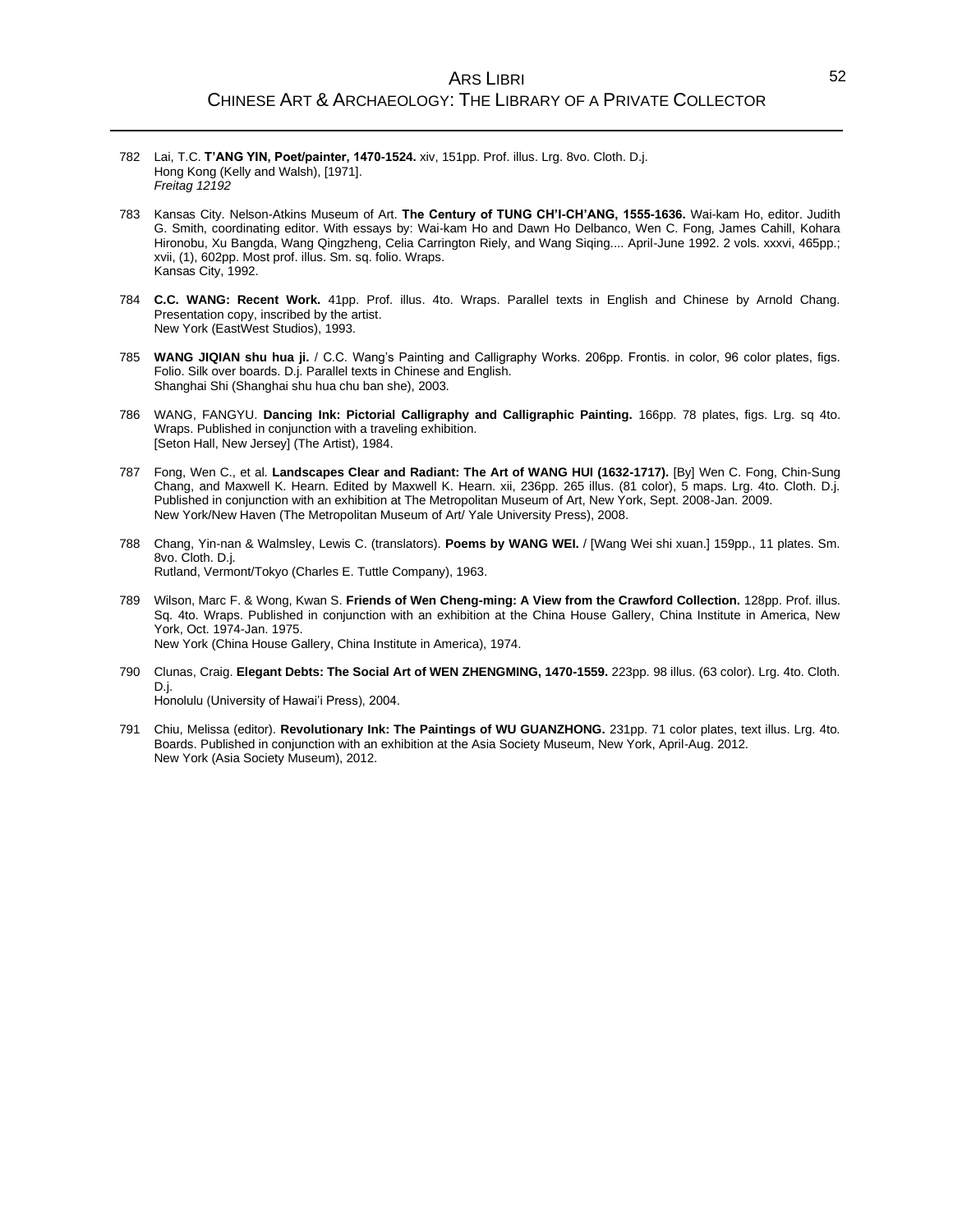782 Lai, T.C. **T'ANG YIN, Poet/painter, 1470-1524.** xiv, 151pp. Prof. illus. Lrg. 8vo. Cloth. D.j.
Hong Kong (Kelly and Walsh), [1971].
*Freitag 12192*

783 Kansas City. Nelson-Atkins Museum of Art. **The Century of TUNG CH'I-CH'ANG, 1555-1636.** Wai-kam Ho, editor. Judith G. Smith, coordinating editor. With essays by: Wai-kam Ho and Dawn Ho Delbanco, Wen C. Fong, James Cahill, Kohara Hironobu, Xu Bangda, Wang Qingzheng, Celia Carrington Riely, and Wang Siqing.... April-June 1992. 2 vols. xxxvi, 465pp.; xvii, (1), 602pp. Most prof. illus. Sm. sq. folio. Wraps.
Kansas City, 1992.

784 **C.C. WANG: Recent Work.** 41pp. Prof. illus. 4to. Wraps. Parallel texts in English and Chinese by Arnold Chang. Presentation copy, inscribed by the artist.
New York (EastWest Studios), 1993.

785 **WANG JIQIAN shu hua ji.** / C.C. Wang's Painting and Calligraphy Works. 206pp. Frontis. in color, 96 color plates, figs. Folio. Silk over boards. D.j. Parallel texts in Chinese and English.
Shanghai Shi (Shanghai shu hua chu ban she), 2003.

786 WANG, FANGYU. **Dancing Ink: Pictorial Calligraphy and Calligraphic Painting.** 166pp. 78 plates, figs. Lrg. sq 4to. Wraps. Published in conjunction with a traveling exhibition.
[Seton Hall, New Jersey] (The Artist), 1984.

787 Fong, Wen C., et al. **Landscapes Clear and Radiant: The Art of WANG HUI (1632-1717).** [By] Wen C. Fong, Chin-Sung Chang, and Maxwell K. Hearn. Edited by Maxwell K. Hearn. xii, 236pp. 265 illus. (81 color), 5 maps. Lrg. 4to. Cloth. D.j. Published in conjunction with an exhibition at The Metropolitan Museum of Art, New York, Sept. 2008-Jan. 2009.
New York/New Haven (The Metropolitan Museum of Art/ Yale University Press), 2008.

788 Chang, Yin-nan & Walmsley, Lewis C. (translators). **Poems by WANG WEI.** / [Wang Wei shi xuan.] 159pp., 11 plates. Sm. 8vo. Cloth. D.j.
Rutland, Vermont/Tokyo (Charles E. Tuttle Company), 1963.

789 Wilson, Marc F. & Wong, Kwan S. **Friends of Wen Cheng-ming: A View from the Crawford Collection.** 128pp. Prof. illus. Sq. 4to. Wraps. Published in conjunction with an exhibition at the China House Gallery, China Institute in America, New York, Oct. 1974-Jan. 1975.
New York (China House Gallery, China Institute in America), 1974.

790 Clunas, Craig. **Elegant Debts: The Social Art of WEN ZHENGMING, 1470-1559.** 223pp. 98 illus. (63 color). Lrg. 4to. Cloth. D.j.
Honolulu (University of Hawai'i Press), 2004.

791 Chiu, Melissa (editor). **Revolutionary Ink: The Paintings of WU GUANZHONG.** 231pp. 71 color plates, text illus. Lrg. 4to. Boards. Published in conjunction with an exhibition at the Asia Society Museum, New York, April-Aug. 2012.
New York (Asia Society Museum), 2012.